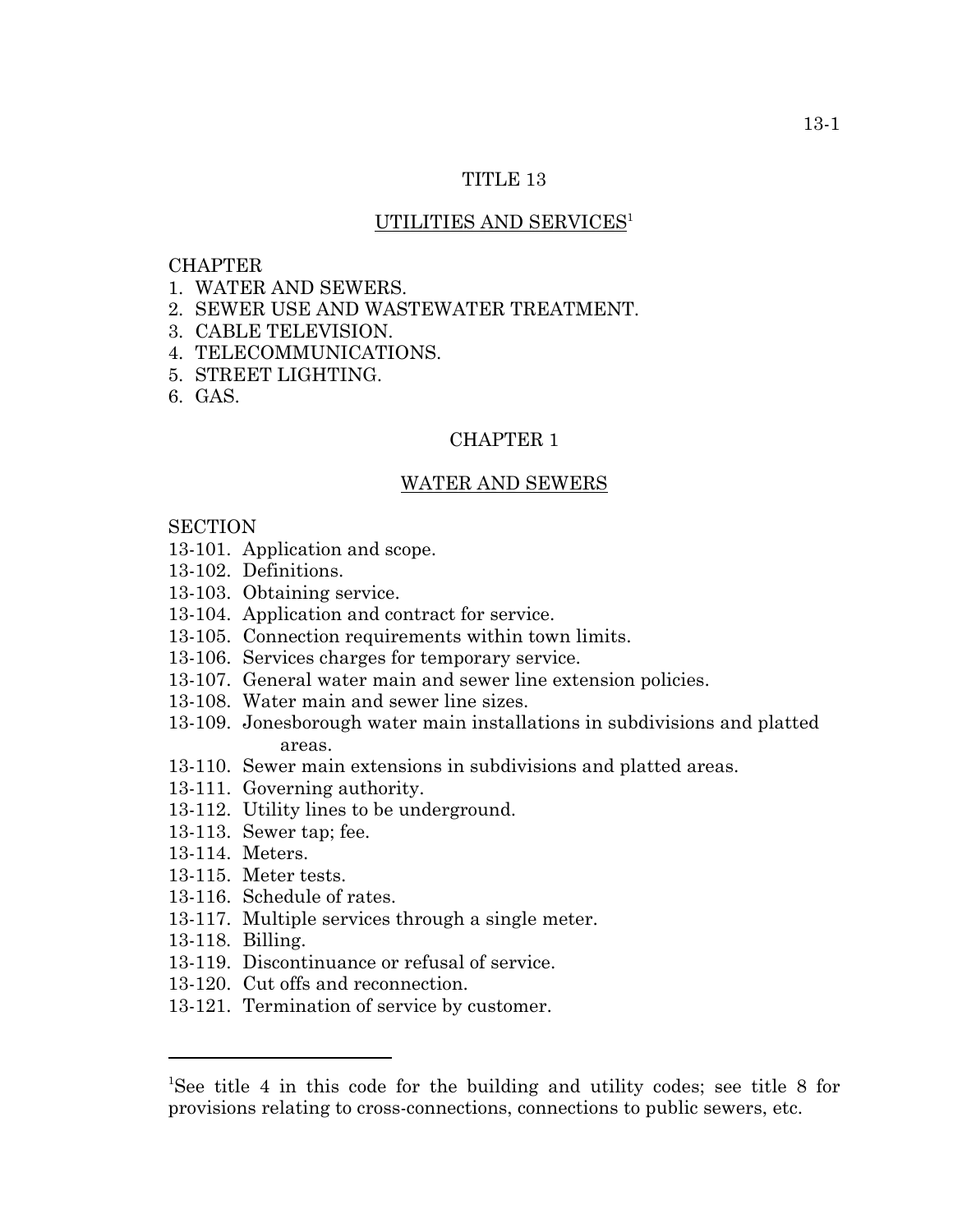# TITLE 13

## UTILITIES AND SERVICES[1]

CHAPTER
1. WATER AND SEWERS.
2. SEWER USE AND WASTEWATER TREATMENT.
3. CABLE TELEVISION.
4. TELECOMMUNICATIONS.
5. STREET LIGHTING.
6. GAS.

## CHAPTER 1

## WATER AND SEWERS

SECTION
13-101. Application and scope.
13-102. Definitions.
13-103. Obtaining service.
13-104. Application and contract for service.
13-105. Connection requirements within town limits.
13-106. Services charges for temporary service.
13-107. General water main and sewer line extension policies.
13-108. Water main and sewer line sizes.
13-109. Jonesborough water main installations in subdivisions and platted areas.
13-110. Sewer main extensions in subdivisions and platted areas.
13-111. Governing authority.
13-112. Utility lines to be underground.
13-113. Sewer tap; fee.
13-114. Meters.
13-115. Meter tests.
13-116. Schedule of rates.
13-117. Multiple services through a single meter.
13-118. Billing.
13-119. Discontinuance or refusal of service.
13-120. Cut offs and reconnection.
13-121. Termination of service by customer.

---

[1]See title 4 in this code for the building and utility codes; see title 8 for provisions relating to cross-connections, connections to public sewers, etc.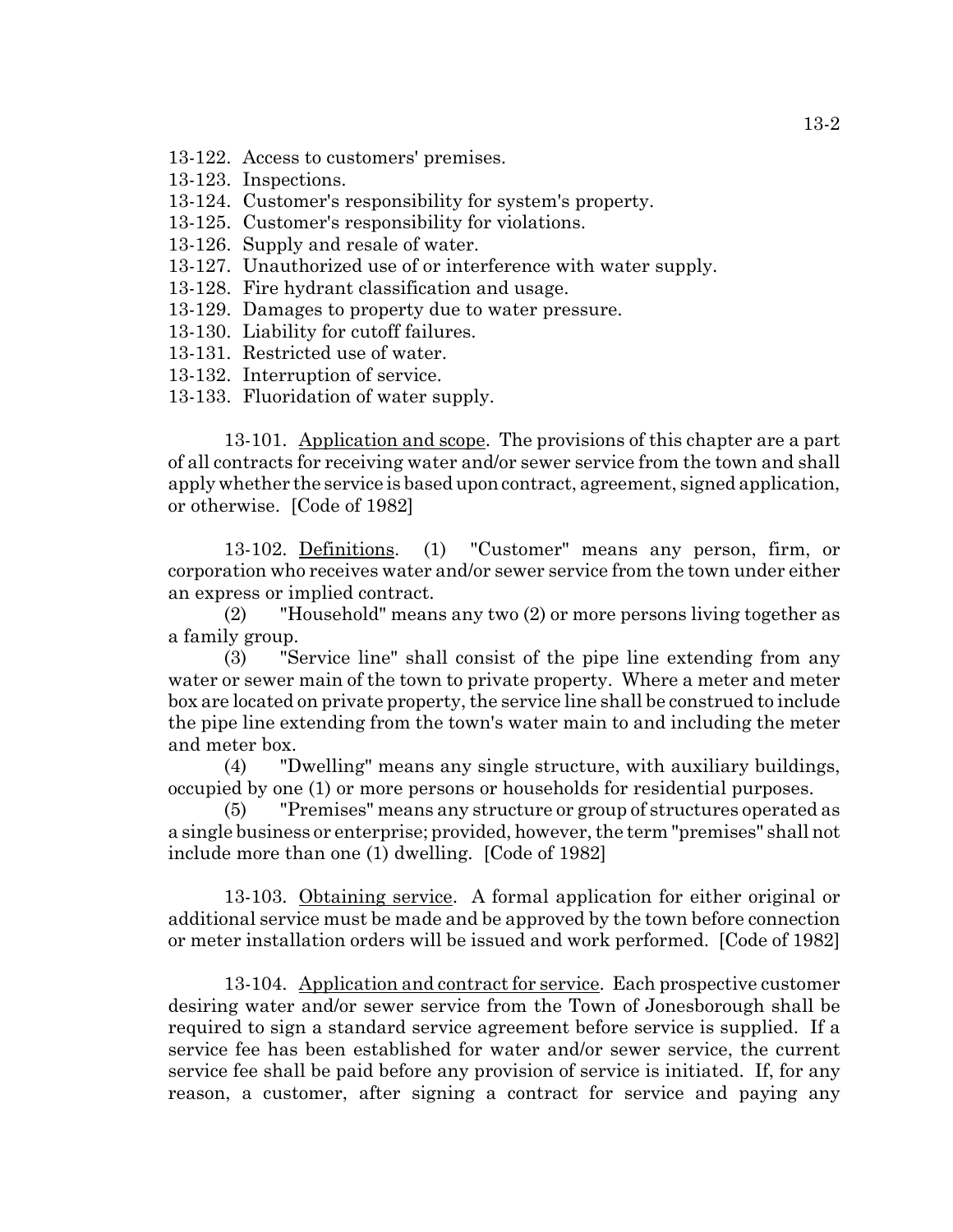13-122. Access to customers' premises.
13-123. Inspections.
13-124. Customer's responsibility for system's property.
13-125. Customer's responsibility for violations.
13-126. Supply and resale of water.
13-127. Unauthorized use of or interference with water supply.
13-128. Fire hydrant classification and usage.
13-129. Damages to property due to water pressure.
13-130. Liability for cutoff failures.
13-131. Restricted use of water.
13-132. Interruption of service.
13-133. Fluoridation of water supply.

13-101. Application and scope. The provisions of this chapter are a part of all contracts for receiving water and/or sewer service from the town and shall apply whether the service is based upon contract, agreement, signed application, or otherwise. [Code of 1982]

13-102. Definitions. (1) "Customer" means any person, firm, or corporation who receives water and/or sewer service from the town under either an express or implied contract.

(2) "Household" means any two (2) or more persons living together as a family group.

(3) "Service line" shall consist of the pipe line extending from any water or sewer main of the town to private property. Where a meter and meter box are located on private property, the service line shall be construed to include the pipe line extending from the town's water main to and including the meter and meter box.

(4) "Dwelling" means any single structure, with auxiliary buildings, occupied by one (1) or more persons or households for residential purposes.

(5) "Premises" means any structure or group of structures operated as a single business or enterprise; provided, however, the term "premises" shall not include more than one (1) dwelling. [Code of 1982]

13-103. Obtaining service. A formal application for either original or additional service must be made and be approved by the town before connection or meter installation orders will be issued and work performed. [Code of 1982]

13-104. Application and contract for service. Each prospective customer desiring water and/or sewer service from the Town of Jonesborough shall be required to sign a standard service agreement before service is supplied. If a service fee has been established for water and/or sewer service, the current service fee shall be paid before any provision of service is initiated. If, for any reason, a customer, after signing a contract for service and paying any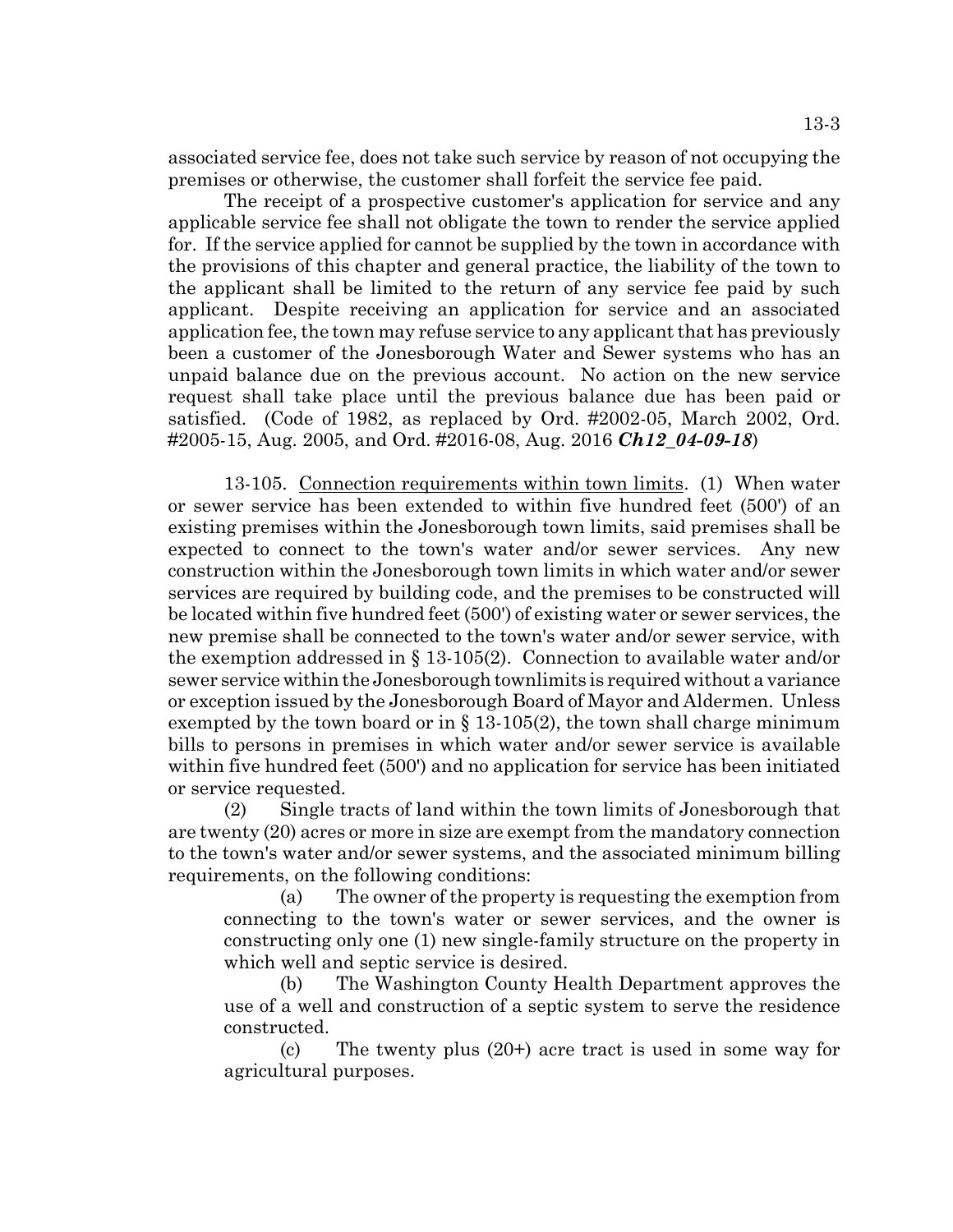associated service fee, does not take such service by reason of not occupying the premises or otherwise, the customer shall forfeit the service fee paid.

The receipt of a prospective customer's application for service and any applicable service fee shall not obligate the town to render the service applied for. If the service applied for cannot be supplied by the town in accordance with the provisions of this chapter and general practice, the liability of the town to the applicant shall be limited to the return of any service fee paid by such applicant. Despite receiving an application for service and an associated application fee, the town may refuse service to any applicant that has previously been a customer of the Jonesborough Water and Sewer systems who has an unpaid balance due on the previous account. No action on the new service request shall take place until the previous balance due has been paid or satisfied. (Code of 1982, as replaced by Ord. #2002-05, March 2002, Ord. #2005-15, Aug. 2005, and Ord. #2016-08, Aug. 2016 ***Ch12_04-09-18***)

13-105. Connection requirements within town limits. (1) When water or sewer service has been extended to within five hundred feet (500') of an existing premises within the Jonesborough town limits, said premises shall be expected to connect to the town's water and/or sewer services. Any new construction within the Jonesborough town limits in which water and/or sewer services are required by building code, and the premises to be constructed will be located within five hundred feet (500') of existing water or sewer services, the new premise shall be connected to the town's water and/or sewer service, with the exemption addressed in § 13-105(2). Connection to available water and/or sewer service within the Jonesborough townlimits is required without a variance or exception issued by the Jonesborough Board of Mayor and Aldermen. Unless exempted by the town board or in § 13-105(2), the town shall charge minimum bills to persons in premises in which water and/or sewer service is available within five hundred feet (500') and no application for service has been initiated or service requested.

(2) Single tracts of land within the town limits of Jonesborough that are twenty (20) acres or more in size are exempt from the mandatory connection to the town's water and/or sewer systems, and the associated minimum billing requirements, on the following conditions:

(a) The owner of the property is requesting the exemption from connecting to the town's water or sewer services, and the owner is constructing only one (1) new single-family structure on the property in which well and septic service is desired.

(b) The Washington County Health Department approves the use of a well and construction of a septic system to serve the residence constructed.

(c) The twenty plus (20+) acre tract is used in some way for agricultural purposes.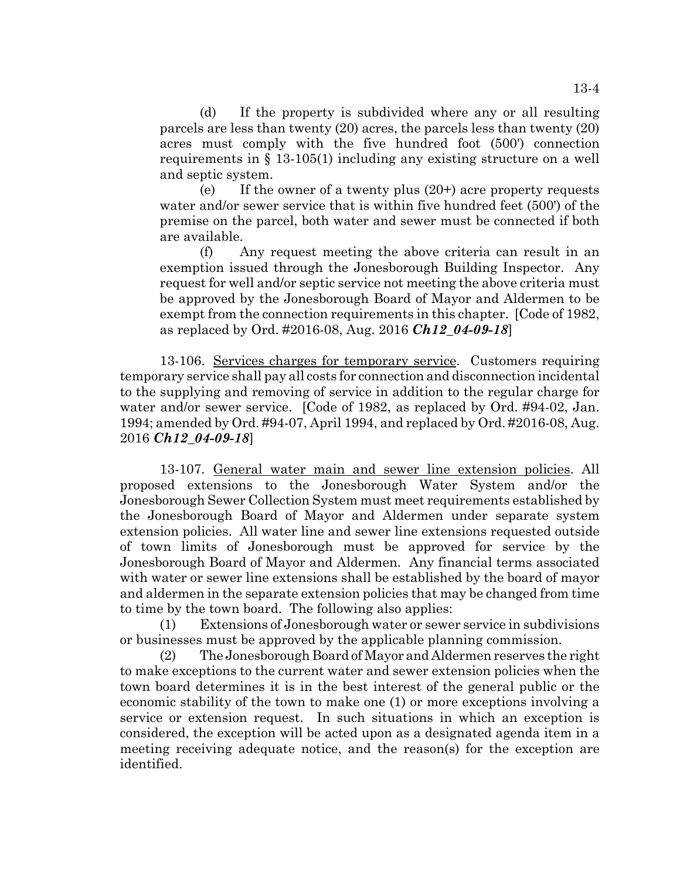(d) If the property is subdivided where any or all resulting parcels are less than twenty (20) acres, the parcels less than twenty (20) acres must comply with the five hundred foot (500') connection requirements in § 13-105(1) including any existing structure on a well and septic system.

(e) If the owner of a twenty plus (20+) acre property requests water and/or sewer service that is within five hundred feet (500') of the premise on the parcel, both water and sewer must be connected if both are available.

(f) Any request meeting the above criteria can result in an exemption issued through the Jonesborough Building Inspector. Any request for well and/or septic service not meeting the above criteria must be approved by the Jonesborough Board of Mayor and Aldermen to be exempt from the connection requirements in this chapter. [Code of 1982, as replaced by Ord. #2016-08, Aug. 2016 ***Ch12_04-09-18***]

13-106. <u>Services charges for temporary service</u>. Customers requiring temporary service shall pay all costs for connection and disconnection incidental to the supplying and removing of service in addition to the regular charge for water and/or sewer service. [Code of 1982, as replaced by Ord. #94-02, Jan. 1994; amended by Ord. #94-07, April 1994, and replaced by Ord. #2016-08, Aug. 2016 ***Ch12_04-09-18***]

13-107. <u>General water main and sewer line extension policies</u>. All proposed extensions to the Jonesborough Water System and/or the Jonesborough Sewer Collection System must meet requirements established by the Jonesborough Board of Mayor and Aldermen under separate system extension policies. All water line and sewer line extensions requested outside of town limits of Jonesborough must be approved for service by the Jonesborough Board of Mayor and Aldermen. Any financial terms associated with water or sewer line extensions shall be established by the board of mayor and aldermen in the separate extension policies that may be changed from time to time by the town board. The following also applies:

(1) Extensions of Jonesborough water or sewer service in subdivisions or businesses must be approved by the applicable planning commission.

(2) The Jonesborough Board of Mayor and Aldermen reserves the right to make exceptions to the current water and sewer extension policies when the town board determines it is in the best interest of the general public or the economic stability of the town to make one (1) or more exceptions involving a service or extension request. In such situations in which an exception is considered, the exception will be acted upon as a designated agenda item in a meeting receiving adequate notice, and the reason(s) for the exception are identified.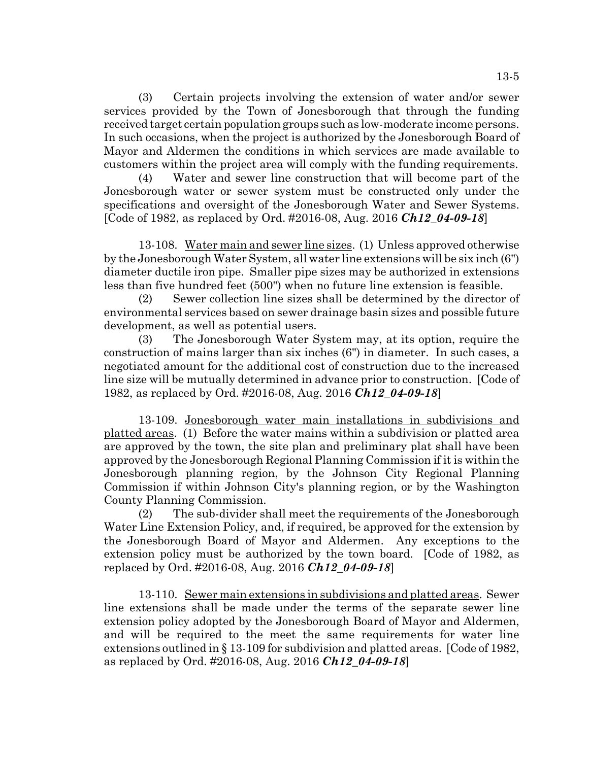(3) Certain projects involving the extension of water and/or sewer services provided by the Town of Jonesborough that through the funding received target certain population groups such as low-moderate income persons. In such occasions, when the project is authorized by the Jonesborough Board of Mayor and Aldermen the conditions in which services are made available to customers within the project area will comply with the funding requirements.

(4) Water and sewer line construction that will become part of the Jonesborough water or sewer system must be constructed only under the specifications and oversight of the Jonesborough Water and Sewer Systems. [Code of 1982, as replaced by Ord. #2016-08, Aug. 2016 ***Ch12_04-09-18***]

13-108. Water main and sewer line sizes. (1) Unless approved otherwise by the Jonesborough Water System, all water line extensions will be six inch (6") diameter ductile iron pipe. Smaller pipe sizes may be authorized in extensions less than five hundred feet (500") when no future line extension is feasible.

(2) Sewer collection line sizes shall be determined by the director of environmental services based on sewer drainage basin sizes and possible future development, as well as potential users.

(3) The Jonesborough Water System may, at its option, require the construction of mains larger than six inches (6") in diameter. In such cases, a negotiated amount for the additional cost of construction due to the increased line size will be mutually determined in advance prior to construction. [Code of 1982, as replaced by Ord. #2016-08, Aug. 2016 ***Ch12_04-09-18***]

13-109. Jonesborough water main installations in subdivisions and platted areas. (1) Before the water mains within a subdivision or platted area are approved by the town, the site plan and preliminary plat shall have been approved by the Jonesborough Regional Planning Commission if it is within the Jonesborough planning region, by the Johnson City Regional Planning Commission if within Johnson City's planning region, or by the Washington County Planning Commission.

(2) The sub-divider shall meet the requirements of the Jonesborough Water Line Extension Policy, and, if required, be approved for the extension by the Jonesborough Board of Mayor and Aldermen. Any exceptions to the extension policy must be authorized by the town board. [Code of 1982, as replaced by Ord. #2016-08, Aug. 2016 ***Ch12_04-09-18***]

13-110. Sewer main extensions in subdivisions and platted areas. Sewer line extensions shall be made under the terms of the separate sewer line extension policy adopted by the Jonesborough Board of Mayor and Aldermen, and will be required to the meet the same requirements for water line extensions outlined in § 13-109 for subdivision and platted areas. [Code of 1982, as replaced by Ord. #2016-08, Aug. 2016 ***Ch12_04-09-18***]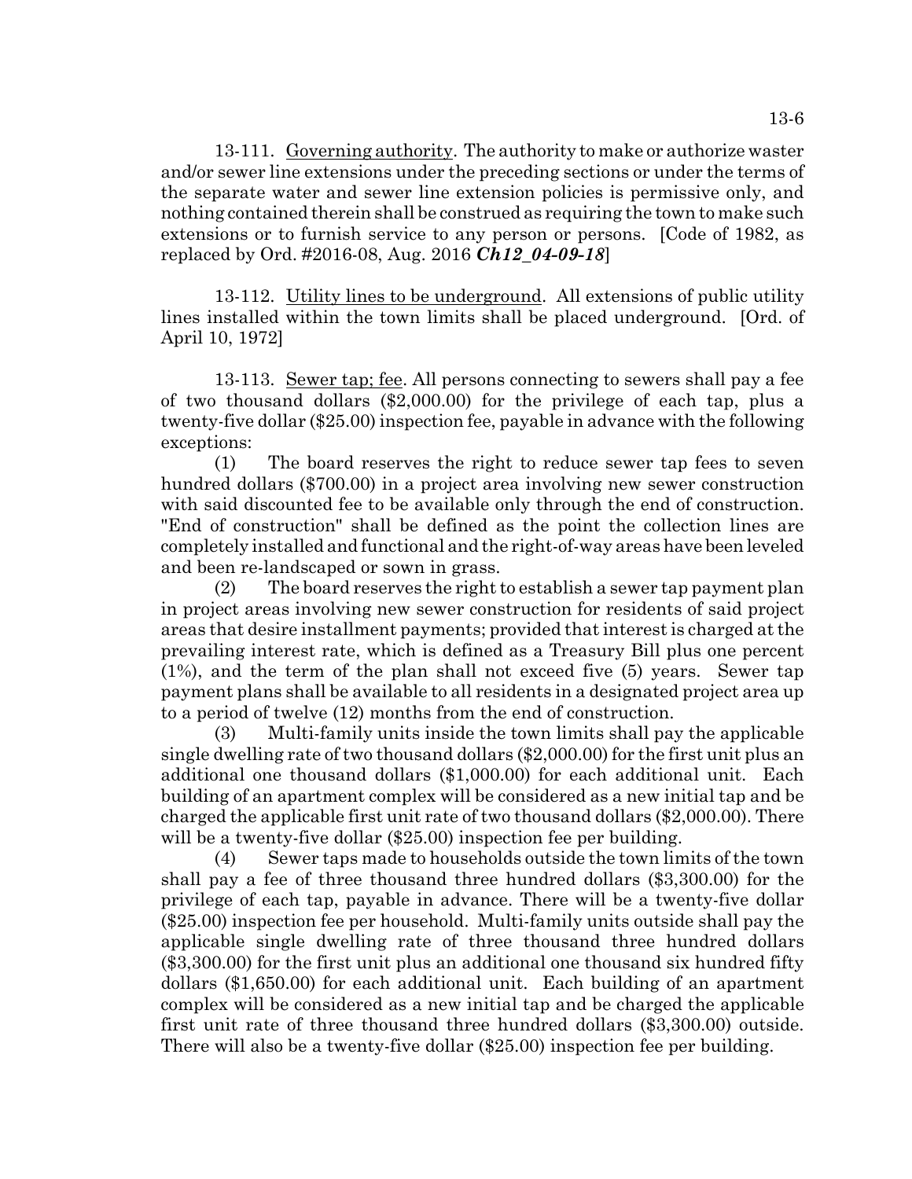13-111. Governing authority. The authority to make or authorize waster and/or sewer line extensions under the preceding sections or under the terms of the separate water and sewer line extension policies is permissive only, and nothing contained therein shall be construed as requiring the town to make such extensions or to furnish service to any person or persons. [Code of 1982, as replaced by Ord. #2016-08, Aug. 2016 ***Ch12_04-09-18***]

13-112. Utility lines to be underground. All extensions of public utility lines installed within the town limits shall be placed underground. [Ord. of April 10, 1972]

13-113. Sewer tap; fee. All persons connecting to sewers shall pay a fee of two thousand dollars ($2,000.00) for the privilege of each tap, plus a twenty-five dollar ($25.00) inspection fee, payable in advance with the following exceptions:

(1) The board reserves the right to reduce sewer tap fees to seven hundred dollars ($700.00) in a project area involving new sewer construction with said discounted fee to be available only through the end of construction. "End of construction" shall be defined as the point the collection lines are completely installed and functional and the right-of-way areas have been leveled and been re-landscaped or sown in grass.

(2) The board reserves the right to establish a sewer tap payment plan in project areas involving new sewer construction for residents of said project areas that desire installment payments; provided that interest is charged at the prevailing interest rate, which is defined as a Treasury Bill plus one percent (1%), and the term of the plan shall not exceed five (5) years. Sewer tap payment plans shall be available to all residents in a designated project area up to a period of twelve (12) months from the end of construction.

(3) Multi-family units inside the town limits shall pay the applicable single dwelling rate of two thousand dollars ($2,000.00) for the first unit plus an additional one thousand dollars ($1,000.00) for each additional unit. Each building of an apartment complex will be considered as a new initial tap and be charged the applicable first unit rate of two thousand dollars ($2,000.00). There will be a twenty-five dollar ($25.00) inspection fee per building.

(4) Sewer taps made to households outside the town limits of the town shall pay a fee of three thousand three hundred dollars ($3,300.00) for the privilege of each tap, payable in advance. There will be a twenty-five dollar ($25.00) inspection fee per household. Multi-family units outside shall pay the applicable single dwelling rate of three thousand three hundred dollars ($3,300.00) for the first unit plus an additional one thousand six hundred fifty dollars ($1,650.00) for each additional unit. Each building of an apartment complex will be considered as a new initial tap and be charged the applicable first unit rate of three thousand three hundred dollars ($3,300.00) outside. There will also be a twenty-five dollar ($25.00) inspection fee per building.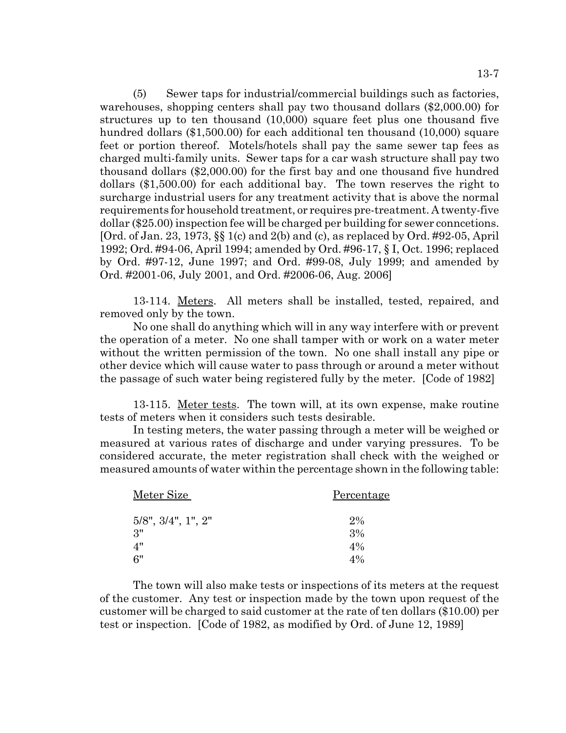(5) Sewer taps for industrial/commercial buildings such as factories, warehouses, shopping centers shall pay two thousand dollars ($2,000.00) for structures up to ten thousand (10,000) square feet plus one thousand five hundred dollars ($1,500.00) for each additional ten thousand (10,000) square feet or portion thereof. Motels/hotels shall pay the same sewer tap fees as charged multi-family units. Sewer taps for a car wash structure shall pay two thousand dollars ($2,000.00) for the first bay and one thousand five hundred dollars ($1,500.00) for each additional bay. The town reserves the right to surcharge industrial users for any treatment activity that is above the normal requirements for household treatment, or requires pre-treatment. A twenty-five dollar ($25.00) inspection fee will be charged per building for sewer conncetions. [Ord. of Jan. 23, 1973, §§ 1(c) and 2(b) and (c), as replaced by Ord. #92-05, April 1992; Ord. #94-06, April 1994; amended by Ord. #96-17, § I, Oct. 1996; replaced by Ord. #97-12, June 1997; and Ord. #99-08, July 1999; and amended by Ord. #2001-06, July 2001, and Ord. #2006-06, Aug. 2006]

13-114. Meters. All meters shall be installed, tested, repaired, and removed only by the town.

No one shall do anything which will in any way interfere with or prevent the operation of a meter. No one shall tamper with or work on a water meter without the written permission of the town. No one shall install any pipe or other device which will cause water to pass through or around a meter without the passage of such water being registered fully by the meter. [Code of 1982]

13-115. Meter tests. The town will, at its own expense, make routine tests of meters when it considers such tests desirable.

In testing meters, the water passing through a meter will be weighed or measured at various rates of discharge and under varying pressures. To be considered accurate, the meter registration shall check with the weighed or measured amounts of water within the percentage shown in the following table:

| Meter Size | Percentage |
|---|---|
| 5/8", 3/4", 1", 2" | 2% |
| 3" | 3% |
| 4" | 4% |
| 6" | 4% |

The town will also make tests or inspections of its meters at the request of the customer. Any test or inspection made by the town upon request of the customer will be charged to said customer at the rate of ten dollars ($10.00) per test or inspection. [Code of 1982, as modified by Ord. of June 12, 1989]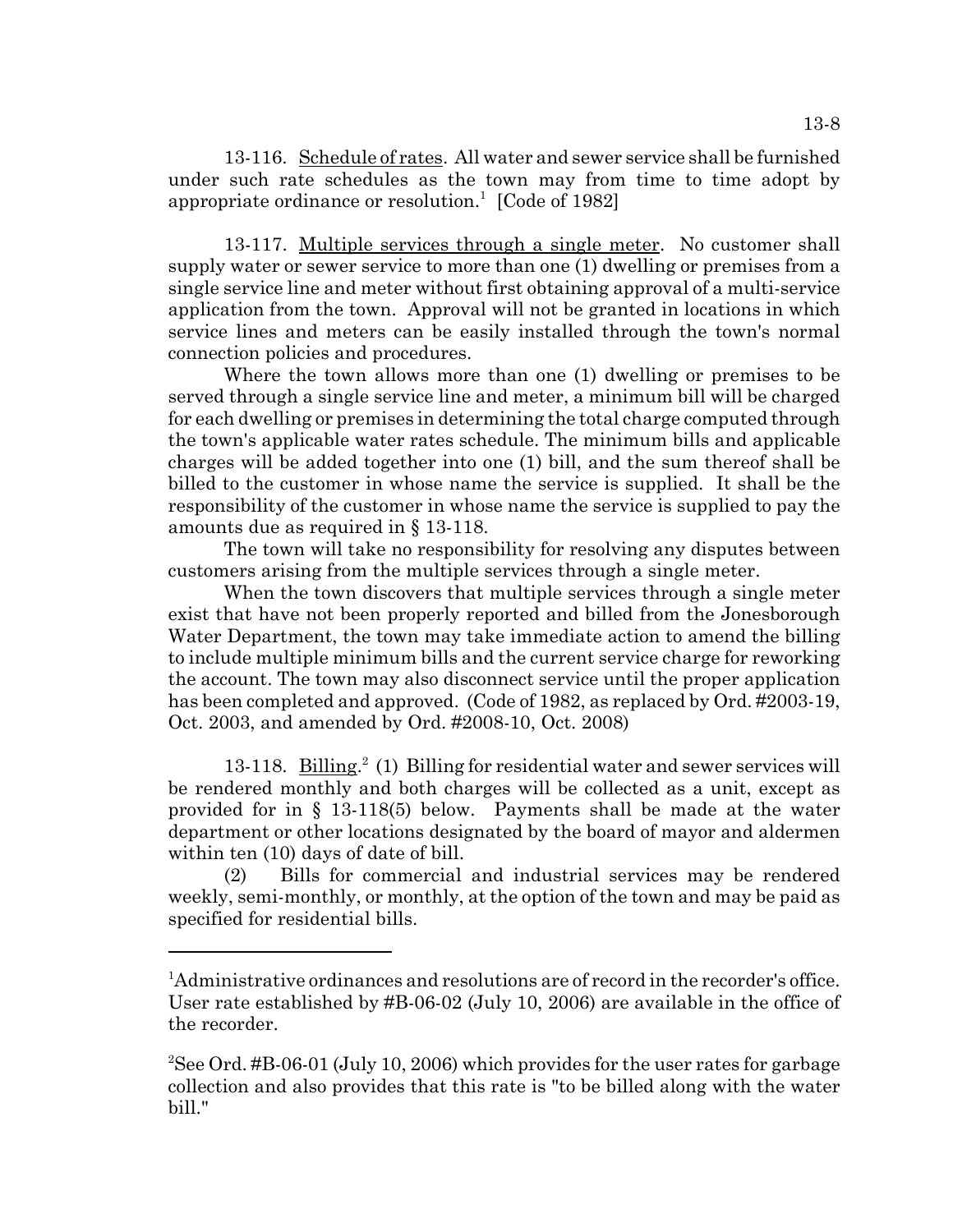13-116. Schedule of rates. All water and sewer service shall be furnished under such rate schedules as the town may from time to time adopt by appropriate ordinance or resolution.[1] [Code of 1982]

13-117. Multiple services through a single meter. No customer shall supply water or sewer service to more than one (1) dwelling or premises from a single service line and meter without first obtaining approval of a multi-service application from the town. Approval will not be granted in locations in which service lines and meters can be easily installed through the town's normal connection policies and procedures.

Where the town allows more than one (1) dwelling or premises to be served through a single service line and meter, a minimum bill will be charged for each dwelling or premises in determining the total charge computed through the town's applicable water rates schedule. The minimum bills and applicable charges will be added together into one (1) bill, and the sum thereof shall be billed to the customer in whose name the service is supplied. It shall be the responsibility of the customer in whose name the service is supplied to pay the amounts due as required in § 13-118.

The town will take no responsibility for resolving any disputes between customers arising from the multiple services through a single meter.

When the town discovers that multiple services through a single meter exist that have not been properly reported and billed from the Jonesborough Water Department, the town may take immediate action to amend the billing to include multiple minimum bills and the current service charge for reworking the account. The town may also disconnect service until the proper application has been completed and approved. (Code of 1982, as replaced by Ord. #2003-19, Oct. 2003, and amended by Ord. #2008-10, Oct. 2008)

13-118. Billing.[2] (1) Billing for residential water and sewer services will be rendered monthly and both charges will be collected as a unit, except as provided for in § 13-118(5) below. Payments shall be made at the water department or other locations designated by the board of mayor and aldermen within ten (10) days of date of bill.

(2) Bills for commercial and industrial services may be rendered weekly, semi-monthly, or monthly, at the option of the town and may be paid as specified for residential bills.

---

[1]Administrative ordinances and resolutions are of record in the recorder's office. User rate established by #B-06-02 (July 10, 2006) are available in the office of the recorder.

[2]See Ord. #B-06-01 (July 10, 2006) which provides for the user rates for garbage collection and also provides that this rate is "to be billed along with the water bill."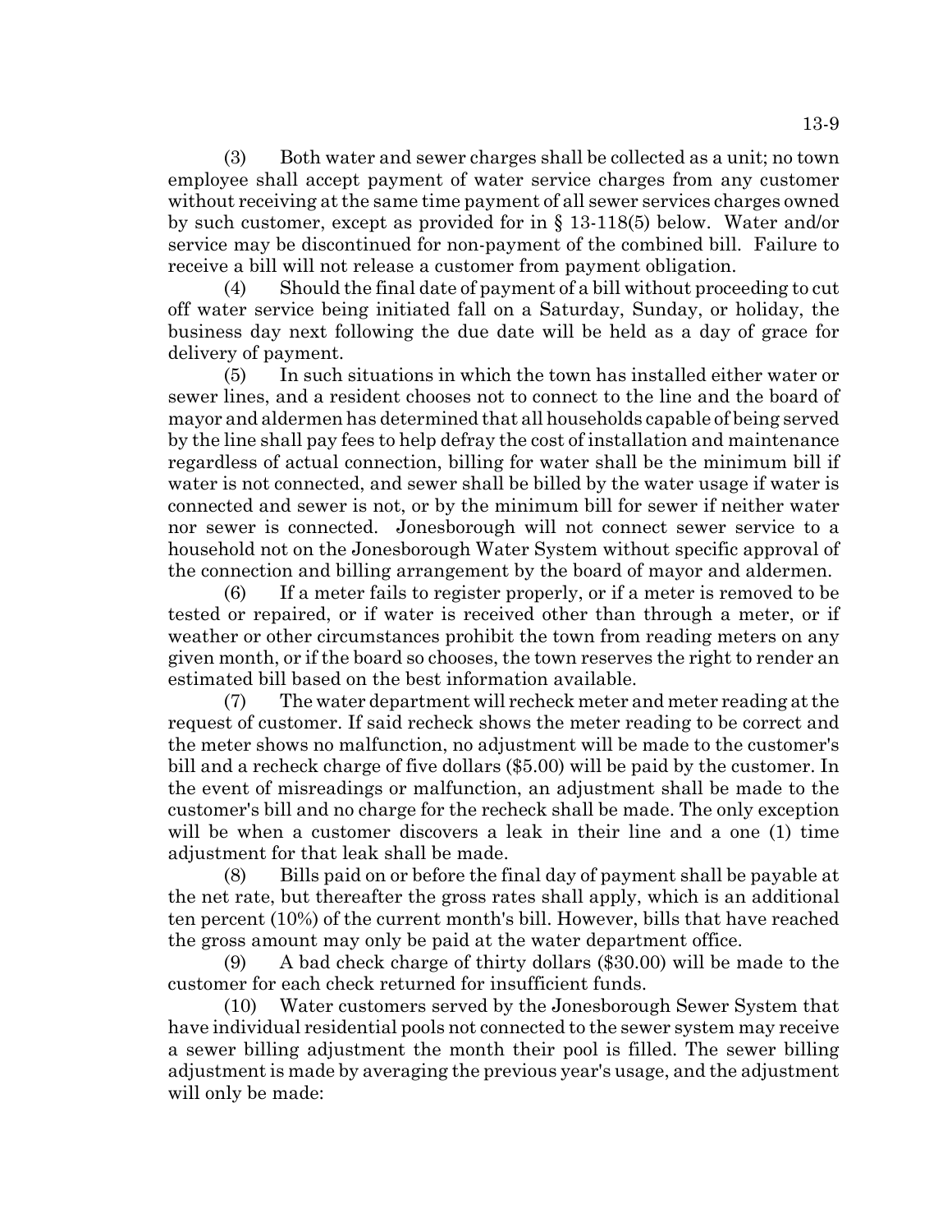(3) Both water and sewer charges shall be collected as a unit; no town employee shall accept payment of water service charges from any customer without receiving at the same time payment of all sewer services charges owned by such customer, except as provided for in § 13-118(5) below. Water and/or service may be discontinued for non-payment of the combined bill. Failure to receive a bill will not release a customer from payment obligation.

(4) Should the final date of payment of a bill without proceeding to cut off water service being initiated fall on a Saturday, Sunday, or holiday, the business day next following the due date will be held as a day of grace for delivery of payment.

(5) In such situations in which the town has installed either water or sewer lines, and a resident chooses not to connect to the line and the board of mayor and aldermen has determined that all households capable of being served by the line shall pay fees to help defray the cost of installation and maintenance regardless of actual connection, billing for water shall be the minimum bill if water is not connected, and sewer shall be billed by the water usage if water is connected and sewer is not, or by the minimum bill for sewer if neither water nor sewer is connected. Jonesborough will not connect sewer service to a household not on the Jonesborough Water System without specific approval of the connection and billing arrangement by the board of mayor and aldermen.

(6) If a meter fails to register properly, or if a meter is removed to be tested or repaired, or if water is received other than through a meter, or if weather or other circumstances prohibit the town from reading meters on any given month, or if the board so chooses, the town reserves the right to render an estimated bill based on the best information available.

(7) The water department will recheck meter and meter reading at the request of customer. If said recheck shows the meter reading to be correct and the meter shows no malfunction, no adjustment will be made to the customer's bill and a recheck charge of five dollars ($5.00) will be paid by the customer. In the event of misreadings or malfunction, an adjustment shall be made to the customer's bill and no charge for the recheck shall be made. The only exception will be when a customer discovers a leak in their line and a one (1) time adjustment for that leak shall be made.

(8) Bills paid on or before the final day of payment shall be payable at the net rate, but thereafter the gross rates shall apply, which is an additional ten percent (10%) of the current month's bill. However, bills that have reached the gross amount may only be paid at the water department office.

(9) A bad check charge of thirty dollars ($30.00) will be made to the customer for each check returned for insufficient funds.

(10) Water customers served by the Jonesborough Sewer System that have individual residential pools not connected to the sewer system may receive a sewer billing adjustment the month their pool is filled. The sewer billing adjustment is made by averaging the previous year's usage, and the adjustment will only be made: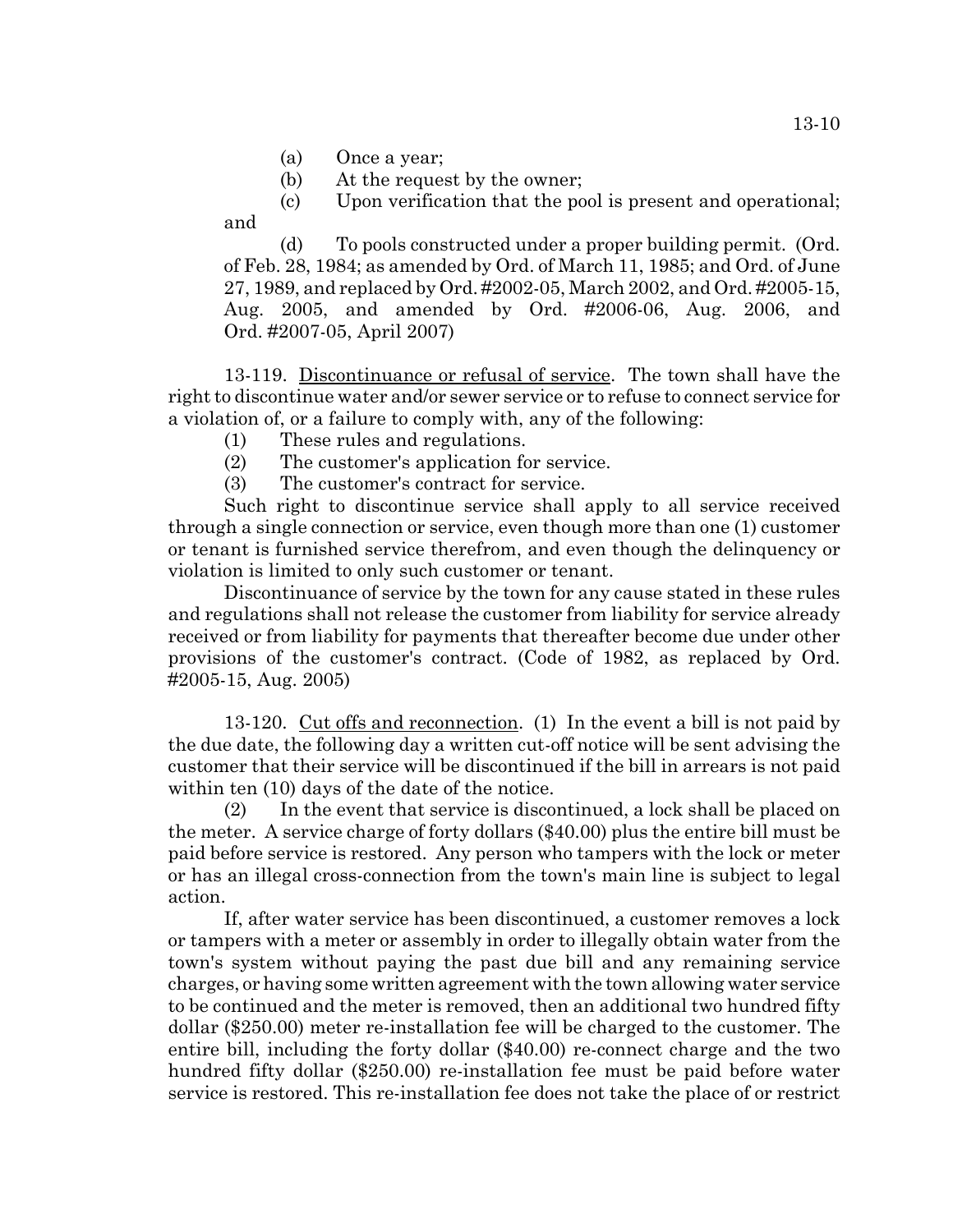(a) Once a year;

(b) At the request by the owner;

(c) Upon verification that the pool is present and operational; and

(d) To pools constructed under a proper building permit. (Ord. of Feb. 28, 1984; as amended by Ord. of March 11, 1985; and Ord. of June 27, 1989, and replaced by Ord. #2002-05, March 2002, and Ord. #2005-15, Aug. 2005, and amended by Ord. #2006-06, Aug. 2006, and Ord. #2007-05, April 2007)

13-119. Discontinuance or refusal of service. The town shall have the right to discontinue water and/or sewer service or to refuse to connect service for a violation of, or a failure to comply with, any of the following:

(1) These rules and regulations.

(2) The customer's application for service.

(3) The customer's contract for service.

Such right to discontinue service shall apply to all service received through a single connection or service, even though more than one (1) customer or tenant is furnished service therefrom, and even though the delinquency or violation is limited to only such customer or tenant.

Discontinuance of service by the town for any cause stated in these rules and regulations shall not release the customer from liability for service already received or from liability for payments that thereafter become due under other provisions of the customer's contract. (Code of 1982, as replaced by Ord. #2005-15, Aug. 2005)

13-120. Cut offs and reconnection. (1) In the event a bill is not paid by the due date, the following day a written cut-off notice will be sent advising the customer that their service will be discontinued if the bill in arrears is not paid within ten (10) days of the date of the notice.

(2) In the event that service is discontinued, a lock shall be placed on the meter. A service charge of forty dollars ($40.00) plus the entire bill must be paid before service is restored. Any person who tampers with the lock or meter or has an illegal cross-connection from the town's main line is subject to legal action.

If, after water service has been discontinued, a customer removes a lock or tampers with a meter or assembly in order to illegally obtain water from the town's system without paying the past due bill and any remaining service charges, or having some written agreement with the town allowing water service to be continued and the meter is removed, then an additional two hundred fifty dollar ($250.00) meter re-installation fee will be charged to the customer. The entire bill, including the forty dollar ($40.00) re-connect charge and the two hundred fifty dollar ($250.00) re-installation fee must be paid before water service is restored. This re-installation fee does not take the place of or restrict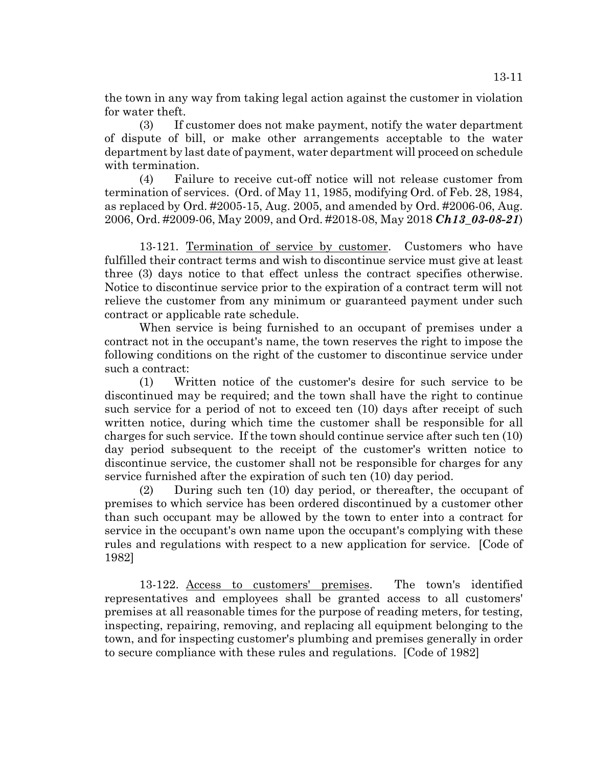the town in any way from taking legal action against the customer in violation for water theft.

(3) If customer does not make payment, notify the water department of dispute of bill, or make other arrangements acceptable to the water department by last date of payment, water department will proceed on schedule with termination.

(4) Failure to receive cut-off notice will not release customer from termination of services. (Ord. of May 11, 1985, modifying Ord. of Feb. 28, 1984, as replaced by Ord. #2005-15, Aug. 2005, and amended by Ord. #2006-06, Aug. 2006, Ord. #2009-06, May 2009, and Ord. #2018-08, May 2018 ***Ch13_03-08-21***)

13-121. Termination of service by customer. Customers who have fulfilled their contract terms and wish to discontinue service must give at least three (3) days notice to that effect unless the contract specifies otherwise. Notice to discontinue service prior to the expiration of a contract term will not relieve the customer from any minimum or guaranteed payment under such contract or applicable rate schedule.

When service is being furnished to an occupant of premises under a contract not in the occupant's name, the town reserves the right to impose the following conditions on the right of the customer to discontinue service under such a contract:

(1) Written notice of the customer's desire for such service to be discontinued may be required; and the town shall have the right to continue such service for a period of not to exceed ten (10) days after receipt of such written notice, during which time the customer shall be responsible for all charges for such service. If the town should continue service after such ten (10) day period subsequent to the receipt of the customer's written notice to discontinue service, the customer shall not be responsible for charges for any service furnished after the expiration of such ten (10) day period.

(2) During such ten (10) day period, or thereafter, the occupant of premises to which service has been ordered discontinued by a customer other than such occupant may be allowed by the town to enter into a contract for service in the occupant's own name upon the occupant's complying with these rules and regulations with respect to a new application for service. [Code of 1982]

13-122. Access to customers' premises. The town's identified representatives and employees shall be granted access to all customers' premises at all reasonable times for the purpose of reading meters, for testing, inspecting, repairing, removing, and replacing all equipment belonging to the town, and for inspecting customer's plumbing and premises generally in order to secure compliance with these rules and regulations. [Code of 1982]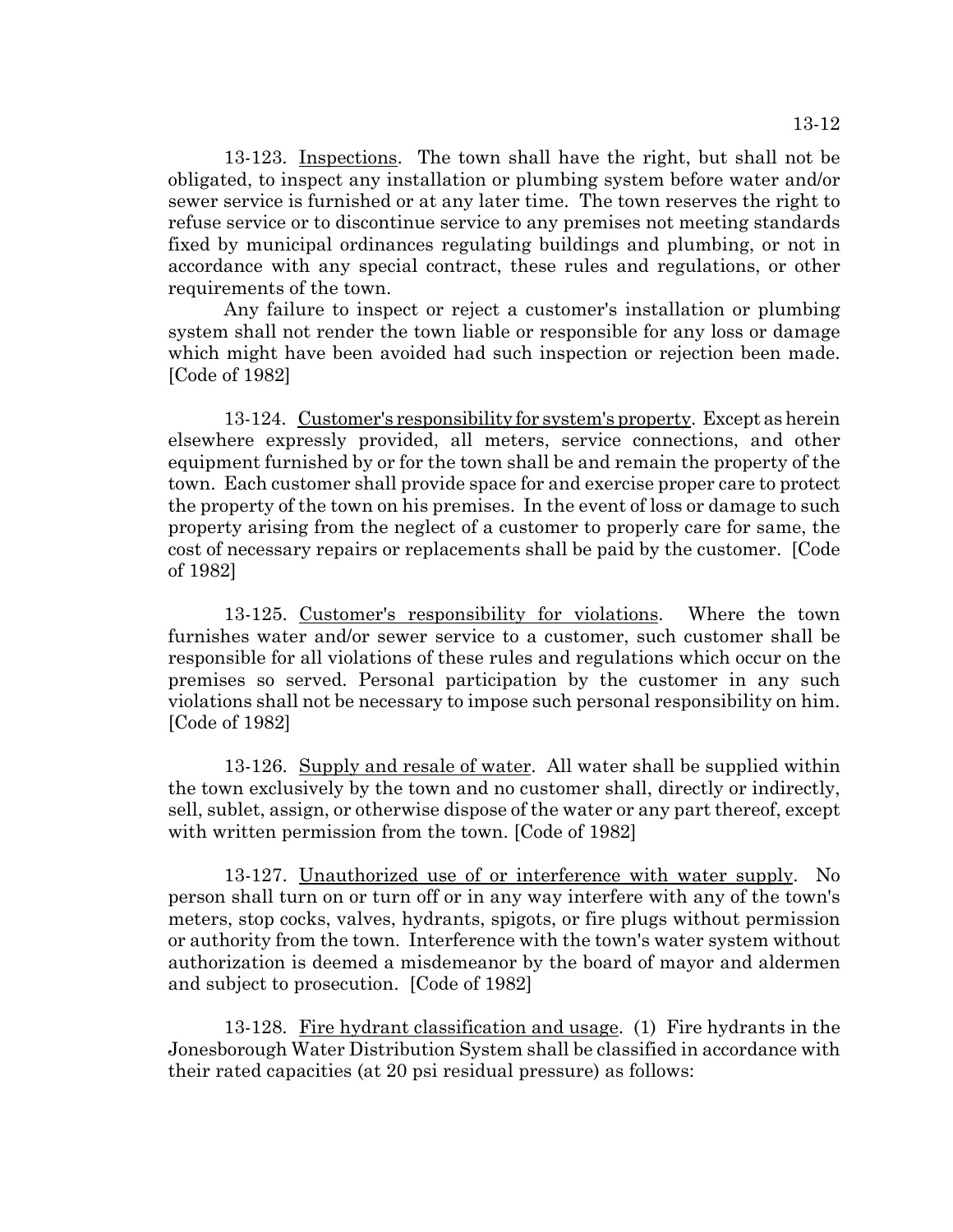13-123. Inspections. The town shall have the right, but shall not be obligated, to inspect any installation or plumbing system before water and/or sewer service is furnished or at any later time. The town reserves the right to refuse service or to discontinue service to any premises not meeting standards fixed by municipal ordinances regulating buildings and plumbing, or not in accordance with any special contract, these rules and regulations, or other requirements of the town.

Any failure to inspect or reject a customer's installation or plumbing system shall not render the town liable or responsible for any loss or damage which might have been avoided had such inspection or rejection been made. [Code of 1982]

13-124. Customer's responsibility for system's property. Except as herein elsewhere expressly provided, all meters, service connections, and other equipment furnished by or for the town shall be and remain the property of the town. Each customer shall provide space for and exercise proper care to protect the property of the town on his premises. In the event of loss or damage to such property arising from the neglect of a customer to properly care for same, the cost of necessary repairs or replacements shall be paid by the customer. [Code of 1982]

13-125. Customer's responsibility for violations. Where the town furnishes water and/or sewer service to a customer, such customer shall be responsible for all violations of these rules and regulations which occur on the premises so served. Personal participation by the customer in any such violations shall not be necessary to impose such personal responsibility on him. [Code of 1982]

13-126. Supply and resale of water. All water shall be supplied within the town exclusively by the town and no customer shall, directly or indirectly, sell, sublet, assign, or otherwise dispose of the water or any part thereof, except with written permission from the town. [Code of 1982]

13-127. Unauthorized use of or interference with water supply. No person shall turn on or turn off or in any way interfere with any of the town's meters, stop cocks, valves, hydrants, spigots, or fire plugs without permission or authority from the town. Interference with the town's water system without authorization is deemed a misdemeanor by the board of mayor and aldermen and subject to prosecution. [Code of 1982]

13-128. Fire hydrant classification and usage. (1) Fire hydrants in the Jonesborough Water Distribution System shall be classified in accordance with their rated capacities (at 20 psi residual pressure) as follows: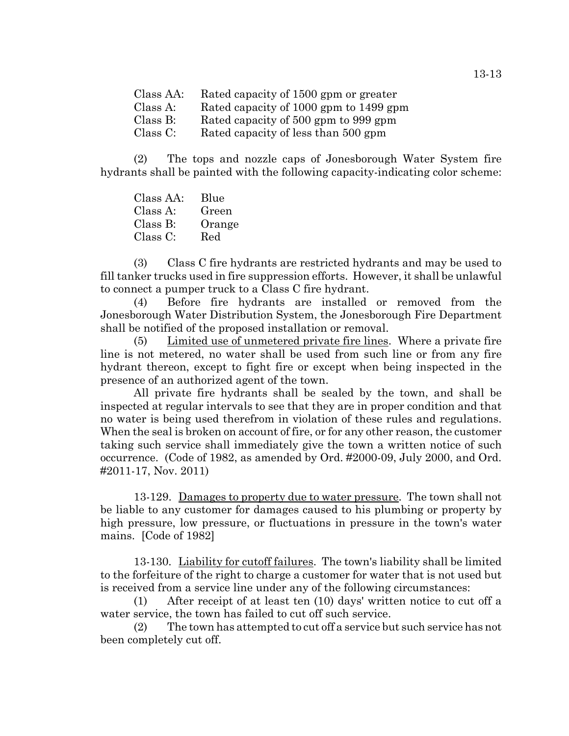Class AA: Rated capacity of 1500 gpm or greater
Class A: Rated capacity of 1000 gpm to 1499 gpm
Class B: Rated capacity of 500 gpm to 999 gpm
Class C: Rated capacity of less than 500 gpm

(2) The tops and nozzle caps of Jonesborough Water System fire hydrants shall be painted with the following capacity-indicating color scheme:

Class AA: Blue
Class A: Green
Class B: Orange
Class C: Red

(3) Class C fire hydrants are restricted hydrants and may be used to fill tanker trucks used in fire suppression efforts. However, it shall be unlawful to connect a pumper truck to a Class C fire hydrant.

(4) Before fire hydrants are installed or removed from the Jonesborough Water Distribution System, the Jonesborough Fire Department shall be notified of the proposed installation or removal.

(5) Limited use of unmetered private fire lines. Where a private fire line is not metered, no water shall be used from such line or from any fire hydrant thereon, except to fight fire or except when being inspected in the presence of an authorized agent of the town.

All private fire hydrants shall be sealed by the town, and shall be inspected at regular intervals to see that they are in proper condition and that no water is being used therefrom in violation of these rules and regulations. When the seal is broken on account of fire, or for any other reason, the customer taking such service shall immediately give the town a written notice of such occurrence. (Code of 1982, as amended by Ord. #2000-09, July 2000, and Ord. #2011-17, Nov. 2011)

13-129. Damages to property due to water pressure. The town shall not be liable to any customer for damages caused to his plumbing or property by high pressure, low pressure, or fluctuations in pressure in the town's water mains. [Code of 1982]

13-130. Liability for cutoff failures. The town's liability shall be limited to the forfeiture of the right to charge a customer for water that is not used but is received from a service line under any of the following circumstances:

(1) After receipt of at least ten (10) days' written notice to cut off a water service, the town has failed to cut off such service.

(2) The town has attempted to cut off a service but such service has not been completely cut off.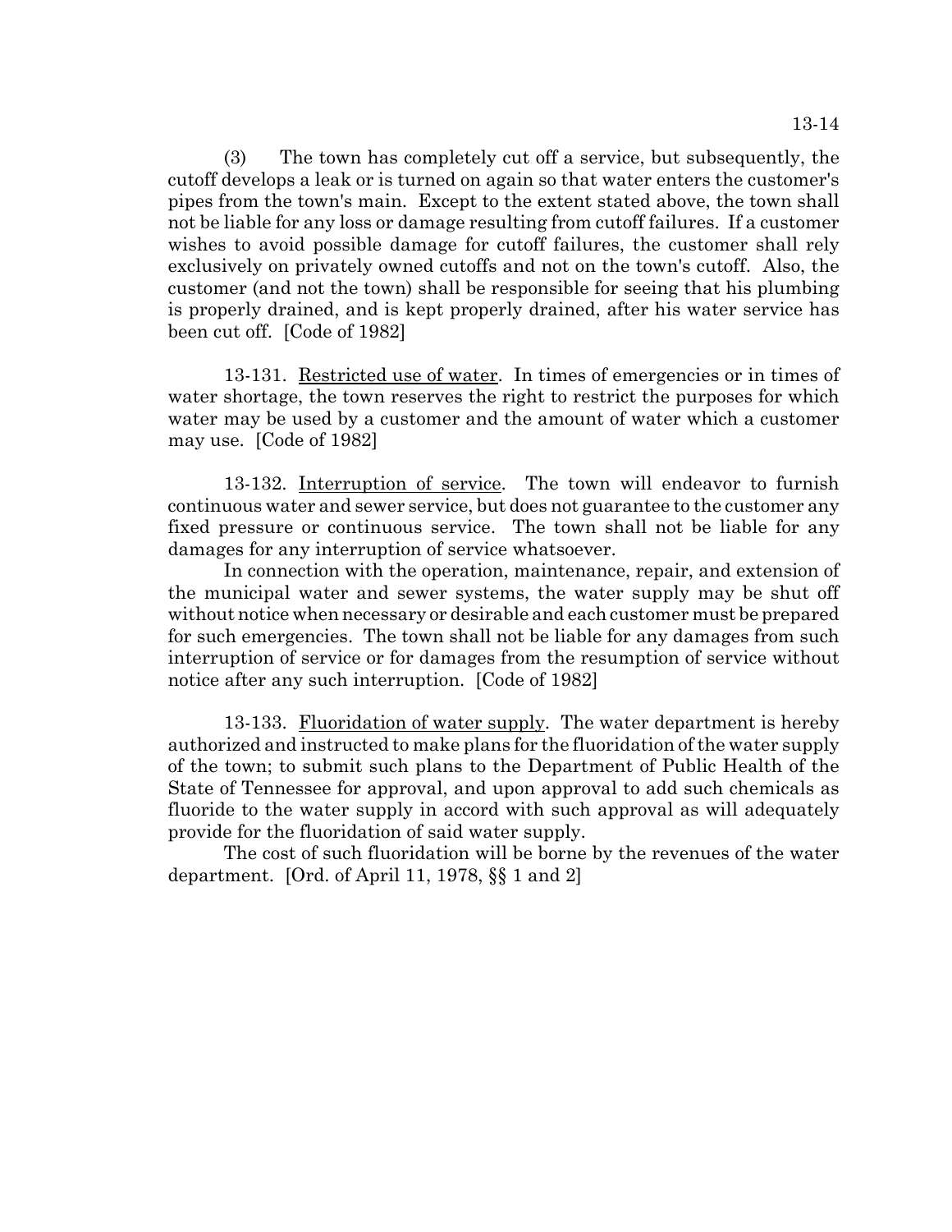(3) The town has completely cut off a service, but subsequently, the cutoff develops a leak or is turned on again so that water enters the customer's pipes from the town's main. Except to the extent stated above, the town shall not be liable for any loss or damage resulting from cutoff failures. If a customer wishes to avoid possible damage for cutoff failures, the customer shall rely exclusively on privately owned cutoffs and not on the town's cutoff. Also, the customer (and not the town) shall be responsible for seeing that his plumbing is properly drained, and is kept properly drained, after his water service has been cut off. [Code of 1982]

13-131. Restricted use of water. In times of emergencies or in times of water shortage, the town reserves the right to restrict the purposes for which water may be used by a customer and the amount of water which a customer may use. [Code of 1982]

13-132. Interruption of service. The town will endeavor to furnish continuous water and sewer service, but does not guarantee to the customer any fixed pressure or continuous service. The town shall not be liable for any damages for any interruption of service whatsoever.

In connection with the operation, maintenance, repair, and extension of the municipal water and sewer systems, the water supply may be shut off without notice when necessary or desirable and each customer must be prepared for such emergencies. The town shall not be liable for any damages from such interruption of service or for damages from the resumption of service without notice after any such interruption. [Code of 1982]

13-133. Fluoridation of water supply. The water department is hereby authorized and instructed to make plans for the fluoridation of the water supply of the town; to submit such plans to the Department of Public Health of the State of Tennessee for approval, and upon approval to add such chemicals as fluoride to the water supply in accord with such approval as will adequately provide for the fluoridation of said water supply.

The cost of such fluoridation will be borne by the revenues of the water department. [Ord. of April 11, 1978, §§ 1 and 2]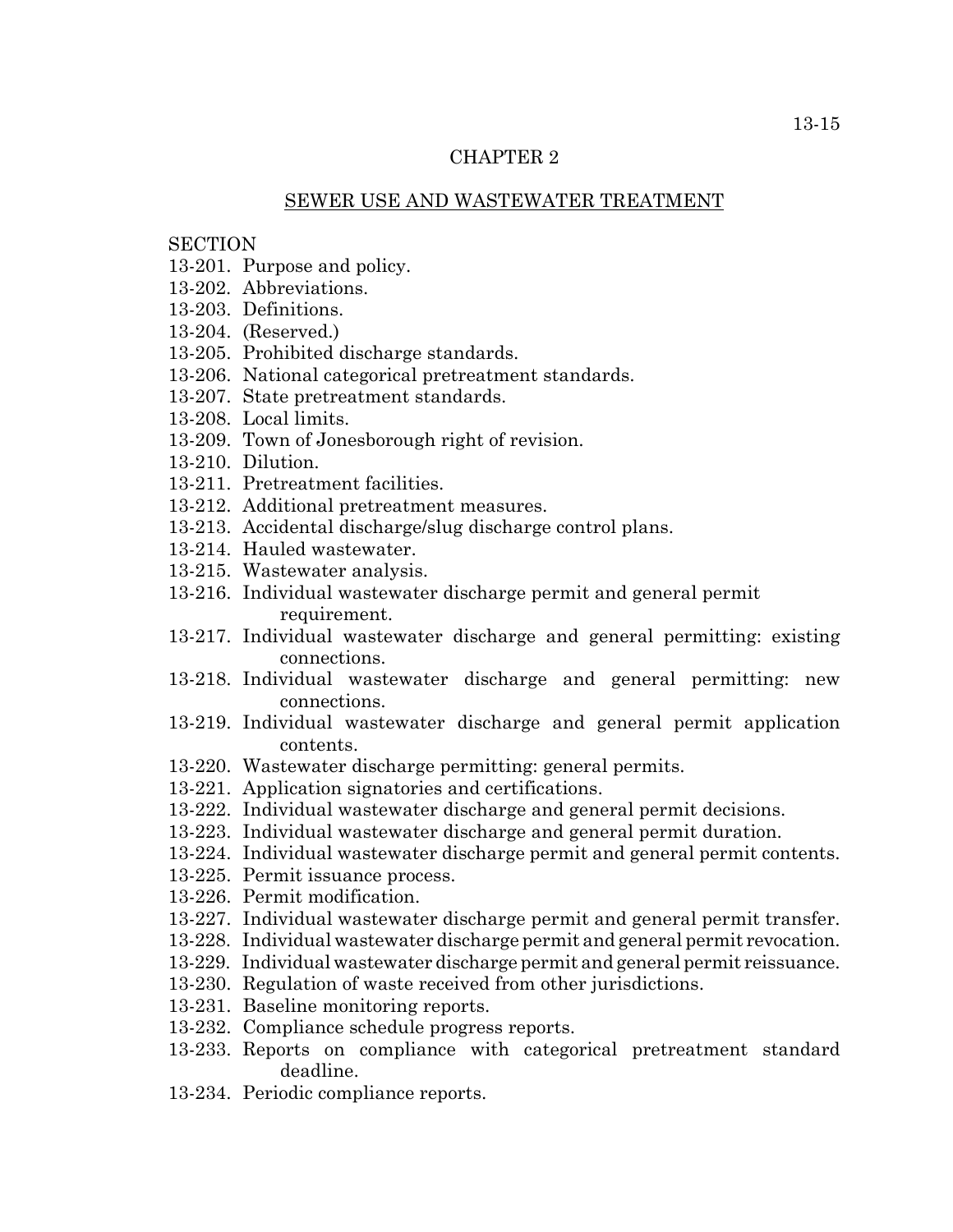# CHAPTER 2

## SEWER USE AND WASTEWATER TREATMENT

SECTION

13-201. Purpose and policy.
13-202. Abbreviations.
13-203. Definitions.
13-204. (Reserved.)
13-205. Prohibited discharge standards.
13-206. National categorical pretreatment standards.
13-207. State pretreatment standards.
13-208. Local limits.
13-209. Town of Jonesborough right of revision.
13-210. Dilution.
13-211. Pretreatment facilities.
13-212. Additional pretreatment measures.
13-213. Accidental discharge/slug discharge control plans.
13-214. Hauled wastewater.
13-215. Wastewater analysis.
13-216. Individual wastewater discharge permit and general permit requirement.
13-217. Individual wastewater discharge and general permitting: existing connections.
13-218. Individual wastewater discharge and general permitting: new connections.
13-219. Individual wastewater discharge and general permit application contents.
13-220. Wastewater discharge permitting: general permits.
13-221. Application signatories and certifications.
13-222. Individual wastewater discharge and general permit decisions.
13-223. Individual wastewater discharge and general permit duration.
13-224. Individual wastewater discharge permit and general permit contents.
13-225. Permit issuance process.
13-226. Permit modification.
13-227. Individual wastewater discharge permit and general permit transfer.
13-228. Individual wastewater discharge permit and general permit revocation.
13-229. Individual wastewater discharge permit and general permit reissuance.
13-230. Regulation of waste received from other jurisdictions.
13-231. Baseline monitoring reports.
13-232. Compliance schedule progress reports.
13-233. Reports on compliance with categorical pretreatment standard deadline.
13-234. Periodic compliance reports.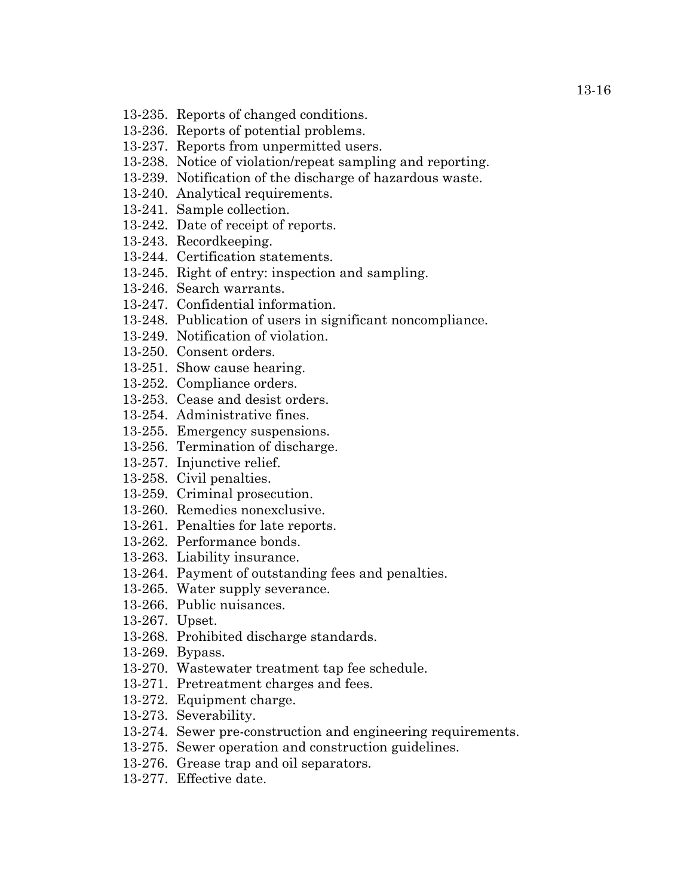13-235. Reports of changed conditions.
13-236. Reports of potential problems.
13-237. Reports from unpermitted users.
13-238. Notice of violation/repeat sampling and reporting.
13-239. Notification of the discharge of hazardous waste.
13-240. Analytical requirements.
13-241. Sample collection.
13-242. Date of receipt of reports.
13-243. Recordkeeping.
13-244. Certification statements.
13-245. Right of entry: inspection and sampling.
13-246. Search warrants.
13-247. Confidential information.
13-248. Publication of users in significant noncompliance.
13-249. Notification of violation.
13-250. Consent orders.
13-251. Show cause hearing.
13-252. Compliance orders.
13-253. Cease and desist orders.
13-254. Administrative fines.
13-255. Emergency suspensions.
13-256. Termination of discharge.
13-257. Injunctive relief.
13-258. Civil penalties.
13-259. Criminal prosecution.
13-260. Remedies nonexclusive.
13-261. Penalties for late reports.
13-262. Performance bonds.
13-263. Liability insurance.
13-264. Payment of outstanding fees and penalties.
13-265. Water supply severance.
13-266. Public nuisances.
13-267. Upset.
13-268. Prohibited discharge standards.
13-269. Bypass.
13-270. Wastewater treatment tap fee schedule.
13-271. Pretreatment charges and fees.
13-272. Equipment charge.
13-273. Severability.
13-274. Sewer pre-construction and engineering requirements.
13-275. Sewer operation and construction guidelines.
13-276. Grease trap and oil separators.
13-277. Effective date.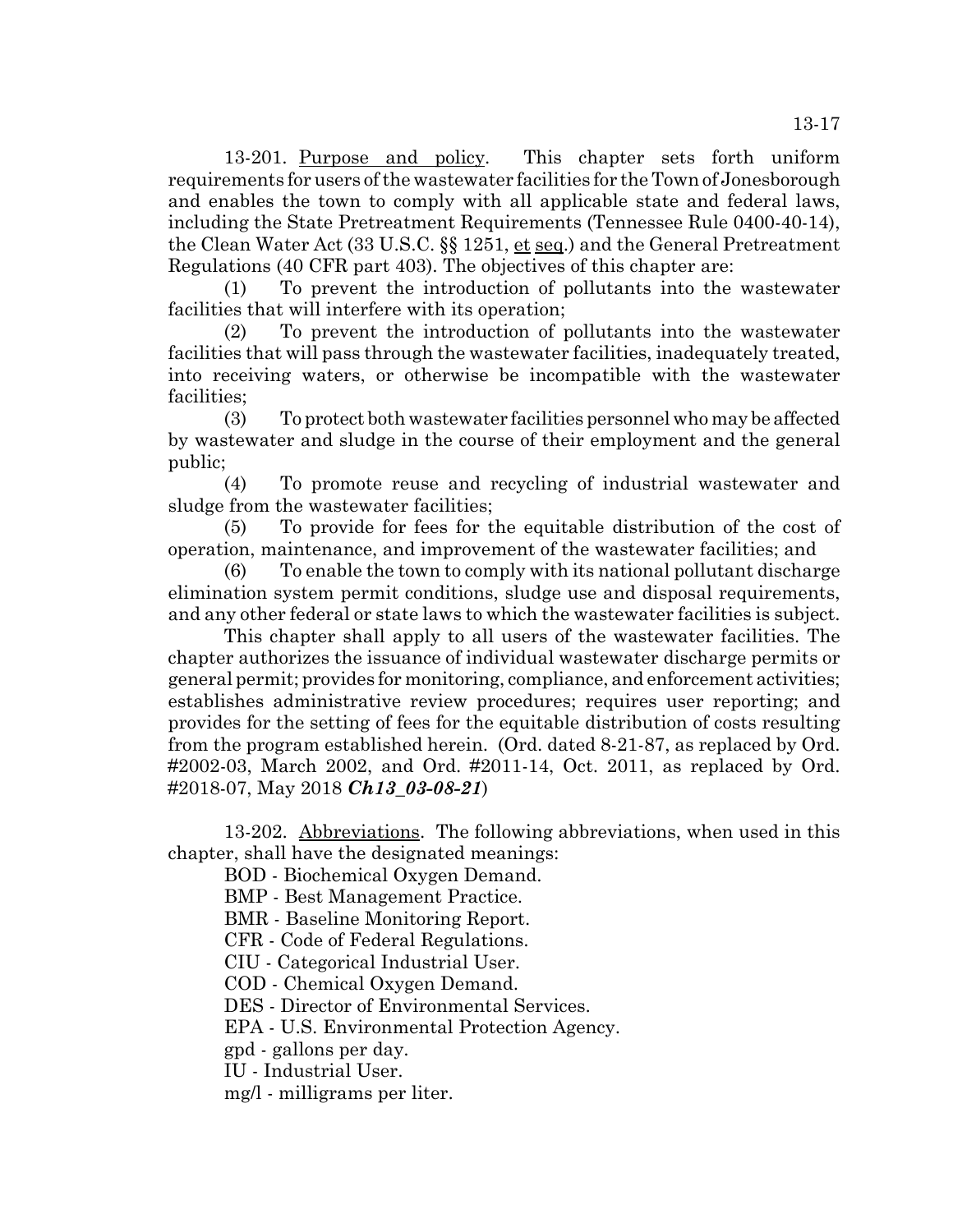13-201. Purpose and policy. This chapter sets forth uniform requirements for users of the wastewater facilities for the Town of Jonesborough and enables the town to comply with all applicable state and federal laws, including the State Pretreatment Requirements (Tennessee Rule 0400-40-14), the Clean Water Act (33 U.S.C. §§ 1251, et seq.) and the General Pretreatment Regulations (40 CFR part 403). The objectives of this chapter are:

(1) To prevent the introduction of pollutants into the wastewater facilities that will interfere with its operation;

(2) To prevent the introduction of pollutants into the wastewater facilities that will pass through the wastewater facilities, inadequately treated, into receiving waters, or otherwise be incompatible with the wastewater facilities;

(3) To protect both wastewater facilities personnel who may be affected by wastewater and sludge in the course of their employment and the general public;

(4) To promote reuse and recycling of industrial wastewater and sludge from the wastewater facilities;

(5) To provide for fees for the equitable distribution of the cost of operation, maintenance, and improvement of the wastewater facilities; and

(6) To enable the town to comply with its national pollutant discharge elimination system permit conditions, sludge use and disposal requirements, and any other federal or state laws to which the wastewater facilities is subject.

This chapter shall apply to all users of the wastewater facilities. The chapter authorizes the issuance of individual wastewater discharge permits or general permit; provides for monitoring, compliance, and enforcement activities; establishes administrative review procedures; requires user reporting; and provides for the setting of fees for the equitable distribution of costs resulting from the program established herein. (Ord. dated 8-21-87, as replaced by Ord. #2002-03, March 2002, and Ord. #2011-14, Oct. 2011, as replaced by Ord. #2018-07, May 2018 ***Ch13_03-08-21***)

13-202. Abbreviations. The following abbreviations, when used in this chapter, shall have the designated meanings:

BOD - Biochemical Oxygen Demand.

BMP - Best Management Practice.

BMR - Baseline Monitoring Report.

CFR - Code of Federal Regulations.

CIU - Categorical Industrial User.

COD - Chemical Oxygen Demand.

DES - Director of Environmental Services.

EPA - U.S. Environmental Protection Agency.

gpd - gallons per day.

IU - Industrial User.

mg/l - milligrams per liter.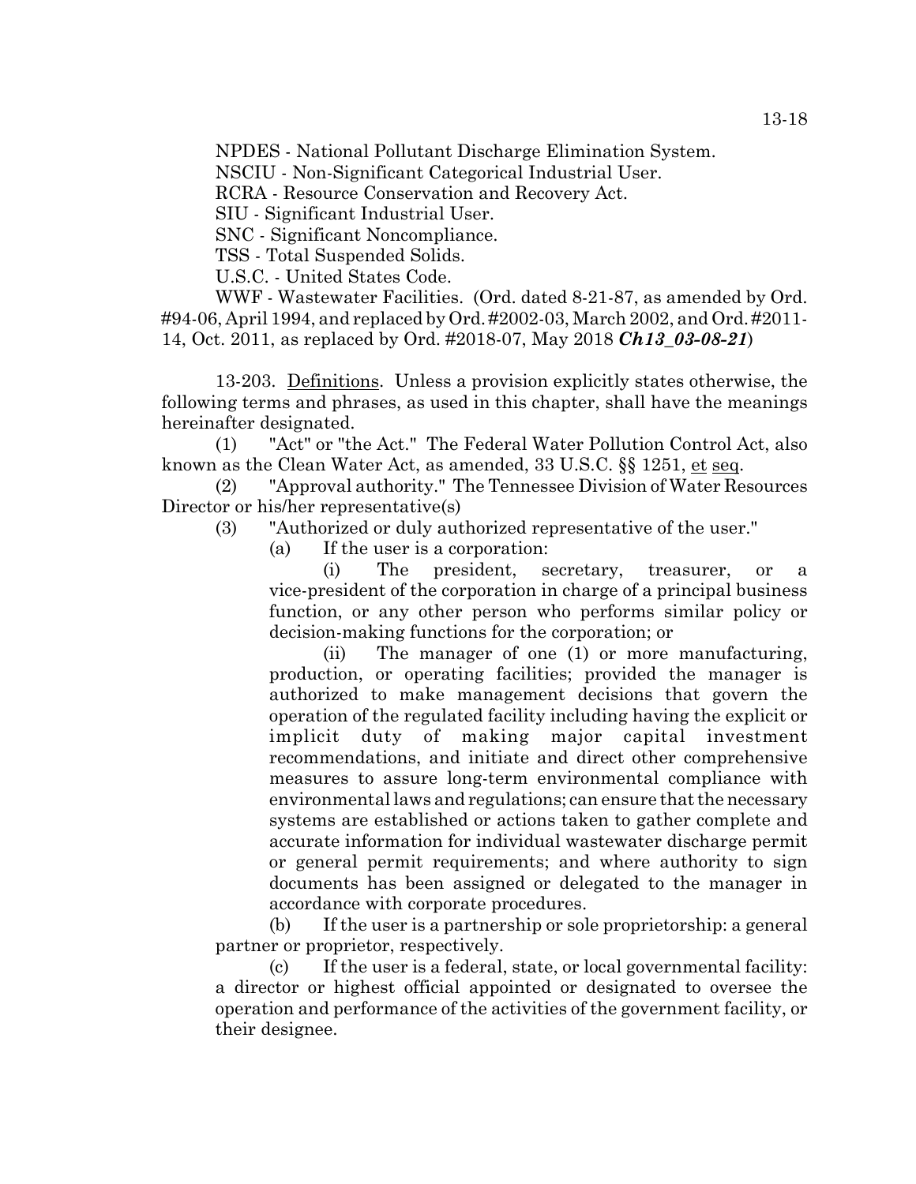NPDES - National Pollutant Discharge Elimination System.

NSCIU - Non-Significant Categorical Industrial User.

RCRA - Resource Conservation and Recovery Act.

SIU - Significant Industrial User.

SNC - Significant Noncompliance.

TSS - Total Suspended Solids.

U.S.C. - United States Code.

WWF - Wastewater Facilities. (Ord. dated 8-21-87, as amended by Ord. #94-06, April 1994, and replaced by Ord. #2002-03, March 2002, and Ord. #2011-14, Oct. 2011, as replaced by Ord. #2018-07, May 2018 ***Ch13_03-08-21***)

13-203. Definitions. Unless a provision explicitly states otherwise, the following terms and phrases, as used in this chapter, shall have the meanings hereinafter designated.

(1) "Act" or "the Act." The Federal Water Pollution Control Act, also known as the Clean Water Act, as amended, 33 U.S.C. §§ 1251, et seq.

(2) "Approval authority." The Tennessee Division of Water Resources Director or his/her representative(s)

(3) "Authorized or duly authorized representative of the user."

(a) If the user is a corporation:

(i) The president, secretary, treasurer, or a vice-president of the corporation in charge of a principal business function, or any other person who performs similar policy or decision-making functions for the corporation; or

(ii) The manager of one (1) or more manufacturing, production, or operating facilities; provided the manager is authorized to make management decisions that govern the operation of the regulated facility including having the explicit or implicit duty of making major capital investment recommendations, and initiate and direct other comprehensive measures to assure long-term environmental compliance with environmental laws and regulations; can ensure that the necessary systems are established or actions taken to gather complete and accurate information for individual wastewater discharge permit or general permit requirements; and where authority to sign documents has been assigned or delegated to the manager in accordance with corporate procedures.

(b) If the user is a partnership or sole proprietorship: a general partner or proprietor, respectively.

(c) If the user is a federal, state, or local governmental facility: a director or highest official appointed or designated to oversee the operation and performance of the activities of the government facility, or their designee.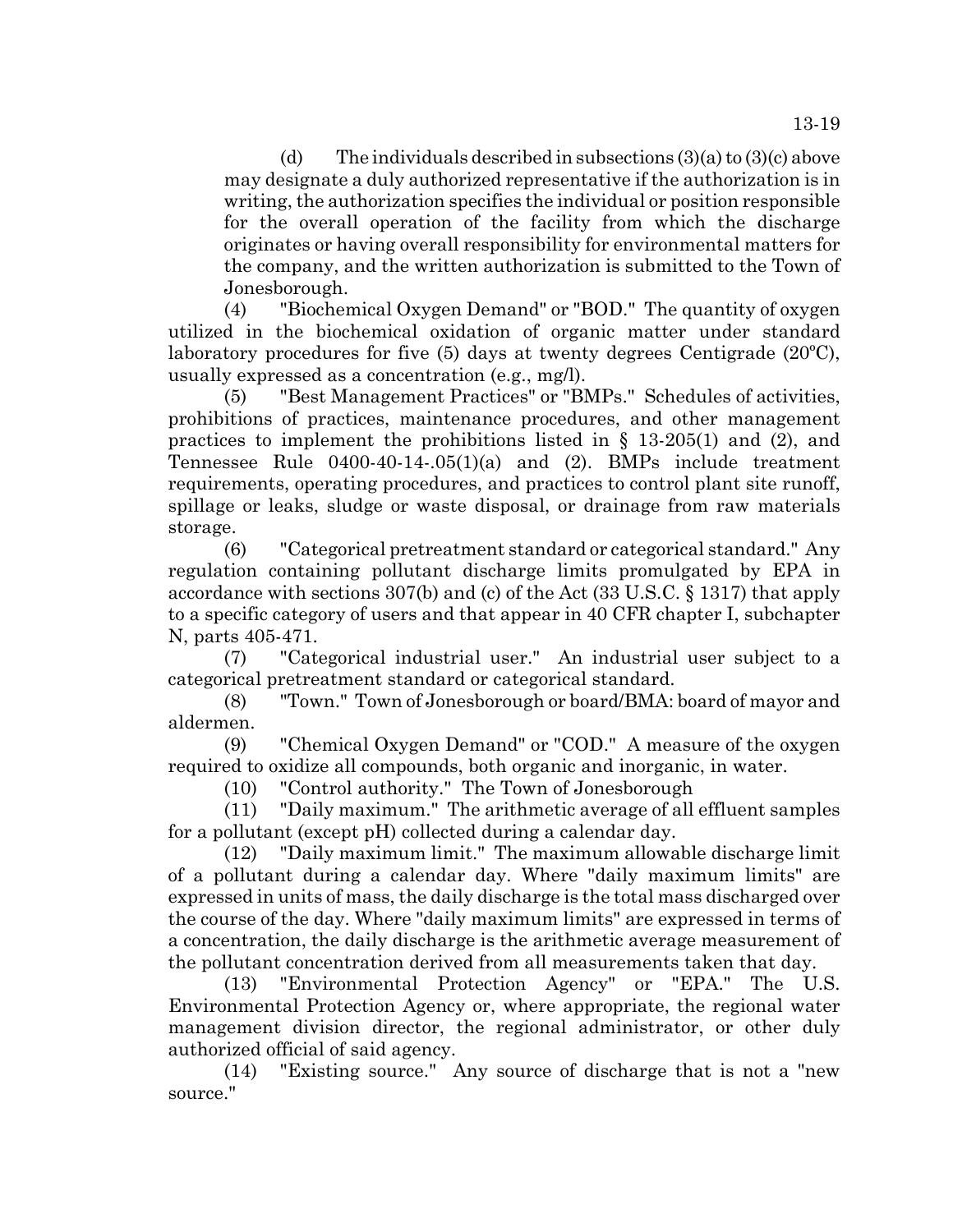(d) The individuals described in subsections (3)(a) to (3)(c) above may designate a duly authorized representative if the authorization is in writing, the authorization specifies the individual or position responsible for the overall operation of the facility from which the discharge originates or having overall responsibility for environmental matters for the company, and the written authorization is submitted to the Town of Jonesborough.

(4) "Biochemical Oxygen Demand" or "BOD." The quantity of oxygen utilized in the biochemical oxidation of organic matter under standard laboratory procedures for five (5) days at twenty degrees Centigrade (20ºC), usually expressed as a concentration (e.g., mg/l).

(5) "Best Management Practices" or "BMPs." Schedules of activities, prohibitions of practices, maintenance procedures, and other management practices to implement the prohibitions listed in § 13-205(1) and (2), and Tennessee Rule 0400-40-14-.05(1)(a) and (2). BMPs include treatment requirements, operating procedures, and practices to control plant site runoff, spillage or leaks, sludge or waste disposal, or drainage from raw materials storage.

(6) "Categorical pretreatment standard or categorical standard." Any regulation containing pollutant discharge limits promulgated by EPA in accordance with sections 307(b) and (c) of the Act (33 U.S.C. § 1317) that apply to a specific category of users and that appear in 40 CFR chapter I, subchapter N, parts 405-471.

(7) "Categorical industrial user." An industrial user subject to a categorical pretreatment standard or categorical standard.

(8) "Town." Town of Jonesborough or board/BMA: board of mayor and aldermen.

(9) "Chemical Oxygen Demand" or "COD." A measure of the oxygen required to oxidize all compounds, both organic and inorganic, in water.

(10) "Control authority." The Town of Jonesborough

(11) "Daily maximum." The arithmetic average of all effluent samples for a pollutant (except pH) collected during a calendar day.

(12) "Daily maximum limit." The maximum allowable discharge limit of a pollutant during a calendar day. Where "daily maximum limits" are expressed in units of mass, the daily discharge is the total mass discharged over the course of the day. Where "daily maximum limits" are expressed in terms of a concentration, the daily discharge is the arithmetic average measurement of the pollutant concentration derived from all measurements taken that day.

(13) "Environmental Protection Agency" or "EPA." The U.S. Environmental Protection Agency or, where appropriate, the regional water management division director, the regional administrator, or other duly authorized official of said agency.

(14) "Existing source." Any source of discharge that is not a "new source."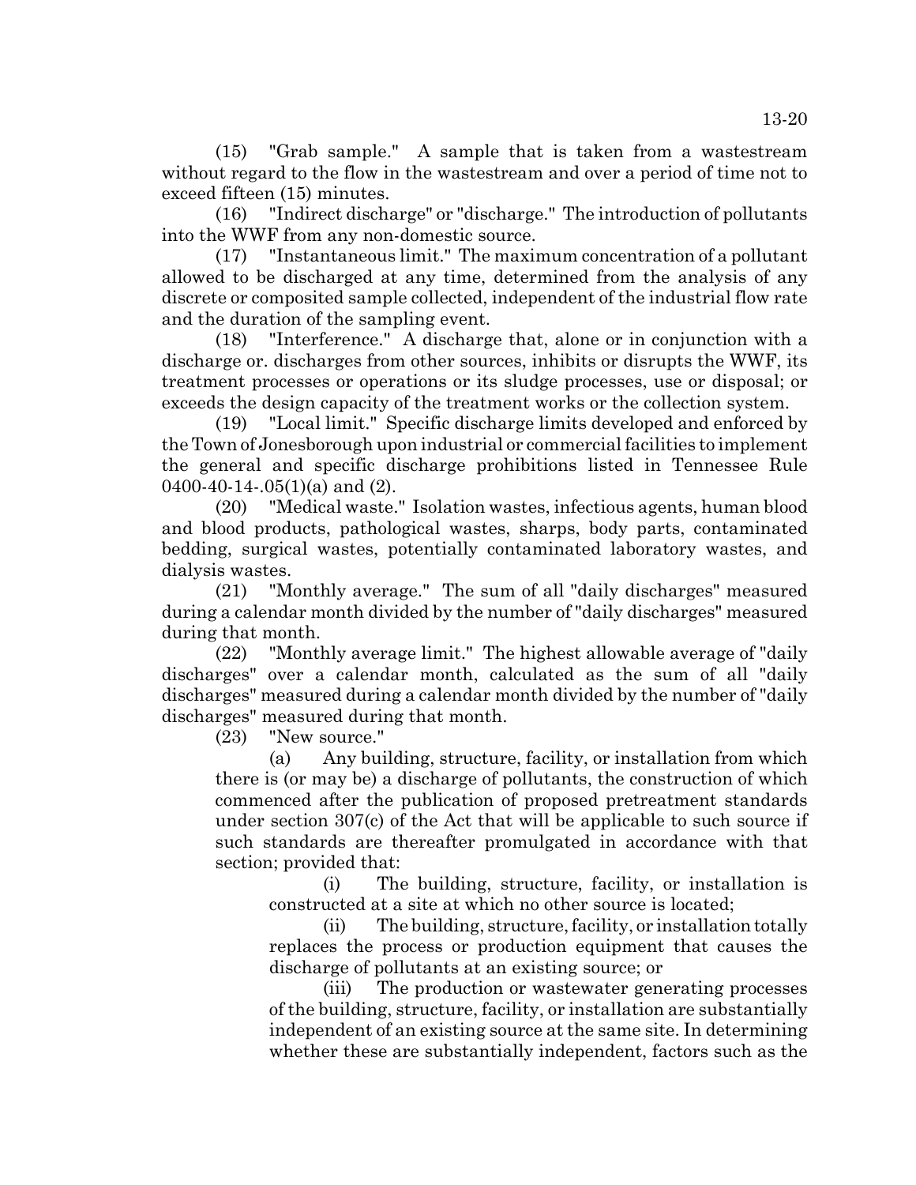(15) "Grab sample." A sample that is taken from a wastestream without regard to the flow in the wastestream and over a period of time not to exceed fifteen (15) minutes.

(16) "Indirect discharge" or "discharge." The introduction of pollutants into the WWF from any non-domestic source.

(17) "Instantaneous limit." The maximum concentration of a pollutant allowed to be discharged at any time, determined from the analysis of any discrete or composited sample collected, independent of the industrial flow rate and the duration of the sampling event.

(18) "Interference." A discharge that, alone or in conjunction with a discharge or. discharges from other sources, inhibits or disrupts the WWF, its treatment processes or operations or its sludge processes, use or disposal; or exceeds the design capacity of the treatment works or the collection system.

(19) "Local limit." Specific discharge limits developed and enforced by the Town of Jonesborough upon industrial or commercial facilities to implement the general and specific discharge prohibitions listed in Tennessee Rule 0400-40-14-.05(1)(a) and (2).

(20) "Medical waste." Isolation wastes, infectious agents, human blood and blood products, pathological wastes, sharps, body parts, contaminated bedding, surgical wastes, potentially contaminated laboratory wastes, and dialysis wastes.

(21) "Monthly average." The sum of all "daily discharges" measured during a calendar month divided by the number of "daily discharges" measured during that month.

(22) "Monthly average limit." The highest allowable average of "daily discharges" over a calendar month, calculated as the sum of all "daily discharges" measured during a calendar month divided by the number of "daily discharges" measured during that month.

(23) "New source."

(a) Any building, structure, facility, or installation from which there is (or may be) a discharge of pollutants, the construction of which commenced after the publication of proposed pretreatment standards under section 307(c) of the Act that will be applicable to such source if such standards are thereafter promulgated in accordance with that section; provided that:

(i) The building, structure, facility, or installation is constructed at a site at which no other source is located;

(ii) The building, structure, facility, or installation totally replaces the process or production equipment that causes the discharge of pollutants at an existing source; or

(iii) The production or wastewater generating processes of the building, structure, facility, or installation are substantially independent of an existing source at the same site. In determining whether these are substantially independent, factors such as the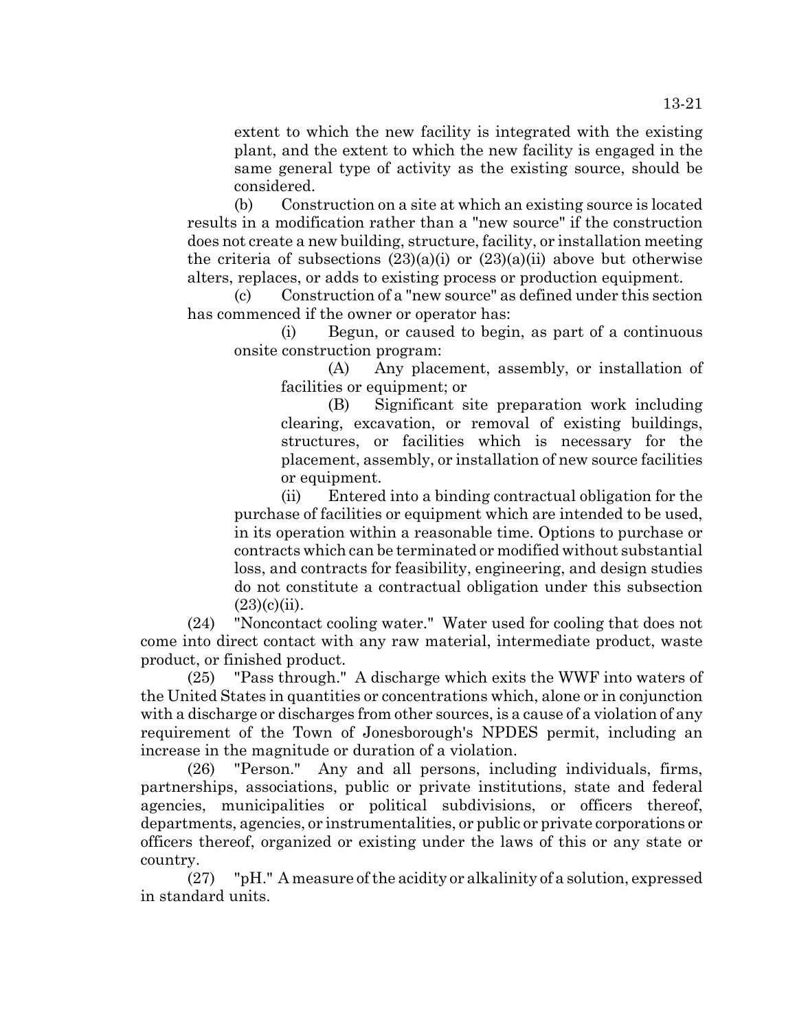extent to which the new facility is integrated with the existing plant, and the extent to which the new facility is engaged in the same general type of activity as the existing source, should be considered.

(b) Construction on a site at which an existing source is located results in a modification rather than a "new source" if the construction does not create a new building, structure, facility, or installation meeting the criteria of subsections (23)(a)(i) or (23)(a)(ii) above but otherwise alters, replaces, or adds to existing process or production equipment.

(c) Construction of a "new source" as defined under this section has commenced if the owner or operator has:

(i) Begun, or caused to begin, as part of a continuous onsite construction program:

(A) Any placement, assembly, or installation of facilities or equipment; or

(B) Significant site preparation work including clearing, excavation, or removal of existing buildings, structures, or facilities which is necessary for the placement, assembly, or installation of new source facilities or equipment.

(ii) Entered into a binding contractual obligation for the purchase of facilities or equipment which are intended to be used, in its operation within a reasonable time. Options to purchase or contracts which can be terminated or modified without substantial loss, and contracts for feasibility, engineering, and design studies do not constitute a contractual obligation under this subsection (23)(c)(ii).

(24) "Noncontact cooling water." Water used for cooling that does not come into direct contact with any raw material, intermediate product, waste product, or finished product.

(25) "Pass through." A discharge which exits the WWF into waters of the United States in quantities or concentrations which, alone or in conjunction with a discharge or discharges from other sources, is a cause of a violation of any requirement of the Town of Jonesborough's NPDES permit, including an increase in the magnitude or duration of a violation.

(26) "Person." Any and all persons, including individuals, firms, partnerships, associations, public or private institutions, state and federal agencies, municipalities or political subdivisions, or officers thereof, departments, agencies, or instrumentalities, or public or private corporations or officers thereof, organized or existing under the laws of this or any state or country.

(27) "pH." A measure of the acidity or alkalinity of a solution, expressed in standard units.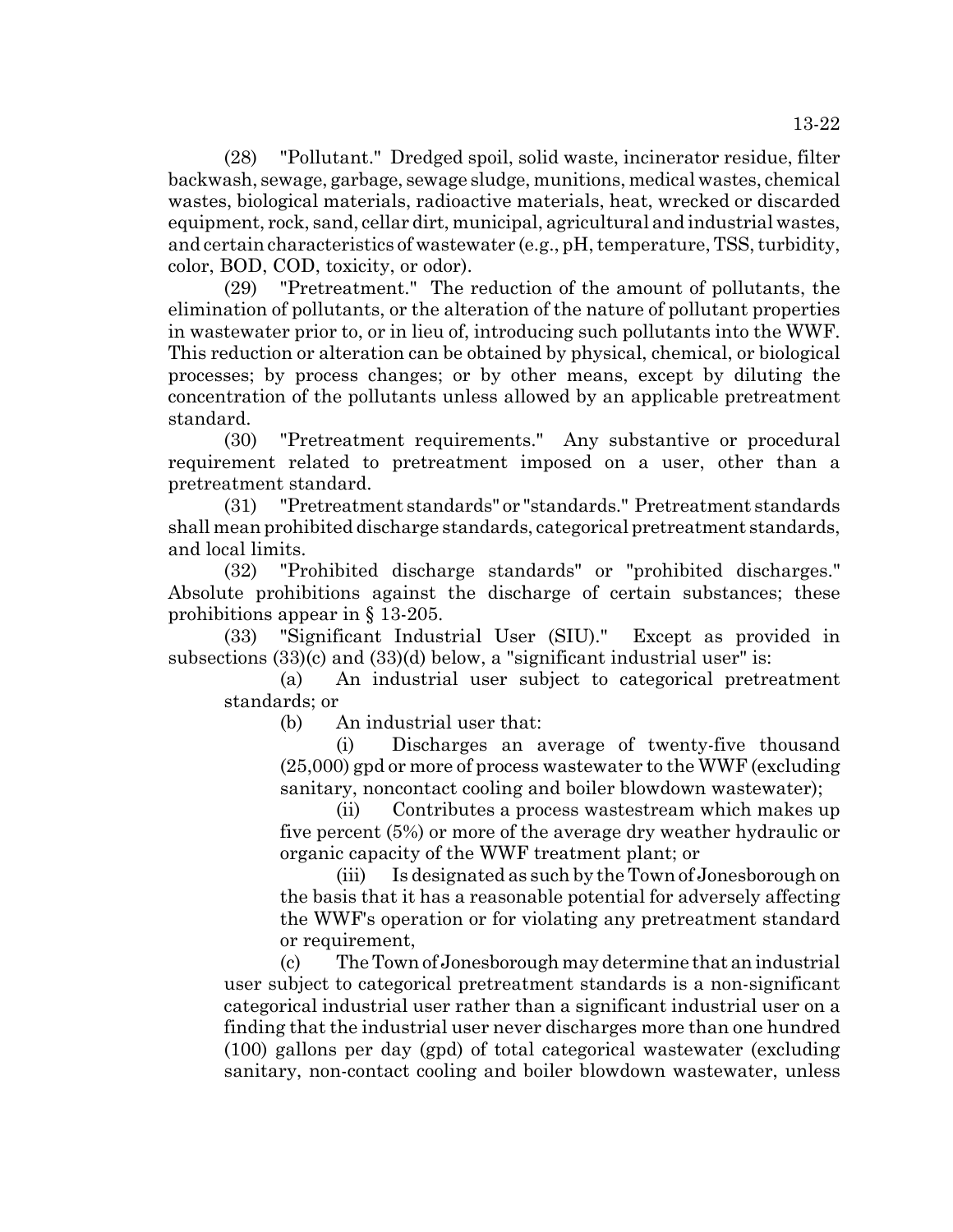(28) "Pollutant." Dredged spoil, solid waste, incinerator residue, filter backwash, sewage, garbage, sewage sludge, munitions, medical wastes, chemical wastes, biological materials, radioactive materials, heat, wrecked or discarded equipment, rock, sand, cellar dirt, municipal, agricultural and industrial wastes, and certain characteristics of wastewater (e.g., pH, temperature, TSS, turbidity, color, BOD, COD, toxicity, or odor).

(29) "Pretreatment." The reduction of the amount of pollutants, the elimination of pollutants, or the alteration of the nature of pollutant properties in wastewater prior to, or in lieu of, introducing such pollutants into the WWF. This reduction or alteration can be obtained by physical, chemical, or biological processes; by process changes; or by other means, except by diluting the concentration of the pollutants unless allowed by an applicable pretreatment standard.

(30) "Pretreatment requirements." Any substantive or procedural requirement related to pretreatment imposed on a user, other than a pretreatment standard.

(31) "Pretreatment standards" or "standards." Pretreatment standards shall mean prohibited discharge standards, categorical pretreatment standards, and local limits.

(32) "Prohibited discharge standards" or "prohibited discharges." Absolute prohibitions against the discharge of certain substances; these prohibitions appear in § 13-205.

(33) "Significant Industrial User (SIU)." Except as provided in subsections (33)(c) and (33)(d) below, a "significant industrial user" is:

(a) An industrial user subject to categorical pretreatment standards; or

(b) An industrial user that:

(i) Discharges an average of twenty-five thousand (25,000) gpd or more of process wastewater to the WWF (excluding sanitary, noncontact cooling and boiler blowdown wastewater);

(ii) Contributes a process wastestream which makes up five percent (5%) or more of the average dry weather hydraulic or organic capacity of the WWF treatment plant; or

(iii) Is designated as such by the Town of Jonesborough on the basis that it has a reasonable potential for adversely affecting the WWF's operation or for violating any pretreatment standard or requirement,

(c) The Town of Jonesborough may determine that an industrial user subject to categorical pretreatment standards is a non-significant categorical industrial user rather than a significant industrial user on a finding that the industrial user never discharges more than one hundred (100) gallons per day (gpd) of total categorical wastewater (excluding sanitary, non-contact cooling and boiler blowdown wastewater, unless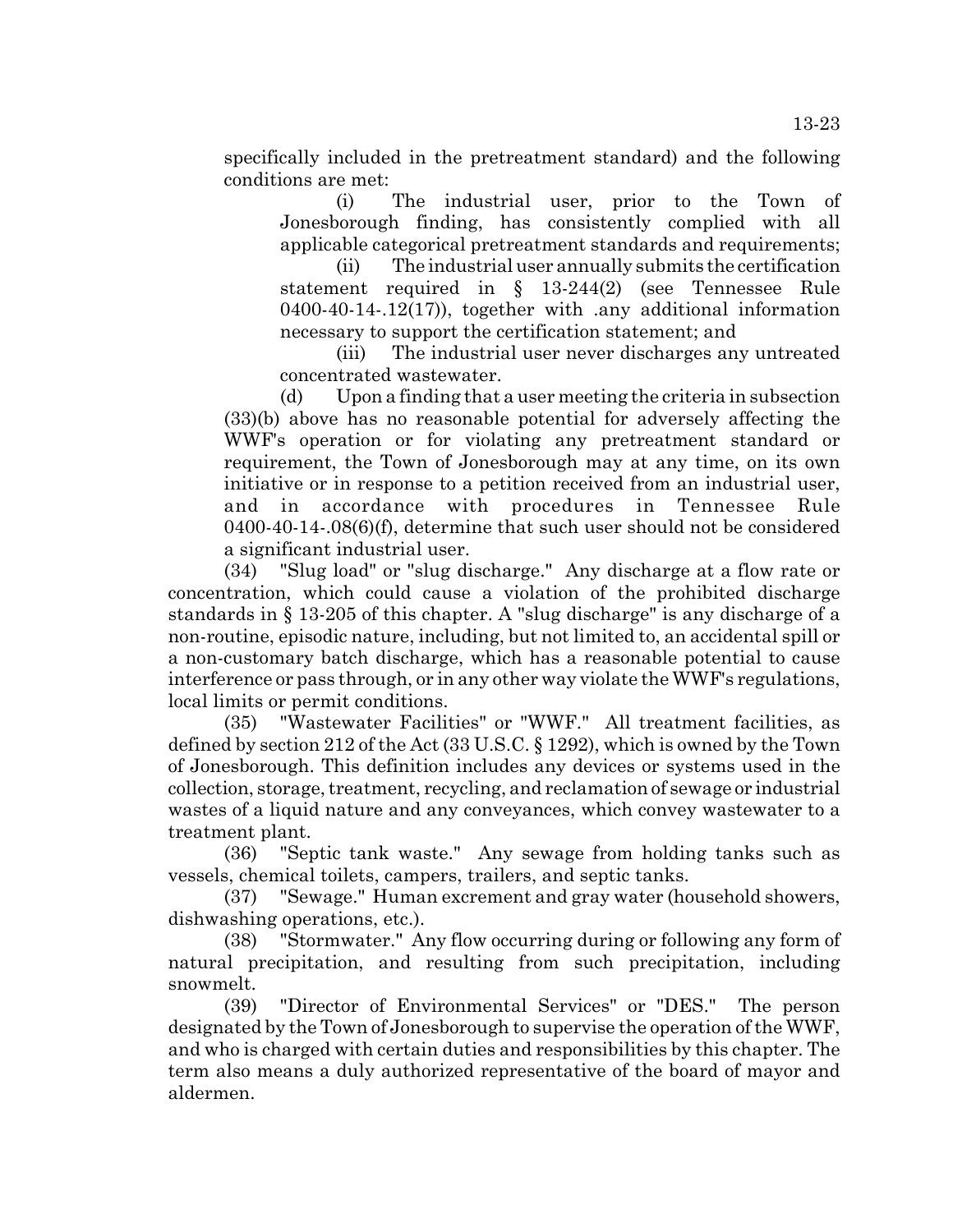specifically included in the pretreatment standard) and the following conditions are met:

(i) The industrial user, prior to the Town of Jonesborough finding, has consistently complied with all applicable categorical pretreatment standards and requirements;

(ii) The industrial user annually submits the certification statement required in § 13-244(2) (see Tennessee Rule 0400-40-14-.12(17)), together with .any additional information necessary to support the certification statement; and

(iii) The industrial user never discharges any untreated concentrated wastewater.

(d) Upon a finding that a user meeting the criteria in subsection (33)(b) above has no reasonable potential for adversely affecting the WWF's operation or for violating any pretreatment standard or requirement, the Town of Jonesborough may at any time, on its own initiative or in response to a petition received from an industrial user, and in accordance with procedures in Tennessee Rule 0400-40-14-.08(6)(f), determine that such user should not be considered a significant industrial user.

(34) "Slug load" or "slug discharge." Any discharge at a flow rate or concentration, which could cause a violation of the prohibited discharge standards in § 13-205 of this chapter. A "slug discharge" is any discharge of a non-routine, episodic nature, including, but not limited to, an accidental spill or a non-customary batch discharge, which has a reasonable potential to cause interference or pass through, or in any other way violate the WWF's regulations, local limits or permit conditions.

(35) "Wastewater Facilities" or "WWF." All treatment facilities, as defined by section 212 of the Act (33 U.S.C. § 1292), which is owned by the Town of Jonesborough. This definition includes any devices or systems used in the collection, storage, treatment, recycling, and reclamation of sewage or industrial wastes of a liquid nature and any conveyances, which convey wastewater to a treatment plant.

(36) "Septic tank waste." Any sewage from holding tanks such as vessels, chemical toilets, campers, trailers, and septic tanks.

(37) "Sewage." Human excrement and gray water (household showers, dishwashing operations, etc.).

(38) "Stormwater." Any flow occurring during or following any form of natural precipitation, and resulting from such precipitation, including snowmelt.

(39) "Director of Environmental Services" or "DES." The person designated by the Town of Jonesborough to supervise the operation of the WWF, and who is charged with certain duties and responsibilities by this chapter. The term also means a duly authorized representative of the board of mayor and aldermen.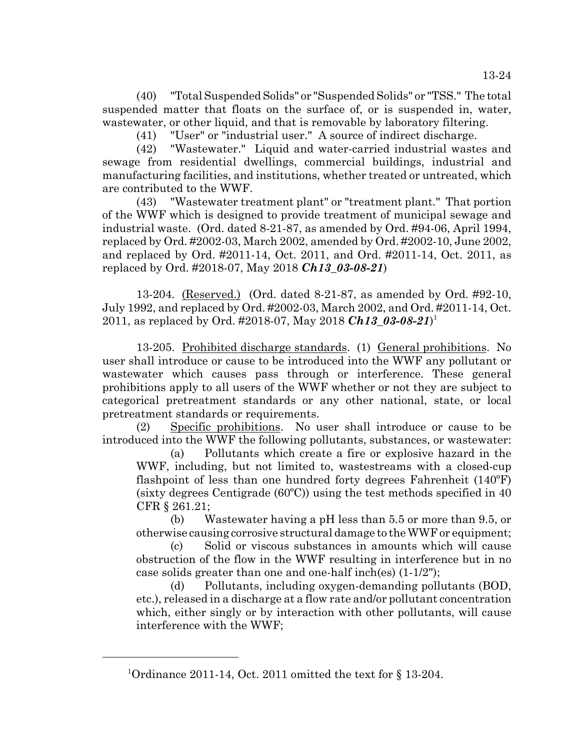(40) "Total Suspended Solids" or "Suspended Solids" or "TSS." The total suspended matter that floats on the surface of, or is suspended in, water, wastewater, or other liquid, and that is removable by laboratory filtering.

(41) "User" or "industrial user." A source of indirect discharge.

(42) "Wastewater." Liquid and water-carried industrial wastes and sewage from residential dwellings, commercial buildings, industrial and manufacturing facilities, and institutions, whether treated or untreated, which are contributed to the WWF.

(43) "Wastewater treatment plant" or "treatment plant." That portion of the WWF which is designed to provide treatment of municipal sewage and industrial waste. (Ord. dated 8-21-87, as amended by Ord. #94-06, April 1994, replaced by Ord. #2002-03, March 2002, amended by Ord. #2002-10, June 2002, and replaced by Ord. #2011-14, Oct. 2011, and Ord. #2011-14, Oct. 2011, as replaced by Ord. #2018-07, May 2018 ***Ch13_03-08-21***)

13-204. Reserved.) (Ord. dated 8-21-87, as amended by Ord. #92-10, July 1992, and replaced by Ord. #2002-03, March 2002, and Ord. #2011-14, Oct. 2011, as replaced by Ord. #2018-07, May 2018 ***Ch13_03-08-21***)[1]

13-205. Prohibited discharge standards. (1) General prohibitions. No user shall introduce or cause to be introduced into the WWF any pollutant or wastewater which causes pass through or interference. These general prohibitions apply to all users of the WWF whether or not they are subject to categorical pretreatment standards or any other national, state, or local pretreatment standards or requirements.

(2) Specific prohibitions. No user shall introduce or cause to be introduced into the WWF the following pollutants, substances, or wastewater:

(a) Pollutants which create a fire or explosive hazard in the WWF, including, but not limited to, wastestreams with a closed-cup flashpoint of less than one hundred forty degrees Fahrenheit (140ºF) (sixty degrees Centigrade (60ºC)) using the test methods specified in 40 CFR § 261.21;

(b) Wastewater having a pH less than 5.5 or more than 9.5, or otherwise causing corrosive structural damage to the WWF or equipment;

(c) Solid or viscous substances in amounts which will cause obstruction of the flow in the WWF resulting in interference but in no case solids greater than one and one-half inch(es) (1-1/2");

(d) Pollutants, including oxygen-demanding pollutants (BOD, etc.), released in a discharge at a flow rate and/or pollutant concentration which, either singly or by interaction with other pollutants, will cause interference with the WWF;

---

[1]Ordinance 2011-14, Oct. 2011 omitted the text for § 13-204.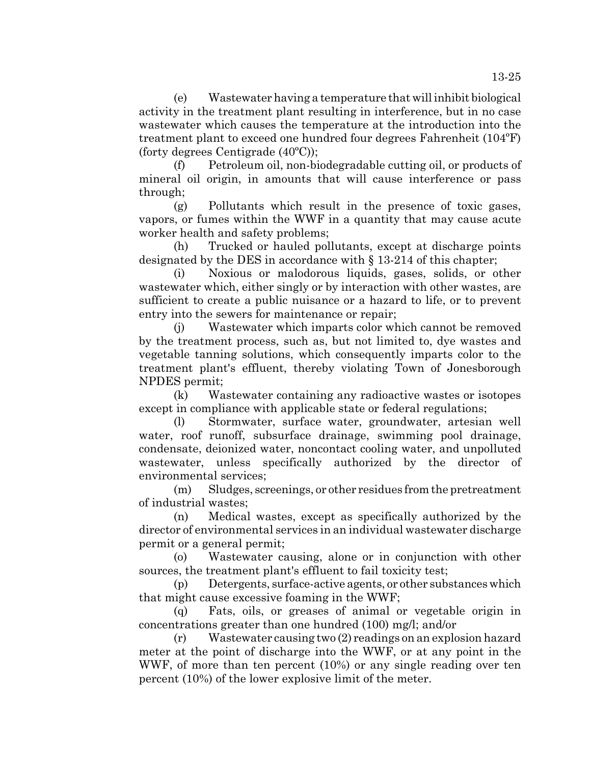(e) Wastewater having a temperature that will inhibit biological activity in the treatment plant resulting in interference, but in no case wastewater which causes the temperature at the introduction into the treatment plant to exceed one hundred four degrees Fahrenheit (104ºF) (forty degrees Centigrade (40ºC));

(f) Petroleum oil, non-biodegradable cutting oil, or products of mineral oil origin, in amounts that will cause interference or pass through;

(g) Pollutants which result in the presence of toxic gases, vapors, or fumes within the WWF in a quantity that may cause acute worker health and safety problems;

(h) Trucked or hauled pollutants, except at discharge points designated by the DES in accordance with § 13-214 of this chapter;

(i) Noxious or malodorous liquids, gases, solids, or other wastewater which, either singly or by interaction with other wastes, are sufficient to create a public nuisance or a hazard to life, or to prevent entry into the sewers for maintenance or repair;

(j) Wastewater which imparts color which cannot be removed by the treatment process, such as, but not limited to, dye wastes and vegetable tanning solutions, which consequently imparts color to the treatment plant's effluent, thereby violating Town of Jonesborough NPDES permit;

(k) Wastewater containing any radioactive wastes or isotopes except in compliance with applicable state or federal regulations;

(l) Stormwater, surface water, groundwater, artesian well water, roof runoff, subsurface drainage, swimming pool drainage, condensate, deionized water, noncontact cooling water, and unpolluted wastewater, unless specifically authorized by the director of environmental services;

(m) Sludges, screenings, or other residues from the pretreatment of industrial wastes;

(n) Medical wastes, except as specifically authorized by the director of environmental services in an individual wastewater discharge permit or a general permit;

(o) Wastewater causing, alone or in conjunction with other sources, the treatment plant's effluent to fail toxicity test;

(p) Detergents, surface-active agents, or other substances which that might cause excessive foaming in the WWF;

(q) Fats, oils, or greases of animal or vegetable origin in concentrations greater than one hundred (100) mg/l; and/or

(r) Wastewater causing two (2) readings on an explosion hazard meter at the point of discharge into the WWF, or at any point in the WWF, of more than ten percent (10%) or any single reading over ten percent (10%) of the lower explosive limit of the meter.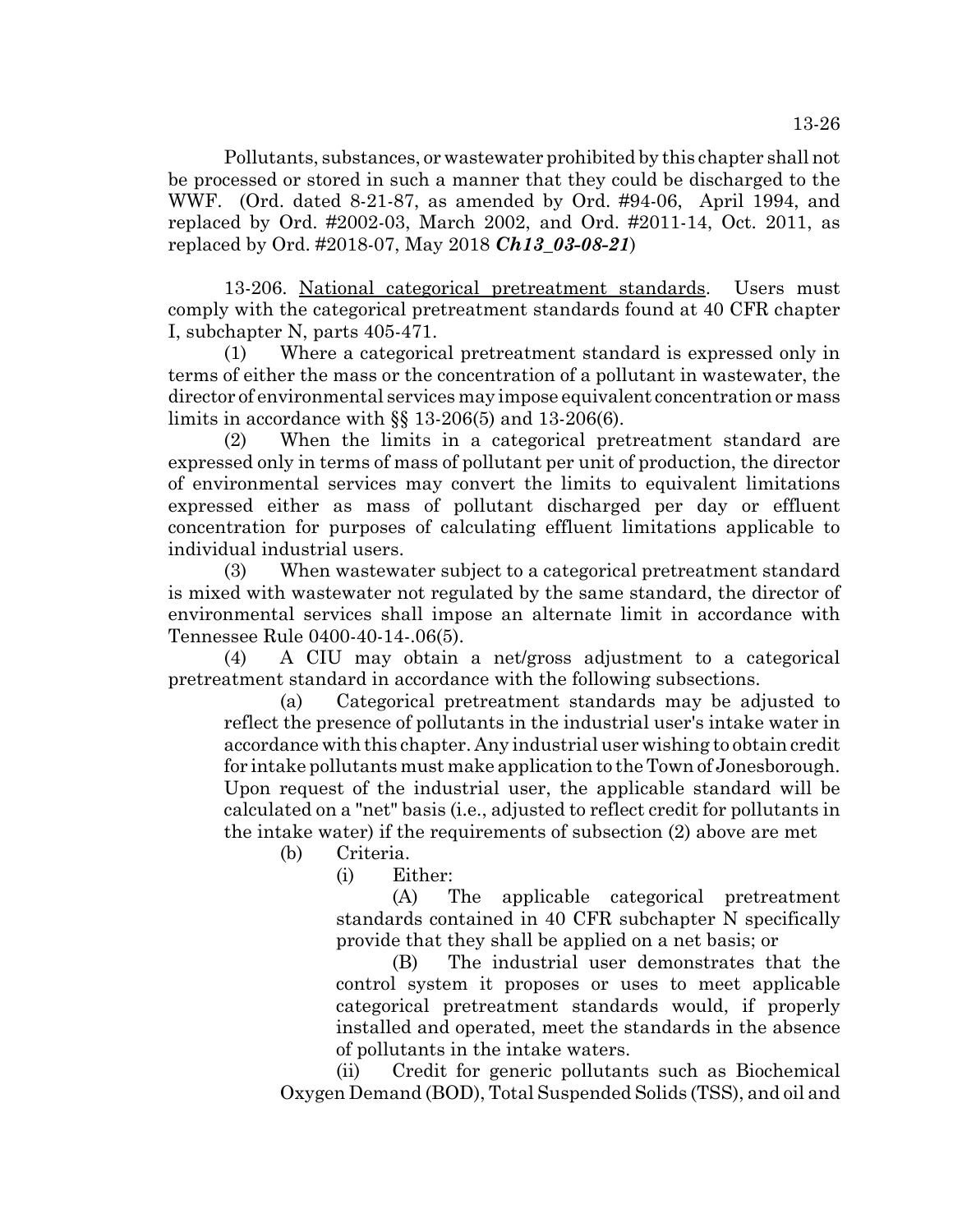Pollutants, substances, or wastewater prohibited by this chapter shall not be processed or stored in such a manner that they could be discharged to the WWF. (Ord. dated 8-21-87, as amended by Ord. #94-06, April 1994, and replaced by Ord. #2002-03, March 2002, and Ord. #2011-14, Oct. 2011, as replaced by Ord. #2018-07, May 2018 ***Ch13_03-08-21***)

13-206. National categorical pretreatment standards. Users must comply with the categorical pretreatment standards found at 40 CFR chapter I, subchapter N, parts 405-471.

(1) Where a categorical pretreatment standard is expressed only in terms of either the mass or the concentration of a pollutant in wastewater, the director of environmental services may impose equivalent concentration or mass limits in accordance with §§ 13-206(5) and 13-206(6).

(2) When the limits in a categorical pretreatment standard are expressed only in terms of mass of pollutant per unit of production, the director of environmental services may convert the limits to equivalent limitations expressed either as mass of pollutant discharged per day or effluent concentration for purposes of calculating effluent limitations applicable to individual industrial users.

(3) When wastewater subject to a categorical pretreatment standard is mixed with wastewater not regulated by the same standard, the director of environmental services shall impose an alternate limit in accordance with Tennessee Rule 0400-40-14-.06(5).

(4) A CIU may obtain a net/gross adjustment to a categorical pretreatment standard in accordance with the following subsections.

(a) Categorical pretreatment standards may be adjusted to reflect the presence of pollutants in the industrial user's intake water in accordance with this chapter. Any industrial user wishing to obtain credit for intake pollutants must make application to the Town of Jonesborough. Upon request of the industrial user, the applicable standard will be calculated on a "net" basis (i.e., adjusted to reflect credit for pollutants in the intake water) if the requirements of subsection (2) above are met

(b) Criteria.

(i) Either:

(A) The applicable categorical pretreatment standards contained in 40 CFR subchapter N specifically provide that they shall be applied on a net basis; or

(B) The industrial user demonstrates that the control system it proposes or uses to meet applicable categorical pretreatment standards would, if properly installed and operated, meet the standards in the absence of pollutants in the intake waters.

(ii) Credit for generic pollutants such as Biochemical Oxygen Demand (BOD), Total Suspended Solids (TSS), and oil and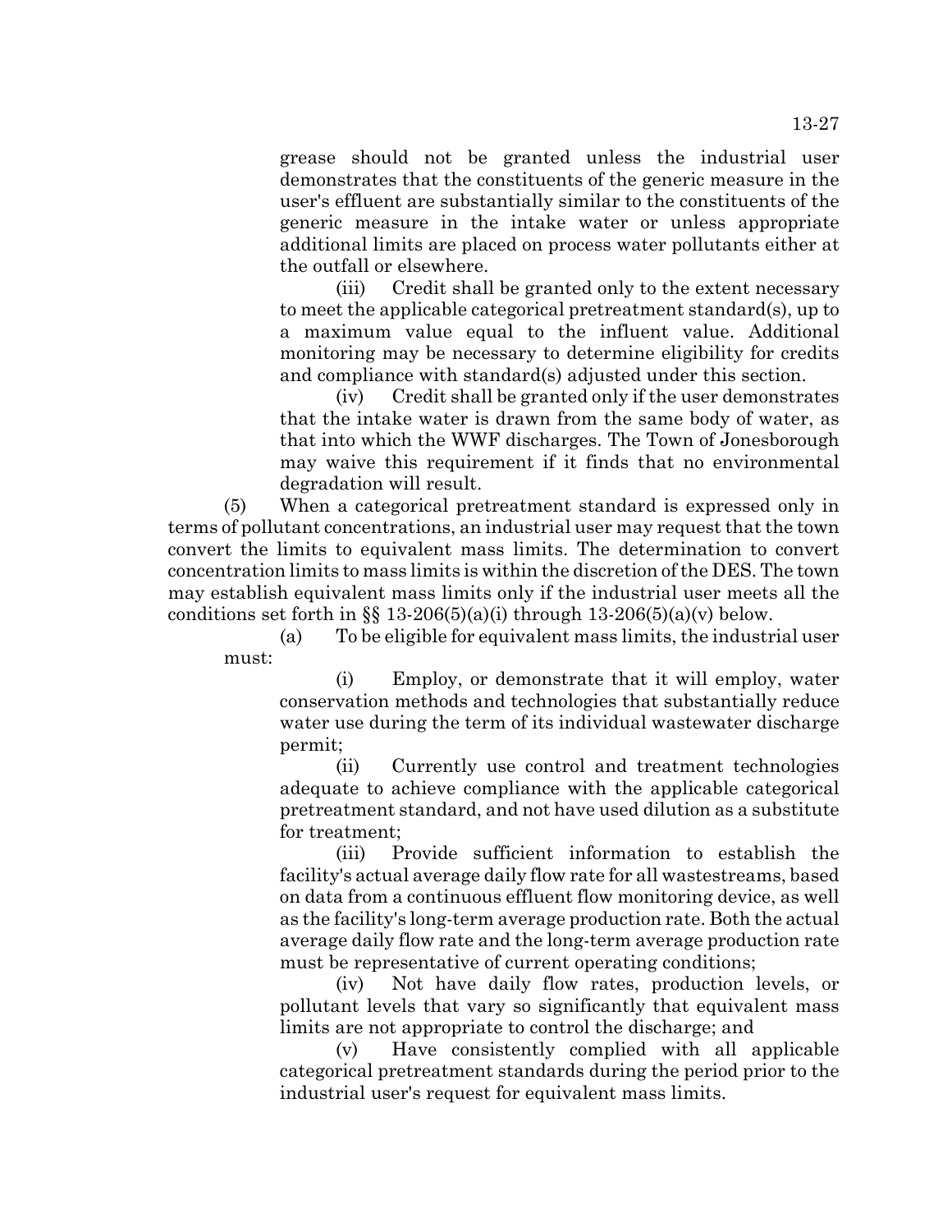grease should not be granted unless the industrial user demonstrates that the constituents of the generic measure in the user's effluent are substantially similar to the constituents of the generic measure in the intake water or unless appropriate additional limits are placed on process water pollutants either at the outfall or elsewhere.

(iii) Credit shall be granted only to the extent necessary to meet the applicable categorical pretreatment standard(s), up to a maximum value equal to the influent value. Additional monitoring may be necessary to determine eligibility for credits and compliance with standard(s) adjusted under this section.

(iv) Credit shall be granted only if the user demonstrates that the intake water is drawn from the same body of water, as that into which the WWF discharges. The Town of Jonesborough may waive this requirement if it finds that no environmental degradation will result.

(5) When a categorical pretreatment standard is expressed only in terms of pollutant concentrations, an industrial user may request that the town convert the limits to equivalent mass limits. The determination to convert concentration limits to mass limits is within the discretion of the DES. The town may establish equivalent mass limits only if the industrial user meets all the conditions set forth in §§ 13-206(5)(a)(i) through 13-206(5)(a)(v) below.

(a) To be eligible for equivalent mass limits, the industrial user must:

(i) Employ, or demonstrate that it will employ, water conservation methods and technologies that substantially reduce water use during the term of its individual wastewater discharge permit;

(ii) Currently use control and treatment technologies adequate to achieve compliance with the applicable categorical pretreatment standard, and not have used dilution as a substitute for treatment;

(iii) Provide sufficient information to establish the facility's actual average daily flow rate for all wastestreams, based on data from a continuous effluent flow monitoring device, as well as the facility's long-term average production rate. Both the actual average daily flow rate and the long-term average production rate must be representative of current operating conditions;

(iv) Not have daily flow rates, production levels, or pollutant levels that vary so significantly that equivalent mass limits are not appropriate to control the discharge; and

(v) Have consistently complied with all applicable categorical pretreatment standards during the period prior to the industrial user's request for equivalent mass limits.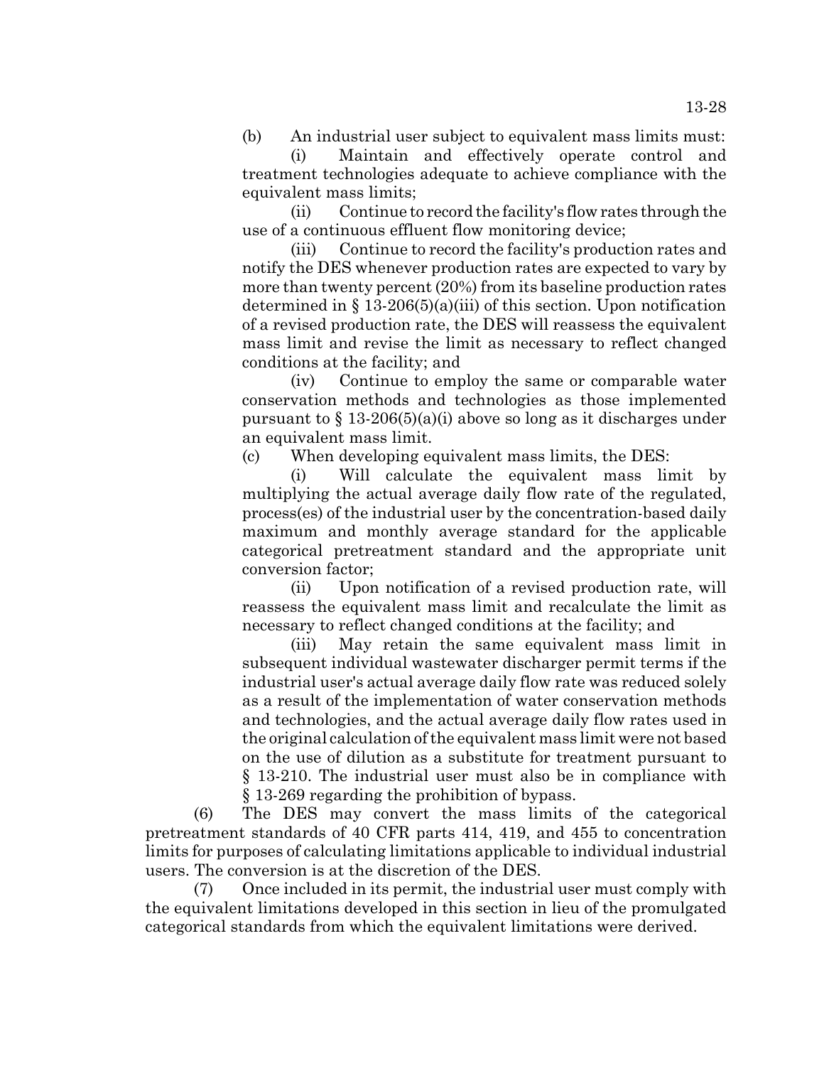(b) An industrial user subject to equivalent mass limits must:

(i) Maintain and effectively operate control and treatment technologies adequate to achieve compliance with the equivalent mass limits;

(ii) Continue to record the facility's flow rates through the use of a continuous effluent flow monitoring device;

(iii) Continue to record the facility's production rates and notify the DES whenever production rates are expected to vary by more than twenty percent (20%) from its baseline production rates determined in § 13-206(5)(a)(iii) of this section. Upon notification of a revised production rate, the DES will reassess the equivalent mass limit and revise the limit as necessary to reflect changed conditions at the facility; and

(iv) Continue to employ the same or comparable water conservation methods and technologies as those implemented pursuant to § 13-206(5)(a)(i) above so long as it discharges under an equivalent mass limit.

(c) When developing equivalent mass limits, the DES:

(i) Will calculate the equivalent mass limit by multiplying the actual average daily flow rate of the regulated, process(es) of the industrial user by the concentration-based daily maximum and monthly average standard for the applicable categorical pretreatment standard and the appropriate unit conversion factor;

(ii) Upon notification of a revised production rate, will reassess the equivalent mass limit and recalculate the limit as necessary to reflect changed conditions at the facility; and

(iii) May retain the same equivalent mass limit in subsequent individual wastewater discharger permit terms if the industrial user's actual average daily flow rate was reduced solely as a result of the implementation of water conservation methods and technologies, and the actual average daily flow rates used in the original calculation of the equivalent mass limit were not based on the use of dilution as a substitute for treatment pursuant to § 13-210. The industrial user must also be in compliance with § 13-269 regarding the prohibition of bypass.

(6) The DES may convert the mass limits of the categorical pretreatment standards of 40 CFR parts 414, 419, and 455 to concentration limits for purposes of calculating limitations applicable to individual industrial users. The conversion is at the discretion of the DES.

(7) Once included in its permit, the industrial user must comply with the equivalent limitations developed in this section in lieu of the promulgated categorical standards from which the equivalent limitations were derived.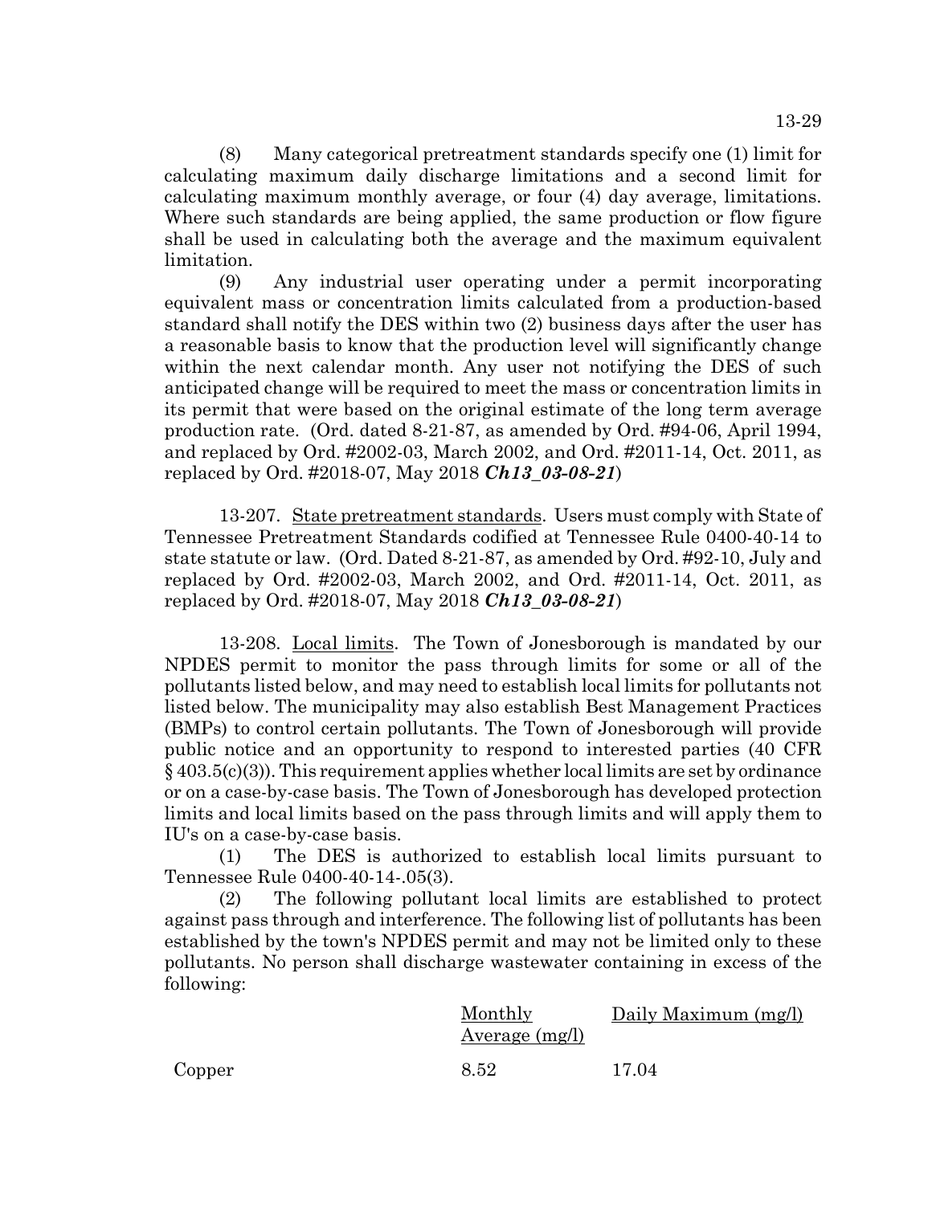(8) Many categorical pretreatment standards specify one (1) limit for calculating maximum daily discharge limitations and a second limit for calculating maximum monthly average, or four (4) day average, limitations. Where such standards are being applied, the same production or flow figure shall be used in calculating both the average and the maximum equivalent limitation.

(9) Any industrial user operating under a permit incorporating equivalent mass or concentration limits calculated from a production-based standard shall notify the DES within two (2) business days after the user has a reasonable basis to know that the production level will significantly change within the next calendar month. Any user not notifying the DES of such anticipated change will be required to meet the mass or concentration limits in its permit that were based on the original estimate of the long term average production rate. (Ord. dated 8-21-87, as amended by Ord. #94-06, April 1994, and replaced by Ord. #2002-03, March 2002, and Ord. #2011-14, Oct. 2011, as replaced by Ord. #2018-07, May 2018 ***Ch13_03-08-21***)

13-207. State pretreatment standards. Users must comply with State of Tennessee Pretreatment Standards codified at Tennessee Rule 0400-40-14 to state statute or law. (Ord. Dated 8-21-87, as amended by Ord. #92-10, July and replaced by Ord. #2002-03, March 2002, and Ord. #2011-14, Oct. 2011, as replaced by Ord. #2018-07, May 2018 ***Ch13_03-08-21***)

13-208. Local limits. The Town of Jonesborough is mandated by our NPDES permit to monitor the pass through limits for some or all of the pollutants listed below, and may need to establish local limits for pollutants not listed below. The municipality may also establish Best Management Practices (BMPs) to control certain pollutants. The Town of Jonesborough will provide public notice and an opportunity to respond to interested parties (40 CFR § 403.5(c)(3)). This requirement applies whether local limits are set by ordinance or on a case-by-case basis. The Town of Jonesborough has developed protection limits and local limits based on the pass through limits and will apply them to IU's on a case-by-case basis.

(1) The DES is authorized to establish local limits pursuant to Tennessee Rule 0400-40-14-.05(3).

(2) The following pollutant local limits are established to protect against pass through and interference. The following list of pollutants has been established by the town's NPDES permit and may not be limited only to these pollutants. No person shall discharge wastewater containing in excess of the following:

| | Monthly Average (mg/l) | Daily Maximum (mg/l) |
|---|---|---|
| Copper | 8.52 | 17.04 |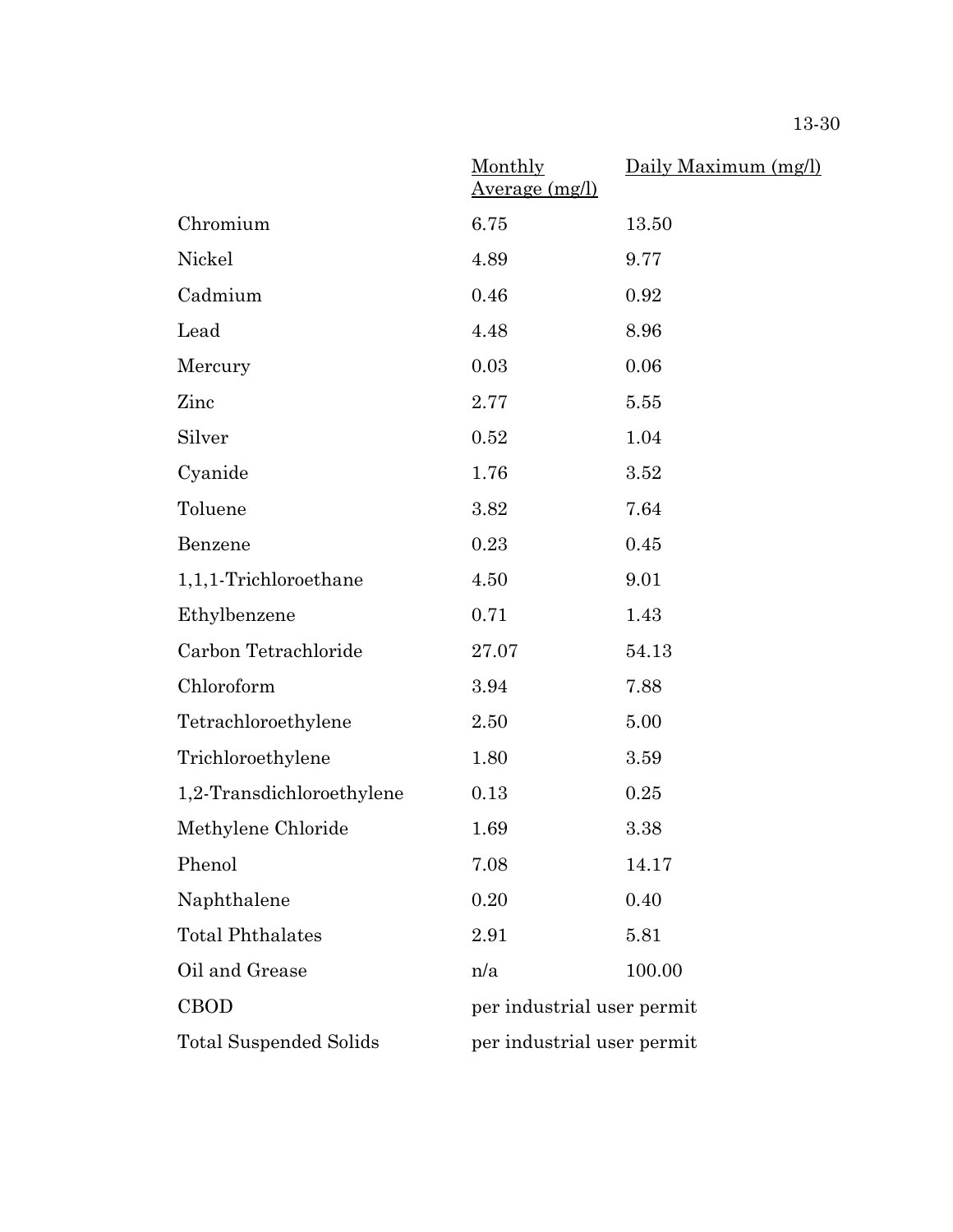| | Monthly Average (mg/l) | Daily Maximum (mg/l) |
|---|---|---|
| Chromium | 6.75 | 13.50 |
| Nickel | 4.89 | 9.77 |
| Cadmium | 0.46 | 0.92 |
| Lead | 4.48 | 8.96 |
| Mercury | 0.03 | 0.06 |
| Zinc | 2.77 | 5.55 |
| Silver | 0.52 | 1.04 |
| Cyanide | 1.76 | 3.52 |
| Toluene | 3.82 | 7.64 |
| Benzene | 0.23 | 0.45 |
| 1,1,1-Trichloroethane | 4.50 | 9.01 |
| Ethylbenzene | 0.71 | 1.43 |
| Carbon Tetrachloride | 27.07 | 54.13 |
| Chloroform | 3.94 | 7.88 |
| Tetrachloroethylene | 2.50 | 5.00 |
| Trichloroethylene | 1.80 | 3.59 |
| 1,2-Transdichloroethylene | 0.13 | 0.25 |
| Methylene Chloride | 1.69 | 3.38 |
| Phenol | 7.08 | 14.17 |
| Naphthalene | 0.20 | 0.40 |
| Total Phthalates | 2.91 | 5.81 |
| Oil and Grease | n/a | 100.00 |
| CBOD | per industrial user permit | |
| Total Suspended Solids | per industrial user permit | |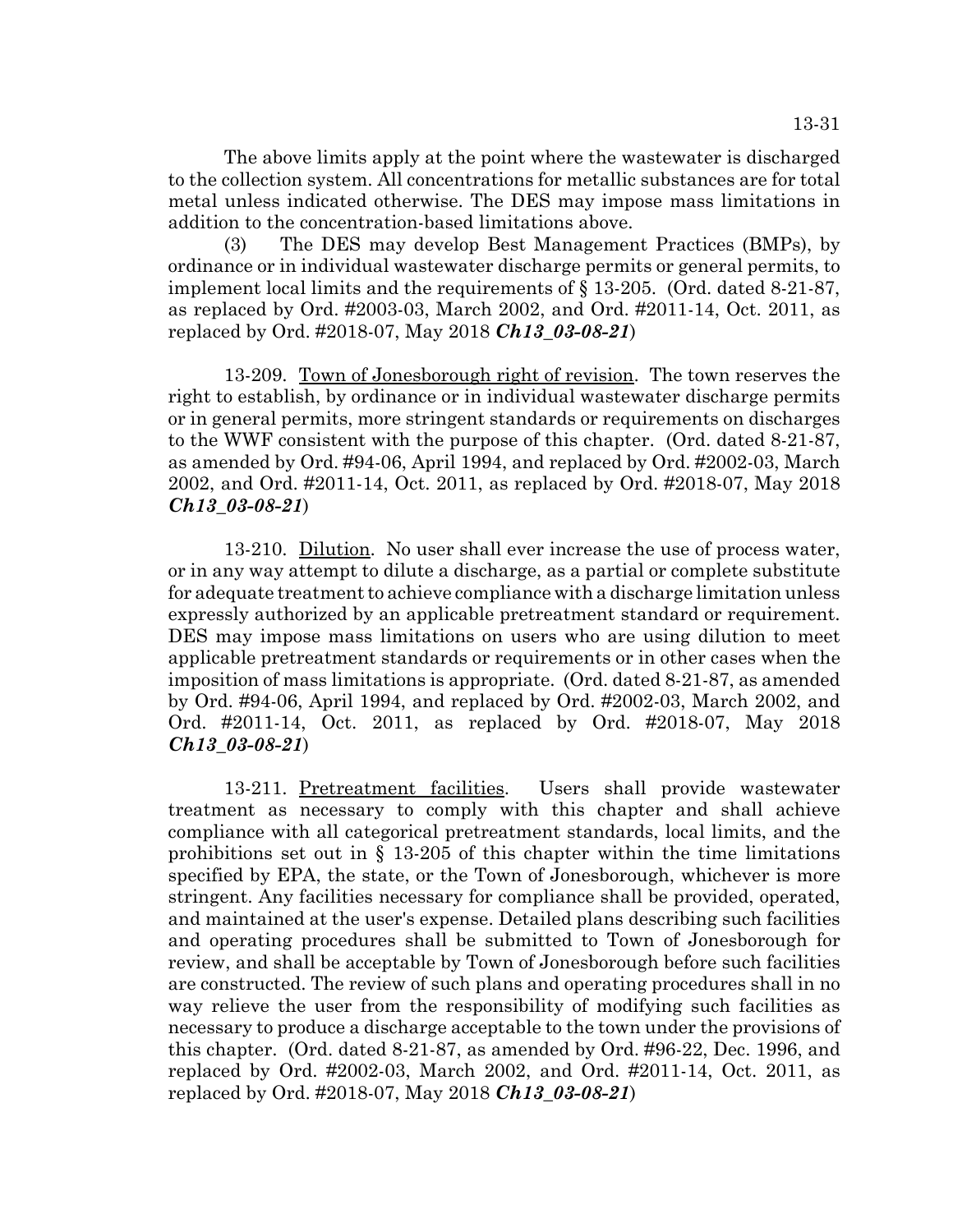The above limits apply at the point where the wastewater is discharged to the collection system. All concentrations for metallic substances are for total metal unless indicated otherwise. The DES may impose mass limitations in addition to the concentration-based limitations above.

(3) The DES may develop Best Management Practices (BMPs), by ordinance or in individual wastewater discharge permits or general permits, to implement local limits and the requirements of § 13-205. (Ord. dated 8-21-87, as replaced by Ord. #2003-03, March 2002, and Ord. #2011-14, Oct. 2011, as replaced by Ord. #2018-07, May 2018 ***Ch13_03-08-21***)

13-209. Town of Jonesborough right of revision. The town reserves the right to establish, by ordinance or in individual wastewater discharge permits or in general permits, more stringent standards or requirements on discharges to the WWF consistent with the purpose of this chapter. (Ord. dated 8-21-87, as amended by Ord. #94-06, April 1994, and replaced by Ord. #2002-03, March 2002, and Ord. #2011-14, Oct. 2011, as replaced by Ord. #2018-07, May 2018 ***Ch13_03-08-21***)

13-210. Dilution. No user shall ever increase the use of process water, or in any way attempt to dilute a discharge, as a partial or complete substitute for adequate treatment to achieve compliance with a discharge limitation unless expressly authorized by an applicable pretreatment standard or requirement. DES may impose mass limitations on users who are using dilution to meet applicable pretreatment standards or requirements or in other cases when the imposition of mass limitations is appropriate. (Ord. dated 8-21-87, as amended by Ord. #94-06, April 1994, and replaced by Ord. #2002-03, March 2002, and Ord. #2011-14, Oct. 2011, as replaced by Ord. #2018-07, May 2018 ***Ch13_03-08-21***)

13-211. Pretreatment facilities. Users shall provide wastewater treatment as necessary to comply with this chapter and shall achieve compliance with all categorical pretreatment standards, local limits, and the prohibitions set out in § 13-205 of this chapter within the time limitations specified by EPA, the state, or the Town of Jonesborough, whichever is more stringent. Any facilities necessary for compliance shall be provided, operated, and maintained at the user's expense. Detailed plans describing such facilities and operating procedures shall be submitted to Town of Jonesborough for review, and shall be acceptable by Town of Jonesborough before such facilities are constructed. The review of such plans and operating procedures shall in no way relieve the user from the responsibility of modifying such facilities as necessary to produce a discharge acceptable to the town under the provisions of this chapter. (Ord. dated 8-21-87, as amended by Ord. #96-22, Dec. 1996, and replaced by Ord. #2002-03, March 2002, and Ord. #2011-14, Oct. 2011, as replaced by Ord. #2018-07, May 2018 ***Ch13_03-08-21***)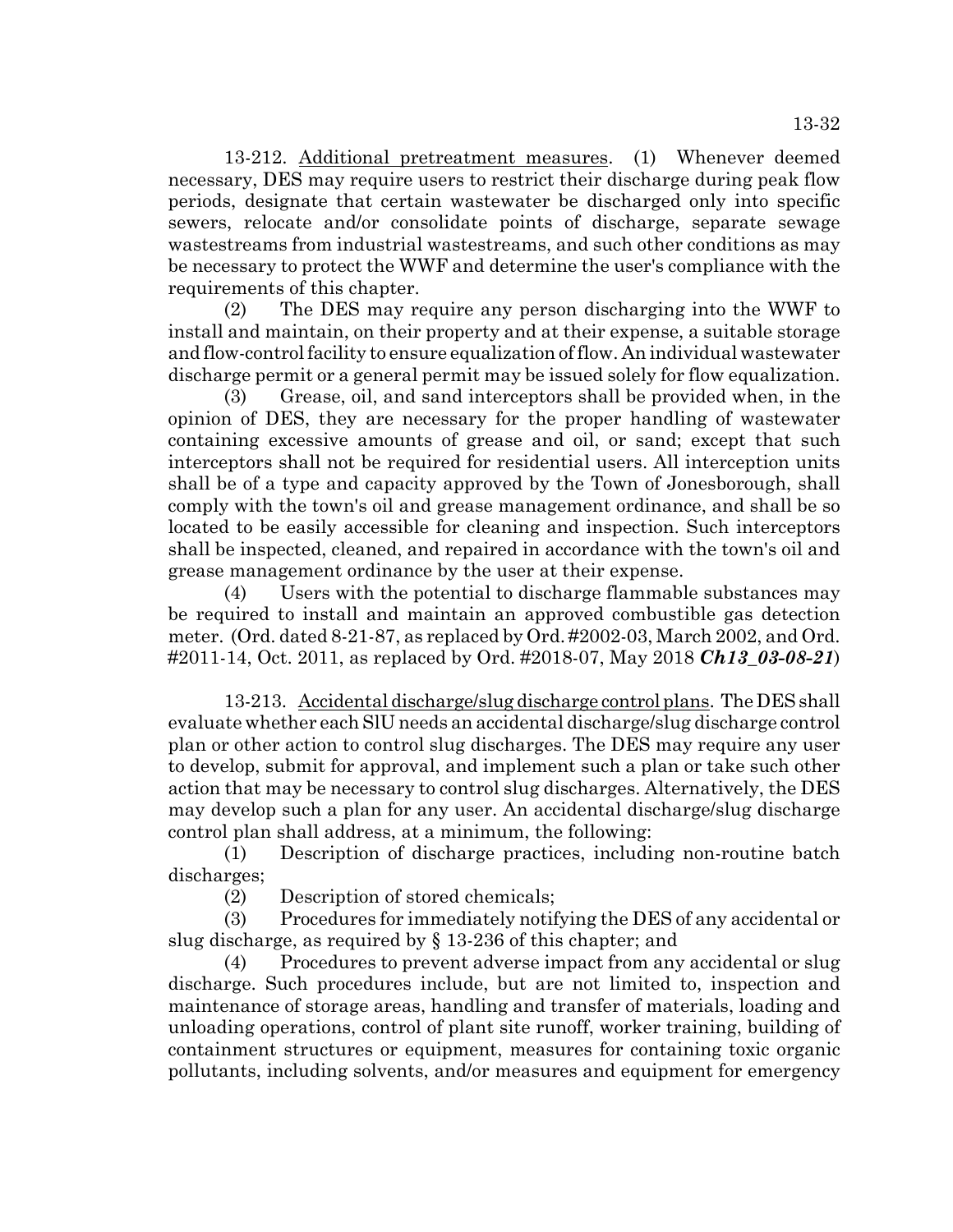13-212. Additional pretreatment measures. (1) Whenever deemed necessary, DES may require users to restrict their discharge during peak flow periods, designate that certain wastewater be discharged only into specific sewers, relocate and/or consolidate points of discharge, separate sewage wastestreams from industrial wastestreams, and such other conditions as may be necessary to protect the WWF and determine the user's compliance with the requirements of this chapter.

(2) The DES may require any person discharging into the WWF to install and maintain, on their property and at their expense, a suitable storage and flow-control facility to ensure equalization of flow. An individual wastewater discharge permit or a general permit may be issued solely for flow equalization.

(3) Grease, oil, and sand interceptors shall be provided when, in the opinion of DES, they are necessary for the proper handling of wastewater containing excessive amounts of grease and oil, or sand; except that such interceptors shall not be required for residential users. All interception units shall be of a type and capacity approved by the Town of Jonesborough, shall comply with the town's oil and grease management ordinance, and shall be so located to be easily accessible for cleaning and inspection. Such interceptors shall be inspected, cleaned, and repaired in accordance with the town's oil and grease management ordinance by the user at their expense.

(4) Users with the potential to discharge flammable substances may be required to install and maintain an approved combustible gas detection meter. (Ord. dated 8-21-87, as replaced by Ord. #2002-03, March 2002, and Ord. #2011-14, Oct. 2011, as replaced by Ord. #2018-07, May 2018 ***Ch13_03-08-21***)

13-213. Accidental discharge/slug discharge control plans. The DES shall evaluate whether each SIU needs an accidental discharge/slug discharge control plan or other action to control slug discharges. The DES may require any user to develop, submit for approval, and implement such a plan or take such other action that may be necessary to control slug discharges. Alternatively, the DES may develop such a plan for any user. An accidental discharge/slug discharge control plan shall address, at a minimum, the following:

(1) Description of discharge practices, including non-routine batch discharges;

(2) Description of stored chemicals;

(3) Procedures for immediately notifying the DES of any accidental or slug discharge, as required by § 13-236 of this chapter; and

(4) Procedures to prevent adverse impact from any accidental or slug discharge. Such procedures include, but are not limited to, inspection and maintenance of storage areas, handling and transfer of materials, loading and unloading operations, control of plant site runoff, worker training, building of containment structures or equipment, measures for containing toxic organic pollutants, including solvents, and/or measures and equipment for emergency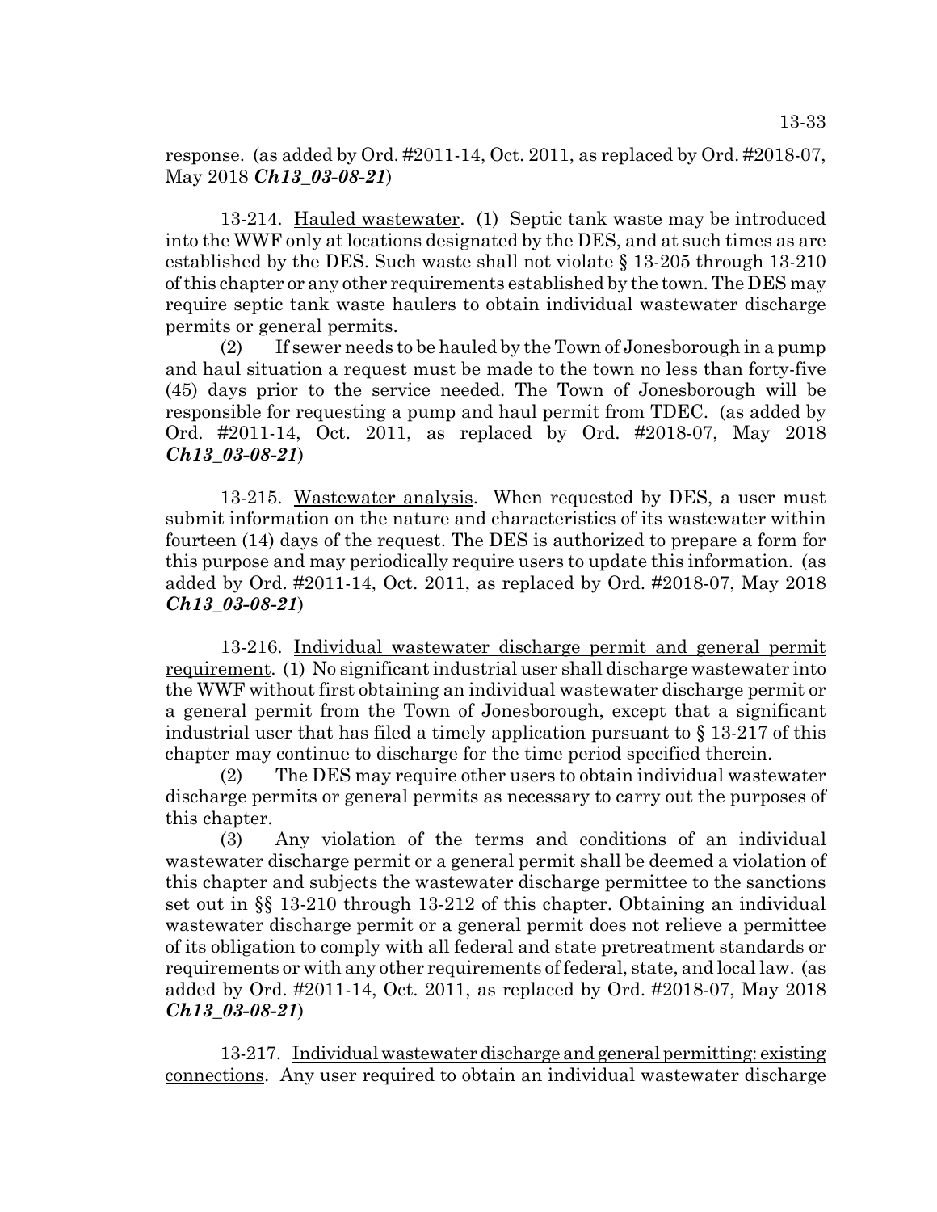response. (as added by Ord. #2011-14, Oct. 2011, as replaced by Ord. #2018-07, May 2018 ***Ch13_03-08-21***)

13-214. Hauled wastewater. (1) Septic tank waste may be introduced into the WWF only at locations designated by the DES, and at such times as are established by the DES. Such waste shall not violate § 13-205 through 13-210 of this chapter or any other requirements established by the town. The DES may require septic tank waste haulers to obtain individual wastewater discharge permits or general permits.

(2) If sewer needs to be hauled by the Town of Jonesborough in a pump and haul situation a request must be made to the town no less than forty-five (45) days prior to the service needed. The Town of Jonesborough will be responsible for requesting a pump and haul permit from TDEC. (as added by Ord. #2011-14, Oct. 2011, as replaced by Ord. #2018-07, May 2018 ***Ch13_03-08-21***)

13-215. Wastewater analysis. When requested by DES, a user must submit information on the nature and characteristics of its wastewater within fourteen (14) days of the request. The DES is authorized to prepare a form for this purpose and may periodically require users to update this information. (as added by Ord. #2011-14, Oct. 2011, as replaced by Ord. #2018-07, May 2018 ***Ch13_03-08-21***)

13-216. Individual wastewater discharge permit and general permit requirement. (1) No significant industrial user shall discharge wastewater into the WWF without first obtaining an individual wastewater discharge permit or a general permit from the Town of Jonesborough, except that a significant industrial user that has filed a timely application pursuant to § 13-217 of this chapter may continue to discharge for the time period specified therein.

(2) The DES may require other users to obtain individual wastewater discharge permits or general permits as necessary to carry out the purposes of this chapter.

(3) Any violation of the terms and conditions of an individual wastewater discharge permit or a general permit shall be deemed a violation of this chapter and subjects the wastewater discharge permittee to the sanctions set out in §§ 13-210 through 13-212 of this chapter. Obtaining an individual wastewater discharge permit or a general permit does not relieve a permittee of its obligation to comply with all federal and state pretreatment standards or requirements or with any other requirements of federal, state, and local law. (as added by Ord. #2011-14, Oct. 2011, as replaced by Ord. #2018-07, May 2018 ***Ch13_03-08-21***)

13-217. Individual wastewater discharge and general permitting: existing connections. Any user required to obtain an individual wastewater discharge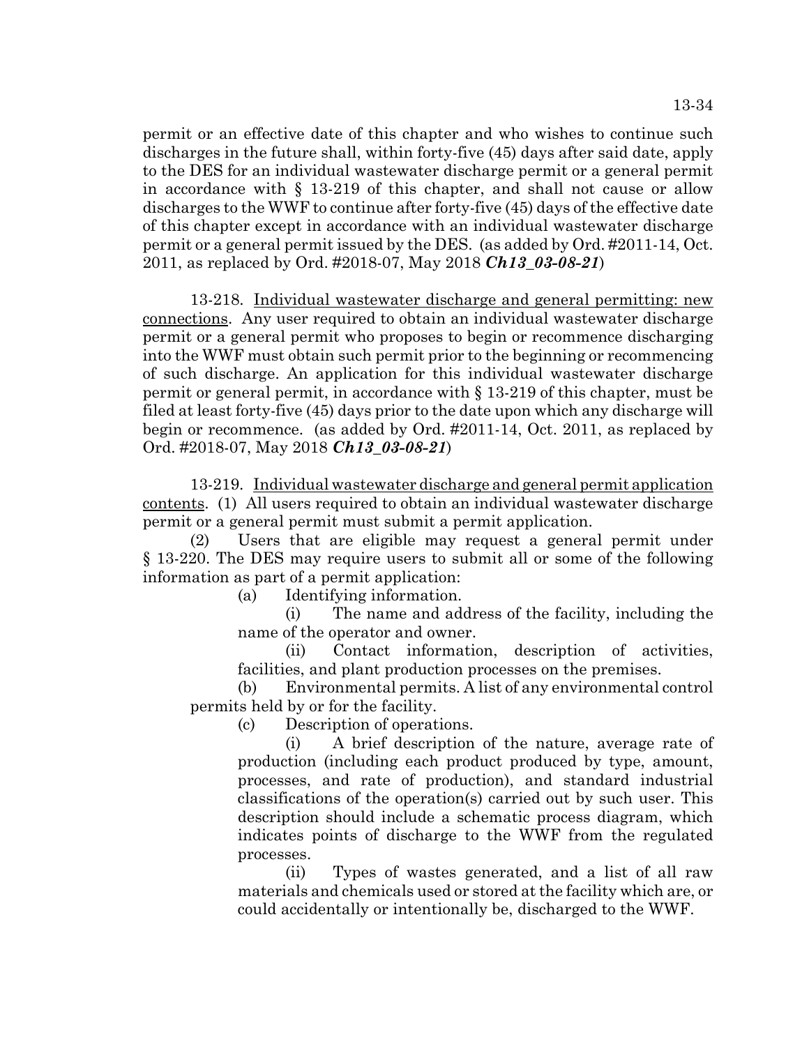permit or an effective date of this chapter and who wishes to continue such discharges in the future shall, within forty-five (45) days after said date, apply to the DES for an individual wastewater discharge permit or a general permit in accordance with § 13-219 of this chapter, and shall not cause or allow discharges to the WWF to continue after forty-five (45) days of the effective date of this chapter except in accordance with an individual wastewater discharge permit or a general permit issued by the DES. (as added by Ord. #2011-14, Oct. 2011, as replaced by Ord. #2018-07, May 2018 ***Ch13_03-08-21***)

13-218. Individual wastewater discharge and general permitting: new connections. Any user required to obtain an individual wastewater discharge permit or a general permit who proposes to begin or recommence discharging into the WWF must obtain such permit prior to the beginning or recommencing of such discharge. An application for this individual wastewater discharge permit or general permit, in accordance with § 13-219 of this chapter, must be filed at least forty-five (45) days prior to the date upon which any discharge will begin or recommence. (as added by Ord. #2011-14, Oct. 2011, as replaced by Ord. #2018-07, May 2018 ***Ch13_03-08-21***)

13-219. Individual wastewater discharge and general permit application contents. (1) All users required to obtain an individual wastewater discharge permit or a general permit must submit a permit application.

(2) Users that are eligible may request a general permit under § 13-220. The DES may require users to submit all or some of the following information as part of a permit application:

(a) Identifying information.

(i) The name and address of the facility, including the name of the operator and owner.

(ii) Contact information, description of activities, facilities, and plant production processes on the premises.

(b) Environmental permits. A list of any environmental control permits held by or for the facility.

(c) Description of operations.

(i) A brief description of the nature, average rate of production (including each product produced by type, amount, processes, and rate of production), and standard industrial classifications of the operation(s) carried out by such user. This description should include a schematic process diagram, which indicates points of discharge to the WWF from the regulated processes.

(ii) Types of wastes generated, and a list of all raw materials and chemicals used or stored at the facility which are, or could accidentally or intentionally be, discharged to the WWF.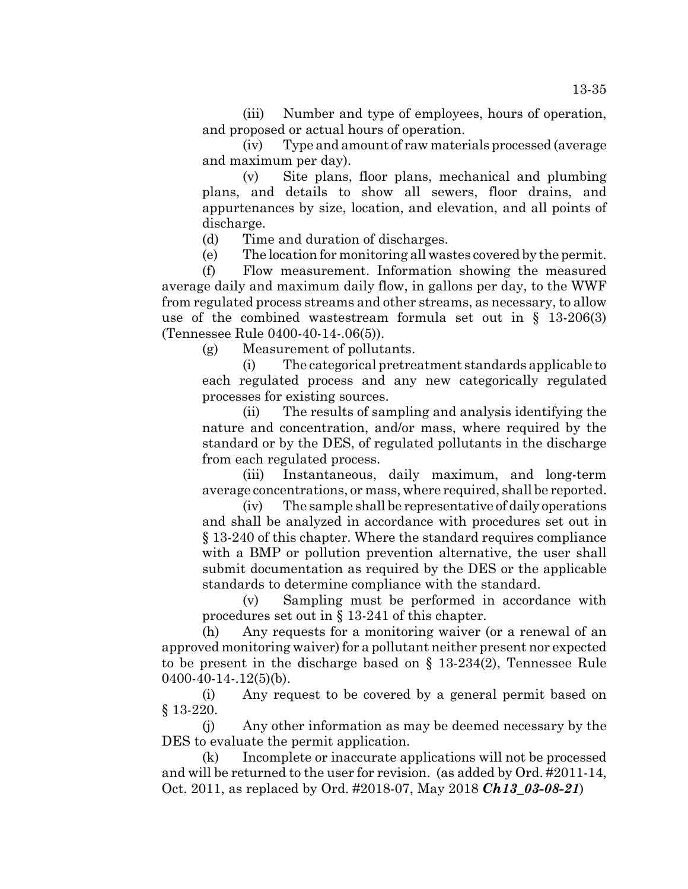(iii) Number and type of employees, hours of operation, and proposed or actual hours of operation.

(iv) Type and amount of raw materials processed (average and maximum per day).

(v) Site plans, floor plans, mechanical and plumbing plans, and details to show all sewers, floor drains, and appurtenances by size, location, and elevation, and all points of discharge.

(d) Time and duration of discharges.

(e) The location for monitoring all wastes covered by the permit.

(f) Flow measurement. Information showing the measured average daily and maximum daily flow, in gallons per day, to the WWF from regulated process streams and other streams, as necessary, to allow use of the combined wastestream formula set out in § 13-206(3) (Tennessee Rule 0400-40-14-.06(5)).

(g) Measurement of pollutants.

(i) The categorical pretreatment standards applicable to each regulated process and any new categorically regulated processes for existing sources.

(ii) The results of sampling and analysis identifying the nature and concentration, and/or mass, where required by the standard or by the DES, of regulated pollutants in the discharge from each regulated process.

(iii) Instantaneous, daily maximum, and long-term average concentrations, or mass, where required, shall be reported.

(iv) The sample shall be representative of daily operations and shall be analyzed in accordance with procedures set out in § 13-240 of this chapter. Where the standard requires compliance with a BMP or pollution prevention alternative, the user shall submit documentation as required by the DES or the applicable standards to determine compliance with the standard.

(v) Sampling must be performed in accordance with procedures set out in § 13-241 of this chapter.

(h) Any requests for a monitoring waiver (or a renewal of an approved monitoring waiver) for a pollutant neither present nor expected to be present in the discharge based on § 13-234(2), Tennessee Rule 0400-40-14-.12(5)(b).

(i) Any request to be covered by a general permit based on § 13-220.

(j) Any other information as may be deemed necessary by the DES to evaluate the permit application.

(k) Incomplete or inaccurate applications will not be processed and will be returned to the user for revision. (as added by Ord. #2011-14, Oct. 2011, as replaced by Ord. #2018-07, May 2018 ***Ch13_03-08-21***)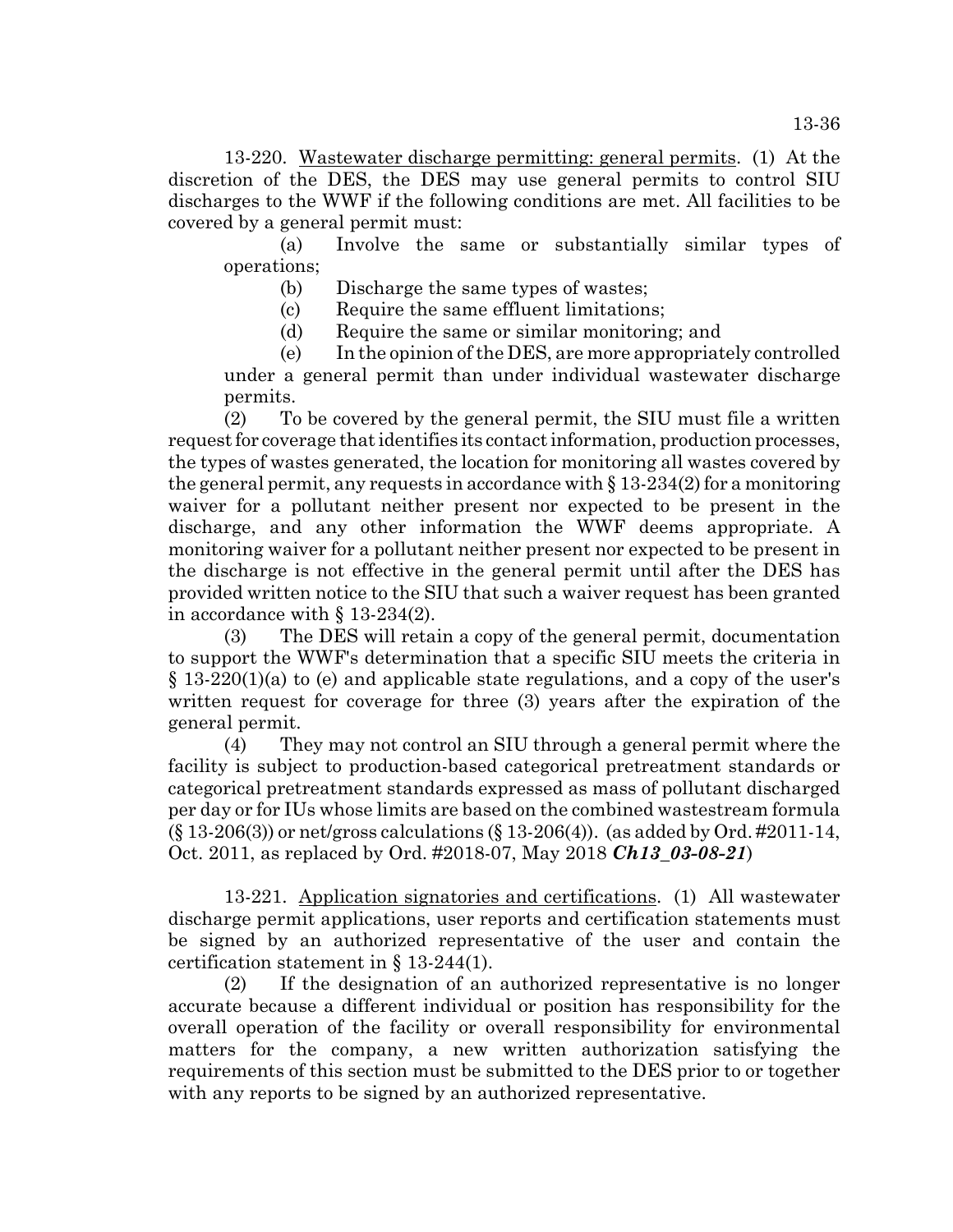13-220. Wastewater discharge permitting: general permits. (1) At the discretion of the DES, the DES may use general permits to control SIU discharges to the WWF if the following conditions are met. All facilities to be covered by a general permit must:

(a) Involve the same or substantially similar types of operations;

(b) Discharge the same types of wastes;

(c) Require the same effluent limitations;

(d) Require the same or similar monitoring; and

(e) In the opinion of the DES, are more appropriately controlled under a general permit than under individual wastewater discharge permits.

(2) To be covered by the general permit, the SIU must file a written request for coverage that identifies its contact information, production processes, the types of wastes generated, the location for monitoring all wastes covered by the general permit, any requests in accordance with § 13-234(2) for a monitoring waiver for a pollutant neither present nor expected to be present in the discharge, and any other information the WWF deems appropriate. A monitoring waiver for a pollutant neither present nor expected to be present in the discharge is not effective in the general permit until after the DES has provided written notice to the SIU that such a waiver request has been granted in accordance with § 13-234(2).

(3) The DES will retain a copy of the general permit, documentation to support the WWF's determination that a specific SIU meets the criteria in § 13-220(1)(a) to (e) and applicable state regulations, and a copy of the user's written request for coverage for three (3) years after the expiration of the general permit.

(4) They may not control an SIU through a general permit where the facility is subject to production-based categorical pretreatment standards or categorical pretreatment standards expressed as mass of pollutant discharged per day or for IUs whose limits are based on the combined wastestream formula (§ 13-206(3)) or net/gross calculations (§ 13-206(4)). (as added by Ord. #2011-14, Oct. 2011, as replaced by Ord. #2018-07, May 2018 ***Ch13_03-08-21***)

13-221. Application signatories and certifications. (1) All wastewater discharge permit applications, user reports and certification statements must be signed by an authorized representative of the user and contain the certification statement in § 13-244(1).

(2) If the designation of an authorized representative is no longer accurate because a different individual or position has responsibility for the overall operation of the facility or overall responsibility for environmental matters for the company, a new written authorization satisfying the requirements of this section must be submitted to the DES prior to or together with any reports to be signed by an authorized representative.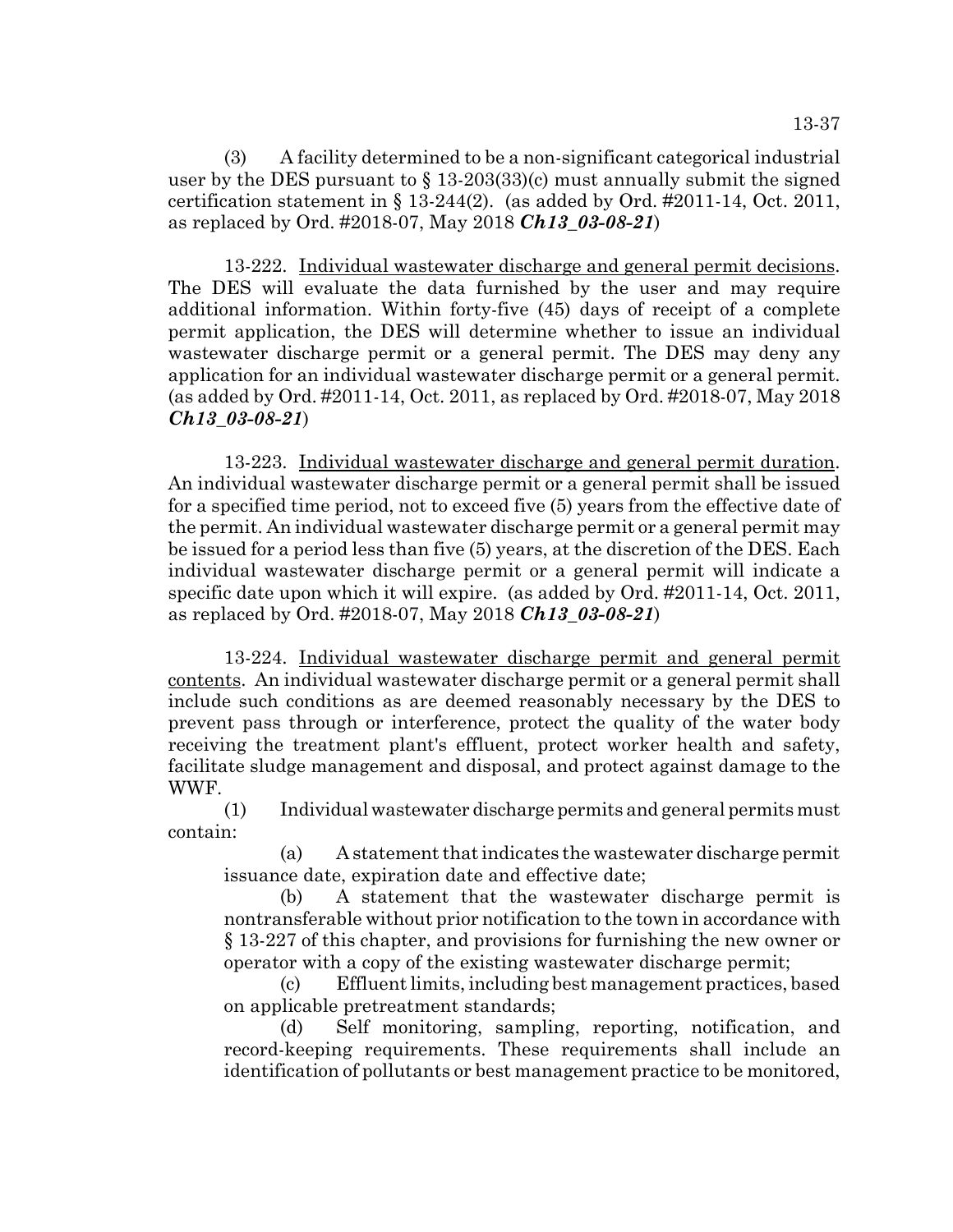(3) A facility determined to be a non-significant categorical industrial user by the DES pursuant to § 13-203(33)(c) must annually submit the signed certification statement in § 13-244(2). (as added by Ord. #2011-14, Oct. 2011, as replaced by Ord. #2018-07, May 2018 ***Ch13_03-08-21***)

13-222. Individual wastewater discharge and general permit decisions. The DES will evaluate the data furnished by the user and may require additional information. Within forty-five (45) days of receipt of a complete permit application, the DES will determine whether to issue an individual wastewater discharge permit or a general permit. The DES may deny any application for an individual wastewater discharge permit or a general permit. (as added by Ord. #2011-14, Oct. 2011, as replaced by Ord. #2018-07, May 2018 ***Ch13_03-08-21***)

13-223. Individual wastewater discharge and general permit duration. An individual wastewater discharge permit or a general permit shall be issued for a specified time period, not to exceed five (5) years from the effective date of the permit. An individual wastewater discharge permit or a general permit may be issued for a period less than five (5) years, at the discretion of the DES. Each individual wastewater discharge permit or a general permit will indicate a specific date upon which it will expire. (as added by Ord. #2011-14, Oct. 2011, as replaced by Ord. #2018-07, May 2018 ***Ch13_03-08-21***)

13-224. Individual wastewater discharge permit and general permit contents. An individual wastewater discharge permit or a general permit shall include such conditions as are deemed reasonably necessary by the DES to prevent pass through or interference, protect the quality of the water body receiving the treatment plant's effluent, protect worker health and safety, facilitate sludge management and disposal, and protect against damage to the WWF.

(1) Individual wastewater discharge permits and general permits must contain:

(a) A statement that indicates the wastewater discharge permit issuance date, expiration date and effective date;

(b) A statement that the wastewater discharge permit is nontransferable without prior notification to the town in accordance with § 13-227 of this chapter, and provisions for furnishing the new owner or operator with a copy of the existing wastewater discharge permit;

(c) Effluent limits, including best management practices, based on applicable pretreatment standards;

(d) Self monitoring, sampling, reporting, notification, and record-keeping requirements. These requirements shall include an identification of pollutants or best management practice to be monitored,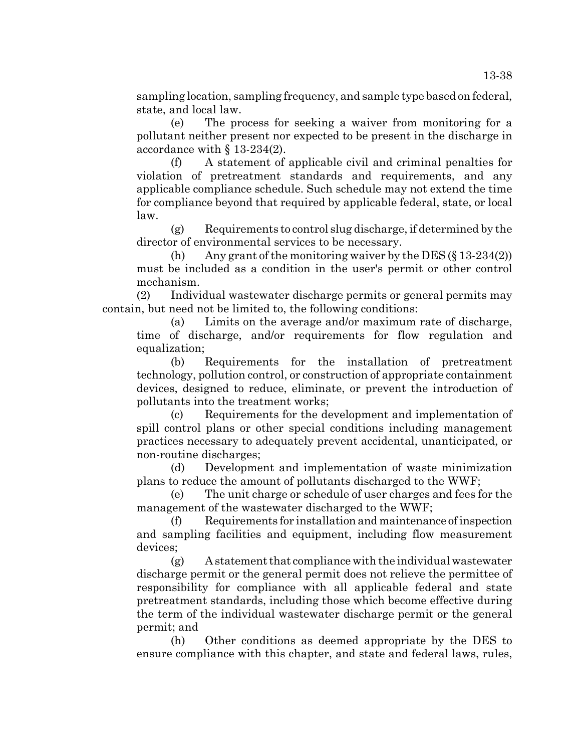sampling location, sampling frequency, and sample type based on federal, state, and local law.

(e) The process for seeking a waiver from monitoring for a pollutant neither present nor expected to be present in the discharge in accordance with § 13-234(2).

(f) A statement of applicable civil and criminal penalties for violation of pretreatment standards and requirements, and any applicable compliance schedule. Such schedule may not extend the time for compliance beyond that required by applicable federal, state, or local law.

(g) Requirements to control slug discharge, if determined by the director of environmental services to be necessary.

(h) Any grant of the monitoring waiver by the DES (§ 13-234(2)) must be included as a condition in the user's permit or other control mechanism.

(2) Individual wastewater discharge permits or general permits may contain, but need not be limited to, the following conditions:

(a) Limits on the average and/or maximum rate of discharge, time of discharge, and/or requirements for flow regulation and equalization;

(b) Requirements for the installation of pretreatment technology, pollution control, or construction of appropriate containment devices, designed to reduce, eliminate, or prevent the introduction of pollutants into the treatment works;

(c) Requirements for the development and implementation of spill control plans or other special conditions including management practices necessary to adequately prevent accidental, unanticipated, or non-routine discharges;

(d) Development and implementation of waste minimization plans to reduce the amount of pollutants discharged to the WWF;

(e) The unit charge or schedule of user charges and fees for the management of the wastewater discharged to the WWF;

(f) Requirements for installation and maintenance of inspection and sampling facilities and equipment, including flow measurement devices;

(g) A statement that compliance with the individual wastewater discharge permit or the general permit does not relieve the permittee of responsibility for compliance with all applicable federal and state pretreatment standards, including those which become effective during the term of the individual wastewater discharge permit or the general permit; and

(h) Other conditions as deemed appropriate by the DES to ensure compliance with this chapter, and state and federal laws, rules,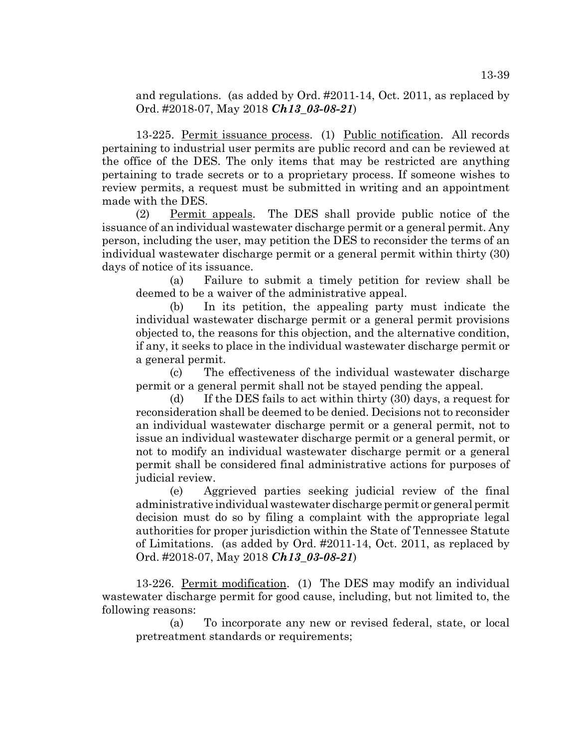and regulations. (as added by Ord. #2011-14, Oct. 2011, as replaced by Ord. #2018-07, May 2018 ***Ch13_03-08-21***)

13-225. Permit issuance process. (1) Public notification. All records pertaining to industrial user permits are public record and can be reviewed at the office of the DES. The only items that may be restricted are anything pertaining to trade secrets or to a proprietary process. If someone wishes to review permits, a request must be submitted in writing and an appointment made with the DES.

(2) Permit appeals. The DES shall provide public notice of the issuance of an individual wastewater discharge permit or a general permit. Any person, including the user, may petition the DES to reconsider the terms of an individual wastewater discharge permit or a general permit within thirty (30) days of notice of its issuance.

(a) Failure to submit a timely petition for review shall be deemed to be a waiver of the administrative appeal.

(b) In its petition, the appealing party must indicate the individual wastewater discharge permit or a general permit provisions objected to, the reasons for this objection, and the alternative condition, if any, it seeks to place in the individual wastewater discharge permit or a general permit.

(c) The effectiveness of the individual wastewater discharge permit or a general permit shall not be stayed pending the appeal.

(d) If the DES fails to act within thirty (30) days, a request for reconsideration shall be deemed to be denied. Decisions not to reconsider an individual wastewater discharge permit or a general permit, not to issue an individual wastewater discharge permit or a general permit, or not to modify an individual wastewater discharge permit or a general permit shall be considered final administrative actions for purposes of judicial review.

(e) Aggrieved parties seeking judicial review of the final administrative individual wastewater discharge permit or general permit decision must do so by filing a complaint with the appropriate legal authorities for proper jurisdiction within the State of Tennessee Statute of Limitations. (as added by Ord. #2011-14, Oct. 2011, as replaced by Ord. #2018-07, May 2018 ***Ch13_03-08-21***)

13-226. Permit modification. (1) The DES may modify an individual wastewater discharge permit for good cause, including, but not limited to, the following reasons:

(a) To incorporate any new or revised federal, state, or local pretreatment standards or requirements;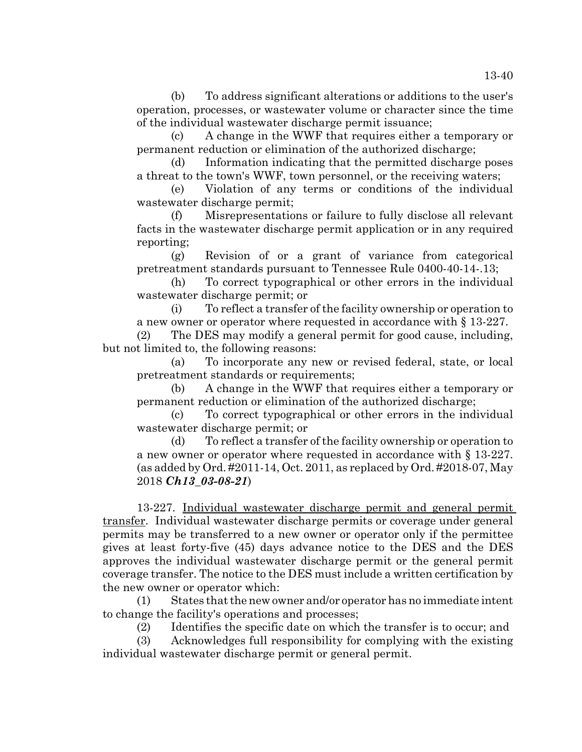(b) To address significant alterations or additions to the user's operation, processes, or wastewater volume or character since the time of the individual wastewater discharge permit issuance;

(c) A change in the WWF that requires either a temporary or permanent reduction or elimination of the authorized discharge;

(d) Information indicating that the permitted discharge poses a threat to the town's WWF, town personnel, or the receiving waters;

(e) Violation of any terms or conditions of the individual wastewater discharge permit;

(f) Misrepresentations or failure to fully disclose all relevant facts in the wastewater discharge permit application or in any required reporting;

(g) Revision of or a grant of variance from categorical pretreatment standards pursuant to Tennessee Rule 0400-40-14-.13;

(h) To correct typographical or other errors in the individual wastewater discharge permit; or

(i) To reflect a transfer of the facility ownership or operation to a new owner or operator where requested in accordance with § 13-227.

(2) The DES may modify a general permit for good cause, including, but not limited to, the following reasons:

(a) To incorporate any new or revised federal, state, or local pretreatment standards or requirements;

(b) A change in the WWF that requires either a temporary or permanent reduction or elimination of the authorized discharge;

(c) To correct typographical or other errors in the individual wastewater discharge permit; or

(d) To reflect a transfer of the facility ownership or operation to a new owner or operator where requested in accordance with § 13-227. (as added by Ord. #2011-14, Oct. 2011, as replaced by Ord. #2018-07, May 2018 ***Ch13_03-08-21***)

13-227. Individual wastewater discharge permit and general permit transfer. Individual wastewater discharge permits or coverage under general permits may be transferred to a new owner or operator only if the permittee gives at least forty-five (45) days advance notice to the DES and the DES approves the individual wastewater discharge permit or the general permit coverage transfer. The notice to the DES must include a written certification by the new owner or operator which:

(1) States that the new owner and/or operator has no immediate intent to change the facility's operations and processes;

(2) Identifies the specific date on which the transfer is to occur; and

(3) Acknowledges full responsibility for complying with the existing individual wastewater discharge permit or general permit.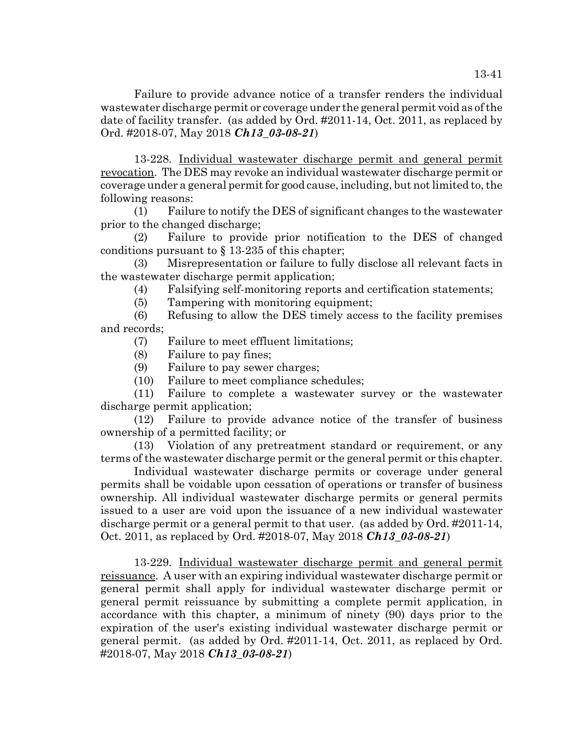Failure to provide advance notice of a transfer renders the individual wastewater discharge permit or coverage under the general permit void as of the date of facility transfer. (as added by Ord. #2011-14, Oct. 2011, as replaced by Ord. #2018-07, May 2018 ***Ch13_03-08-21***)

13-228. Individual wastewater discharge permit and general permit revocation. The DES may revoke an individual wastewater discharge permit or coverage under a general permit for good cause, including, but not limited to, the following reasons:

(1) Failure to notify the DES of significant changes to the wastewater prior to the changed discharge;

(2) Failure to provide prior notification to the DES of changed conditions pursuant to § 13-235 of this chapter;

(3) Misrepresentation or failure to fully disclose all relevant facts in the wastewater discharge permit application;

(4) Falsifying self-monitoring reports and certification statements;

(5) Tampering with monitoring equipment;

(6) Refusing to allow the DES timely access to the facility premises and records;

(7) Failure to meet effluent limitations;

(8) Failure to pay fines;

(9) Failure to pay sewer charges;

(10) Failure to meet compliance schedules;

(11) Failure to complete a wastewater survey or the wastewater discharge permit application;

(12) Failure to provide advance notice of the transfer of business ownership of a permitted facility; or

(13) Violation of any pretreatment standard or requirement, or any terms of the wastewater discharge permit or the general permit or this chapter.

Individual wastewater discharge permits or coverage under general permits shall be voidable upon cessation of operations or transfer of business ownership. All individual wastewater discharge permits or general permits issued to a user are void upon the issuance of a new individual wastewater discharge permit or a general permit to that user. (as added by Ord. #2011-14, Oct. 2011, as replaced by Ord. #2018-07, May 2018 ***Ch13_03-08-21***)

13-229. Individual wastewater discharge permit and general permit reissuance. A user with an expiring individual wastewater discharge permit or general permit shall apply for individual wastewater discharge permit or general permit reissuance by submitting a complete permit application, in accordance with this chapter, a minimum of ninety (90) days prior to the expiration of the user's existing individual wastewater discharge permit or general permit. (as added by Ord. #2011-14, Oct. 2011, as replaced by Ord. #2018-07, May 2018 ***Ch13_03-08-21***)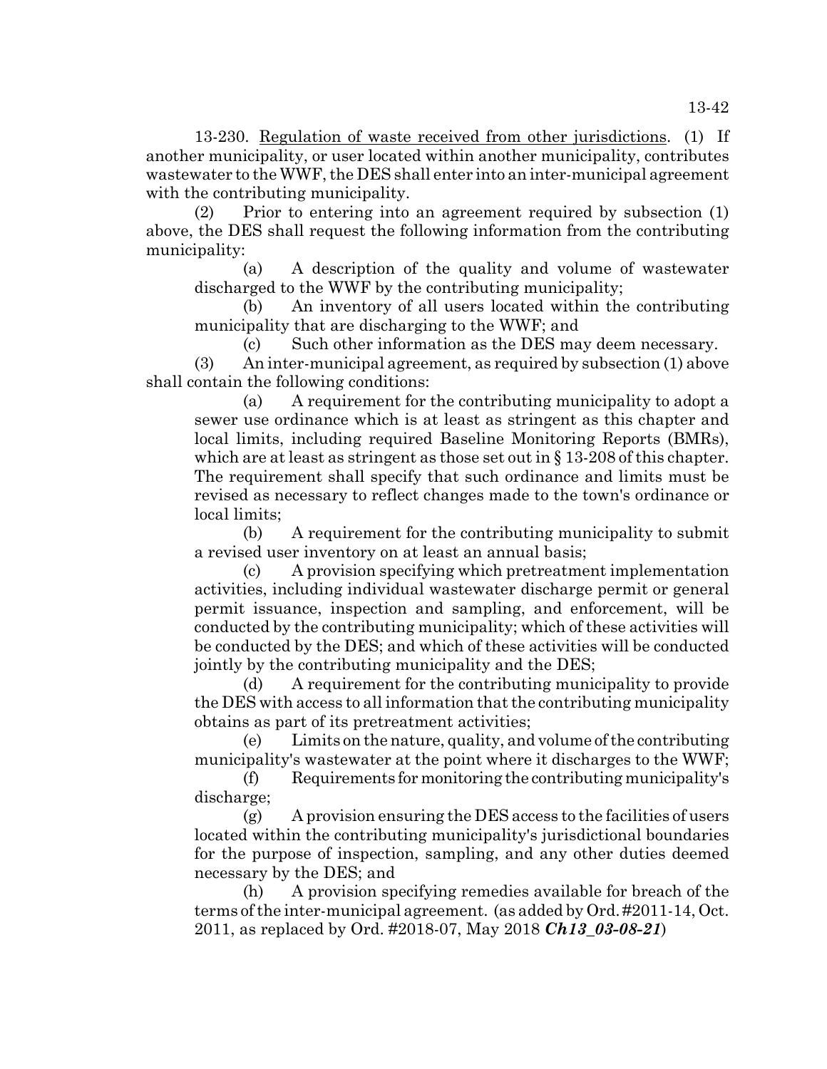13-230. Regulation of waste received from other jurisdictions. (1) If another municipality, or user located within another municipality, contributes wastewater to the WWF, the DES shall enter into an inter-municipal agreement with the contributing municipality.

(2) Prior to entering into an agreement required by subsection (1) above, the DES shall request the following information from the contributing municipality:

(a) A description of the quality and volume of wastewater discharged to the WWF by the contributing municipality;

(b) An inventory of all users located within the contributing municipality that are discharging to the WWF; and

(c) Such other information as the DES may deem necessary.

(3) An inter-municipal agreement, as required by subsection (1) above shall contain the following conditions:

(a) A requirement for the contributing municipality to adopt a sewer use ordinance which is at least as stringent as this chapter and local limits, including required Baseline Monitoring Reports (BMRs), which are at least as stringent as those set out in § 13-208 of this chapter. The requirement shall specify that such ordinance and limits must be revised as necessary to reflect changes made to the town's ordinance or local limits;

(b) A requirement for the contributing municipality to submit a revised user inventory on at least an annual basis;

(c) A provision specifying which pretreatment implementation activities, including individual wastewater discharge permit or general permit issuance, inspection and sampling, and enforcement, will be conducted by the contributing municipality; which of these activities will be conducted by the DES; and which of these activities will be conducted jointly by the contributing municipality and the DES;

(d) A requirement for the contributing municipality to provide the DES with access to all information that the contributing municipality obtains as part of its pretreatment activities;

(e) Limits on the nature, quality, and volume of the contributing municipality's wastewater at the point where it discharges to the WWF;

(f) Requirements for monitoring the contributing municipality's discharge;

(g) A provision ensuring the DES access to the facilities of users located within the contributing municipality's jurisdictional boundaries for the purpose of inspection, sampling, and any other duties deemed necessary by the DES; and

(h) A provision specifying remedies available for breach of the terms of the inter-municipal agreement. (as added by Ord. #2011-14, Oct. 2011, as replaced by Ord. #2018-07, May 2018 ***Ch13_03-08-21***)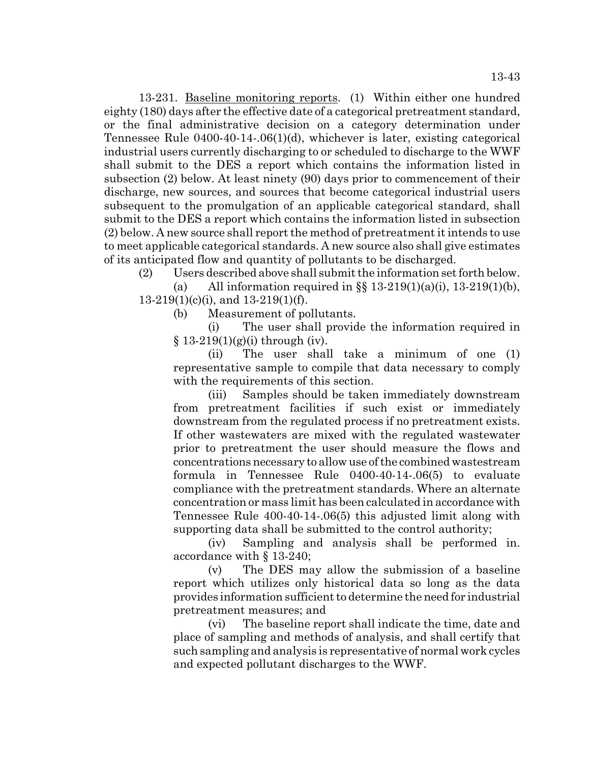13-231. Baseline monitoring reports. (1) Within either one hundred eighty (180) days after the effective date of a categorical pretreatment standard, or the final administrative decision on a category determination under Tennessee Rule 0400-40-14-.06(1)(d), whichever is later, existing categorical industrial users currently discharging to or scheduled to discharge to the WWF shall submit to the DES a report which contains the information listed in subsection (2) below. At least ninety (90) days prior to commencement of their discharge, new sources, and sources that become categorical industrial users subsequent to the promulgation of an applicable categorical standard, shall submit to the DES a report which contains the information listed in subsection (2) below. A new source shall report the method of pretreatment it intends to use to meet applicable categorical standards. A new source also shall give estimates of its anticipated flow and quantity of pollutants to be discharged.

(2) Users described above shall submit the information set forth below.

(a) All information required in §§ 13-219(1)(a)(i), 13-219(1)(b), 13-219(1)(c)(i), and 13-219(1)(f).

(b) Measurement of pollutants.

(i) The user shall provide the information required in § 13-219(1)(g)(i) through (iv).

(ii) The user shall take a minimum of one (1) representative sample to compile that data necessary to comply with the requirements of this section.

(iii) Samples should be taken immediately downstream from pretreatment facilities if such exist or immediately downstream from the regulated process if no pretreatment exists. If other wastewaters are mixed with the regulated wastewater prior to pretreatment the user should measure the flows and concentrations necessary to allow use of the combined wastestream formula in Tennessee Rule 0400-40-14-.06(5) to evaluate compliance with the pretreatment standards. Where an alternate concentration or mass limit has been calculated in accordance with Tennessee Rule 400-40-14-.06(5) this adjusted limit along with supporting data shall be submitted to the control authority;

(iv) Sampling and analysis shall be performed in. accordance with § 13-240;

(v) The DES may allow the submission of a baseline report which utilizes only historical data so long as the data provides information sufficient to determine the need for industrial pretreatment measures; and

(vi) The baseline report shall indicate the time, date and place of sampling and methods of analysis, and shall certify that such sampling and analysis is representative of normal work cycles and expected pollutant discharges to the WWF.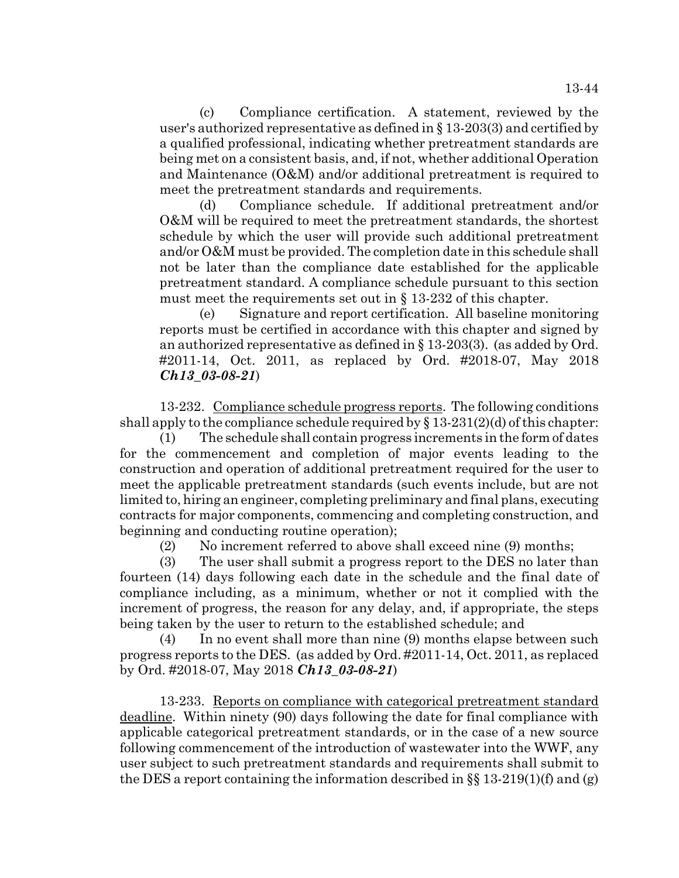(c) Compliance certification. A statement, reviewed by the user's authorized representative as defined in § 13-203(3) and certified by a qualified professional, indicating whether pretreatment standards are being met on a consistent basis, and, if not, whether additional Operation and Maintenance (O&M) and/or additional pretreatment is required to meet the pretreatment standards and requirements.

(d) Compliance schedule. If additional pretreatment and/or O&M will be required to meet the pretreatment standards, the shortest schedule by which the user will provide such additional pretreatment and/or O&M must be provided. The completion date in this schedule shall not be later than the compliance date established for the applicable pretreatment standard. A compliance schedule pursuant to this section must meet the requirements set out in § 13-232 of this chapter.

(e) Signature and report certification. All baseline monitoring reports must be certified in accordance with this chapter and signed by an authorized representative as defined in § 13-203(3). (as added by Ord. #2011-14, Oct. 2011, as replaced by Ord. #2018-07, May 2018 ***Ch13_03-08-21***)

13-232. Compliance schedule progress reports. The following conditions shall apply to the compliance schedule required by § 13-231(2)(d) of this chapter:

(1) The schedule shall contain progress increments in the form of dates for the commencement and completion of major events leading to the construction and operation of additional pretreatment required for the user to meet the applicable pretreatment standards (such events include, but are not limited to, hiring an engineer, completing preliminary and final plans, executing contracts for major components, commencing and completing construction, and beginning and conducting routine operation);

(2) No increment referred to above shall exceed nine (9) months;

(3) The user shall submit a progress report to the DES no later than fourteen (14) days following each date in the schedule and the final date of compliance including, as a minimum, whether or not it complied with the increment of progress, the reason for any delay, and, if appropriate, the steps being taken by the user to return to the established schedule; and

(4) In no event shall more than nine (9) months elapse between such progress reports to the DES. (as added by Ord. #2011-14, Oct. 2011, as replaced by Ord. #2018-07, May 2018 ***Ch13_03-08-21***)

13-233. Reports on compliance with categorical pretreatment standard deadline. Within ninety (90) days following the date for final compliance with applicable categorical pretreatment standards, or in the case of a new source following commencement of the introduction of wastewater into the WWF, any user subject to such pretreatment standards and requirements shall submit to the DES a report containing the information described in §§ 13-219(1)(f) and (g)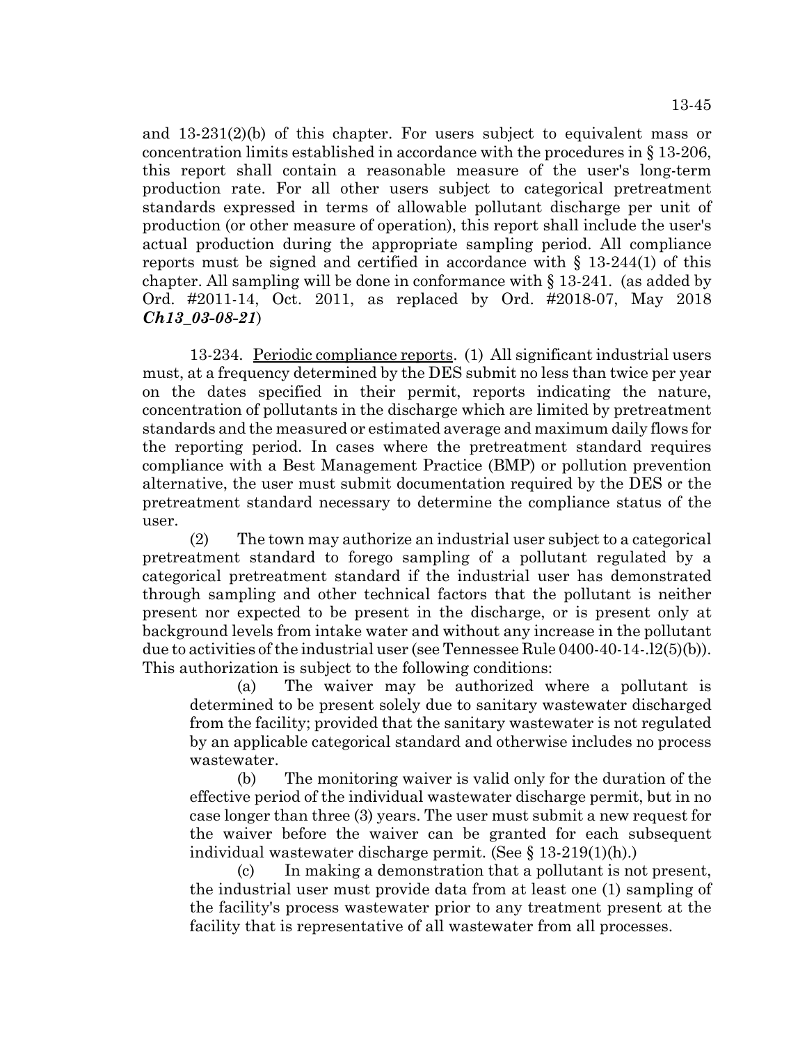and 13-231(2)(b) of this chapter. For users subject to equivalent mass or concentration limits established in accordance with the procedures in § 13-206, this report shall contain a reasonable measure of the user's long-term production rate. For all other users subject to categorical pretreatment standards expressed in terms of allowable pollutant discharge per unit of production (or other measure of operation), this report shall include the user's actual production during the appropriate sampling period. All compliance reports must be signed and certified in accordance with § 13-244(1) of this chapter. All sampling will be done in conformance with § 13-241. (as added by Ord. #2011-14, Oct. 2011, as replaced by Ord. #2018-07, May 2018 ***Ch13_03-08-21***)

13-234. Periodic compliance reports. (1) All significant industrial users must, at a frequency determined by the DES submit no less than twice per year on the dates specified in their permit, reports indicating the nature, concentration of pollutants in the discharge which are limited by pretreatment standards and the measured or estimated average and maximum daily flows for the reporting period. In cases where the pretreatment standard requires compliance with a Best Management Practice (BMP) or pollution prevention alternative, the user must submit documentation required by the DES or the pretreatment standard necessary to determine the compliance status of the user.

(2) The town may authorize an industrial user subject to a categorical pretreatment standard to forego sampling of a pollutant regulated by a categorical pretreatment standard if the industrial user has demonstrated through sampling and other technical factors that the pollutant is neither present nor expected to be present in the discharge, or is present only at background levels from intake water and without any increase in the pollutant due to activities of the industrial user (see Tennessee Rule 0400-40-14-.12(5)(b)). This authorization is subject to the following conditions:

(a) The waiver may be authorized where a pollutant is determined to be present solely due to sanitary wastewater discharged from the facility; provided that the sanitary wastewater is not regulated by an applicable categorical standard and otherwise includes no process wastewater.

(b) The monitoring waiver is valid only for the duration of the effective period of the individual wastewater discharge permit, but in no case longer than three (3) years. The user must submit a new request for the waiver before the waiver can be granted for each subsequent individual wastewater discharge permit. (See § 13-219(1)(h).)

(c) In making a demonstration that a pollutant is not present, the industrial user must provide data from at least one (1) sampling of the facility's process wastewater prior to any treatment present at the facility that is representative of all wastewater from all processes.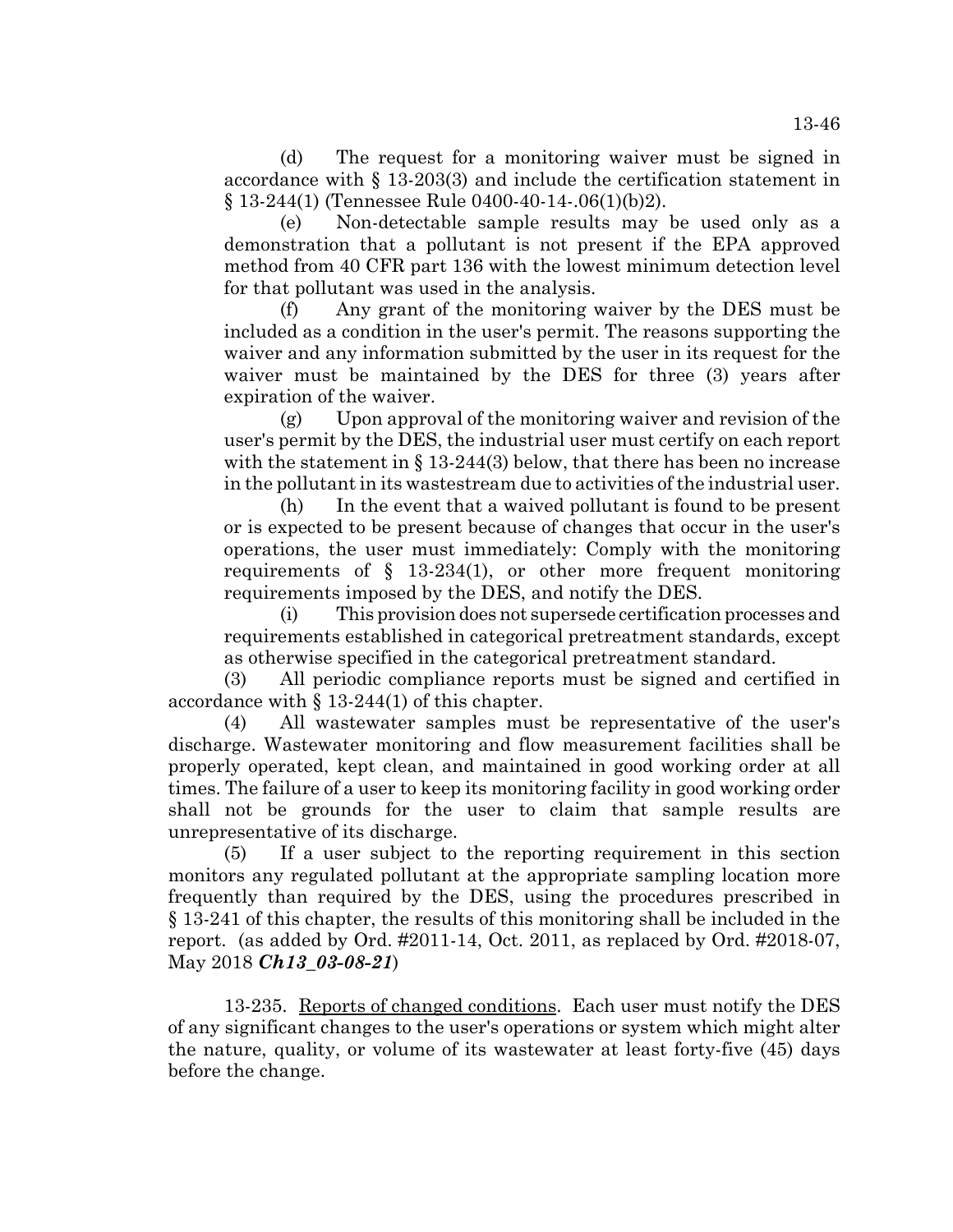(d) The request for a monitoring waiver must be signed in accordance with § 13-203(3) and include the certification statement in § 13-244(1) (Tennessee Rule 0400-40-14-.06(1)(b)2).

(e) Non-detectable sample results may be used only as a demonstration that a pollutant is not present if the EPA approved method from 40 CFR part 136 with the lowest minimum detection level for that pollutant was used in the analysis.

(f) Any grant of the monitoring waiver by the DES must be included as a condition in the user's permit. The reasons supporting the waiver and any information submitted by the user in its request for the waiver must be maintained by the DES for three (3) years after expiration of the waiver.

(g) Upon approval of the monitoring waiver and revision of the user's permit by the DES, the industrial user must certify on each report with the statement in § 13-244(3) below, that there has been no increase in the pollutant in its wastestream due to activities of the industrial user.

(h) In the event that a waived pollutant is found to be present or is expected to be present because of changes that occur in the user's operations, the user must immediately: Comply with the monitoring requirements of § 13-234(1), or other more frequent monitoring requirements imposed by the DES, and notify the DES.

(i) This provision does not supersede certification processes and requirements established in categorical pretreatment standards, except as otherwise specified in the categorical pretreatment standard.

(3) All periodic compliance reports must be signed and certified in accordance with § 13-244(1) of this chapter.

(4) All wastewater samples must be representative of the user's discharge. Wastewater monitoring and flow measurement facilities shall be properly operated, kept clean, and maintained in good working order at all times. The failure of a user to keep its monitoring facility in good working order shall not be grounds for the user to claim that sample results are unrepresentative of its discharge.

(5) If a user subject to the reporting requirement in this section monitors any regulated pollutant at the appropriate sampling location more frequently than required by the DES, using the procedures prescribed in § 13-241 of this chapter, the results of this monitoring shall be included in the report. (as added by Ord. #2011-14, Oct. 2011, as replaced by Ord. #2018-07, May 2018 ***Ch13_03-08-21***)

13-235. Reports of changed conditions. Each user must notify the DES of any significant changes to the user's operations or system which might alter the nature, quality, or volume of its wastewater at least forty-five (45) days before the change.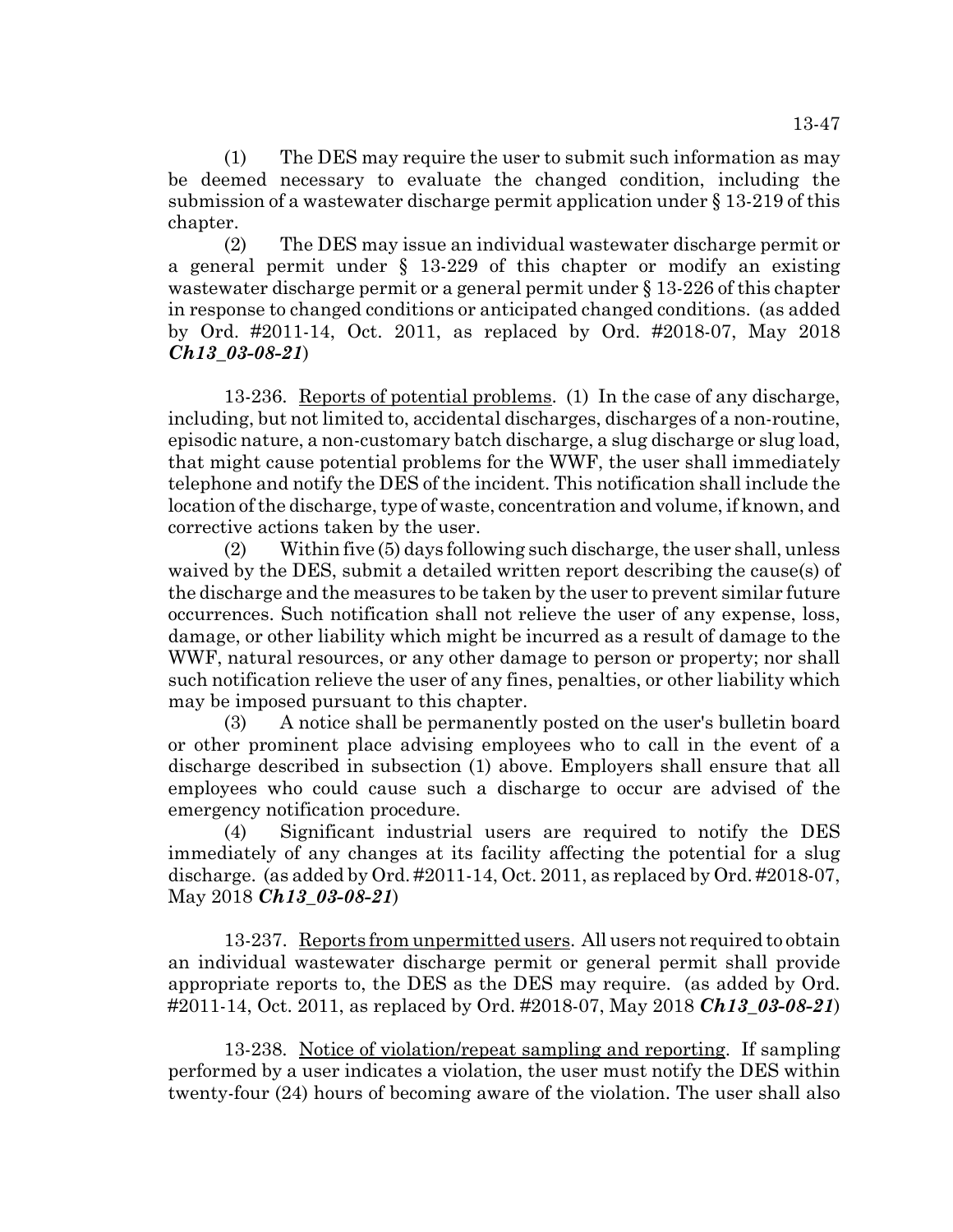(1) The DES may require the user to submit such information as may be deemed necessary to evaluate the changed condition, including the submission of a wastewater discharge permit application under § 13-219 of this chapter.

(2) The DES may issue an individual wastewater discharge permit or a general permit under § 13-229 of this chapter or modify an existing wastewater discharge permit or a general permit under § 13-226 of this chapter in response to changed conditions or anticipated changed conditions. (as added by Ord. #2011-14, Oct. 2011, as replaced by Ord. #2018-07, May 2018 ***Ch13_03-08-21***)

13-236. Reports of potential problems. (1) In the case of any discharge, including, but not limited to, accidental discharges, discharges of a non-routine, episodic nature, a non-customary batch discharge, a slug discharge or slug load, that might cause potential problems for the WWF, the user shall immediately telephone and notify the DES of the incident. This notification shall include the location of the discharge, type of waste, concentration and volume, if known, and corrective actions taken by the user.

(2) Within five (5) days following such discharge, the user shall, unless waived by the DES, submit a detailed written report describing the cause(s) of the discharge and the measures to be taken by the user to prevent similar future occurrences. Such notification shall not relieve the user of any expense, loss, damage, or other liability which might be incurred as a result of damage to the WWF, natural resources, or any other damage to person or property; nor shall such notification relieve the user of any fines, penalties, or other liability which may be imposed pursuant to this chapter.

(3) A notice shall be permanently posted on the user's bulletin board or other prominent place advising employees who to call in the event of a discharge described in subsection (1) above. Employers shall ensure that all employees who could cause such a discharge to occur are advised of the emergency notification procedure.

(4) Significant industrial users are required to notify the DES immediately of any changes at its facility affecting the potential for a slug discharge. (as added by Ord. #2011-14, Oct. 2011, as replaced by Ord. #2018-07, May 2018 ***Ch13_03-08-21***)

13-237. Reports from unpermitted users. All users not required to obtain an individual wastewater discharge permit or general permit shall provide appropriate reports to, the DES as the DES may require. (as added by Ord. #2011-14, Oct. 2011, as replaced by Ord. #2018-07, May 2018 ***Ch13_03-08-21***)

13-238. Notice of violation/repeat sampling and reporting. If sampling performed by a user indicates a violation, the user must notify the DES within twenty-four (24) hours of becoming aware of the violation. The user shall also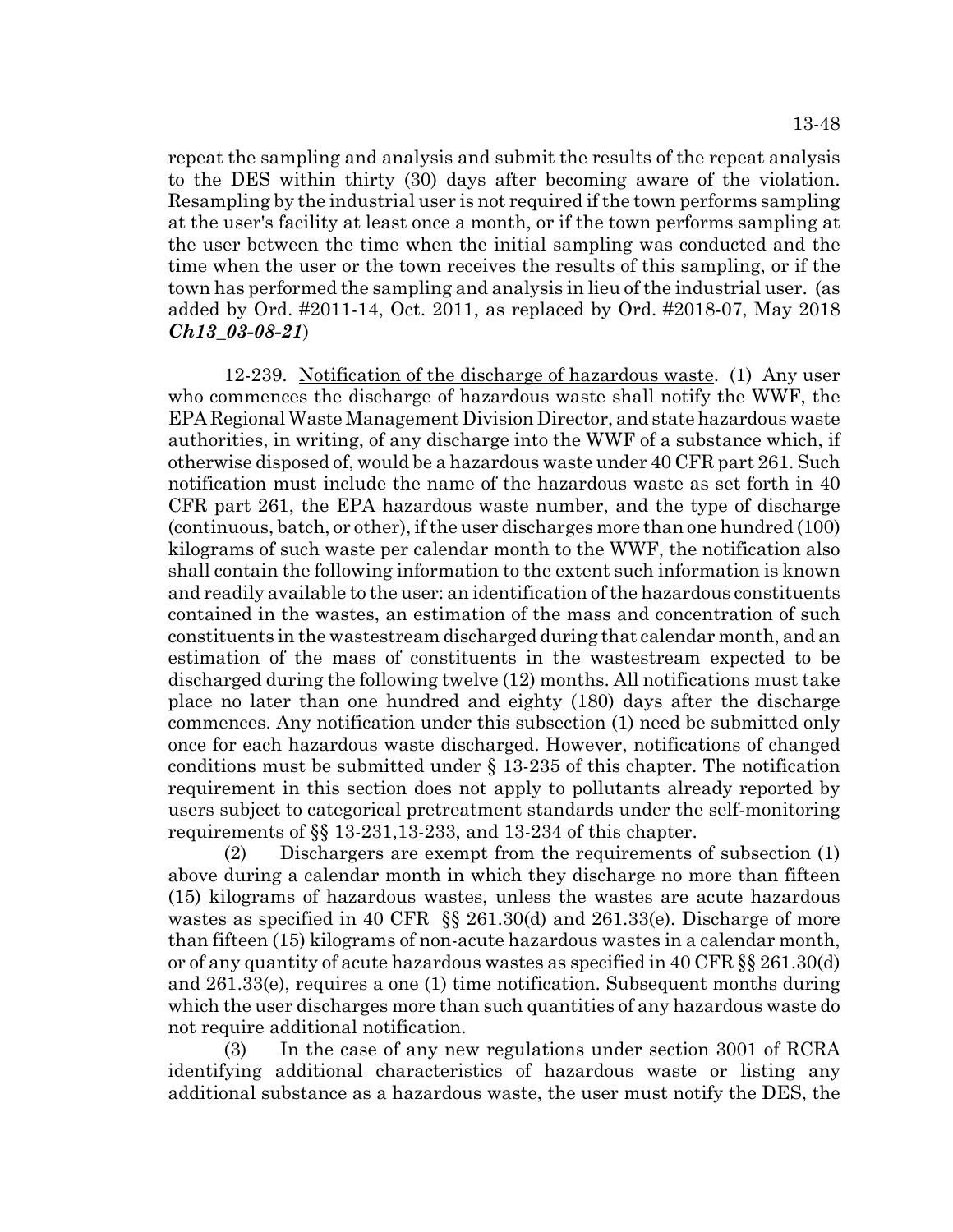repeat the sampling and analysis and submit the results of the repeat analysis to the DES within thirty (30) days after becoming aware of the violation. Resampling by the industrial user is not required if the town performs sampling at the user's facility at least once a month, or if the town performs sampling at the user between the time when the initial sampling was conducted and the time when the user or the town receives the results of this sampling, or if the town has performed the sampling and analysis in lieu of the industrial user. (as added by Ord. #2011-14, Oct. 2011, as replaced by Ord. #2018-07, May 2018 ***Ch13_03-08-21***)

12-239. <u>Notification of the discharge of hazardous waste</u>. (1) Any user who commences the discharge of hazardous waste shall notify the WWF, the EPA Regional Waste Management Division Director, and state hazardous waste authorities, in writing, of any discharge into the WWF of a substance which, if otherwise disposed of, would be a hazardous waste under 40 CFR part 261. Such notification must include the name of the hazardous waste as set forth in 40 CFR part 261, the EPA hazardous waste number, and the type of discharge (continuous, batch, or other), if the user discharges more than one hundred (100) kilograms of such waste per calendar month to the WWF, the notification also shall contain the following information to the extent such information is known and readily available to the user: an identification of the hazardous constituents contained in the wastes, an estimation of the mass and concentration of such constituents in the wastestream discharged during that calendar month, and an estimation of the mass of constituents in the wastestream expected to be discharged during the following twelve (12) months. All notifications must take place no later than one hundred and eighty (180) days after the discharge commences. Any notification under this subsection (1) need be submitted only once for each hazardous waste discharged. However, notifications of changed conditions must be submitted under § 13-235 of this chapter. The notification requirement in this section does not apply to pollutants already reported by users subject to categorical pretreatment standards under the self-monitoring requirements of §§ 13-231,13-233, and 13-234 of this chapter.

(2) Dischargers are exempt from the requirements of subsection (1) above during a calendar month in which they discharge no more than fifteen (15) kilograms of hazardous wastes, unless the wastes are acute hazardous wastes as specified in 40 CFR §§ 261.30(d) and 261.33(e). Discharge of more than fifteen (15) kilograms of non-acute hazardous wastes in a calendar month, or of any quantity of acute hazardous wastes as specified in 40 CFR §§ 261.30(d) and 261.33(e), requires a one (1) time notification. Subsequent months during which the user discharges more than such quantities of any hazardous waste do not require additional notification.

(3) In the case of any new regulations under section 3001 of RCRA identifying additional characteristics of hazardous waste or listing any additional substance as a hazardous waste, the user must notify the DES, the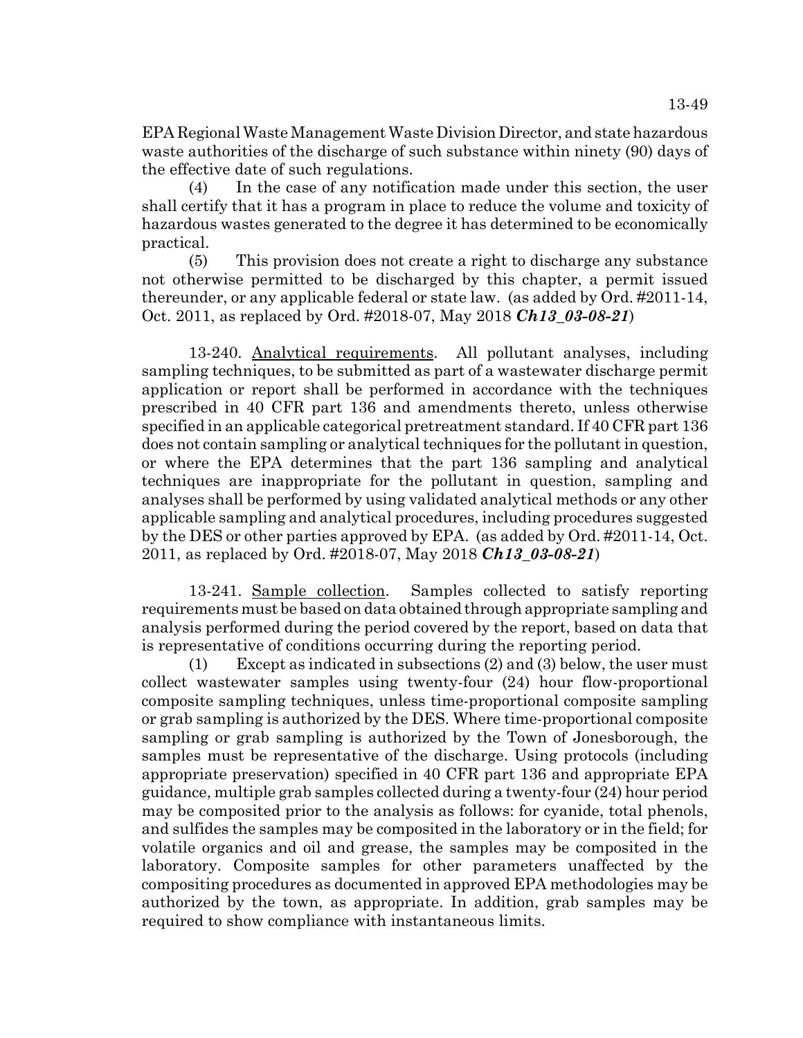EPA Regional Waste Management Waste Division Director, and state hazardous waste authorities of the discharge of such substance within ninety (90) days of the effective date of such regulations.

(4) In the case of any notification made under this section, the user shall certify that it has a program in place to reduce the volume and toxicity of hazardous wastes generated to the degree it has determined to be economically practical.

(5) This provision does not create a right to discharge any substance not otherwise permitted to be discharged by this chapter, a permit issued thereunder, or any applicable federal or state law. (as added by Ord. #2011-14, Oct. 2011, as replaced by Ord. #2018-07, May 2018 ***Ch13_03-08-21***)

13-240. Analytical requirements. All pollutant analyses, including sampling techniques, to be submitted as part of a wastewater discharge permit application or report shall be performed in accordance with the techniques prescribed in 40 CFR part 136 and amendments thereto, unless otherwise specified in an applicable categorical pretreatment standard. If 40 CFR part 136 does not contain sampling or analytical techniques for the pollutant in question, or where the EPA determines that the part 136 sampling and analytical techniques are inappropriate for the pollutant in question, sampling and analyses shall be performed by using validated analytical methods or any other applicable sampling and analytical procedures, including procedures suggested by the DES or other parties approved by EPA. (as added by Ord. #2011-14, Oct. 2011, as replaced by Ord. #2018-07, May 2018 ***Ch13_03-08-21***)

13-241. Sample collection. Samples collected to satisfy reporting requirements must be based on data obtained through appropriate sampling and analysis performed during the period covered by the report, based on data that is representative of conditions occurring during the reporting period.

(1) Except as indicated in subsections (2) and (3) below, the user must collect wastewater samples using twenty-four (24) hour flow-proportional composite sampling techniques, unless time-proportional composite sampling or grab sampling is authorized by the DES. Where time-proportional composite sampling or grab sampling is authorized by the Town of Jonesborough, the samples must be representative of the discharge. Using protocols (including appropriate preservation) specified in 40 CFR part 136 and appropriate EPA guidance, multiple grab samples collected during a twenty-four (24) hour period may be composited prior to the analysis as follows: for cyanide, total phenols, and sulfides the samples may be composited in the laboratory or in the field; for volatile organics and oil and grease, the samples may be composited in the laboratory. Composite samples for other parameters unaffected by the compositing procedures as documented in approved EPA methodologies may be authorized by the town, as appropriate. In addition, grab samples may be required to show compliance with instantaneous limits.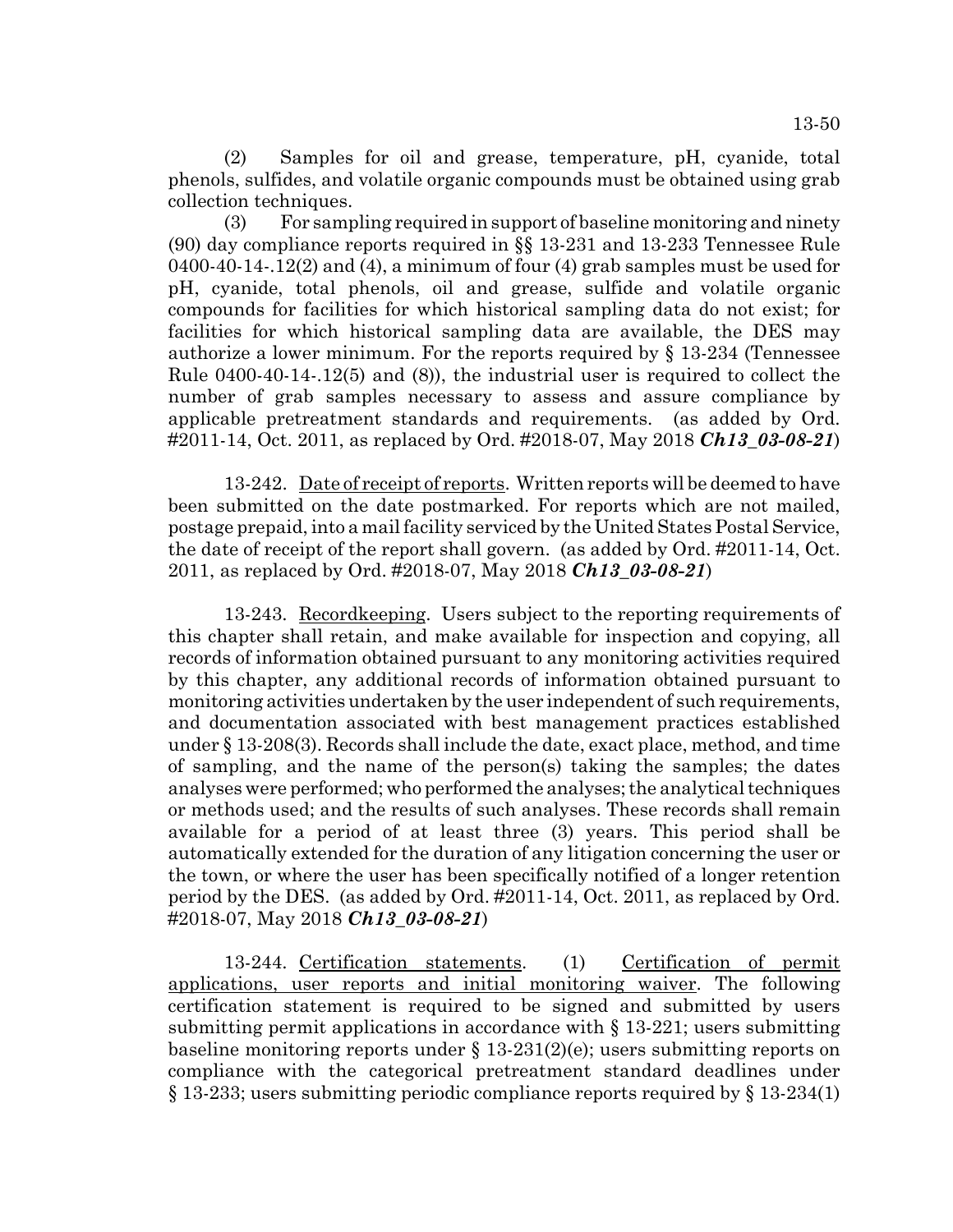(2) Samples for oil and grease, temperature, pH, cyanide, total phenols, sulfides, and volatile organic compounds must be obtained using grab collection techniques.

(3) For sampling required in support of baseline monitoring and ninety (90) day compliance reports required in §§ 13-231 and 13-233 Tennessee Rule 0400-40-14-.12(2) and (4), a minimum of four (4) grab samples must be used for pH, cyanide, total phenols, oil and grease, sulfide and volatile organic compounds for facilities for which historical sampling data do not exist; for facilities for which historical sampling data are available, the DES may authorize a lower minimum. For the reports required by § 13-234 (Tennessee Rule 0400-40-14-.12(5) and (8)), the industrial user is required to collect the number of grab samples necessary to assess and assure compliance by applicable pretreatment standards and requirements. (as added by Ord. #2011-14, Oct. 2011, as replaced by Ord. #2018-07, May 2018 ***Ch13_03-08-21***)

13-242. Date of receipt of reports. Written reports will be deemed to have been submitted on the date postmarked. For reports which are not mailed, postage prepaid, into a mail facility serviced by the United States Postal Service, the date of receipt of the report shall govern. (as added by Ord. #2011-14, Oct. 2011, as replaced by Ord. #2018-07, May 2018 ***Ch13_03-08-21***)

13-243. Recordkeeping. Users subject to the reporting requirements of this chapter shall retain, and make available for inspection and copying, all records of information obtained pursuant to any monitoring activities required by this chapter, any additional records of information obtained pursuant to monitoring activities undertaken by the user independent of such requirements, and documentation associated with best management practices established under § 13-208(3). Records shall include the date, exact place, method, and time of sampling, and the name of the person(s) taking the samples; the dates analyses were performed; who performed the analyses; the analytical techniques or methods used; and the results of such analyses. These records shall remain available for a period of at least three (3) years. This period shall be automatically extended for the duration of any litigation concerning the user or the town, or where the user has been specifically notified of a longer retention period by the DES. (as added by Ord. #2011-14, Oct. 2011, as replaced by Ord. #2018-07, May 2018 ***Ch13_03-08-21***)

13-244. Certification statements. (1) Certification of permit applications, user reports and initial monitoring waiver. The following certification statement is required to be signed and submitted by users submitting permit applications in accordance with § 13-221; users submitting baseline monitoring reports under § 13-231(2)(e); users submitting reports on compliance with the categorical pretreatment standard deadlines under § 13-233; users submitting periodic compliance reports required by § 13-234(1)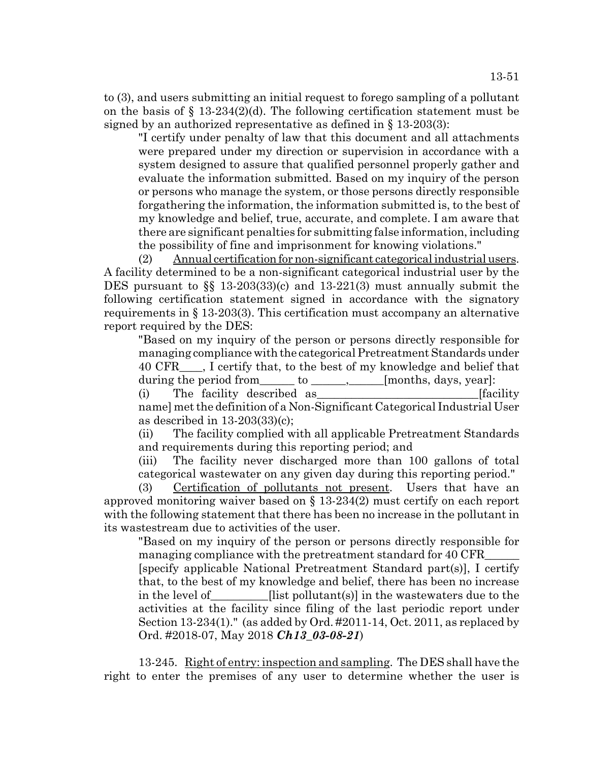to (3), and users submitting an initial request to forego sampling of a pollutant on the basis of § 13-234(2)(d). The following certification statement must be signed by an authorized representative as defined in § 13-203(3):

> "I certify under penalty of law that this document and all attachments were prepared under my direction or supervision in accordance with a system designed to assure that qualified personnel properly gather and evaluate the information submitted. Based on my inquiry of the person or persons who manage the system, or those persons directly responsible forgathering the information, the information submitted is, to the best of my knowledge and belief, true, accurate, and complete. I am aware that there are significant penalties for submitting false information, including the possibility of fine and imprisonment for knowing violations."

(2) Annual certification for non-significant categorical industrial users. A facility determined to be a non-significant categorical industrial user by the DES pursuant to §§ 13-203(33)(c) and 13-221(3) must annually submit the following certification statement signed in accordance with the signatory requirements in § 13-203(3). This certification must accompany an alternative report required by the DES:

> "Based on my inquiry of the person or persons directly responsible for managing compliance with the categorical Pretreatment Standards under 40 CFR____, I certify that, to the best of my knowledge and belief that during the period from______ to ______,______[months, days, year]:
>
> (i) The facility described as____________________________[facility name] met the definition of a Non-Significant Categorical Industrial User as described in 13-203(33)(c);
>
> (ii) The facility complied with all applicable Pretreatment Standards and requirements during this reporting period; and
>
> (iii) The facility never discharged more than 100 gallons of total categorical wastewater on any given day during this reporting period."

(3) Certification of pollutants not present. Users that have an approved monitoring waiver based on § 13-234(2) must certify on each report with the following statement that there has been no increase in the pollutant in its wastestream due to activities of the user.

> "Based on my inquiry of the person or persons directly responsible for managing compliance with the pretreatment standard for 40 CFR______ [specify applicable National Pretreatment Standard part(s)], I certify that, to the best of my knowledge and belief, there has been no increase in the level of__________[list pollutant(s)] in the wastewaters due to the activities at the facility since filing of the last periodic report under Section 13-234(1)." (as added by Ord. #2011-14, Oct. 2011, as replaced by Ord. #2018-07, May 2018 ***Ch13_03-08-21***)

13-245. Right of entry: inspection and sampling. The DES shall have the right to enter the premises of any user to determine whether the user is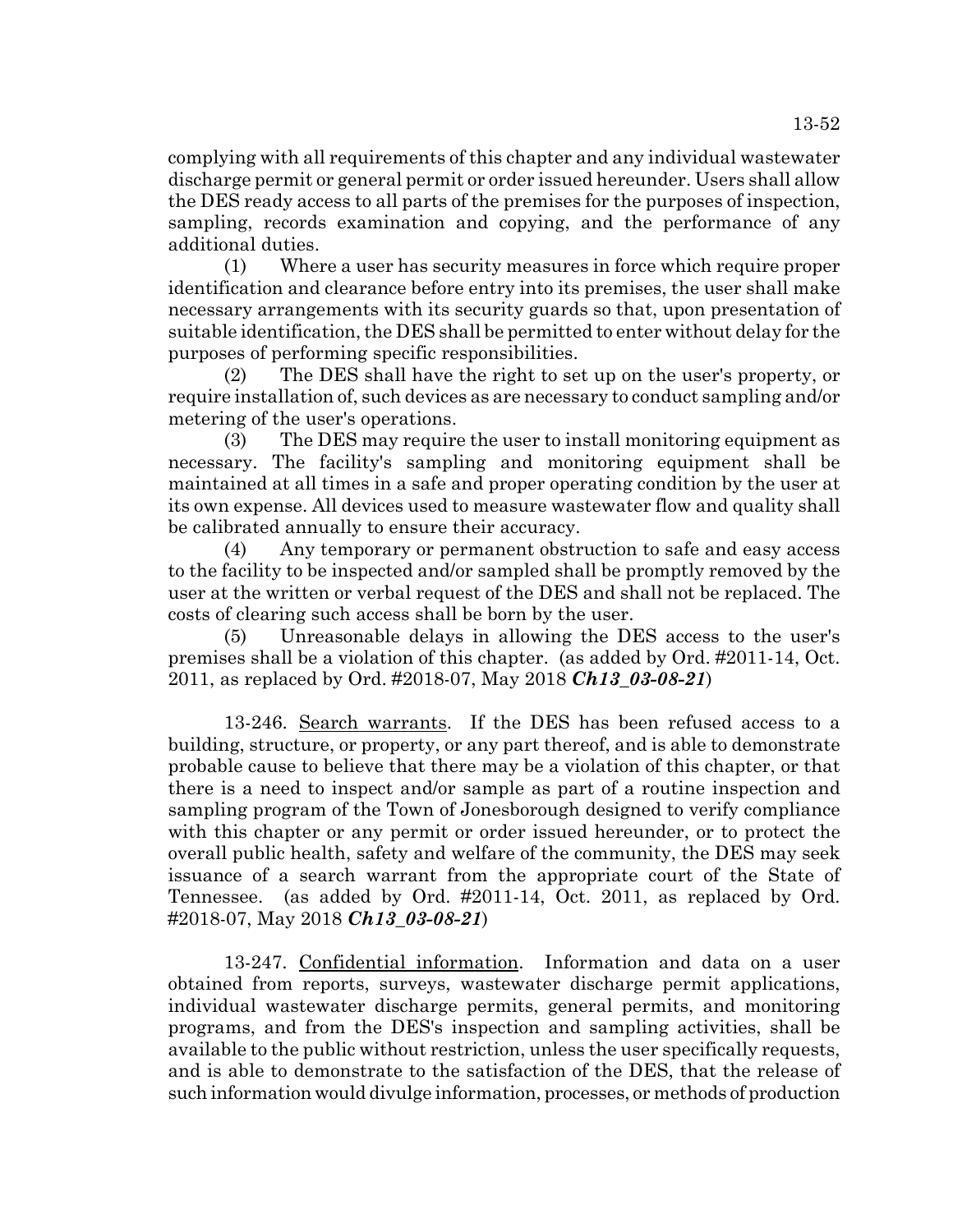complying with all requirements of this chapter and any individual wastewater discharge permit or general permit or order issued hereunder. Users shall allow the DES ready access to all parts of the premises for the purposes of inspection, sampling, records examination and copying, and the performance of any additional duties.

(1) Where a user has security measures in force which require proper identification and clearance before entry into its premises, the user shall make necessary arrangements with its security guards so that, upon presentation of suitable identification, the DES shall be permitted to enter without delay for the purposes of performing specific responsibilities.

(2) The DES shall have the right to set up on the user's property, or require installation of, such devices as are necessary to conduct sampling and/or metering of the user's operations.

(3) The DES may require the user to install monitoring equipment as necessary. The facility's sampling and monitoring equipment shall be maintained at all times in a safe and proper operating condition by the user at its own expense. All devices used to measure wastewater flow and quality shall be calibrated annually to ensure their accuracy.

(4) Any temporary or permanent obstruction to safe and easy access to the facility to be inspected and/or sampled shall be promptly removed by the user at the written or verbal request of the DES and shall not be replaced. The costs of clearing such access shall be born by the user.

(5) Unreasonable delays in allowing the DES access to the user's premises shall be a violation of this chapter. (as added by Ord. #2011-14, Oct. 2011, as replaced by Ord. #2018-07, May 2018 ***Ch13_03-08-21***)

13-246. Search warrants. If the DES has been refused access to a building, structure, or property, or any part thereof, and is able to demonstrate probable cause to believe that there may be a violation of this chapter, or that there is a need to inspect and/or sample as part of a routine inspection and sampling program of the Town of Jonesborough designed to verify compliance with this chapter or any permit or order issued hereunder, or to protect the overall public health, safety and welfare of the community, the DES may seek issuance of a search warrant from the appropriate court of the State of Tennessee. (as added by Ord. #2011-14, Oct. 2011, as replaced by Ord. #2018-07, May 2018 ***Ch13_03-08-21***)

13-247. Confidential information. Information and data on a user obtained from reports, surveys, wastewater discharge permit applications, individual wastewater discharge permits, general permits, and monitoring programs, and from the DES's inspection and sampling activities, shall be available to the public without restriction, unless the user specifically requests, and is able to demonstrate to the satisfaction of the DES, that the release of such information would divulge information, processes, or methods of production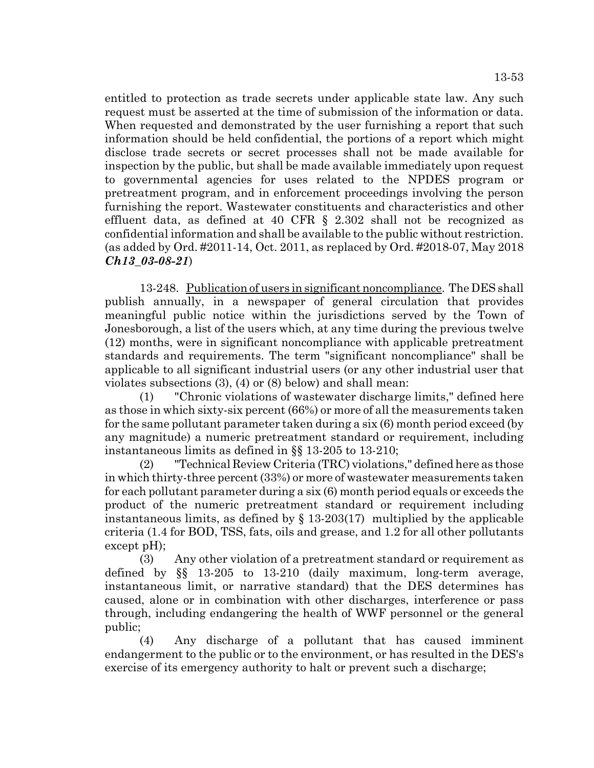entitled to protection as trade secrets under applicable state law. Any such request must be asserted at the time of submission of the information or data. When requested and demonstrated by the user furnishing a report that such information should be held confidential, the portions of a report which might disclose trade secrets or secret processes shall not be made available for inspection by the public, but shall be made available immediately upon request to governmental agencies for uses related to the NPDES program or pretreatment program, and in enforcement proceedings involving the person furnishing the report. Wastewater constituents and characteristics and other effluent data, as defined at 40 CFR § 2.302 shall not be recognized as confidential information and shall be available to the public without restriction. (as added by Ord. #2011-14, Oct. 2011, as replaced by Ord. #2018-07, May 2018 ***Ch13_03-08-21***)

13-248. Publication of users in significant noncompliance. The DES shall publish annually, in a newspaper of general circulation that provides meaningful public notice within the jurisdictions served by the Town of Jonesborough, a list of the users which, at any time during the previous twelve (12) months, were in significant noncompliance with applicable pretreatment standards and requirements. The term "significant noncompliance" shall be applicable to all significant industrial users (or any other industrial user that violates subsections (3), (4) or (8) below) and shall mean:

(1) "Chronic violations of wastewater discharge limits," defined here as those in which sixty-six percent (66%) or more of all the measurements taken for the same pollutant parameter taken during a six (6) month period exceed (by any magnitude) a numeric pretreatment standard or requirement, including instantaneous limits as defined in §§ 13-205 to 13-210;

(2) "Technical Review Criteria (TRC) violations," defined here as those in which thirty-three percent (33%) or more of wastewater measurements taken for each pollutant parameter during a six (6) month period equals or exceeds the product of the numeric pretreatment standard or requirement including instantaneous limits, as defined by § 13-203(17) multiplied by the applicable criteria (1.4 for BOD, TSS, fats, oils and grease, and 1.2 for all other pollutants except pH);

(3) Any other violation of a pretreatment standard or requirement as defined by §§ 13-205 to 13-210 (daily maximum, long-term average, instantaneous limit, or narrative standard) that the DES determines has caused, alone or in combination with other discharges, interference or pass through, including endangering the health of WWF personnel or the general public;

(4) Any discharge of a pollutant that has caused imminent endangerment to the public or to the environment, or has resulted in the DES's exercise of its emergency authority to halt or prevent such a discharge;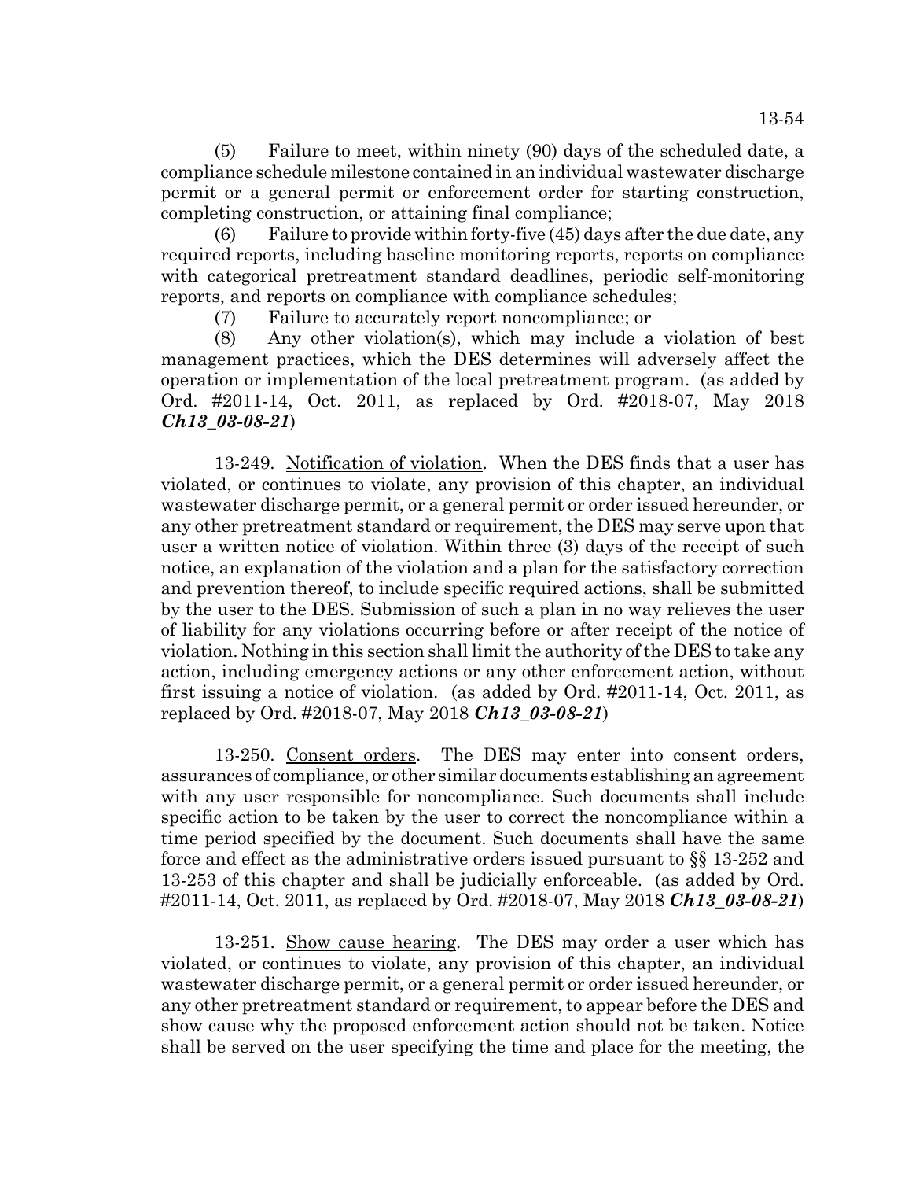(5) Failure to meet, within ninety (90) days of the scheduled date, a compliance schedule milestone contained in an individual wastewater discharge permit or a general permit or enforcement order for starting construction, completing construction, or attaining final compliance;

(6) Failure to provide within forty-five (45) days after the due date, any required reports, including baseline monitoring reports, reports on compliance with categorical pretreatment standard deadlines, periodic self-monitoring reports, and reports on compliance with compliance schedules;

(7) Failure to accurately report noncompliance; or

(8) Any other violation(s), which may include a violation of best management practices, which the DES determines will adversely affect the operation or implementation of the local pretreatment program. (as added by Ord. #2011-14, Oct. 2011, as replaced by Ord. #2018-07, May 2018 ***Ch13_03-08-21***)

13-249. Notification of violation. When the DES finds that a user has violated, or continues to violate, any provision of this chapter, an individual wastewater discharge permit, or a general permit or order issued hereunder, or any other pretreatment standard or requirement, the DES may serve upon that user a written notice of violation. Within three (3) days of the receipt of such notice, an explanation of the violation and a plan for the satisfactory correction and prevention thereof, to include specific required actions, shall be submitted by the user to the DES. Submission of such a plan in no way relieves the user of liability for any violations occurring before or after receipt of the notice of violation. Nothing in this section shall limit the authority of the DES to take any action, including emergency actions or any other enforcement action, without first issuing a notice of violation. (as added by Ord. #2011-14, Oct. 2011, as replaced by Ord. #2018-07, May 2018 ***Ch13_03-08-21***)

13-250. Consent orders. The DES may enter into consent orders, assurances of compliance, or other similar documents establishing an agreement with any user responsible for noncompliance. Such documents shall include specific action to be taken by the user to correct the noncompliance within a time period specified by the document. Such documents shall have the same force and effect as the administrative orders issued pursuant to §§ 13-252 and 13-253 of this chapter and shall be judicially enforceable. (as added by Ord. #2011-14, Oct. 2011, as replaced by Ord. #2018-07, May 2018 ***Ch13_03-08-21***)

13-251. Show cause hearing. The DES may order a user which has violated, or continues to violate, any provision of this chapter, an individual wastewater discharge permit, or a general permit or order issued hereunder, or any other pretreatment standard or requirement, to appear before the DES and show cause why the proposed enforcement action should not be taken. Notice shall be served on the user specifying the time and place for the meeting, the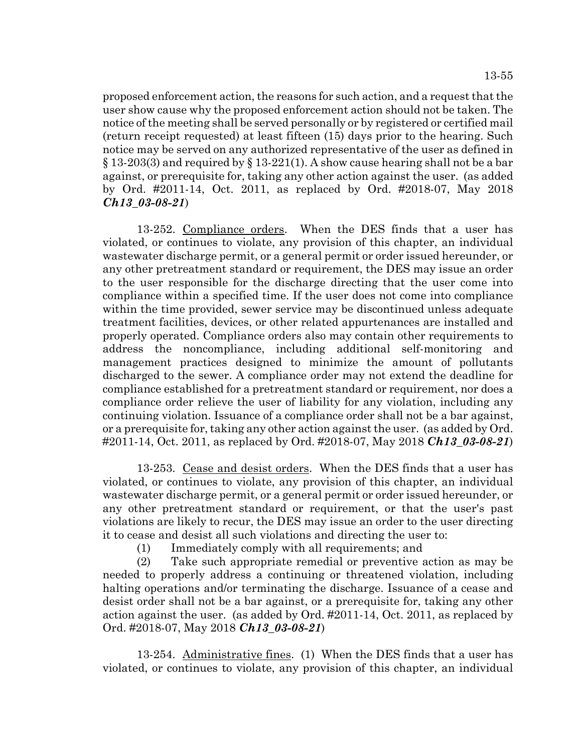proposed enforcement action, the reasons for such action, and a request that the user show cause why the proposed enforcement action should not be taken. The notice of the meeting shall be served personally or by registered or certified mail (return receipt requested) at least fifteen (15) days prior to the hearing. Such notice may be served on any authorized representative of the user as defined in § 13-203(3) and required by § 13-221(1). A show cause hearing shall not be a bar against, or prerequisite for, taking any other action against the user. (as added by Ord. #2011-14, Oct. 2011, as replaced by Ord. #2018-07, May 2018 ***Ch13_03-08-21***)

13-252. Compliance orders. When the DES finds that a user has violated, or continues to violate, any provision of this chapter, an individual wastewater discharge permit, or a general permit or order issued hereunder, or any other pretreatment standard or requirement, the DES may issue an order to the user responsible for the discharge directing that the user come into compliance within a specified time. If the user does not come into compliance within the time provided, sewer service may be discontinued unless adequate treatment facilities, devices, or other related appurtenances are installed and properly operated. Compliance orders also may contain other requirements to address the noncompliance, including additional self-monitoring and management practices designed to minimize the amount of pollutants discharged to the sewer. A compliance order may not extend the deadline for compliance established for a pretreatment standard or requirement, nor does a compliance order relieve the user of liability for any violation, including any continuing violation. Issuance of a compliance order shall not be a bar against, or a prerequisite for, taking any other action against the user. (as added by Ord. #2011-14, Oct. 2011, as replaced by Ord. #2018-07, May 2018 ***Ch13_03-08-21***)

13-253. Cease and desist orders. When the DES finds that a user has violated, or continues to violate, any provision of this chapter, an individual wastewater discharge permit, or a general permit or order issued hereunder, or any other pretreatment standard or requirement, or that the user's past violations are likely to recur, the DES may issue an order to the user directing it to cease and desist all such violations and directing the user to:

(1) Immediately comply with all requirements; and

(2) Take such appropriate remedial or preventive action as may be needed to properly address a continuing or threatened violation, including halting operations and/or terminating the discharge. Issuance of a cease and desist order shall not be a bar against, or a prerequisite for, taking any other action against the user. (as added by Ord. #2011-14, Oct. 2011, as replaced by Ord. #2018-07, May 2018 ***Ch13_03-08-21***)

13-254. Administrative fines. (1) When the DES finds that a user has violated, or continues to violate, any provision of this chapter, an individual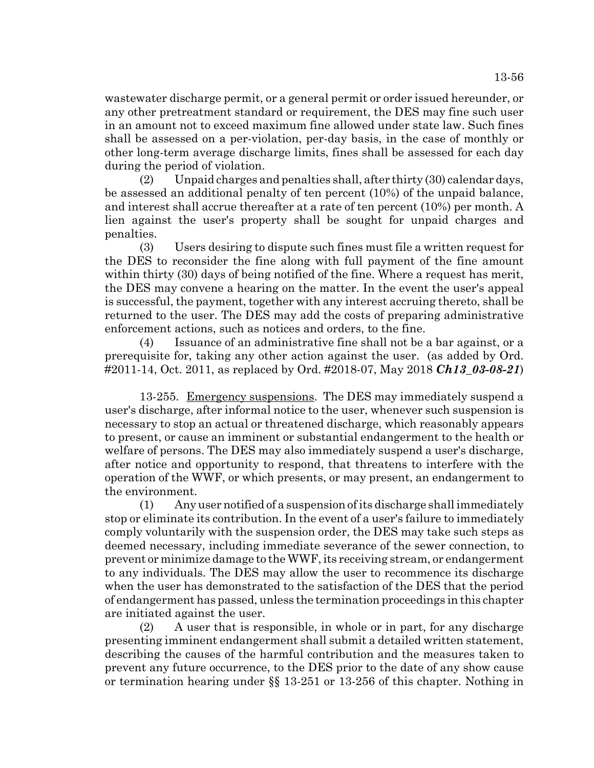wastewater discharge permit, or a general permit or order issued hereunder, or any other pretreatment standard or requirement, the DES may fine such user in an amount not to exceed maximum fine allowed under state law. Such fines shall be assessed on a per-violation, per-day basis, in the case of monthly or other long-term average discharge limits, fines shall be assessed for each day during the period of violation.

(2) Unpaid charges and penalties shall, after thirty (30) calendar days, be assessed an additional penalty of ten percent (10%) of the unpaid balance, and interest shall accrue thereafter at a rate of ten percent (10%) per month. A lien against the user's property shall be sought for unpaid charges and penalties.

(3) Users desiring to dispute such fines must file a written request for the DES to reconsider the fine along with full payment of the fine amount within thirty (30) days of being notified of the fine. Where a request has merit, the DES may convene a hearing on the matter. In the event the user's appeal is successful, the payment, together with any interest accruing thereto, shall be returned to the user. The DES may add the costs of preparing administrative enforcement actions, such as notices and orders, to the fine.

(4) Issuance of an administrative fine shall not be a bar against, or a prerequisite for, taking any other action against the user. (as added by Ord. #2011-14, Oct. 2011, as replaced by Ord. #2018-07, May 2018 ***Ch13_03-08-21***)

13-255. Emergency suspensions. The DES may immediately suspend a user's discharge, after informal notice to the user, whenever such suspension is necessary to stop an actual or threatened discharge, which reasonably appears to present, or cause an imminent or substantial endangerment to the health or welfare of persons. The DES may also immediately suspend a user's discharge, after notice and opportunity to respond, that threatens to interfere with the operation of the WWF, or which presents, or may present, an endangerment to the environment.

(1) Any user notified of a suspension of its discharge shall immediately stop or eliminate its contribution. In the event of a user's failure to immediately comply voluntarily with the suspension order, the DES may take such steps as deemed necessary, including immediate severance of the sewer connection, to prevent or minimize damage to the WWF, its receiving stream, or endangerment to any individuals. The DES may allow the user to recommence its discharge when the user has demonstrated to the satisfaction of the DES that the period of endangerment has passed, unless the termination proceedings in this chapter are initiated against the user.

(2) A user that is responsible, in whole or in part, for any discharge presenting imminent endangerment shall submit a detailed written statement, describing the causes of the harmful contribution and the measures taken to prevent any future occurrence, to the DES prior to the date of any show cause or termination hearing under §§ 13-251 or 13-256 of this chapter. Nothing in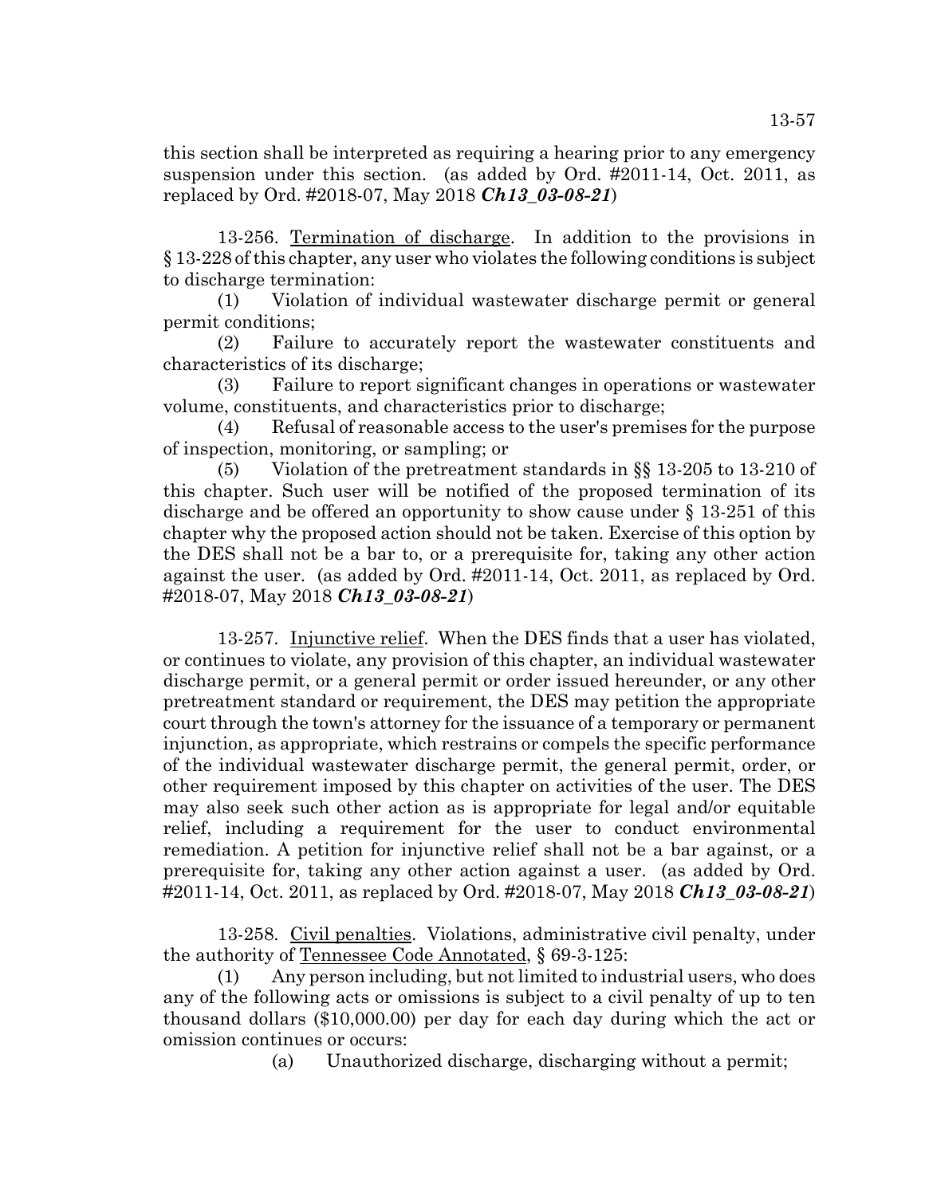this section shall be interpreted as requiring a hearing prior to any emergency suspension under this section. (as added by Ord. #2011-14, Oct. 2011, as replaced by Ord. #2018-07, May 2018 ***Ch13_03-08-21***)

13-256. Termination of discharge. In addition to the provisions in § 13-228 of this chapter, any user who violates the following conditions is subject to discharge termination:

(1) Violation of individual wastewater discharge permit or general permit conditions;

(2) Failure to accurately report the wastewater constituents and characteristics of its discharge;

(3) Failure to report significant changes in operations or wastewater volume, constituents, and characteristics prior to discharge;

(4) Refusal of reasonable access to the user's premises for the purpose of inspection, monitoring, or sampling; or

(5) Violation of the pretreatment standards in §§ 13-205 to 13-210 of this chapter. Such user will be notified of the proposed termination of its discharge and be offered an opportunity to show cause under § 13-251 of this chapter why the proposed action should not be taken. Exercise of this option by the DES shall not be a bar to, or a prerequisite for, taking any other action against the user. (as added by Ord. #2011-14, Oct. 2011, as replaced by Ord. #2018-07, May 2018 ***Ch13_03-08-21***)

13-257. Injunctive relief. When the DES finds that a user has violated, or continues to violate, any provision of this chapter, an individual wastewater discharge permit, or a general permit or order issued hereunder, or any other pretreatment standard or requirement, the DES may petition the appropriate court through the town's attorney for the issuance of a temporary or permanent injunction, as appropriate, which restrains or compels the specific performance of the individual wastewater discharge permit, the general permit, order, or other requirement imposed by this chapter on activities of the user. The DES may also seek such other action as is appropriate for legal and/or equitable relief, including a requirement for the user to conduct environmental remediation. A petition for injunctive relief shall not be a bar against, or a prerequisite for, taking any other action against a user. (as added by Ord. #2011-14, Oct. 2011, as replaced by Ord. #2018-07, May 2018 ***Ch13_03-08-21***)

13-258. Civil penalties. Violations, administrative civil penalty, under the authority of Tennessee Code Annotated, § 69-3-125:

(1) Any person including, but not limited to industrial users, who does any of the following acts or omissions is subject to a civil penalty of up to ten thousand dollars ($10,000.00) per day for each day during which the act or omission continues or occurs:

(a) Unauthorized discharge, discharging without a permit;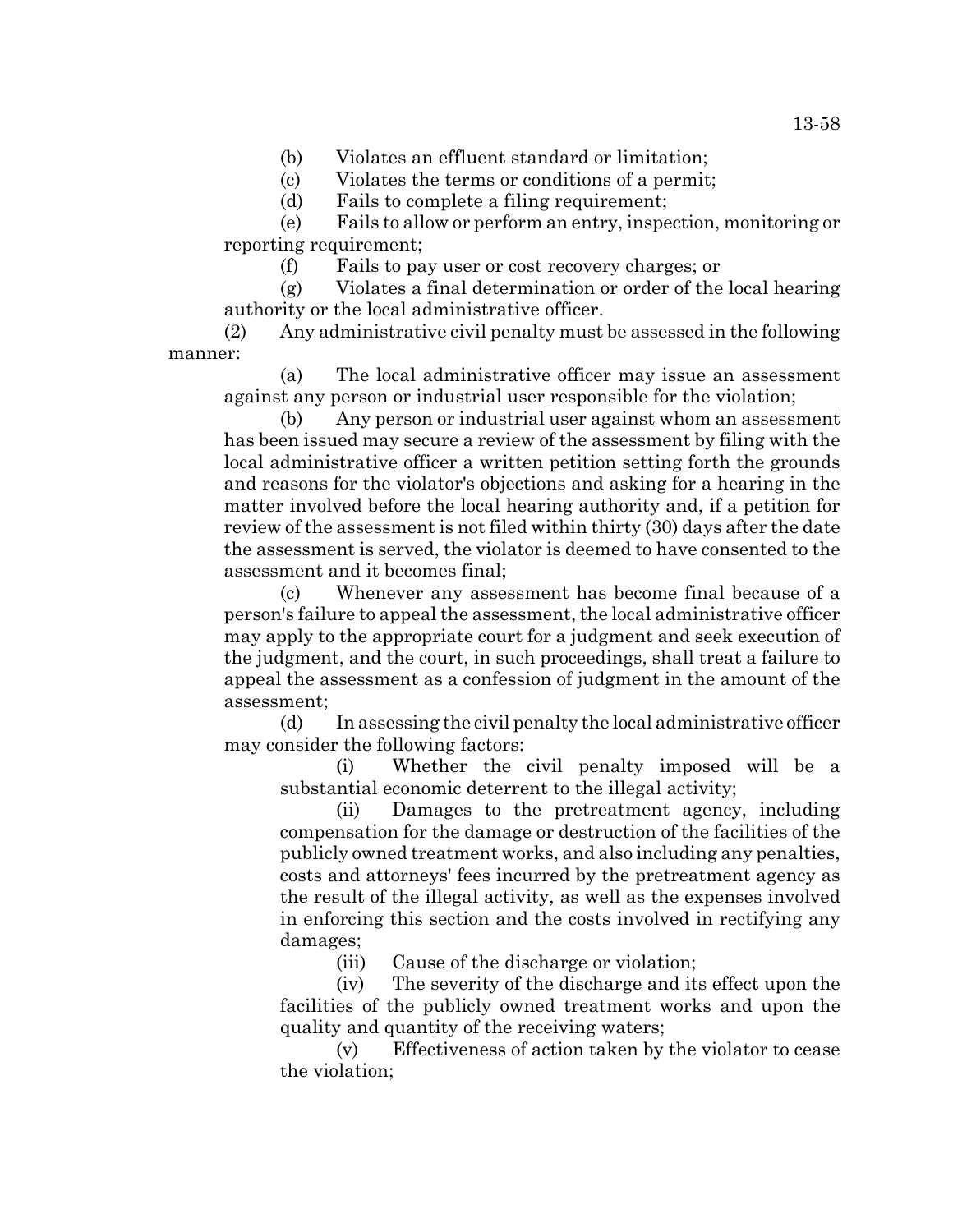(b) Violates an effluent standard or limitation;

(c) Violates the terms or conditions of a permit;

(d) Fails to complete a filing requirement;

(e) Fails to allow or perform an entry, inspection, monitoring or reporting requirement;

(f) Fails to pay user or cost recovery charges; or

(g) Violates a final determination or order of the local hearing authority or the local administrative officer.

(2) Any administrative civil penalty must be assessed in the following manner:

(a) The local administrative officer may issue an assessment against any person or industrial user responsible for the violation;

(b) Any person or industrial user against whom an assessment has been issued may secure a review of the assessment by filing with the local administrative officer a written petition setting forth the grounds and reasons for the violator's objections and asking for a hearing in the matter involved before the local hearing authority and, if a petition for review of the assessment is not filed within thirty (30) days after the date the assessment is served, the violator is deemed to have consented to the assessment and it becomes final;

(c) Whenever any assessment has become final because of a person's failure to appeal the assessment, the local administrative officer may apply to the appropriate court for a judgment and seek execution of the judgment, and the court, in such proceedings, shall treat a failure to appeal the assessment as a confession of judgment in the amount of the assessment;

(d) In assessing the civil penalty the local administrative officer may consider the following factors:

(i) Whether the civil penalty imposed will be a substantial economic deterrent to the illegal activity;

(ii) Damages to the pretreatment agency, including compensation for the damage or destruction of the facilities of the publicly owned treatment works, and also including any penalties, costs and attorneys' fees incurred by the pretreatment agency as the result of the illegal activity, as well as the expenses involved in enforcing this section and the costs involved in rectifying any damages;

(iii) Cause of the discharge or violation;

(iv) The severity of the discharge and its effect upon the facilities of the publicly owned treatment works and upon the quality and quantity of the receiving waters;

(v) Effectiveness of action taken by the violator to cease the violation;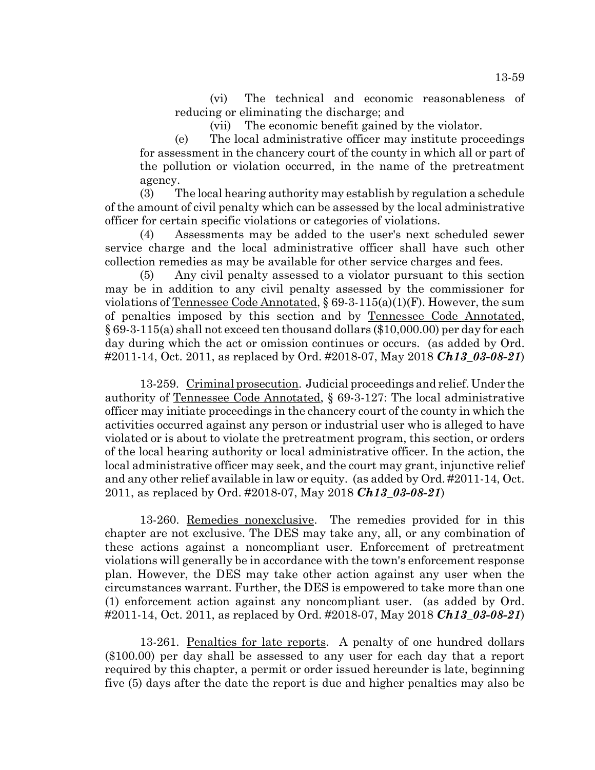(vi) The technical and economic reasonableness of reducing or eliminating the discharge; and

(vii) The economic benefit gained by the violator.

(e) The local administrative officer may institute proceedings for assessment in the chancery court of the county in which all or part of the pollution or violation occurred, in the name of the pretreatment agency.

(3) The local hearing authority may establish by regulation a schedule of the amount of civil penalty which can be assessed by the local administrative officer for certain specific violations or categories of violations.

(4) Assessments may be added to the user's next scheduled sewer service charge and the local administrative officer shall have such other collection remedies as may be available for other service charges and fees.

(5) Any civil penalty assessed to a violator pursuant to this section may be in addition to any civil penalty assessed by the commissioner for violations of Tennessee Code Annotated, § 69-3-115(a)(1)(F). However, the sum of penalties imposed by this section and by Tennessee Code Annotated, § 69-3-115(a) shall not exceed ten thousand dollars ($10,000.00) per day for each day during which the act or omission continues or occurs. (as added by Ord. #2011-14, Oct. 2011, as replaced by Ord. #2018-07, May 2018 ***Ch13_03-08-21***)

13-259. Criminal prosecution. Judicial proceedings and relief. Under the authority of Tennessee Code Annotated, § 69-3-127: The local administrative officer may initiate proceedings in the chancery court of the county in which the activities occurred against any person or industrial user who is alleged to have violated or is about to violate the pretreatment program, this section, or orders of the local hearing authority or local administrative officer. In the action, the local administrative officer may seek, and the court may grant, injunctive relief and any other relief available in law or equity. (as added by Ord. #2011-14, Oct. 2011, as replaced by Ord. #2018-07, May 2018 ***Ch13_03-08-21***)

13-260. Remedies nonexclusive. The remedies provided for in this chapter are not exclusive. The DES may take any, all, or any combination of these actions against a noncompliant user. Enforcement of pretreatment violations will generally be in accordance with the town's enforcement response plan. However, the DES may take other action against any user when the circumstances warrant. Further, the DES is empowered to take more than one (1) enforcement action against any noncompliant user. (as added by Ord. #2011-14, Oct. 2011, as replaced by Ord. #2018-07, May 2018 ***Ch13_03-08-21***)

13-261. Penalties for late reports. A penalty of one hundred dollars ($100.00) per day shall be assessed to any user for each day that a report required by this chapter, a permit or order issued hereunder is late, beginning five (5) days after the date the report is due and higher penalties may also be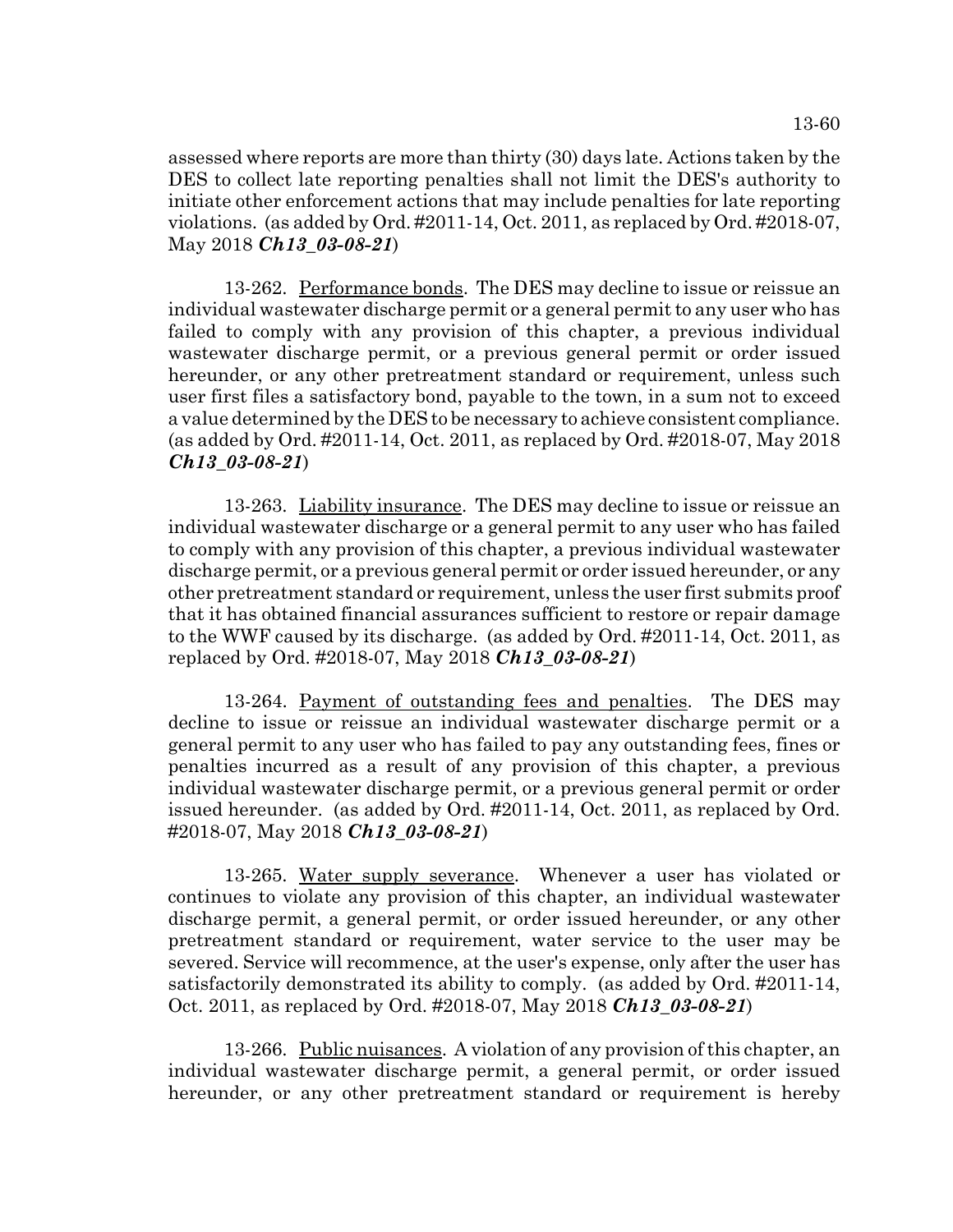assessed where reports are more than thirty (30) days late. Actions taken by the DES to collect late reporting penalties shall not limit the DES's authority to initiate other enforcement actions that may include penalties for late reporting violations. (as added by Ord. #2011-14, Oct. 2011, as replaced by Ord. #2018-07, May 2018 ***Ch13_03-08-21***)

13-262. Performance bonds. The DES may decline to issue or reissue an individual wastewater discharge permit or a general permit to any user who has failed to comply with any provision of this chapter, a previous individual wastewater discharge permit, or a previous general permit or order issued hereunder, or any other pretreatment standard or requirement, unless such user first files a satisfactory bond, payable to the town, in a sum not to exceed a value determined by the DES to be necessary to achieve consistent compliance. (as added by Ord. #2011-14, Oct. 2011, as replaced by Ord. #2018-07, May 2018 ***Ch13_03-08-21***)

13-263. Liability insurance. The DES may decline to issue or reissue an individual wastewater discharge or a general permit to any user who has failed to comply with any provision of this chapter, a previous individual wastewater discharge permit, or a previous general permit or order issued hereunder, or any other pretreatment standard or requirement, unless the user first submits proof that it has obtained financial assurances sufficient to restore or repair damage to the WWF caused by its discharge. (as added by Ord. #2011-14, Oct. 2011, as replaced by Ord. #2018-07, May 2018 ***Ch13_03-08-21***)

13-264. Payment of outstanding fees and penalties. The DES may decline to issue or reissue an individual wastewater discharge permit or a general permit to any user who has failed to pay any outstanding fees, fines or penalties incurred as a result of any provision of this chapter, a previous individual wastewater discharge permit, or a previous general permit or order issued hereunder. (as added by Ord. #2011-14, Oct. 2011, as replaced by Ord. #2018-07, May 2018 ***Ch13_03-08-21***)

13-265. Water supply severance. Whenever a user has violated or continues to violate any provision of this chapter, an individual wastewater discharge permit, a general permit, or order issued hereunder, or any other pretreatment standard or requirement, water service to the user may be severed. Service will recommence, at the user's expense, only after the user has satisfactorily demonstrated its ability to comply. (as added by Ord. #2011-14, Oct. 2011, as replaced by Ord. #2018-07, May 2018 ***Ch13_03-08-21***)

13-266. Public nuisances. A violation of any provision of this chapter, an individual wastewater discharge permit, a general permit, or order issued hereunder, or any other pretreatment standard or requirement is hereby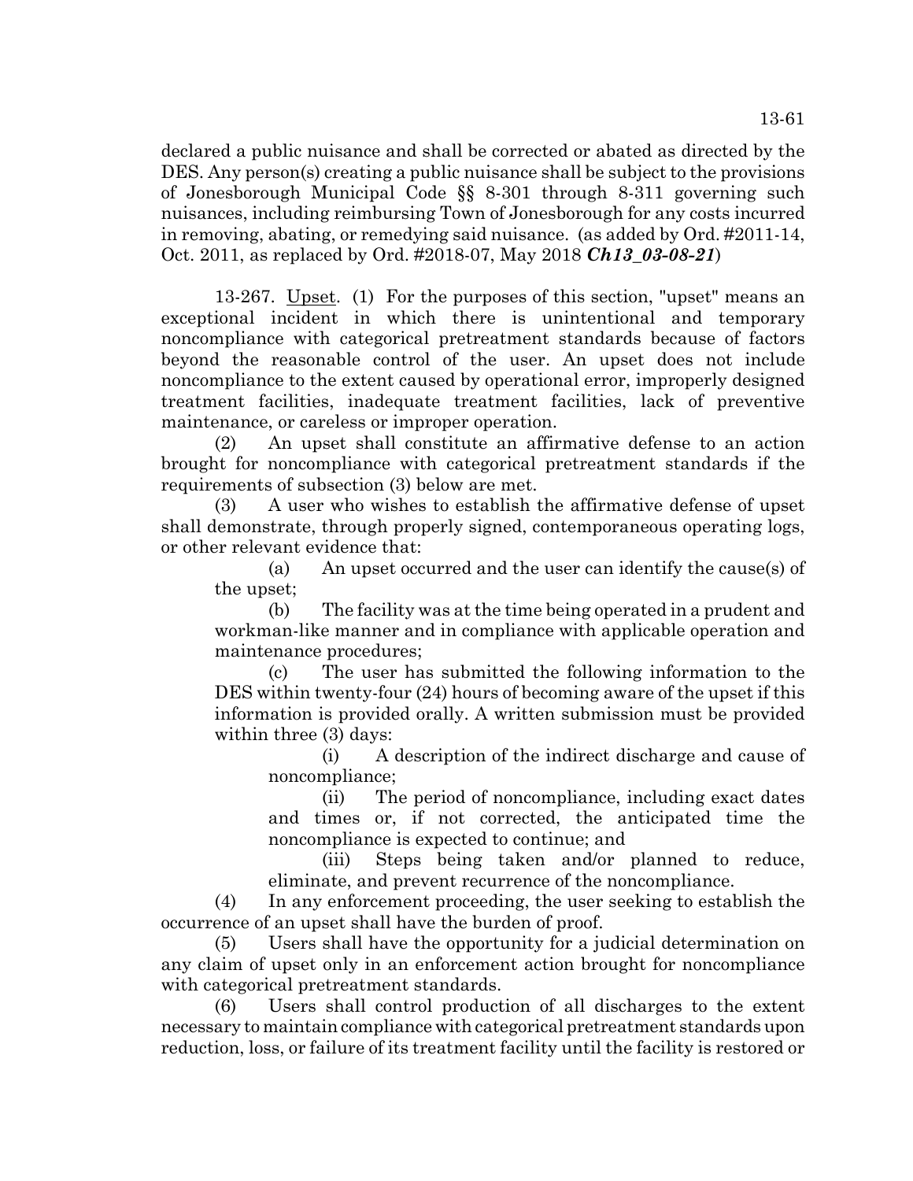declared a public nuisance and shall be corrected or abated as directed by the DES. Any person(s) creating a public nuisance shall be subject to the provisions of Jonesborough Municipal Code §§ 8-301 through 8-311 governing such nuisances, including reimbursing Town of Jonesborough for any costs incurred in removing, abating, or remedying said nuisance. (as added by Ord. #2011-14, Oct. 2011, as replaced by Ord. #2018-07, May 2018 ***Ch13_03-08-21***)

13-267. Upset. (1) For the purposes of this section, "upset" means an exceptional incident in which there is unintentional and temporary noncompliance with categorical pretreatment standards because of factors beyond the reasonable control of the user. An upset does not include noncompliance to the extent caused by operational error, improperly designed treatment facilities, inadequate treatment facilities, lack of preventive maintenance, or careless or improper operation.

(2) An upset shall constitute an affirmative defense to an action brought for noncompliance with categorical pretreatment standards if the requirements of subsection (3) below are met.

(3) A user who wishes to establish the affirmative defense of upset shall demonstrate, through properly signed, contemporaneous operating logs, or other relevant evidence that:

(a) An upset occurred and the user can identify the cause(s) of the upset;

(b) The facility was at the time being operated in a prudent and workman-like manner and in compliance with applicable operation and maintenance procedures;

(c) The user has submitted the following information to the DES within twenty-four (24) hours of becoming aware of the upset if this information is provided orally. A written submission must be provided within three (3) days:

(i) A description of the indirect discharge and cause of noncompliance;

(ii) The period of noncompliance, including exact dates and times or, if not corrected, the anticipated time the noncompliance is expected to continue; and

(iii) Steps being taken and/or planned to reduce, eliminate, and prevent recurrence of the noncompliance.

(4) In any enforcement proceeding, the user seeking to establish the occurrence of an upset shall have the burden of proof.

(5) Users shall have the opportunity for a judicial determination on any claim of upset only in an enforcement action brought for noncompliance with categorical pretreatment standards.

(6) Users shall control production of all discharges to the extent necessary to maintain compliance with categorical pretreatment standards upon reduction, loss, or failure of its treatment facility until the facility is restored or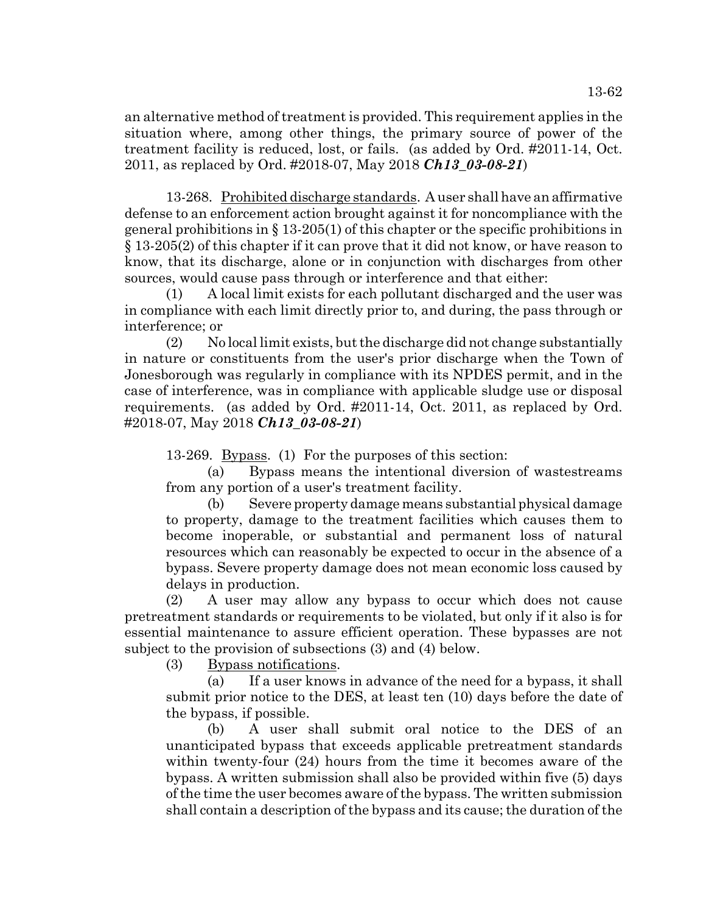an alternative method of treatment is provided. This requirement applies in the situation where, among other things, the primary source of power of the treatment facility is reduced, lost, or fails. (as added by Ord. #2011-14, Oct. 2011, as replaced by Ord. #2018-07, May 2018 ***Ch13_03-08-21***)

13-268. Prohibited discharge standards. A user shall have an affirmative defense to an enforcement action brought against it for noncompliance with the general prohibitions in § 13-205(1) of this chapter or the specific prohibitions in § 13-205(2) of this chapter if it can prove that it did not know, or have reason to know, that its discharge, alone or in conjunction with discharges from other sources, would cause pass through or interference and that either:

(1) A local limit exists for each pollutant discharged and the user was in compliance with each limit directly prior to, and during, the pass through or interference; or

(2) No local limit exists, but the discharge did not change substantially in nature or constituents from the user's prior discharge when the Town of Jonesborough was regularly in compliance with its NPDES permit, and in the case of interference, was in compliance with applicable sludge use or disposal requirements. (as added by Ord. #2011-14, Oct. 2011, as replaced by Ord. #2018-07, May 2018 ***Ch13_03-08-21***)

13-269. Bypass. (1) For the purposes of this section:

(a) Bypass means the intentional diversion of wastestreams from any portion of a user's treatment facility.

(b) Severe property damage means substantial physical damage to property, damage to the treatment facilities which causes them to become inoperable, or substantial and permanent loss of natural resources which can reasonably be expected to occur in the absence of a bypass. Severe property damage does not mean economic loss caused by delays in production.

(2) A user may allow any bypass to occur which does not cause pretreatment standards or requirements to be violated, but only if it also is for essential maintenance to assure efficient operation. These bypasses are not subject to the provision of subsections (3) and (4) below.

(3) Bypass notifications.

(a) If a user knows in advance of the need for a bypass, it shall submit prior notice to the DES, at least ten (10) days before the date of the bypass, if possible.

(b) A user shall submit oral notice to the DES of an unanticipated bypass that exceeds applicable pretreatment standards within twenty-four (24) hours from the time it becomes aware of the bypass. A written submission shall also be provided within five (5) days of the time the user becomes aware of the bypass. The written submission shall contain a description of the bypass and its cause; the duration of the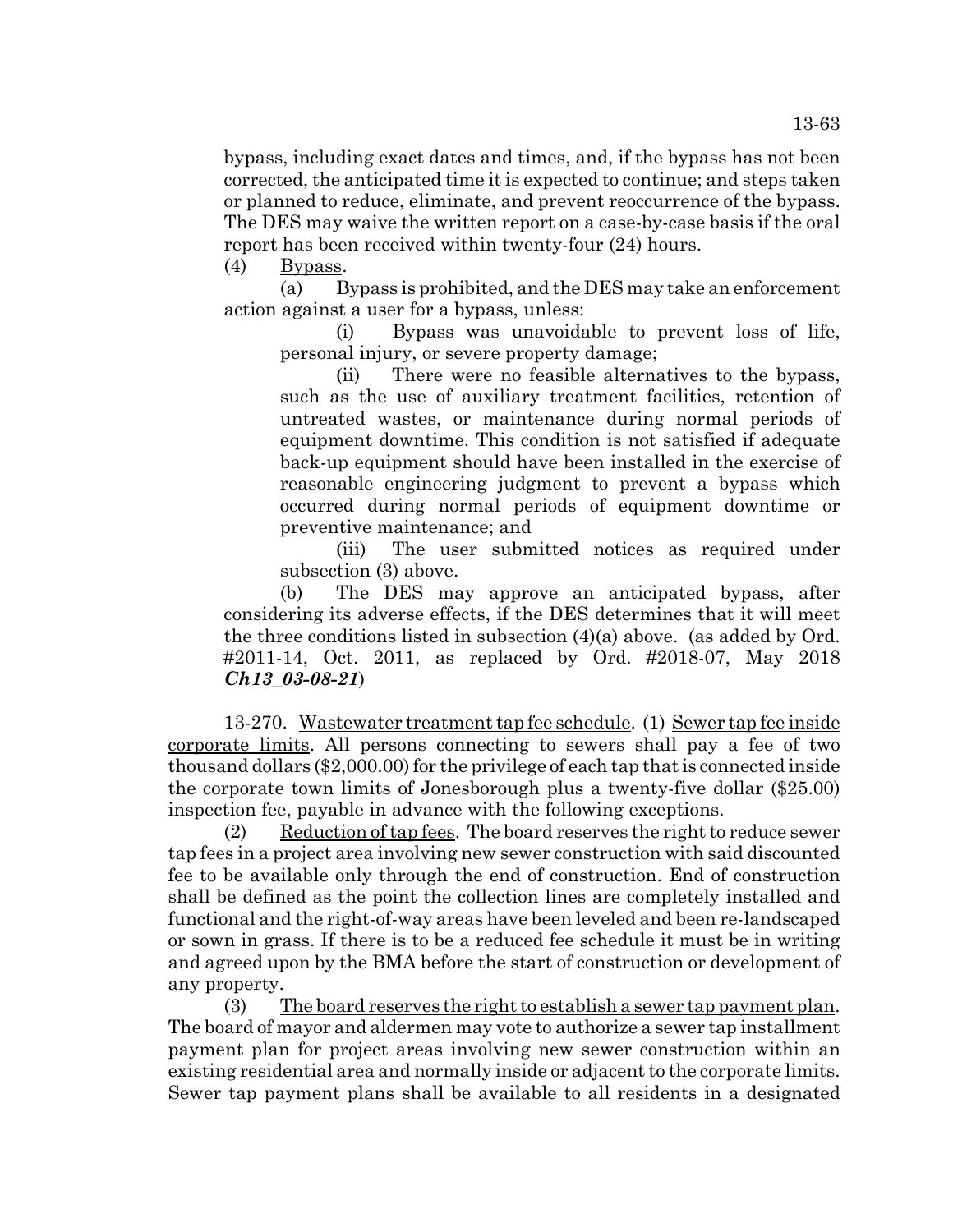bypass, including exact dates and times, and, if the bypass has not been corrected, the anticipated time it is expected to continue; and steps taken or planned to reduce, eliminate, and prevent reoccurrence of the bypass. The DES may waive the written report on a case-by-case basis if the oral report has been received within twenty-four (24) hours.

(4) Bypass.

(a) Bypass is prohibited, and the DES may take an enforcement action against a user for a bypass, unless:

(i) Bypass was unavoidable to prevent loss of life, personal injury, or severe property damage;

(ii) There were no feasible alternatives to the bypass, such as the use of auxiliary treatment facilities, retention of untreated wastes, or maintenance during normal periods of equipment downtime. This condition is not satisfied if adequate back-up equipment should have been installed in the exercise of reasonable engineering judgment to prevent a bypass which occurred during normal periods of equipment downtime or preventive maintenance; and

(iii) The user submitted notices as required under subsection (3) above.

(b) The DES may approve an anticipated bypass, after considering its adverse effects, if the DES determines that it will meet the three conditions listed in subsection (4)(a) above. (as added by Ord. #2011-14, Oct. 2011, as replaced by Ord. #2018-07, May 2018 ***Ch13_03-08-21***)

13-270. Wastewater treatment tap fee schedule. (1) Sewer tap fee inside corporate limits. All persons connecting to sewers shall pay a fee of two thousand dollars ($2,000.00) for the privilege of each tap that is connected inside the corporate town limits of Jonesborough plus a twenty-five dollar ($25.00) inspection fee, payable in advance with the following exceptions.

(2) Reduction of tap fees. The board reserves the right to reduce sewer tap fees in a project area involving new sewer construction with said discounted fee to be available only through the end of construction. End of construction shall be defined as the point the collection lines are completely installed and functional and the right-of-way areas have been leveled and been re-landscaped or sown in grass. If there is to be a reduced fee schedule it must be in writing and agreed upon by the BMA before the start of construction or development of any property.

(3) The board reserves the right to establish a sewer tap payment plan. The board of mayor and aldermen may vote to authorize a sewer tap installment payment plan for project areas involving new sewer construction within an existing residential area and normally inside or adjacent to the corporate limits. Sewer tap payment plans shall be available to all residents in a designated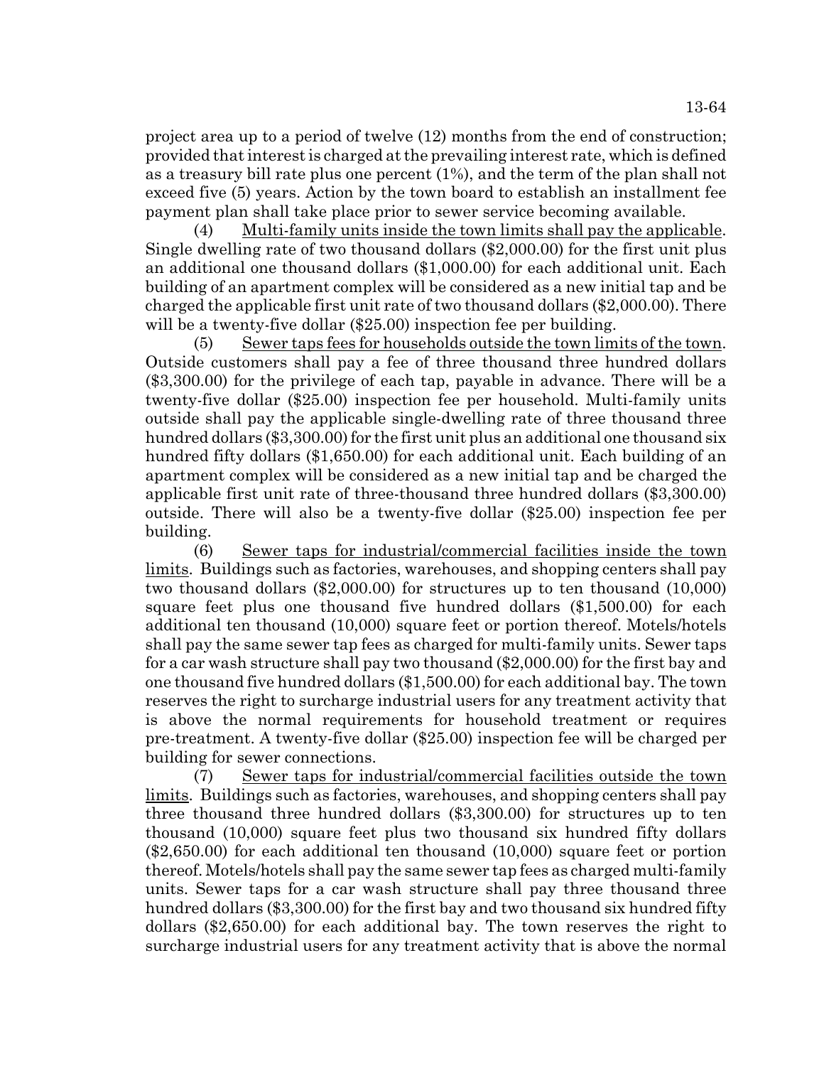project area up to a period of twelve (12) months from the end of construction; provided that interest is charged at the prevailing interest rate, which is defined as a treasury bill rate plus one percent (1%), and the term of the plan shall not exceed five (5) years. Action by the town board to establish an installment fee payment plan shall take place prior to sewer service becoming available.

(4) Multi-family units inside the town limits shall pay the applicable. Single dwelling rate of two thousand dollars ($2,000.00) for the first unit plus an additional one thousand dollars ($1,000.00) for each additional unit. Each building of an apartment complex will be considered as a new initial tap and be charged the applicable first unit rate of two thousand dollars ($2,000.00). There will be a twenty-five dollar ($25.00) inspection fee per building.

(5) Sewer taps fees for households outside the town limits of the town. Outside customers shall pay a fee of three thousand three hundred dollars ($3,300.00) for the privilege of each tap, payable in advance. There will be a twenty-five dollar ($25.00) inspection fee per household. Multi-family units outside shall pay the applicable single-dwelling rate of three thousand three hundred dollars ($3,300.00) for the first unit plus an additional one thousand six hundred fifty dollars ($1,650.00) for each additional unit. Each building of an apartment complex will be considered as a new initial tap and be charged the applicable first unit rate of three-thousand three hundred dollars ($3,300.00) outside. There will also be a twenty-five dollar ($25.00) inspection fee per building.

(6) Sewer taps for industrial/commercial facilities inside the town limits. Buildings such as factories, warehouses, and shopping centers shall pay two thousand dollars ($2,000.00) for structures up to ten thousand (10,000) square feet plus one thousand five hundred dollars ($1,500.00) for each additional ten thousand (10,000) square feet or portion thereof. Motels/hotels shall pay the same sewer tap fees as charged for multi-family units. Sewer taps for a car wash structure shall pay two thousand ($2,000.00) for the first bay and one thousand five hundred dollars ($1,500.00) for each additional bay. The town reserves the right to surcharge industrial users for any treatment activity that is above the normal requirements for household treatment or requires pre-treatment. A twenty-five dollar ($25.00) inspection fee will be charged per building for sewer connections.

(7) Sewer taps for industrial/commercial facilities outside the town limits. Buildings such as factories, warehouses, and shopping centers shall pay three thousand three hundred dollars ($3,300.00) for structures up to ten thousand (10,000) square feet plus two thousand six hundred fifty dollars ($2,650.00) for each additional ten thousand (10,000) square feet or portion thereof. Motels/hotels shall pay the same sewer tap fees as charged multi-family units. Sewer taps for a car wash structure shall pay three thousand three hundred dollars ($3,300.00) for the first bay and two thousand six hundred fifty dollars ($2,650.00) for each additional bay. The town reserves the right to surcharge industrial users for any treatment activity that is above the normal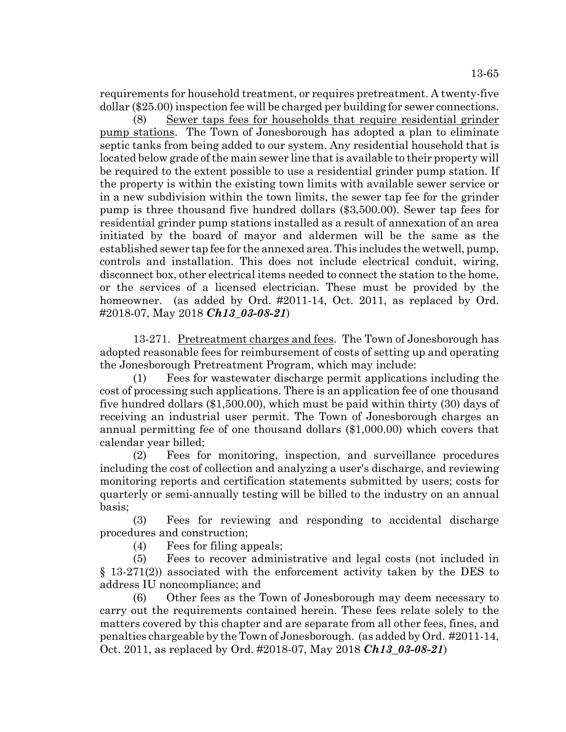requirements for household treatment, or requires pretreatment. A twenty-five dollar ($25.00) inspection fee will be charged per building for sewer connections.

(8) Sewer taps fees for households that require residential grinder pump stations. The Town of Jonesborough has adopted a plan to eliminate septic tanks from being added to our system. Any residential household that is located below grade of the main sewer line that is available to their property will be required to the extent possible to use a residential grinder pump station. If the property is within the existing town limits with available sewer service or in a new subdivision within the town limits, the sewer tap fee for the grinder pump is three thousand five hundred dollars ($3,500.00). Sewer tap fees for residential grinder pump stations installed as a result of annexation of an area initiated by the board of mayor and aldermen will be the same as the established sewer tap fee for the annexed area. This includes the wetwell, pump, controls and installation. This does not include electrical conduit, wiring, disconnect box, other electrical items needed to connect the station to the home, or the services of a licensed electrician. These must be provided by the homeowner. (as added by Ord. #2011-14, Oct. 2011, as replaced by Ord. #2018-07, May 2018 ***Ch13_03-08-21***)

13-271. Pretreatment charges and fees. The Town of Jonesborough has adopted reasonable fees for reimbursement of costs of setting up and operating the Jonesborough Pretreatment Program, which may include:

(1) Fees for wastewater discharge permit applications including the cost of processing such applications. There is an application fee of one thousand five hundred dollars ($1,500.00), which must be paid within thirty (30) days of receiving an industrial user permit. The Town of Jonesborough charges an annual permitting fee of one thousand dollars ($1,000.00) which covers that calendar year billed;

(2) Fees for monitoring, inspection, and surveillance procedures including the cost of collection and analyzing a user's discharge, and reviewing monitoring reports and certification statements submitted by users; costs for quarterly or semi-annually testing will be billed to the industry on an annual basis;

(3) Fees for reviewing and responding to accidental discharge procedures and construction;

(4) Fees for filing appeals;

(5) Fees to recover administrative and legal costs (not included in § 13-271(2)) associated with the enforcement activity taken by the DES to address IU noncompliance; and

(6) Other fees as the Town of Jonesborough may deem necessary to carry out the requirements contained herein. These fees relate solely to the matters covered by this chapter and are separate from all other fees, fines, and penalties chargeable by the Town of Jonesborough. (as added by Ord. #2011-14, Oct. 2011, as replaced by Ord. #2018-07, May 2018 ***Ch13_03-08-21***)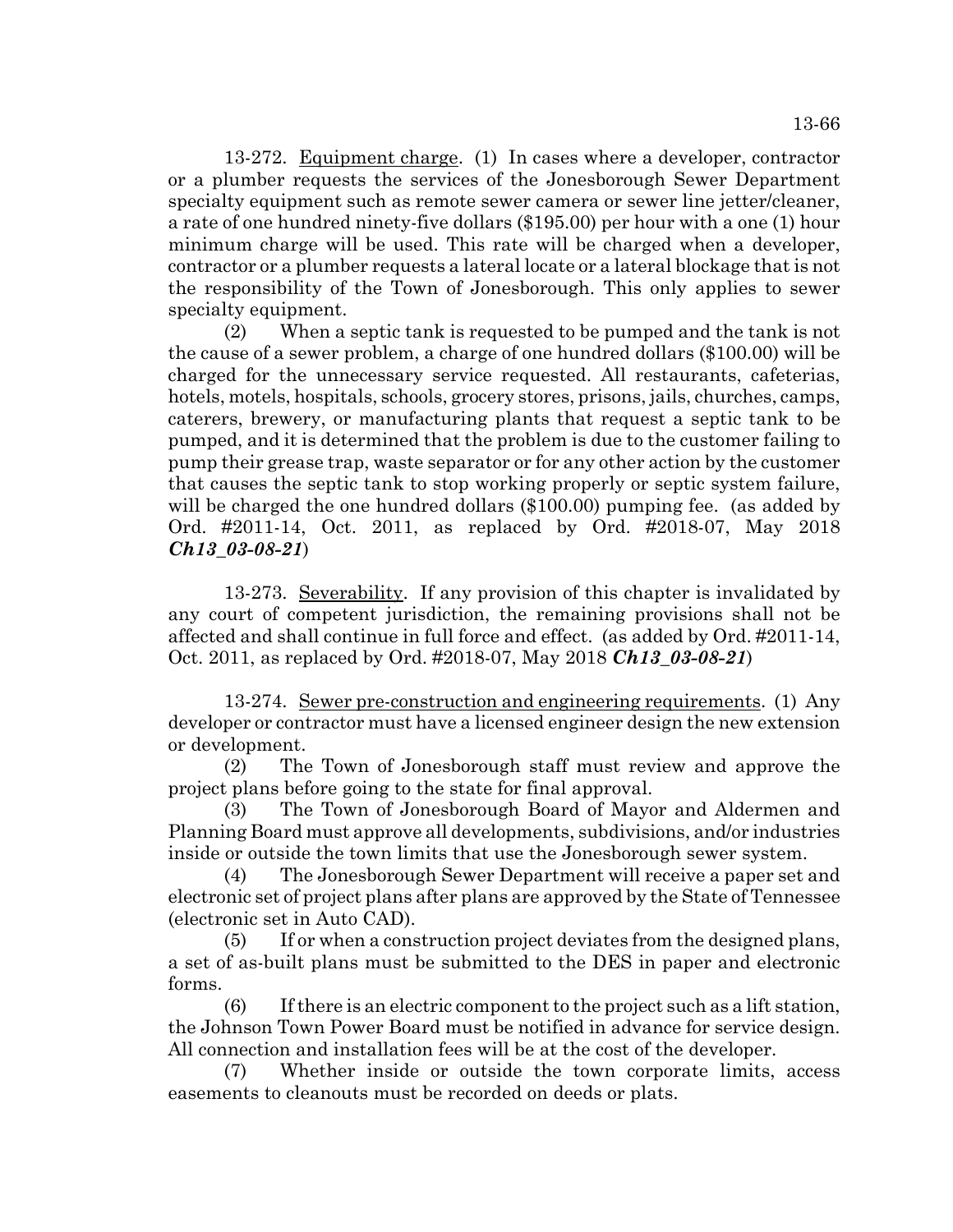13-272. Equipment charge. (1) In cases where a developer, contractor or a plumber requests the services of the Jonesborough Sewer Department specialty equipment such as remote sewer camera or sewer line jetter/cleaner, a rate of one hundred ninety-five dollars ($195.00) per hour with a one (1) hour minimum charge will be used. This rate will be charged when a developer, contractor or a plumber requests a lateral locate or a lateral blockage that is not the responsibility of the Town of Jonesborough. This only applies to sewer specialty equipment.

(2) When a septic tank is requested to be pumped and the tank is not the cause of a sewer problem, a charge of one hundred dollars ($100.00) will be charged for the unnecessary service requested. All restaurants, cafeterias, hotels, motels, hospitals, schools, grocery stores, prisons, jails, churches, camps, caterers, brewery, or manufacturing plants that request a septic tank to be pumped, and it is determined that the problem is due to the customer failing to pump their grease trap, waste separator or for any other action by the customer that causes the septic tank to stop working properly or septic system failure, will be charged the one hundred dollars ($100.00) pumping fee. (as added by Ord. #2011-14, Oct. 2011, as replaced by Ord. #2018-07, May 2018 ***Ch13_03-08-21***)

13-273. Severability. If any provision of this chapter is invalidated by any court of competent jurisdiction, the remaining provisions shall not be affected and shall continue in full force and effect. (as added by Ord. #2011-14, Oct. 2011, as replaced by Ord. #2018-07, May 2018 ***Ch13_03-08-21***)

13-274. Sewer pre-construction and engineering requirements. (1) Any developer or contractor must have a licensed engineer design the new extension or development.

(2) The Town of Jonesborough staff must review and approve the project plans before going to the state for final approval.

(3) The Town of Jonesborough Board of Mayor and Aldermen and Planning Board must approve all developments, subdivisions, and/or industries inside or outside the town limits that use the Jonesborough sewer system.

(4) The Jonesborough Sewer Department will receive a paper set and electronic set of project plans after plans are approved by the State of Tennessee (electronic set in Auto CAD).

(5) If or when a construction project deviates from the designed plans, a set of as-built plans must be submitted to the DES in paper and electronic forms.

(6) If there is an electric component to the project such as a lift station, the Johnson Town Power Board must be notified in advance for service design. All connection and installation fees will be at the cost of the developer.

(7) Whether inside or outside the town corporate limits, access easements to cleanouts must be recorded on deeds or plats.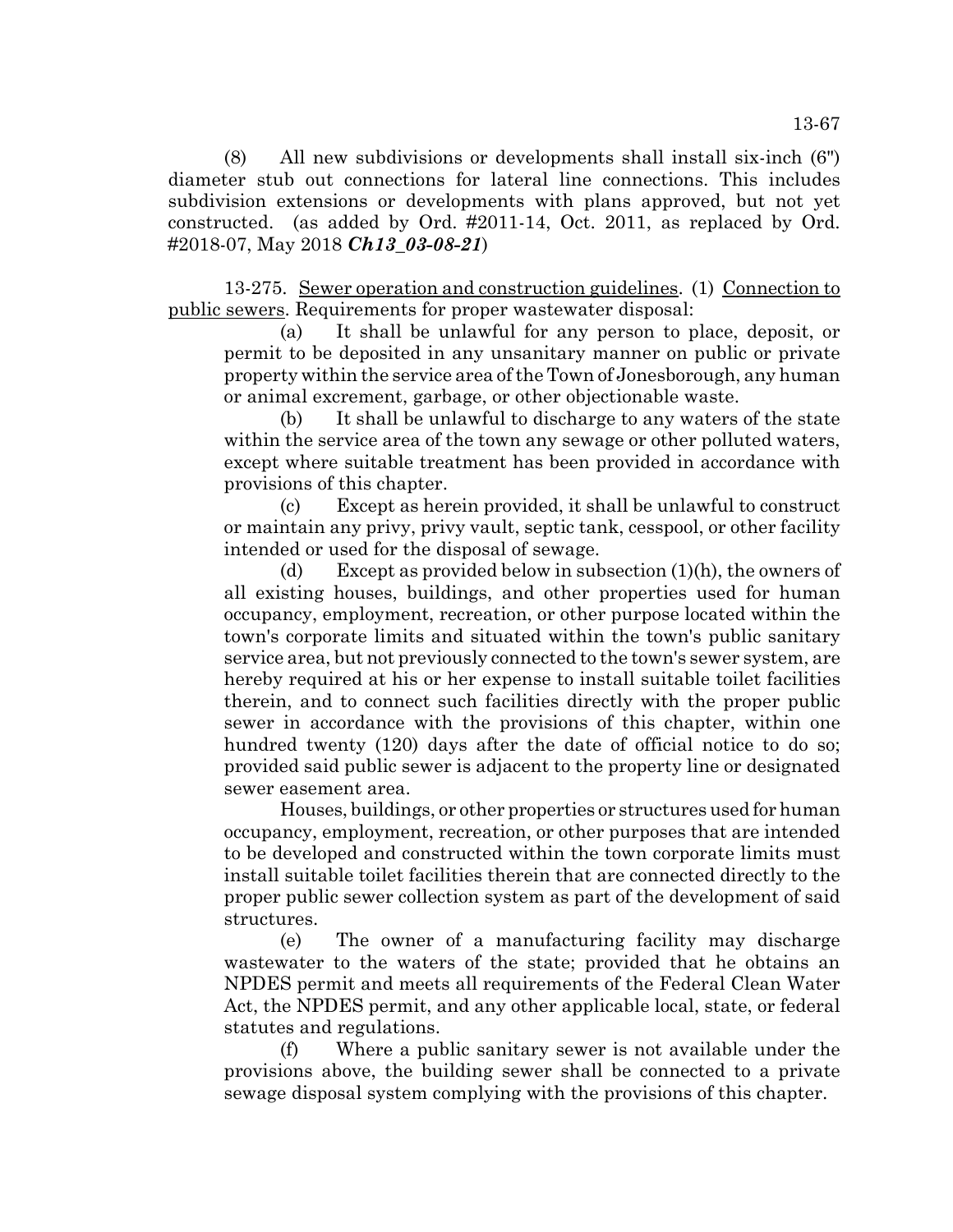(8) All new subdivisions or developments shall install six-inch (6") diameter stub out connections for lateral line connections. This includes subdivision extensions or developments with plans approved, but not yet constructed. (as added by Ord. #2011-14, Oct. 2011, as replaced by Ord. #2018-07, May 2018 ***Ch13_03-08-21***)

13-275. Sewer operation and construction guidelines. (1) Connection to public sewers. Requirements for proper wastewater disposal:

(a) It shall be unlawful for any person to place, deposit, or permit to be deposited in any unsanitary manner on public or private property within the service area of the Town of Jonesborough, any human or animal excrement, garbage, or other objectionable waste.

(b) It shall be unlawful to discharge to any waters of the state within the service area of the town any sewage or other polluted waters, except where suitable treatment has been provided in accordance with provisions of this chapter.

(c) Except as herein provided, it shall be unlawful to construct or maintain any privy, privy vault, septic tank, cesspool, or other facility intended or used for the disposal of sewage.

(d) Except as provided below in subsection (1)(h), the owners of all existing houses, buildings, and other properties used for human occupancy, employment, recreation, or other purpose located within the town's corporate limits and situated within the town's public sanitary service area, but not previously connected to the town's sewer system, are hereby required at his or her expense to install suitable toilet facilities therein, and to connect such facilities directly with the proper public sewer in accordance with the provisions of this chapter, within one hundred twenty (120) days after the date of official notice to do so; provided said public sewer is adjacent to the property line or designated sewer easement area.

Houses, buildings, or other properties or structures used for human occupancy, employment, recreation, or other purposes that are intended to be developed and constructed within the town corporate limits must install suitable toilet facilities therein that are connected directly to the proper public sewer collection system as part of the development of said structures.

(e) The owner of a manufacturing facility may discharge wastewater to the waters of the state; provided that he obtains an NPDES permit and meets all requirements of the Federal Clean Water Act, the NPDES permit, and any other applicable local, state, or federal statutes and regulations.

(f) Where a public sanitary sewer is not available under the provisions above, the building sewer shall be connected to a private sewage disposal system complying with the provisions of this chapter.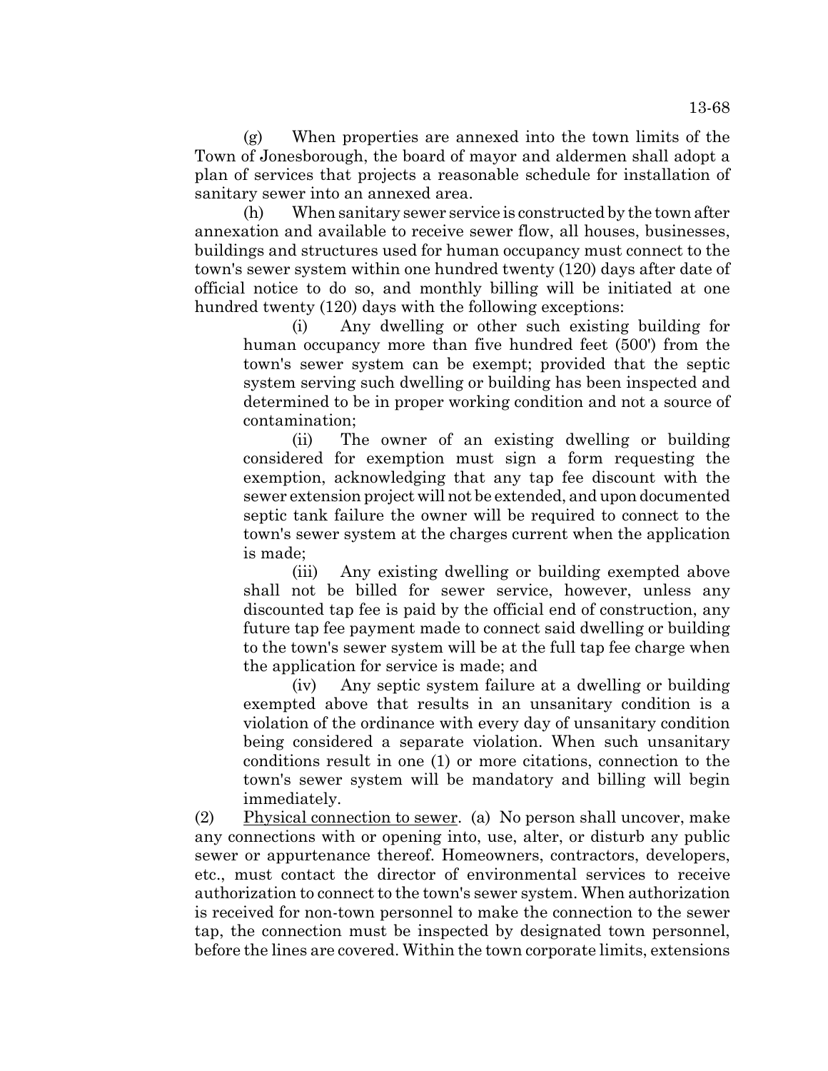(g) When properties are annexed into the town limits of the Town of Jonesborough, the board of mayor and aldermen shall adopt a plan of services that projects a reasonable schedule for installation of sanitary sewer into an annexed area.

(h) When sanitary sewer service is constructed by the town after annexation and available to receive sewer flow, all houses, businesses, buildings and structures used for human occupancy must connect to the town's sewer system within one hundred twenty (120) days after date of official notice to do so, and monthly billing will be initiated at one hundred twenty (120) days with the following exceptions:

(i) Any dwelling or other such existing building for human occupancy more than five hundred feet (500') from the town's sewer system can be exempt; provided that the septic system serving such dwelling or building has been inspected and determined to be in proper working condition and not a source of contamination;

(ii) The owner of an existing dwelling or building considered for exemption must sign a form requesting the exemption, acknowledging that any tap fee discount with the sewer extension project will not be extended, and upon documented septic tank failure the owner will be required to connect to the town's sewer system at the charges current when the application is made;

(iii) Any existing dwelling or building exempted above shall not be billed for sewer service, however, unless any discounted tap fee is paid by the official end of construction, any future tap fee payment made to connect said dwelling or building to the town's sewer system will be at the full tap fee charge when the application for service is made; and

(iv) Any septic system failure at a dwelling or building exempted above that results in an unsanitary condition is a violation of the ordinance with every day of unsanitary condition being considered a separate violation. When such unsanitary conditions result in one (1) or more citations, connection to the town's sewer system will be mandatory and billing will begin immediately.

(2) Physical connection to sewer. (a) No person shall uncover, make any connections with or opening into, use, alter, or disturb any public sewer or appurtenance thereof. Homeowners, contractors, developers, etc., must contact the director of environmental services to receive authorization to connect to the town's sewer system. When authorization is received for non-town personnel to make the connection to the sewer tap, the connection must be inspected by designated town personnel, before the lines are covered. Within the town corporate limits, extensions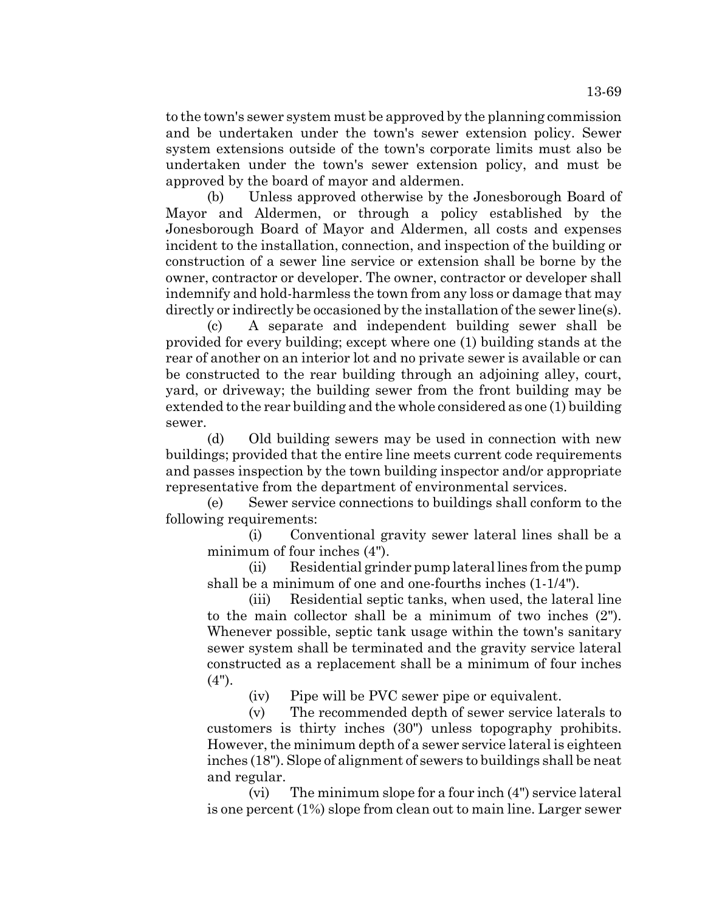to the town's sewer system must be approved by the planning commission and be undertaken under the town's sewer extension policy. Sewer system extensions outside of the town's corporate limits must also be undertaken under the town's sewer extension policy, and must be approved by the board of mayor and aldermen.

(b) Unless approved otherwise by the Jonesborough Board of Mayor and Aldermen, or through a policy established by the Jonesborough Board of Mayor and Aldermen, all costs and expenses incident to the installation, connection, and inspection of the building or construction of a sewer line service or extension shall be borne by the owner, contractor or developer. The owner, contractor or developer shall indemnify and hold-harmless the town from any loss or damage that may directly or indirectly be occasioned by the installation of the sewer line(s).

(c) A separate and independent building sewer shall be provided for every building; except where one (1) building stands at the rear of another on an interior lot and no private sewer is available or can be constructed to the rear building through an adjoining alley, court, yard, or driveway; the building sewer from the front building may be extended to the rear building and the whole considered as one (1) building sewer.

(d) Old building sewers may be used in connection with new buildings; provided that the entire line meets current code requirements and passes inspection by the town building inspector and/or appropriate representative from the department of environmental services.

(e) Sewer service connections to buildings shall conform to the following requirements:

(i) Conventional gravity sewer lateral lines shall be a minimum of four inches (4").

(ii) Residential grinder pump lateral lines from the pump shall be a minimum of one and one-fourths inches (1-1/4").

(iii) Residential septic tanks, when used, the lateral line to the main collector shall be a minimum of two inches (2"). Whenever possible, septic tank usage within the town's sanitary sewer system shall be terminated and the gravity service lateral constructed as a replacement shall be a minimum of four inches (4").

(iv) Pipe will be PVC sewer pipe or equivalent.

(v) The recommended depth of sewer service laterals to customers is thirty inches (30") unless topography prohibits. However, the minimum depth of a sewer service lateral is eighteen inches (18"). Slope of alignment of sewers to buildings shall be neat and regular.

(vi) The minimum slope for a four inch (4") service lateral is one percent (1%) slope from clean out to main line. Larger sewer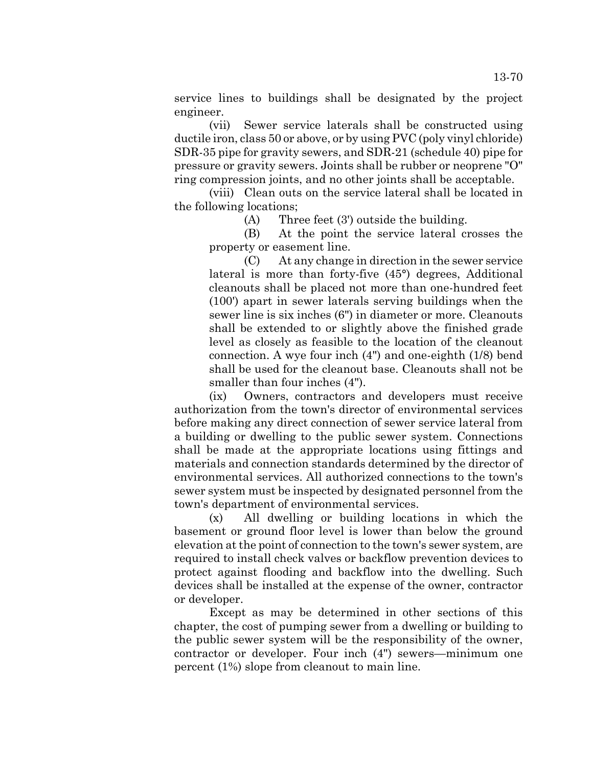service lines to buildings shall be designated by the project engineer.

(vii) Sewer service laterals shall be constructed using ductile iron, class 50 or above, or by using PVC (poly vinyl chloride) SDR-35 pipe for gravity sewers, and SDR-21 (schedule 40) pipe for pressure or gravity sewers. Joints shall be rubber or neoprene "O" ring compression joints, and no other joints shall be acceptable.

(viii) Clean outs on the service lateral shall be located in the following locations;

(A) Three feet (3') outside the building.

(B) At the point the service lateral crosses the property or easement line.

(C) At any change in direction in the sewer service lateral is more than forty-five (45°) degrees, Additional cleanouts shall be placed not more than one-hundred feet (100') apart in sewer laterals serving buildings when the sewer line is six inches (6") in diameter or more. Cleanouts shall be extended to or slightly above the finished grade level as closely as feasible to the location of the cleanout connection. A wye four inch (4") and one-eighth (1/8) bend shall be used for the cleanout base. Cleanouts shall not be smaller than four inches (4").

(ix) Owners, contractors and developers must receive authorization from the town's director of environmental services before making any direct connection of sewer service lateral from a building or dwelling to the public sewer system. Connections shall be made at the appropriate locations using fittings and materials and connection standards determined by the director of environmental services. All authorized connections to the town's sewer system must be inspected by designated personnel from the town's department of environmental services.

(x) All dwelling or building locations in which the basement or ground floor level is lower than below the ground elevation at the point of connection to the town's sewer system, are required to install check valves or backflow prevention devices to protect against flooding and backflow into the dwelling. Such devices shall be installed at the expense of the owner, contractor or developer.

Except as may be determined in other sections of this chapter, the cost of pumping sewer from a dwelling or building to the public sewer system will be the responsibility of the owner, contractor or developer. Four inch (4") sewers—minimum one percent (1%) slope from cleanout to main line.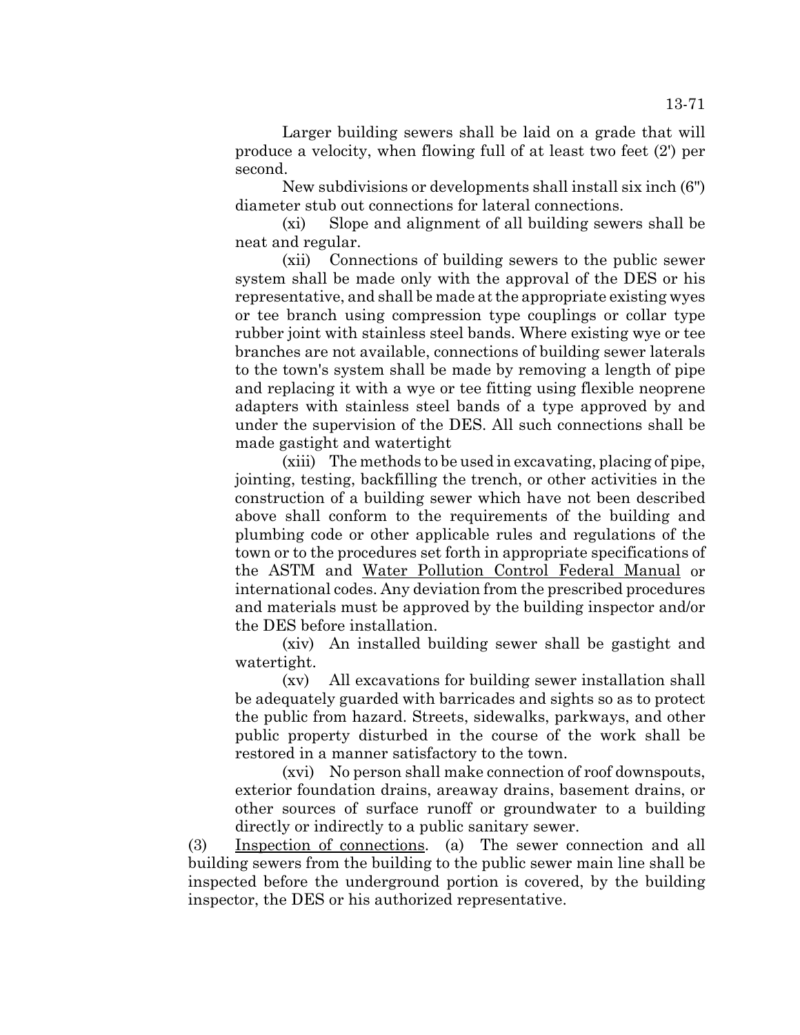Larger building sewers shall be laid on a grade that will produce a velocity, when flowing full of at least two feet (2') per second.

New subdivisions or developments shall install six inch (6") diameter stub out connections for lateral connections.

(xi) Slope and alignment of all building sewers shall be neat and regular.

(xii) Connections of building sewers to the public sewer system shall be made only with the approval of the DES or his representative, and shall be made at the appropriate existing wyes or tee branch using compression type couplings or collar type rubber joint with stainless steel bands. Where existing wye or tee branches are not available, connections of building sewer laterals to the town's system shall be made by removing a length of pipe and replacing it with a wye or tee fitting using flexible neoprene adapters with stainless steel bands of a type approved by and under the supervision of the DES. All such connections shall be made gastight and watertight

(xiii) The methods to be used in excavating, placing of pipe, jointing, testing, backfilling the trench, or other activities in the construction of a building sewer which have not been described above shall conform to the requirements of the building and plumbing code or other applicable rules and regulations of the town or to the procedures set forth in appropriate specifications of the ASTM and Water Pollution Control Federal Manual or international codes. Any deviation from the prescribed procedures and materials must be approved by the building inspector and/or the DES before installation.

(xiv) An installed building sewer shall be gastight and watertight.

(xv) All excavations for building sewer installation shall be adequately guarded with barricades and sights so as to protect the public from hazard. Streets, sidewalks, parkways, and other public property disturbed in the course of the work shall be restored in a manner satisfactory to the town.

(xvi) No person shall make connection of roof downspouts, exterior foundation drains, areaway drains, basement drains, or other sources of surface runoff or groundwater to a building directly or indirectly to a public sanitary sewer.

(3) Inspection of connections. (a) The sewer connection and all building sewers from the building to the public sewer main line shall be inspected before the underground portion is covered, by the building inspector, the DES or his authorized representative.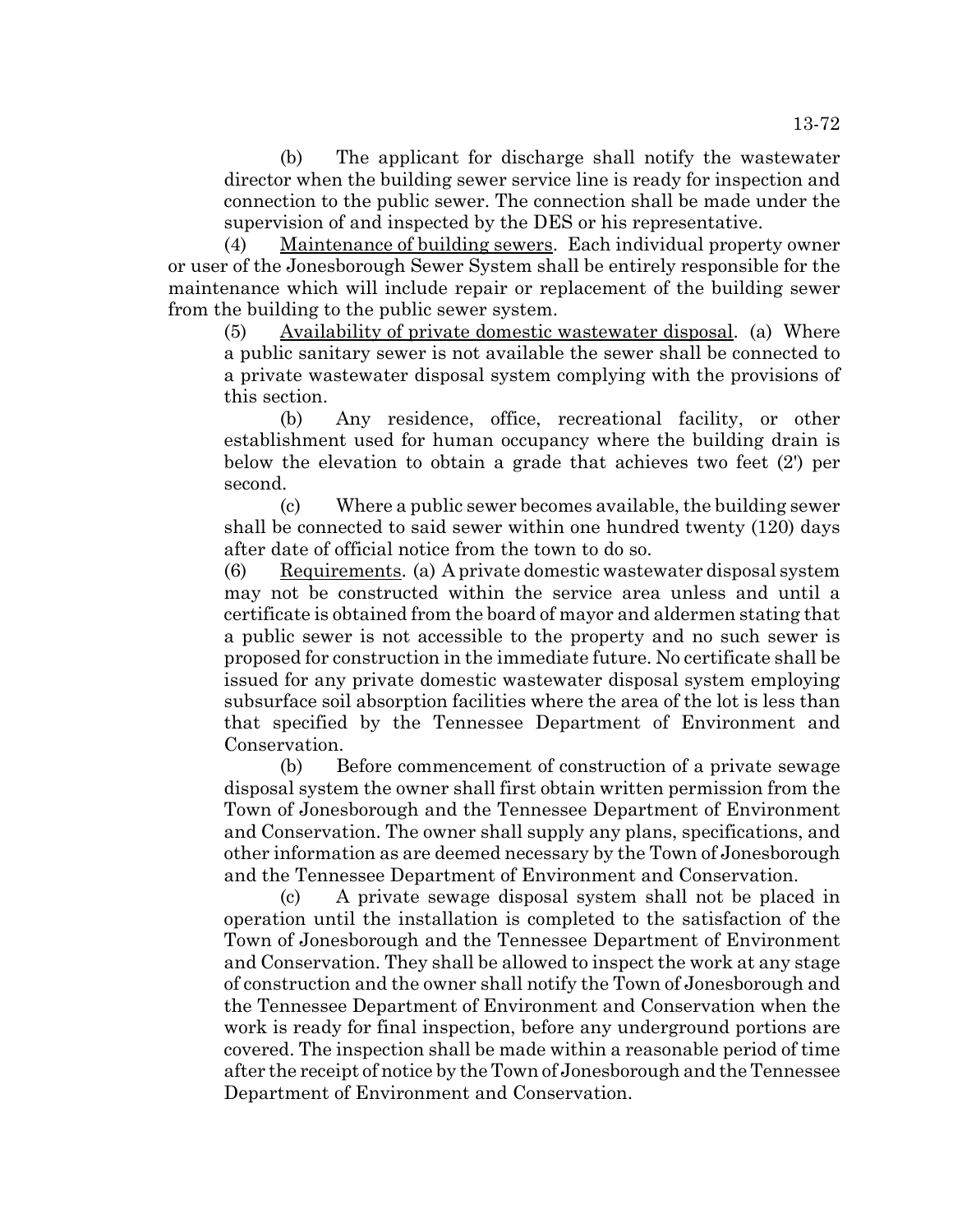(b) The applicant for discharge shall notify the wastewater director when the building sewer service line is ready for inspection and connection to the public sewer. The connection shall be made under the supervision of and inspected by the DES or his representative.

(4) Maintenance of building sewers. Each individual property owner or user of the Jonesborough Sewer System shall be entirely responsible for the maintenance which will include repair or replacement of the building sewer from the building to the public sewer system.

(5) Availability of private domestic wastewater disposal. (a) Where a public sanitary sewer is not available the sewer shall be connected to a private wastewater disposal system complying with the provisions of this section.

(b) Any residence, office, recreational facility, or other establishment used for human occupancy where the building drain is below the elevation to obtain a grade that achieves two feet (2') per second.

(c) Where a public sewer becomes available, the building sewer shall be connected to said sewer within one hundred twenty (120) days after date of official notice from the town to do so.

(6) Requirements. (a) A private domestic wastewater disposal system may not be constructed within the service area unless and until a certificate is obtained from the board of mayor and aldermen stating that a public sewer is not accessible to the property and no such sewer is proposed for construction in the immediate future. No certificate shall be issued for any private domestic wastewater disposal system employing subsurface soil absorption facilities where the area of the lot is less than that specified by the Tennessee Department of Environment and Conservation.

(b) Before commencement of construction of a private sewage disposal system the owner shall first obtain written permission from the Town of Jonesborough and the Tennessee Department of Environment and Conservation. The owner shall supply any plans, specifications, and other information as are deemed necessary by the Town of Jonesborough and the Tennessee Department of Environment and Conservation.

(c) A private sewage disposal system shall not be placed in operation until the installation is completed to the satisfaction of the Town of Jonesborough and the Tennessee Department of Environment and Conservation. They shall be allowed to inspect the work at any stage of construction and the owner shall notify the Town of Jonesborough and the Tennessee Department of Environment and Conservation when the work is ready for final inspection, before any underground portions are covered. The inspection shall be made within a reasonable period of time after the receipt of notice by the Town of Jonesborough and the Tennessee Department of Environment and Conservation.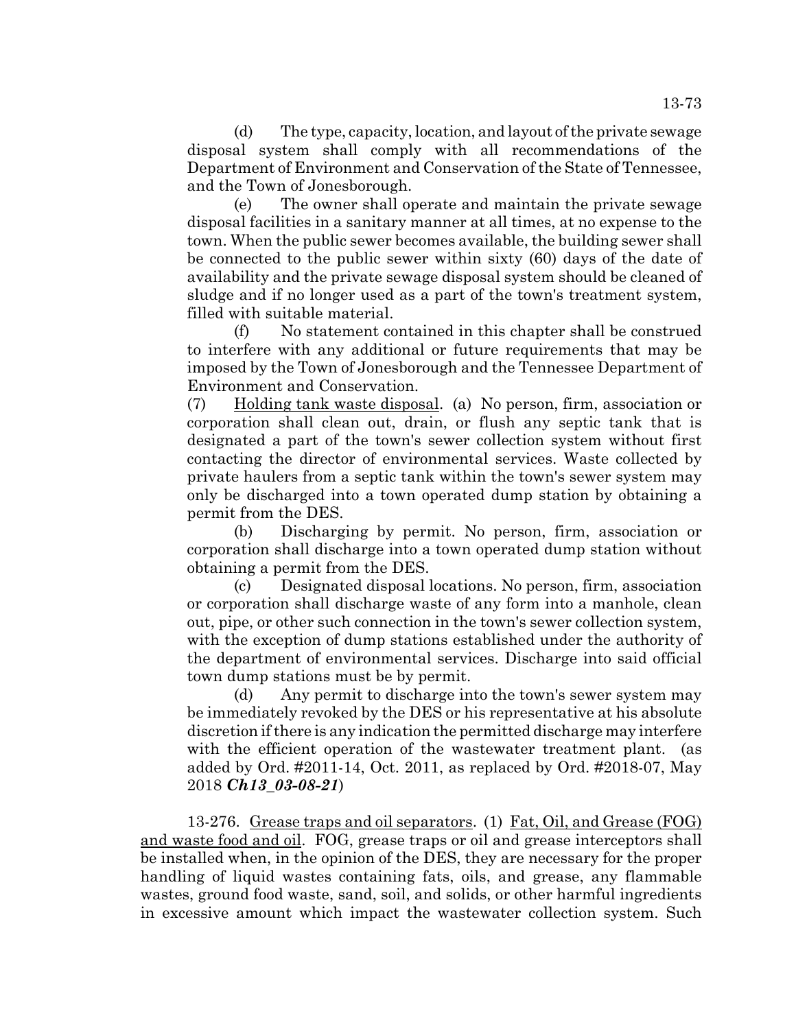(d) The type, capacity, location, and layout of the private sewage disposal system shall comply with all recommendations of the Department of Environment and Conservation of the State of Tennessee, and the Town of Jonesborough.

(e) The owner shall operate and maintain the private sewage disposal facilities in a sanitary manner at all times, at no expense to the town. When the public sewer becomes available, the building sewer shall be connected to the public sewer within sixty (60) days of the date of availability and the private sewage disposal system should be cleaned of sludge and if no longer used as a part of the town's treatment system, filled with suitable material.

(f) No statement contained in this chapter shall be construed to interfere with any additional or future requirements that may be imposed by the Town of Jonesborough and the Tennessee Department of Environment and Conservation.

(7) Holding tank waste disposal. (a) No person, firm, association or corporation shall clean out, drain, or flush any septic tank that is designated a part of the town's sewer collection system without first contacting the director of environmental services. Waste collected by private haulers from a septic tank within the town's sewer system may only be discharged into a town operated dump station by obtaining a permit from the DES.

(b) Discharging by permit. No person, firm, association or corporation shall discharge into a town operated dump station without obtaining a permit from the DES.

(c) Designated disposal locations. No person, firm, association or corporation shall discharge waste of any form into a manhole, clean out, pipe, or other such connection in the town's sewer collection system, with the exception of dump stations established under the authority of the department of environmental services. Discharge into said official town dump stations must be by permit.

(d) Any permit to discharge into the town's sewer system may be immediately revoked by the DES or his representative at his absolute discretion if there is any indication the permitted discharge may interfere with the efficient operation of the wastewater treatment plant. (as added by Ord. #2011-14, Oct. 2011, as replaced by Ord. #2018-07, May 2018 ***Ch13_03-08-21***)

13-276. Grease traps and oil separators. (1) Fat, Oil, and Grease (FOG) and waste food and oil. FOG, grease traps or oil and grease interceptors shall be installed when, in the opinion of the DES, they are necessary for the proper handling of liquid wastes containing fats, oils, and grease, any flammable wastes, ground food waste, sand, soil, and solids, or other harmful ingredients in excessive amount which impact the wastewater collection system. Such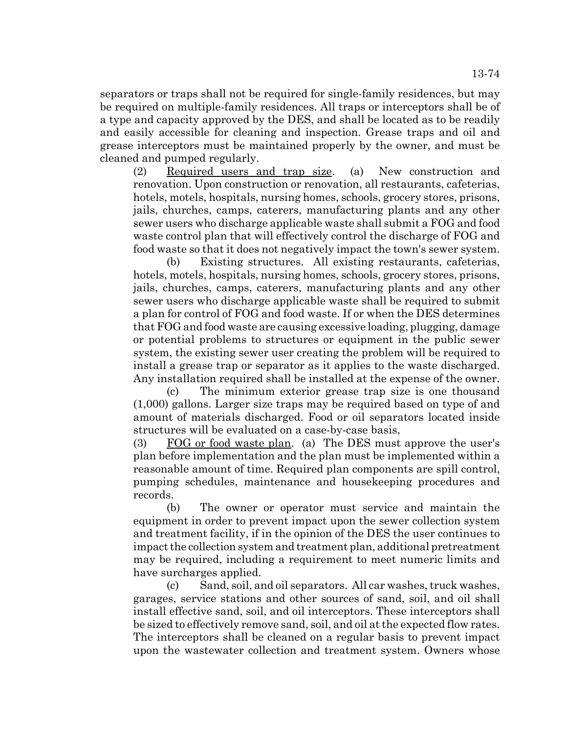separators or traps shall not be required for single-family residences, but may be required on multiple-family residences. All traps or interceptors shall be of a type and capacity approved by the DES, and shall be located as to be readily and easily accessible for cleaning and inspection. Grease traps and oil and grease interceptors must be maintained properly by the owner, and must be cleaned and pumped regularly.

(2) Required users and trap size. (a) New construction and renovation. Upon construction or renovation, all restaurants, cafeterias, hotels, motels, hospitals, nursing homes, schools, grocery stores, prisons, jails, churches, camps, caterers, manufacturing plants and any other sewer users who discharge applicable waste shall submit a FOG and food waste control plan that will effectively control the discharge of FOG and food waste so that it does not negatively impact the town's sewer system.

(b) Existing structures. All existing restaurants, cafeterias, hotels, motels, hospitals, nursing homes, schools, grocery stores, prisons, jails, churches, camps, caterers, manufacturing plants and any other sewer users who discharge applicable waste shall be required to submit a plan for control of FOG and food waste. If or when the DES determines that FOG and food waste are causing excessive loading, plugging, damage or potential problems to structures or equipment in the public sewer system, the existing sewer user creating the problem will be required to install a grease trap or separator as it applies to the waste discharged. Any installation required shall be installed at the expense of the owner.

(c) The minimum exterior grease trap size is one thousand (1,000) gallons. Larger size traps may be required based on type of and amount of materials discharged. Food or oil separators located inside structures will be evaluated on a case-by-case basis,

(3) FOG or food waste plan. (a) The DES must approve the user's plan before implementation and the plan must be implemented within a reasonable amount of time. Required plan components are spill control, pumping schedules, maintenance and housekeeping procedures and records.

(b) The owner or operator must service and maintain the equipment in order to prevent impact upon the sewer collection system and treatment facility, if in the opinion of the DES the user continues to impact the collection system and treatment plan, additional pretreatment may be required, including a requirement to meet numeric limits and have surcharges applied.

(c) Sand, soil, and oil separators. All car washes, truck washes, garages, service stations and other sources of sand, soil, and oil shall install effective sand, soil, and oil interceptors. These interceptors shall be sized to effectively remove sand, soil, and oil at the expected flow rates. The interceptors shall be cleaned on a regular basis to prevent impact upon the wastewater collection and treatment system. Owners whose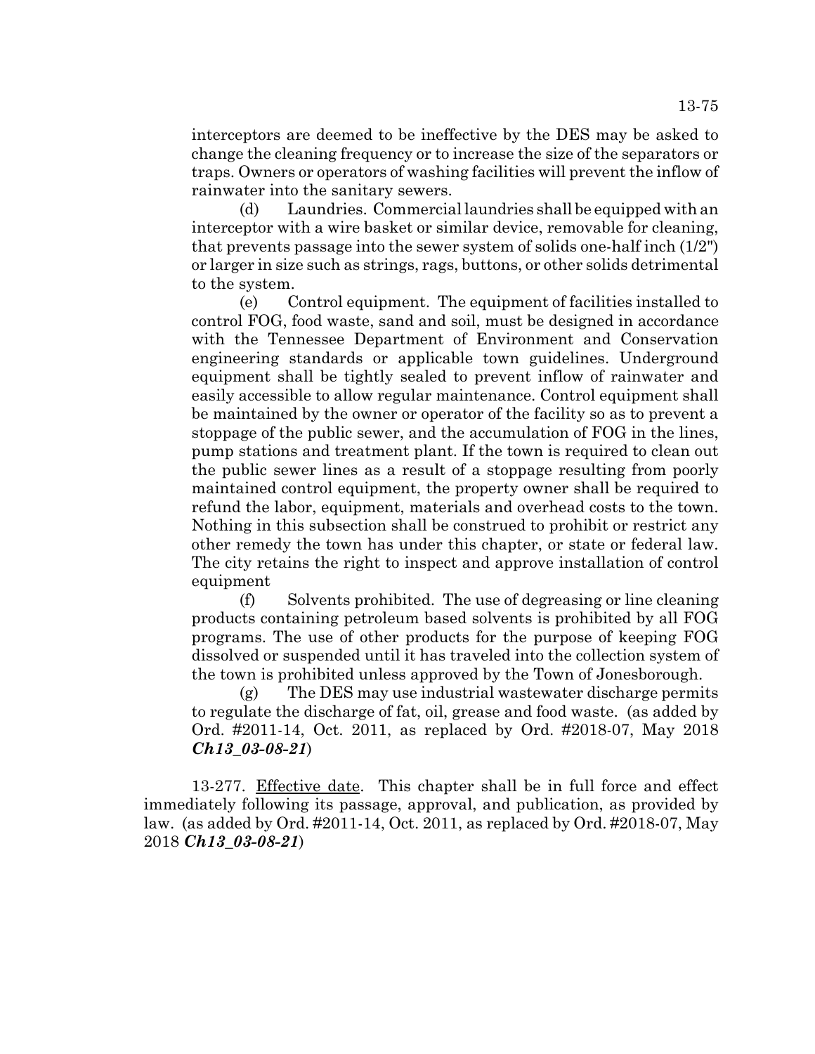interceptors are deemed to be ineffective by the DES may be asked to change the cleaning frequency or to increase the size of the separators or traps. Owners or operators of washing facilities will prevent the inflow of rainwater into the sanitary sewers.

(d) Laundries. Commercial laundries shall be equipped with an interceptor with a wire basket or similar device, removable for cleaning, that prevents passage into the sewer system of solids one-half inch (1/2") or larger in size such as strings, rags, buttons, or other solids detrimental to the system.

(e) Control equipment. The equipment of facilities installed to control FOG, food waste, sand and soil, must be designed in accordance with the Tennessee Department of Environment and Conservation engineering standards or applicable town guidelines. Underground equipment shall be tightly sealed to prevent inflow of rainwater and easily accessible to allow regular maintenance. Control equipment shall be maintained by the owner or operator of the facility so as to prevent a stoppage of the public sewer, and the accumulation of FOG in the lines, pump stations and treatment plant. If the town is required to clean out the public sewer lines as a result of a stoppage resulting from poorly maintained control equipment, the property owner shall be required to refund the labor, equipment, materials and overhead costs to the town. Nothing in this subsection shall be construed to prohibit or restrict any other remedy the town has under this chapter, or state or federal law. The city retains the right to inspect and approve installation of control equipment

(f) Solvents prohibited. The use of degreasing or line cleaning products containing petroleum based solvents is prohibited by all FOG programs. The use of other products for the purpose of keeping FOG dissolved or suspended until it has traveled into the collection system of the town is prohibited unless approved by the Town of Jonesborough.

(g) The DES may use industrial wastewater discharge permits to regulate the discharge of fat, oil, grease and food waste. (as added by Ord. #2011-14, Oct. 2011, as replaced by Ord. #2018-07, May 2018 ***Ch13_03-08-21***)

13-277. Effective date. This chapter shall be in full force and effect immediately following its passage, approval, and publication, as provided by law. (as added by Ord. #2011-14, Oct. 2011, as replaced by Ord. #2018-07, May 2018 ***Ch13_03-08-21***)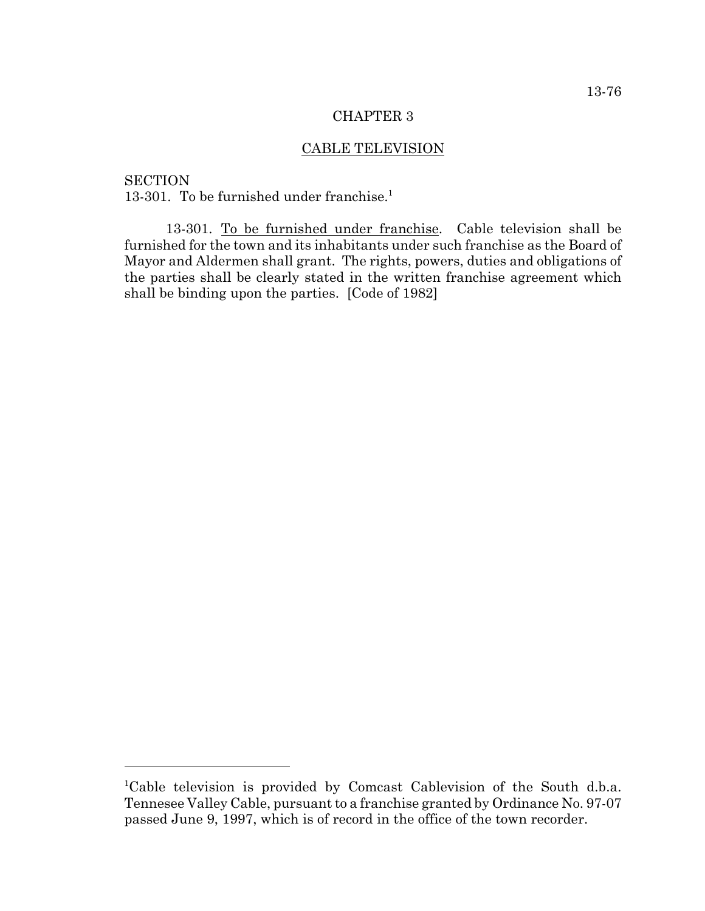# CHAPTER 3

## CABLE TELEVISION

SECTION
13-301. To be furnished under franchise.[1]

13-301. To be furnished under franchise. Cable television shall be furnished for the town and its inhabitants under such franchise as the Board of Mayor and Aldermen shall grant. The rights, powers, duties and obligations of the parties shall be clearly stated in the written franchise agreement which shall be binding upon the parties. [Code of 1982]

---

[1]Cable television is provided by Comcast Cablevision of the South d.b.a. Tennesee Valley Cable, pursuant to a franchise granted by Ordinance No. 97-07 passed June 9, 1997, which is of record in the office of the town recorder.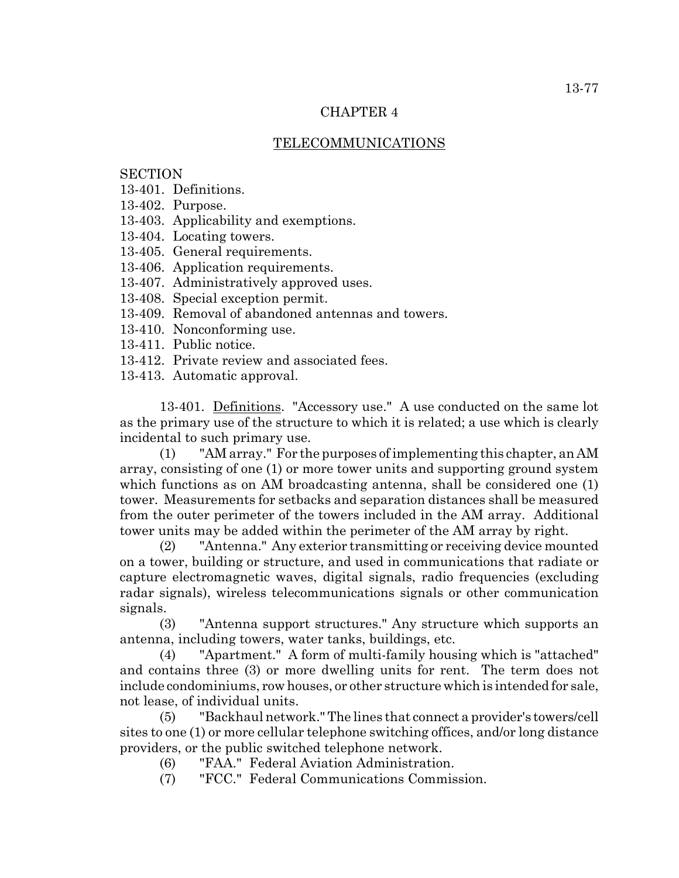# CHAPTER 4

## TELECOMMUNICATIONS

SECTION
13-401. Definitions.
13-402. Purpose.
13-403. Applicability and exemptions.
13-404. Locating towers.
13-405. General requirements.
13-406. Application requirements.
13-407. Administratively approved uses.
13-408. Special exception permit.
13-409. Removal of abandoned antennas and towers.
13-410. Nonconforming use.
13-411. Public notice.
13-412. Private review and associated fees.
13-413. Automatic approval.

13-401. Definitions. "Accessory use." A use conducted on the same lot as the primary use of the structure to which it is related; a use which is clearly incidental to such primary use.

(1) "AM array." For the purposes of implementing this chapter, an AM array, consisting of one (1) or more tower units and supporting ground system which functions as on AM broadcasting antenna, shall be considered one (1) tower. Measurements for setbacks and separation distances shall be measured from the outer perimeter of the towers included in the AM array. Additional tower units may be added within the perimeter of the AM array by right.

(2) "Antenna." Any exterior transmitting or receiving device mounted on a tower, building or structure, and used in communications that radiate or capture electromagnetic waves, digital signals, radio frequencies (excluding radar signals), wireless telecommunications signals or other communication signals.

(3) "Antenna support structures." Any structure which supports an antenna, including towers, water tanks, buildings, etc.

(4) "Apartment." A form of multi-family housing which is "attached" and contains three (3) or more dwelling units for rent. The term does not include condominiums, row houses, or other structure which is intended for sale, not lease, of individual units.

(5) "Backhaul network." The lines that connect a provider's towers/cell sites to one (1) or more cellular telephone switching offices, and/or long distance providers, or the public switched telephone network.

(6) "FAA." Federal Aviation Administration.

(7) "FCC." Federal Communications Commission.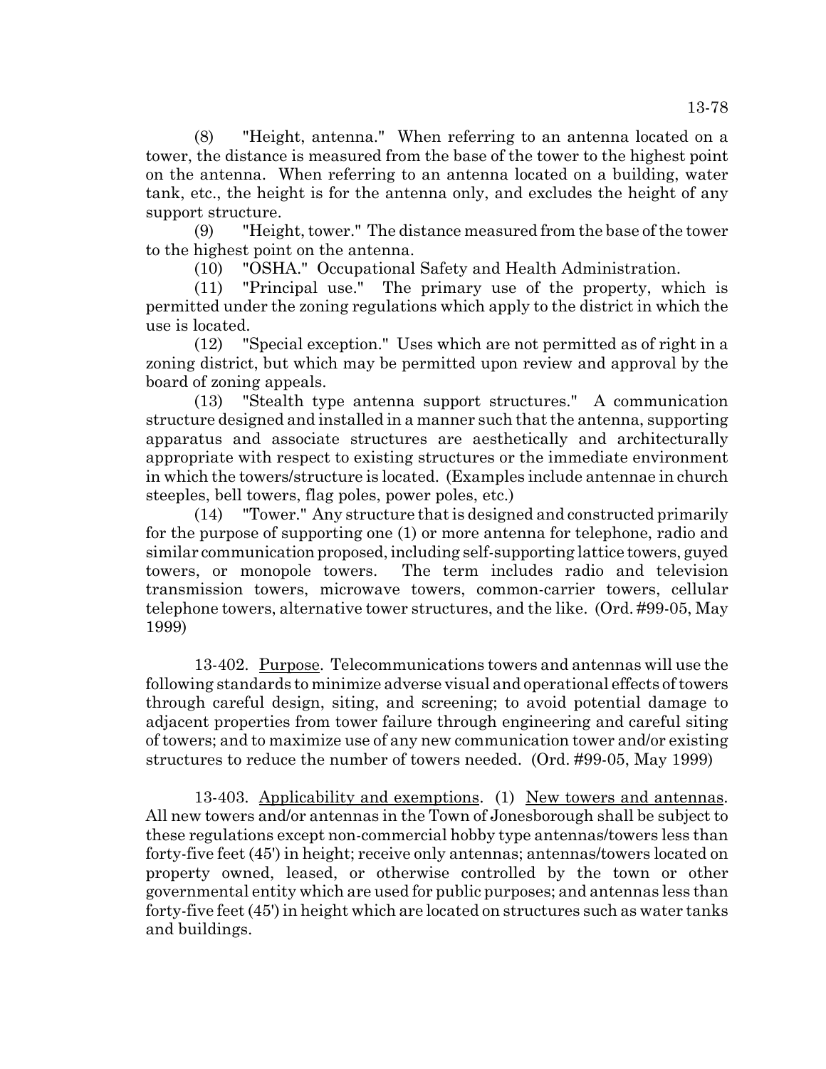(8) "Height, antenna." When referring to an antenna located on a tower, the distance is measured from the base of the tower to the highest point on the antenna. When referring to an antenna located on a building, water tank, etc., the height is for the antenna only, and excludes the height of any support structure.

(9) "Height, tower." The distance measured from the base of the tower to the highest point on the antenna.

(10) "OSHA." Occupational Safety and Health Administration.

(11) "Principal use." The primary use of the property, which is permitted under the zoning regulations which apply to the district in which the use is located.

(12) "Special exception." Uses which are not permitted as of right in a zoning district, but which may be permitted upon review and approval by the board of zoning appeals.

(13) "Stealth type antenna support structures." A communication structure designed and installed in a manner such that the antenna, supporting apparatus and associate structures are aesthetically and architecturally appropriate with respect to existing structures or the immediate environment in which the towers/structure is located. (Examples include antennae in church steeples, bell towers, flag poles, power poles, etc.)

(14) "Tower." Any structure that is designed and constructed primarily for the purpose of supporting one (1) or more antenna for telephone, radio and similar communication proposed, including self-supporting lattice towers, guyed towers, or monopole towers. The term includes radio and television transmission towers, microwave towers, common-carrier towers, cellular telephone towers, alternative tower structures, and the like. (Ord. #99-05, May 1999)

13-402. Purpose. Telecommunications towers and antennas will use the following standards to minimize adverse visual and operational effects of towers through careful design, siting, and screening; to avoid potential damage to adjacent properties from tower failure through engineering and careful siting of towers; and to maximize use of any new communication tower and/or existing structures to reduce the number of towers needed. (Ord. #99-05, May 1999)

13-403. Applicability and exemptions. (1) New towers and antennas. All new towers and/or antennas in the Town of Jonesborough shall be subject to these regulations except non-commercial hobby type antennas/towers less than forty-five feet (45') in height; receive only antennas; antennas/towers located on property owned, leased, or otherwise controlled by the town or other governmental entity which are used for public purposes; and antennas less than forty-five feet (45') in height which are located on structures such as water tanks and buildings.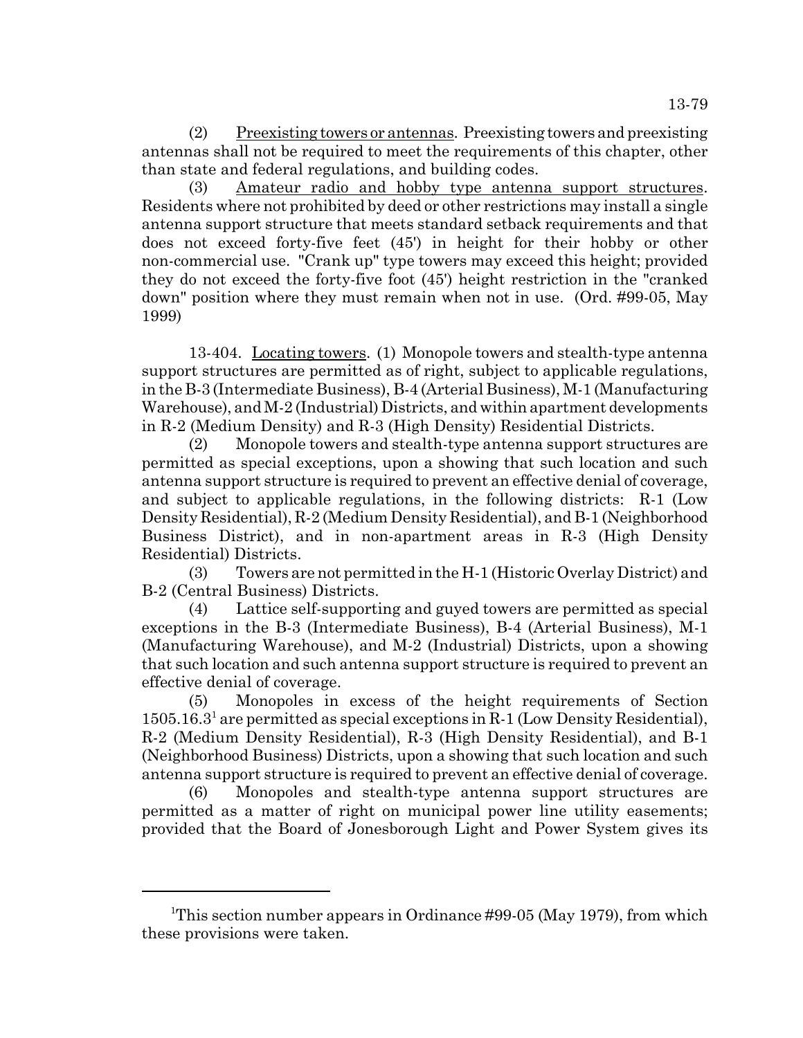(2) Preexisting towers or antennas. Preexisting towers and preexisting antennas shall not be required to meet the requirements of this chapter, other than state and federal regulations, and building codes.

(3) Amateur radio and hobby type antenna support structures. Residents where not prohibited by deed or other restrictions may install a single antenna support structure that meets standard setback requirements and that does not exceed forty-five feet (45') in height for their hobby or other non-commercial use. "Crank up" type towers may exceed this height; provided they do not exceed the forty-five foot (45') height restriction in the "cranked down" position where they must remain when not in use. (Ord. #99-05, May 1999)

13-404. Locating towers. (1) Monopole towers and stealth-type antenna support structures are permitted as of right, subject to applicable regulations, in the B-3 (Intermediate Business), B-4 (Arterial Business), M-1 (Manufacturing Warehouse), and M-2 (Industrial) Districts, and within apartment developments in R-2 (Medium Density) and R-3 (High Density) Residential Districts.

(2) Monopole towers and stealth-type antenna support structures are permitted as special exceptions, upon a showing that such location and such antenna support structure is required to prevent an effective denial of coverage, and subject to applicable regulations, in the following districts: R-1 (Low Density Residential), R-2 (Medium Density Residential), and B-1 (Neighborhood Business District), and in non-apartment areas in R-3 (High Density Residential) Districts.

(3) Towers are not permitted in the H-1 (Historic Overlay District) and B-2 (Central Business) Districts.

(4) Lattice self-supporting and guyed towers are permitted as special exceptions in the B-3 (Intermediate Business), B-4 (Arterial Business), M-1 (Manufacturing Warehouse), and M-2 (Industrial) Districts, upon a showing that such location and such antenna support structure is required to prevent an effective denial of coverage.

(5) Monopoles in excess of the height requirements of Section 1505.16.3[1] are permitted as special exceptions in R-1 (Low Density Residential), R-2 (Medium Density Residential), R-3 (High Density Residential), and B-1 (Neighborhood Business) Districts, upon a showing that such location and such antenna support structure is required to prevent an effective denial of coverage.

(6) Monopoles and stealth-type antenna support structures are permitted as a matter of right on municipal power line utility easements; provided that the Board of Jonesborough Light and Power System gives its

---

[1]This section number appears in Ordinance #99-05 (May 1979), from which these provisions were taken.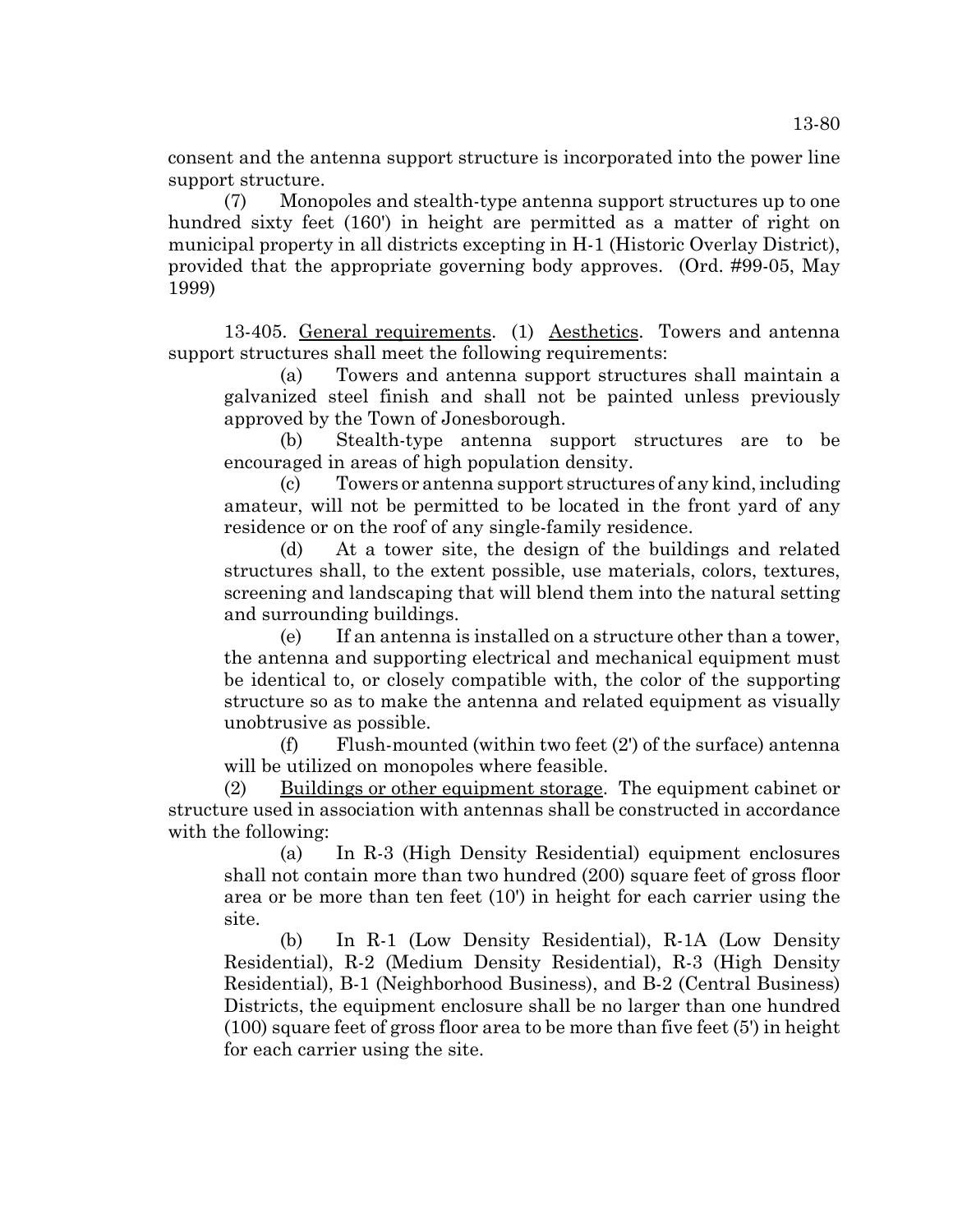consent and the antenna support structure is incorporated into the power line support structure.

(7) Monopoles and stealth-type antenna support structures up to one hundred sixty feet (160') in height are permitted as a matter of right on municipal property in all districts excepting in H-1 (Historic Overlay District), provided that the appropriate governing body approves. (Ord. #99-05, May 1999)

13-405. General requirements. (1) Aesthetics. Towers and antenna support structures shall meet the following requirements:

(a) Towers and antenna support structures shall maintain a galvanized steel finish and shall not be painted unless previously approved by the Town of Jonesborough.

(b) Stealth-type antenna support structures are to be encouraged in areas of high population density.

(c) Towers or antenna support structures of any kind, including amateur, will not be permitted to be located in the front yard of any residence or on the roof of any single-family residence.

(d) At a tower site, the design of the buildings and related structures shall, to the extent possible, use materials, colors, textures, screening and landscaping that will blend them into the natural setting and surrounding buildings.

(e) If an antenna is installed on a structure other than a tower, the antenna and supporting electrical and mechanical equipment must be identical to, or closely compatible with, the color of the supporting structure so as to make the antenna and related equipment as visually unobtrusive as possible.

(f) Flush-mounted (within two feet (2') of the surface) antenna will be utilized on monopoles where feasible.

(2) Buildings or other equipment storage. The equipment cabinet or structure used in association with antennas shall be constructed in accordance with the following:

(a) In R-3 (High Density Residential) equipment enclosures shall not contain more than two hundred (200) square feet of gross floor area or be more than ten feet (10') in height for each carrier using the site.

(b) In R-1 (Low Density Residential), R-1A (Low Density Residential), R-2 (Medium Density Residential), R-3 (High Density Residential), B-1 (Neighborhood Business), and B-2 (Central Business) Districts, the equipment enclosure shall be no larger than one hundred (100) square feet of gross floor area to be more than five feet (5') in height for each carrier using the site.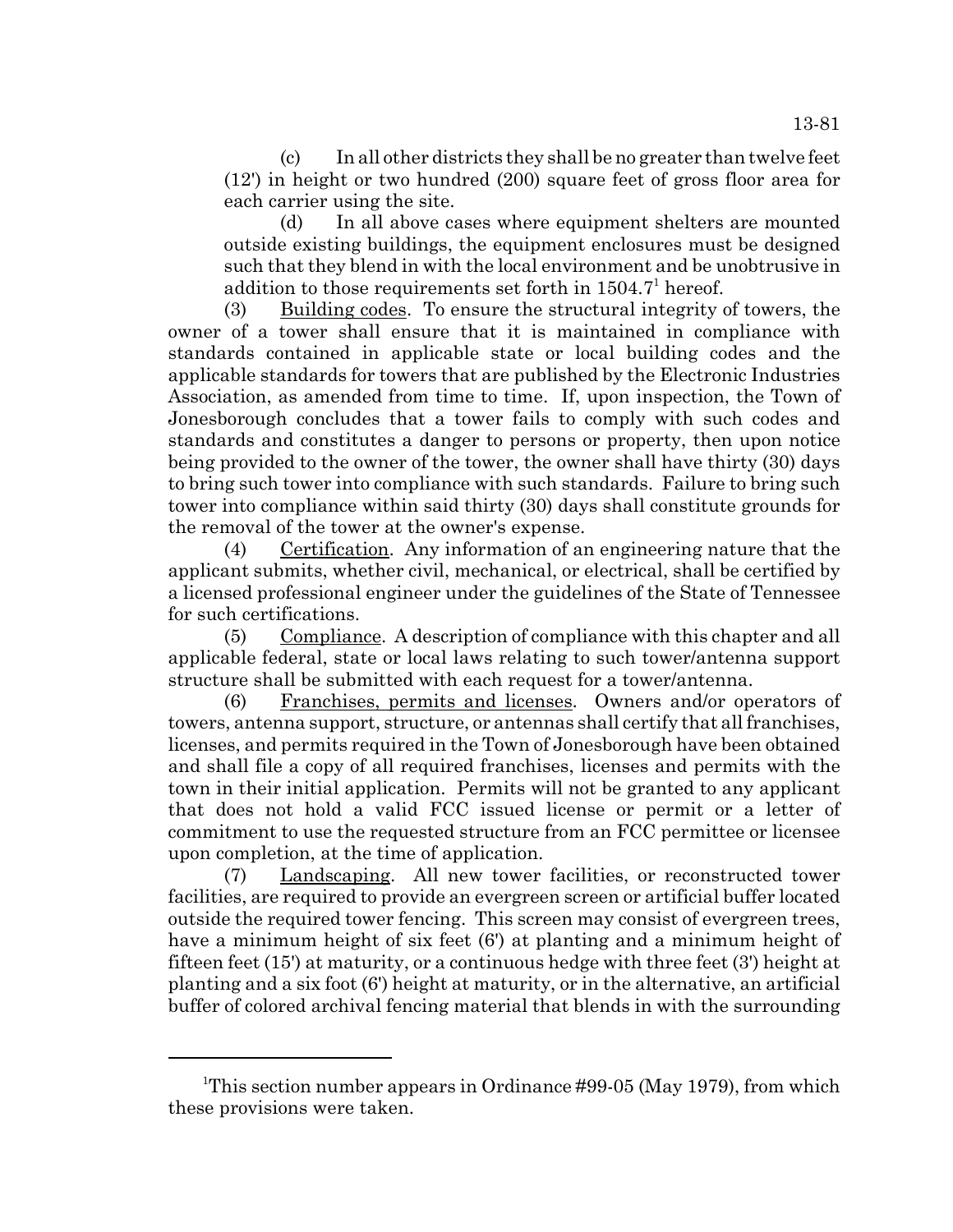(c) In all other districts they shall be no greater than twelve feet (12') in height or two hundred (200) square feet of gross floor area for each carrier using the site.

(d) In all above cases where equipment shelters are mounted outside existing buildings, the equipment enclosures must be designed such that they blend in with the local environment and be unobtrusive in addition to those requirements set forth in 1504.7[1] hereof.

(3) Building codes. To ensure the structural integrity of towers, the owner of a tower shall ensure that it is maintained in compliance with standards contained in applicable state or local building codes and the applicable standards for towers that are published by the Electronic Industries Association, as amended from time to time. If, upon inspection, the Town of Jonesborough concludes that a tower fails to comply with such codes and standards and constitutes a danger to persons or property, then upon notice being provided to the owner of the tower, the owner shall have thirty (30) days to bring such tower into compliance with such standards. Failure to bring such tower into compliance within said thirty (30) days shall constitute grounds for the removal of the tower at the owner's expense.

(4) Certification. Any information of an engineering nature that the applicant submits, whether civil, mechanical, or electrical, shall be certified by a licensed professional engineer under the guidelines of the State of Tennessee for such certifications.

(5) Compliance. A description of compliance with this chapter and all applicable federal, state or local laws relating to such tower/antenna support structure shall be submitted with each request for a tower/antenna.

(6) Franchises, permits and licenses. Owners and/or operators of towers, antenna support, structure, or antennas shall certify that all franchises, licenses, and permits required in the Town of Jonesborough have been obtained and shall file a copy of all required franchises, licenses and permits with the town in their initial application. Permits will not be granted to any applicant that does not hold a valid FCC issued license or permit or a letter of commitment to use the requested structure from an FCC permittee or licensee upon completion, at the time of application.

(7) Landscaping. All new tower facilities, or reconstructed tower facilities, are required to provide an evergreen screen or artificial buffer located outside the required tower fencing. This screen may consist of evergreen trees, have a minimum height of six feet (6') at planting and a minimum height of fifteen feet (15') at maturity, or a continuous hedge with three feet (3') height at planting and a six foot (6') height at maturity, or in the alternative, an artificial buffer of colored archival fencing material that blends in with the surrounding

---

[1]This section number appears in Ordinance #99-05 (May 1979), from which these provisions were taken.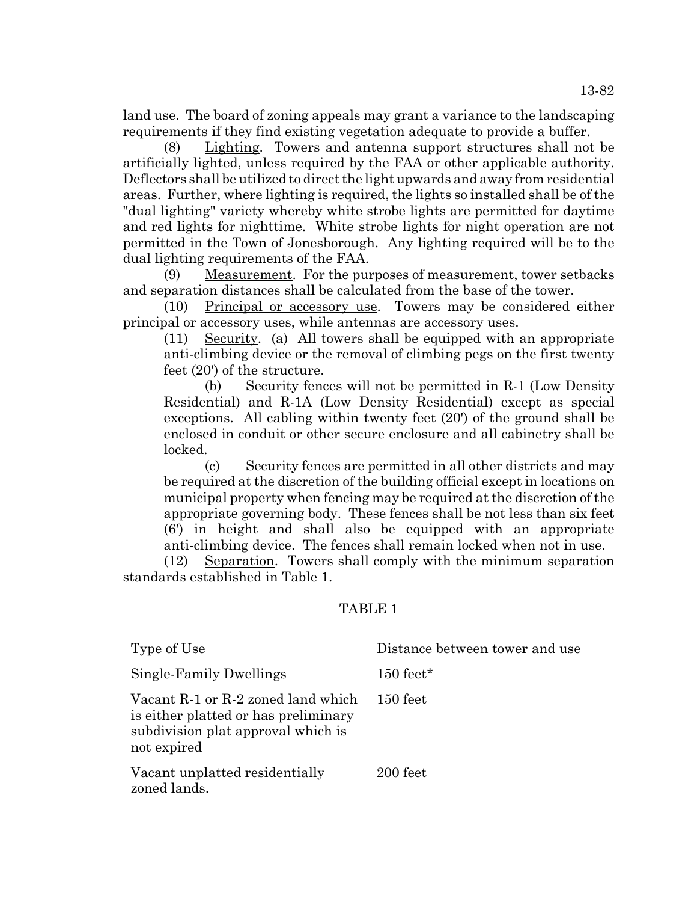land use. The board of zoning appeals may grant a variance to the landscaping requirements if they find existing vegetation adequate to provide a buffer.

(8) Lighting. Towers and antenna support structures shall not be artificially lighted, unless required by the FAA or other applicable authority. Deflectors shall be utilized to direct the light upwards and away from residential areas. Further, where lighting is required, the lights so installed shall be of the "dual lighting" variety whereby white strobe lights are permitted for daytime and red lights for nighttime. White strobe lights for night operation are not permitted in the Town of Jonesborough. Any lighting required will be to the dual lighting requirements of the FAA.

(9) Measurement. For the purposes of measurement, tower setbacks and separation distances shall be calculated from the base of the tower.

(10) Principal or accessory use. Towers may be considered either principal or accessory uses, while antennas are accessory uses.

(11) Security. (a) All towers shall be equipped with an appropriate anti-climbing device or the removal of climbing pegs on the first twenty feet (20') of the structure.

(b) Security fences will not be permitted in R-1 (Low Density Residential) and R-1A (Low Density Residential) except as special exceptions. All cabling within twenty feet (20') of the ground shall be enclosed in conduit or other secure enclosure and all cabinetry shall be locked.

(c) Security fences are permitted in all other districts and may be required at the discretion of the building official except in locations on municipal property when fencing may be required at the discretion of the appropriate governing body. These fences shall be not less than six feet (6') in height and shall also be equipped with an appropriate anti-climbing device. The fences shall remain locked when not in use.

(12) Separation. Towers shall comply with the minimum separation standards established in Table 1.

TABLE 1

| Type of Use | Distance between tower and use |
|---|---|
| Single-Family Dwellings | 150 feet* |
| Vacant R-1 or R-2 zoned land which is either platted or has preliminary subdivision plat approval which is not expired | 150 feet |
| Vacant unplatted residentially zoned lands. | 200 feet |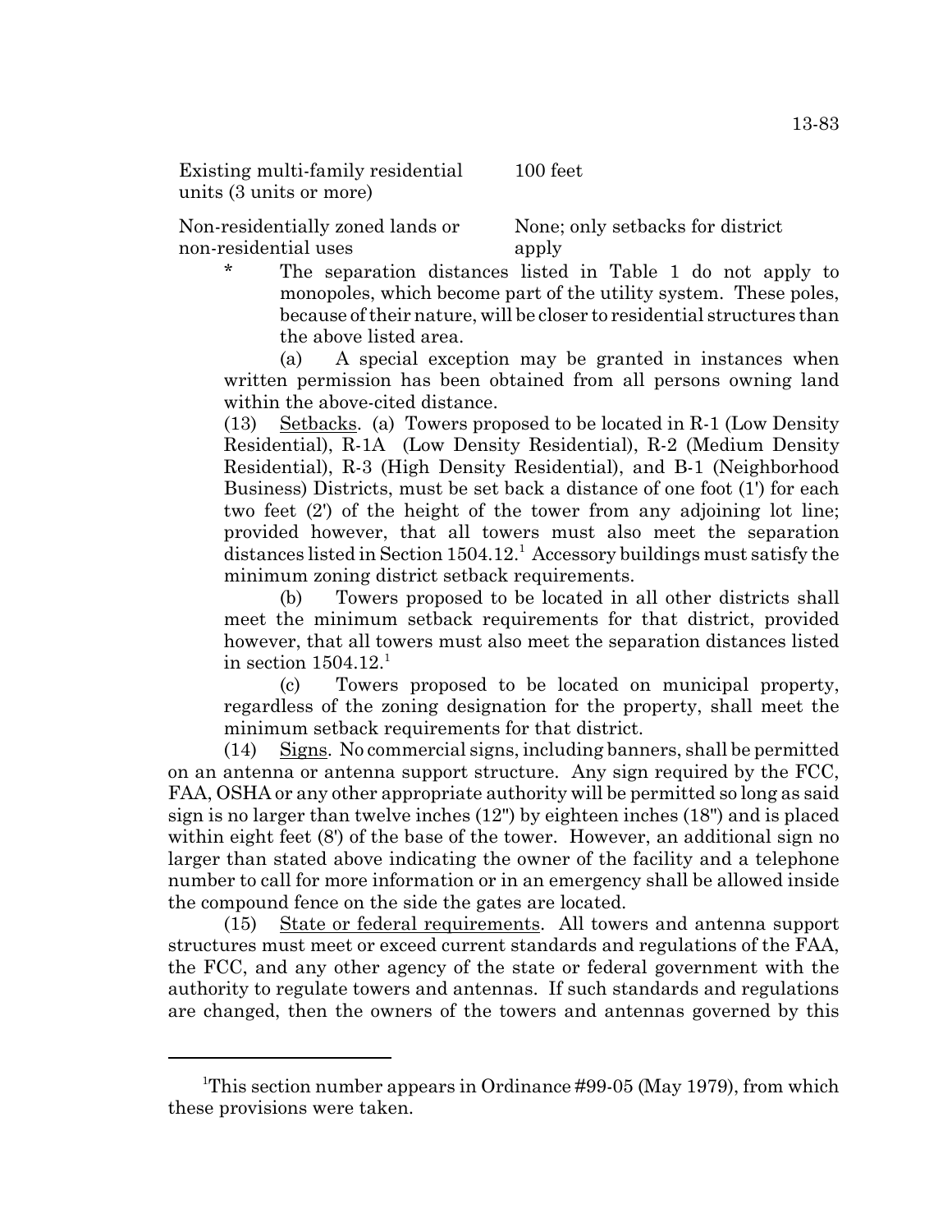| | |
|---|---|
| Existing multi-family residential units (3 units or more) | 100 feet |
| Non-residentially zoned lands or non-residential uses | None; only setbacks for district apply |

\* The separation distances listed in Table 1 do not apply to monopoles, which become part of the utility system. These poles, because of their nature, will be closer to residential structures than the above listed area.

(a) A special exception may be granted in instances when written permission has been obtained from all persons owning land within the above-cited distance.

(13) Setbacks. (a) Towers proposed to be located in R-1 (Low Density Residential), R-1A (Low Density Residential), R-2 (Medium Density Residential), R-3 (High Density Residential), and B-1 (Neighborhood Business) Districts, must be set back a distance of one foot (1') for each two feet (2') of the height of the tower from any adjoining lot line; provided however, that all towers must also meet the separation distances listed in Section 1504.12.[1] Accessory buildings must satisfy the minimum zoning district setback requirements.

(b) Towers proposed to be located in all other districts shall meet the minimum setback requirements for that district, provided however, that all towers must also meet the separation distances listed in section 1504.12.[1]

(c) Towers proposed to be located on municipal property, regardless of the zoning designation for the property, shall meet the minimum setback requirements for that district.

(14) Signs. No commercial signs, including banners, shall be permitted on an antenna or antenna support structure. Any sign required by the FCC, FAA, OSHA or any other appropriate authority will be permitted so long as said sign is no larger than twelve inches (12") by eighteen inches (18") and is placed within eight feet (8') of the base of the tower. However, an additional sign no larger than stated above indicating the owner of the facility and a telephone number to call for more information or in an emergency shall be allowed inside the compound fence on the side the gates are located.

(15) State or federal requirements. All towers and antenna support structures must meet or exceed current standards and regulations of the FAA, the FCC, and any other agency of the state or federal government with the authority to regulate towers and antennas. If such standards and regulations are changed, then the owners of the towers and antennas governed by this

---

[1]This section number appears in Ordinance #99-05 (May 1979), from which these provisions were taken.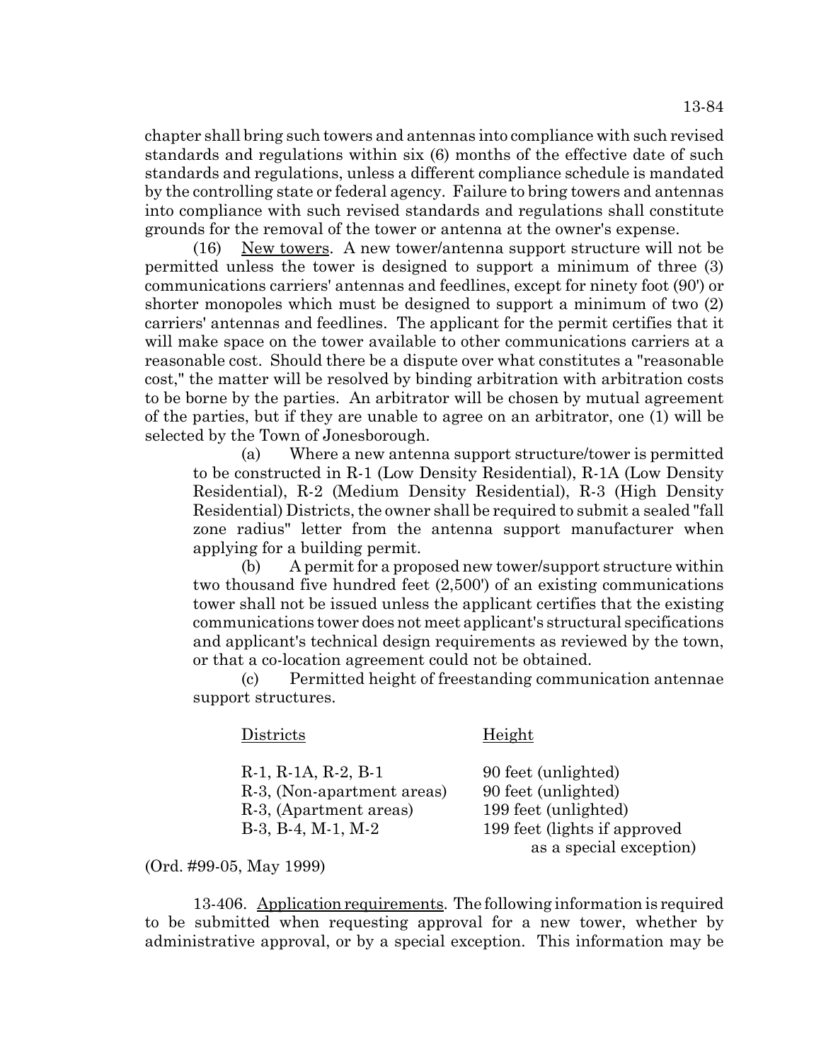chapter shall bring such towers and antennas into compliance with such revised standards and regulations within six (6) months of the effective date of such standards and regulations, unless a different compliance schedule is mandated by the controlling state or federal agency. Failure to bring towers and antennas into compliance with such revised standards and regulations shall constitute grounds for the removal of the tower or antenna at the owner's expense.

(16) New towers. A new tower/antenna support structure will not be permitted unless the tower is designed to support a minimum of three (3) communications carriers' antennas and feedlines, except for ninety foot (90') or shorter monopoles which must be designed to support a minimum of two (2) carriers' antennas and feedlines. The applicant for the permit certifies that it will make space on the tower available to other communications carriers at a reasonable cost. Should there be a dispute over what constitutes a "reasonable cost," the matter will be resolved by binding arbitration with arbitration costs to be borne by the parties. An arbitrator will be chosen by mutual agreement of the parties, but if they are unable to agree on an arbitrator, one (1) will be selected by the Town of Jonesborough.

(a) Where a new antenna support structure/tower is permitted to be constructed in R-1 (Low Density Residential), R-1A (Low Density Residential), R-2 (Medium Density Residential), R-3 (High Density Residential) Districts, the owner shall be required to submit a sealed "fall zone radius" letter from the antenna support manufacturer when applying for a building permit.

(b) A permit for a proposed new tower/support structure within two thousand five hundred feet (2,500') of an existing communications tower shall not be issued unless the applicant certifies that the existing communications tower does not meet applicant's structural specifications and applicant's technical design requirements as reviewed by the town, or that a co-location agreement could not be obtained.

(c) Permitted height of freestanding communication antennae support structures.

| Districts | Height |
|---|---|
| R-1, R-1A, R-2, B-1 | 90 feet (unlighted) |
| R-3, (Non-apartment areas) | 90 feet (unlighted) |
| R-3, (Apartment areas) | 199 feet (unlighted) |
| B-3, B-4, M-1, M-2 | 199 feet (lights if approved as a special exception) |

(Ord. #99-05, May 1999)

13-406. Application requirements. The following information is required to be submitted when requesting approval for a new tower, whether by administrative approval, or by a special exception. This information may be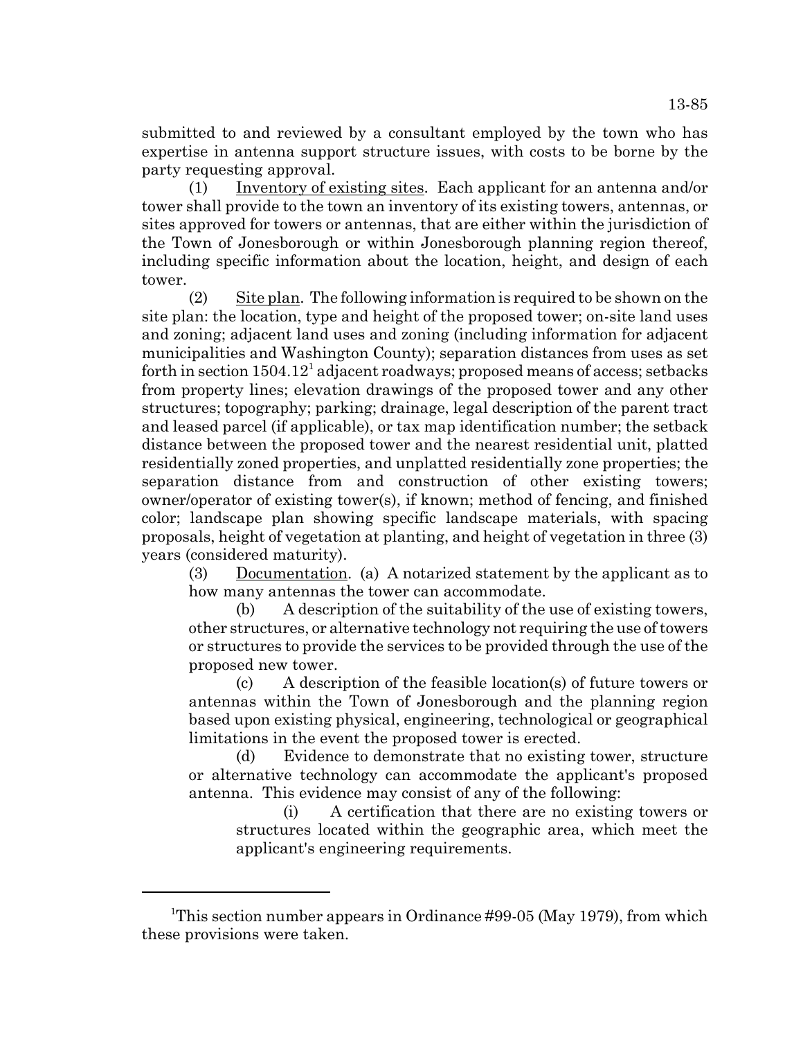submitted to and reviewed by a consultant employed by the town who has expertise in antenna support structure issues, with costs to be borne by the party requesting approval.

(1) Inventory of existing sites. Each applicant for an antenna and/or tower shall provide to the town an inventory of its existing towers, antennas, or sites approved for towers or antennas, that are either within the jurisdiction of the Town of Jonesborough or within Jonesborough planning region thereof, including specific information about the location, height, and design of each tower.

(2) Site plan. The following information is required to be shown on the site plan: the location, type and height of the proposed tower; on-site land uses and zoning; adjacent land uses and zoning (including information for adjacent municipalities and Washington County); separation distances from uses as set forth in section 1504.12[1] adjacent roadways; proposed means of access; setbacks from property lines; elevation drawings of the proposed tower and any other structures; topography; parking; drainage, legal description of the parent tract and leased parcel (if applicable), or tax map identification number; the setback distance between the proposed tower and the nearest residential unit, platted residentially zoned properties, and unplatted residentially zone properties; the separation distance from and construction of other existing towers; owner/operator of existing tower(s), if known; method of fencing, and finished color; landscape plan showing specific landscape materials, with spacing proposals, height of vegetation at planting, and height of vegetation in three (3) years (considered maturity).

(3) Documentation. (a) A notarized statement by the applicant as to how many antennas the tower can accommodate.

(b) A description of the suitability of the use of existing towers, other structures, or alternative technology not requiring the use of towers or structures to provide the services to be provided through the use of the proposed new tower.

(c) A description of the feasible location(s) of future towers or antennas within the Town of Jonesborough and the planning region based upon existing physical, engineering, technological or geographical limitations in the event the proposed tower is erected.

(d) Evidence to demonstrate that no existing tower, structure or alternative technology can accommodate the applicant's proposed antenna. This evidence may consist of any of the following:

(i) A certification that there are no existing towers or structures located within the geographic area, which meet the applicant's engineering requirements.

---

[1]This section number appears in Ordinance #99-05 (May 1979), from which these provisions were taken.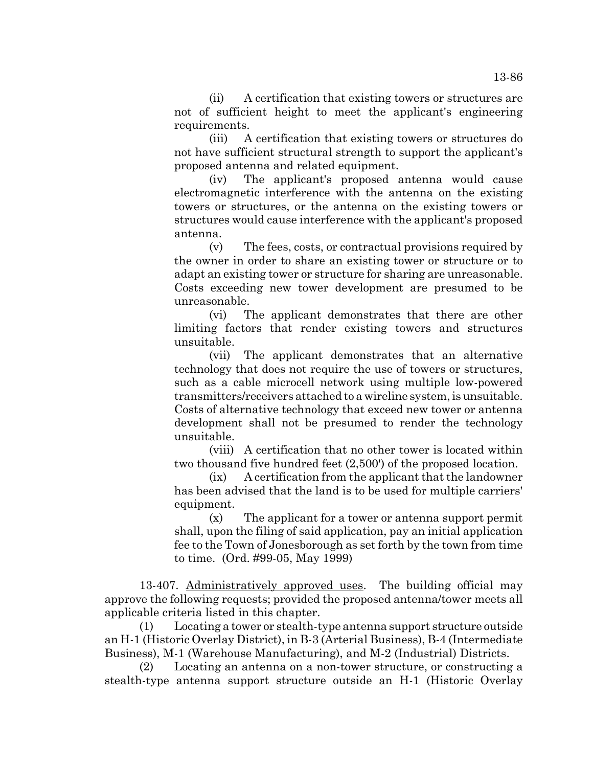(ii) A certification that existing towers or structures are not of sufficient height to meet the applicant's engineering requirements.

(iii) A certification that existing towers or structures do not have sufficient structural strength to support the applicant's proposed antenna and related equipment.

(iv) The applicant's proposed antenna would cause electromagnetic interference with the antenna on the existing towers or structures, or the antenna on the existing towers or structures would cause interference with the applicant's proposed antenna.

(v) The fees, costs, or contractual provisions required by the owner in order to share an existing tower or structure or to adapt an existing tower or structure for sharing are unreasonable. Costs exceeding new tower development are presumed to be unreasonable.

(vi) The applicant demonstrates that there are other limiting factors that render existing towers and structures unsuitable.

(vii) The applicant demonstrates that an alternative technology that does not require the use of towers or structures, such as a cable microcell network using multiple low-powered transmitters/receivers attached to a wireline system, is unsuitable. Costs of alternative technology that exceed new tower or antenna development shall not be presumed to render the technology unsuitable.

(viii) A certification that no other tower is located within two thousand five hundred feet (2,500') of the proposed location.

(ix) A certification from the applicant that the landowner has been advised that the land is to be used for multiple carriers' equipment.

(x) The applicant for a tower or antenna support permit shall, upon the filing of said application, pay an initial application fee to the Town of Jonesborough as set forth by the town from time to time. (Ord. #99-05, May 1999)

13-407. Administratively approved uses. The building official may approve the following requests; provided the proposed antenna/tower meets all applicable criteria listed in this chapter.

(1) Locating a tower or stealth-type antenna support structure outside an H-1 (Historic Overlay District), in B-3 (Arterial Business), B-4 (Intermediate Business), M-1 (Warehouse Manufacturing), and M-2 (Industrial) Districts.

(2) Locating an antenna on a non-tower structure, or constructing a stealth-type antenna support structure outside an H-1 (Historic Overlay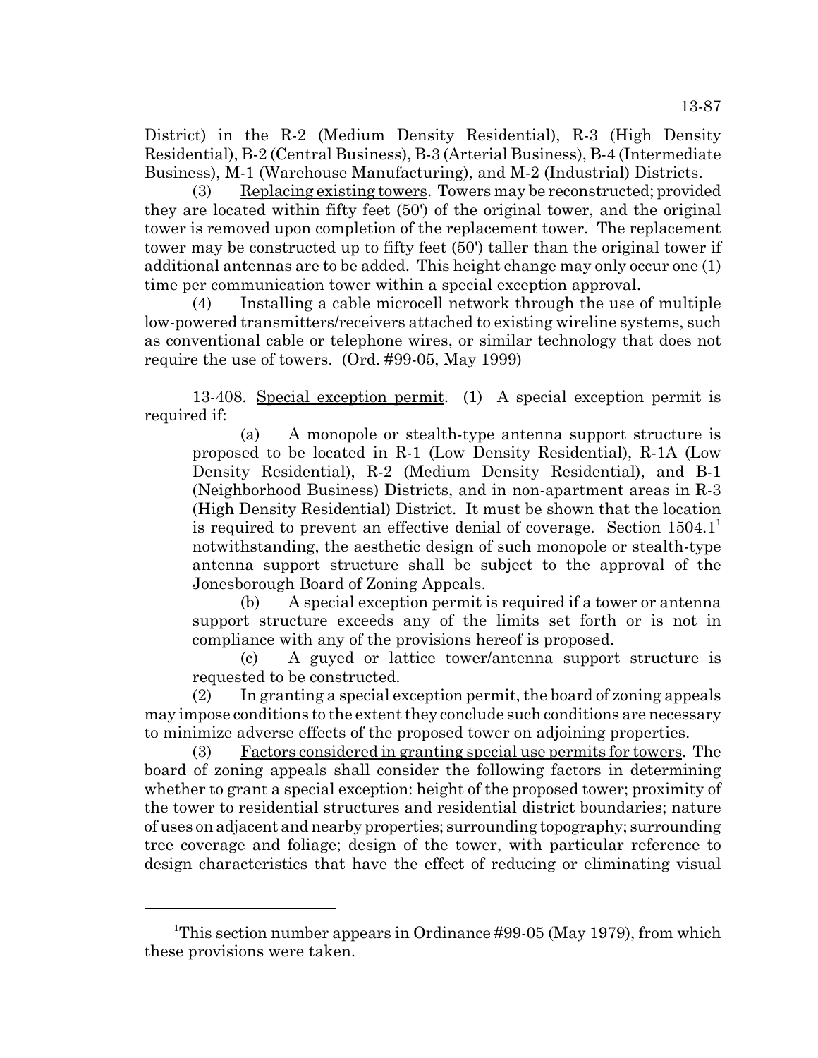District) in the R-2 (Medium Density Residential), R-3 (High Density Residential), B-2 (Central Business), B-3 (Arterial Business), B-4 (Intermediate Business), M-1 (Warehouse Manufacturing), and M-2 (Industrial) Districts.

(3) Replacing existing towers. Towers may be reconstructed; provided they are located within fifty feet (50') of the original tower, and the original tower is removed upon completion of the replacement tower. The replacement tower may be constructed up to fifty feet (50') taller than the original tower if additional antennas are to be added. This height change may only occur one (1) time per communication tower within a special exception approval.

(4) Installing a cable microcell network through the use of multiple low-powered transmitters/receivers attached to existing wireline systems, such as conventional cable or telephone wires, or similar technology that does not require the use of towers. (Ord. #99-05, May 1999)

13-408. Special exception permit. (1) A special exception permit is required if:

(a) A monopole or stealth-type antenna support structure is proposed to be located in R-1 (Low Density Residential), R-1A (Low Density Residential), R-2 (Medium Density Residential), and B-1 (Neighborhood Business) Districts, and in non-apartment areas in R-3 (High Density Residential) District. It must be shown that the location is required to prevent an effective denial of coverage. Section 1504.1[1] notwithstanding, the aesthetic design of such monopole or stealth-type antenna support structure shall be subject to the approval of the Jonesborough Board of Zoning Appeals.

(b) A special exception permit is required if a tower or antenna support structure exceeds any of the limits set forth or is not in compliance with any of the provisions hereof is proposed.

(c) A guyed or lattice tower/antenna support structure is requested to be constructed.

(2) In granting a special exception permit, the board of zoning appeals may impose conditions to the extent they conclude such conditions are necessary to minimize adverse effects of the proposed tower on adjoining properties.

(3) Factors considered in granting special use permits for towers. The board of zoning appeals shall consider the following factors in determining whether to grant a special exception: height of the proposed tower; proximity of the tower to residential structures and residential district boundaries; nature of uses on adjacent and nearby properties; surrounding topography; surrounding tree coverage and foliage; design of the tower, with particular reference to design characteristics that have the effect of reducing or eliminating visual

---

[1]This section number appears in Ordinance #99-05 (May 1979), from which these provisions were taken.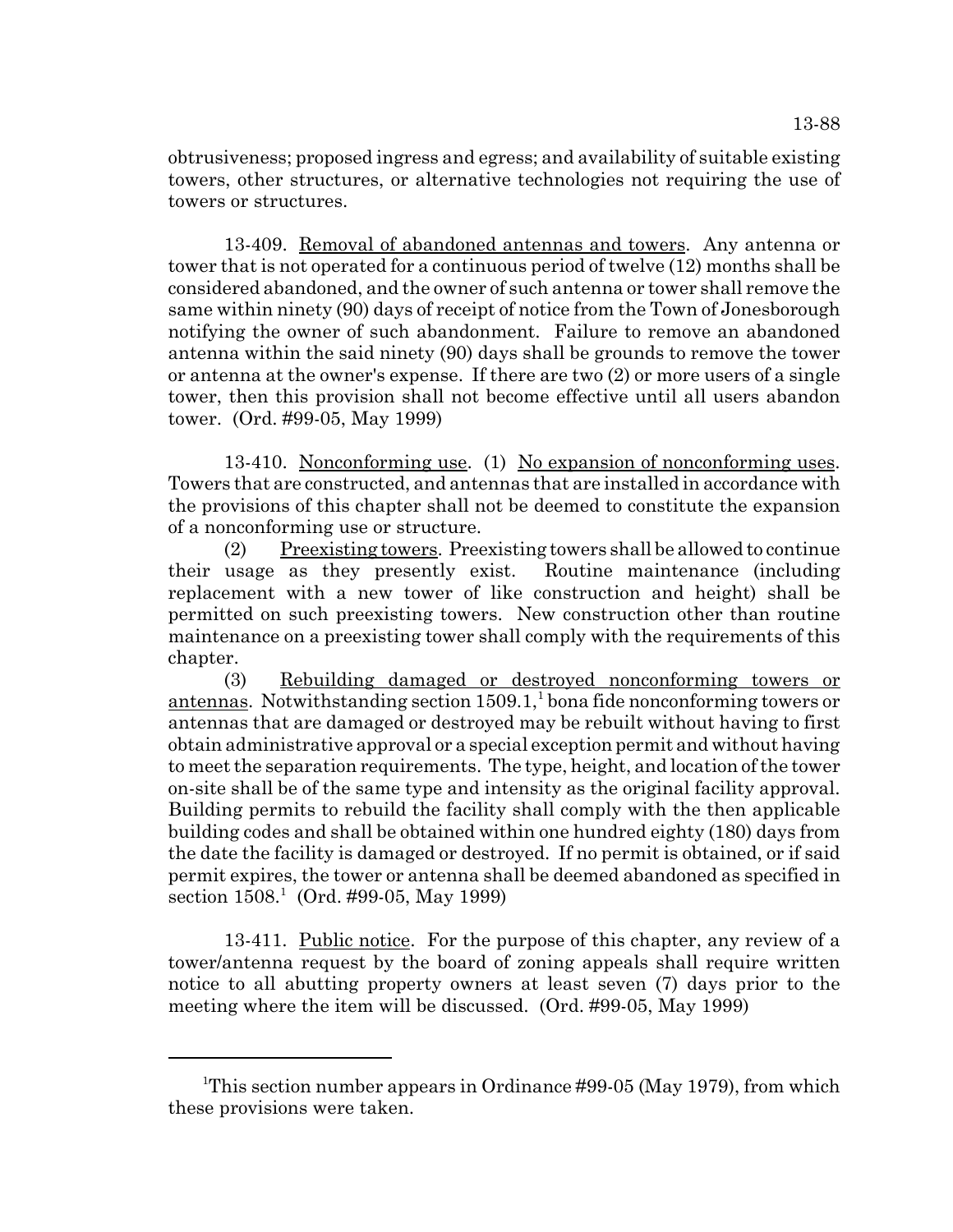obtrusiveness; proposed ingress and egress; and availability of suitable existing towers, other structures, or alternative technologies not requiring the use of towers or structures.

13-409. Removal of abandoned antennas and towers. Any antenna or tower that is not operated for a continuous period of twelve (12) months shall be considered abandoned, and the owner of such antenna or tower shall remove the same within ninety (90) days of receipt of notice from the Town of Jonesborough notifying the owner of such abandonment. Failure to remove an abandoned antenna within the said ninety (90) days shall be grounds to remove the tower or antenna at the owner's expense. If there are two (2) or more users of a single tower, then this provision shall not become effective until all users abandon tower. (Ord. #99-05, May 1999)

13-410. Nonconforming use. (1) No expansion of nonconforming uses. Towers that are constructed, and antennas that are installed in accordance with the provisions of this chapter shall not be deemed to constitute the expansion of a nonconforming use or structure.

(2) Preexisting towers. Preexisting towers shall be allowed to continue their usage as they presently exist. Routine maintenance (including replacement with a new tower of like construction and height) shall be permitted on such preexisting towers. New construction other than routine maintenance on a preexisting tower shall comply with the requirements of this chapter.

(3) Rebuilding damaged or destroyed nonconforming towers or antennas. Notwithstanding section 1509.1,[1] bona fide nonconforming towers or antennas that are damaged or destroyed may be rebuilt without having to first obtain administrative approval or a special exception permit and without having to meet the separation requirements. The type, height, and location of the tower on-site shall be of the same type and intensity as the original facility approval. Building permits to rebuild the facility shall comply with the then applicable building codes and shall be obtained within one hundred eighty (180) days from the date the facility is damaged or destroyed. If no permit is obtained, or if said permit expires, the tower or antenna shall be deemed abandoned as specified in section 1508.[1] (Ord. #99-05, May 1999)

13-411. Public notice. For the purpose of this chapter, any review of a tower/antenna request by the board of zoning appeals shall require written notice to all abutting property owners at least seven (7) days prior to the meeting where the item will be discussed. (Ord. #99-05, May 1999)

---

[1]This section number appears in Ordinance #99-05 (May 1979), from which these provisions were taken.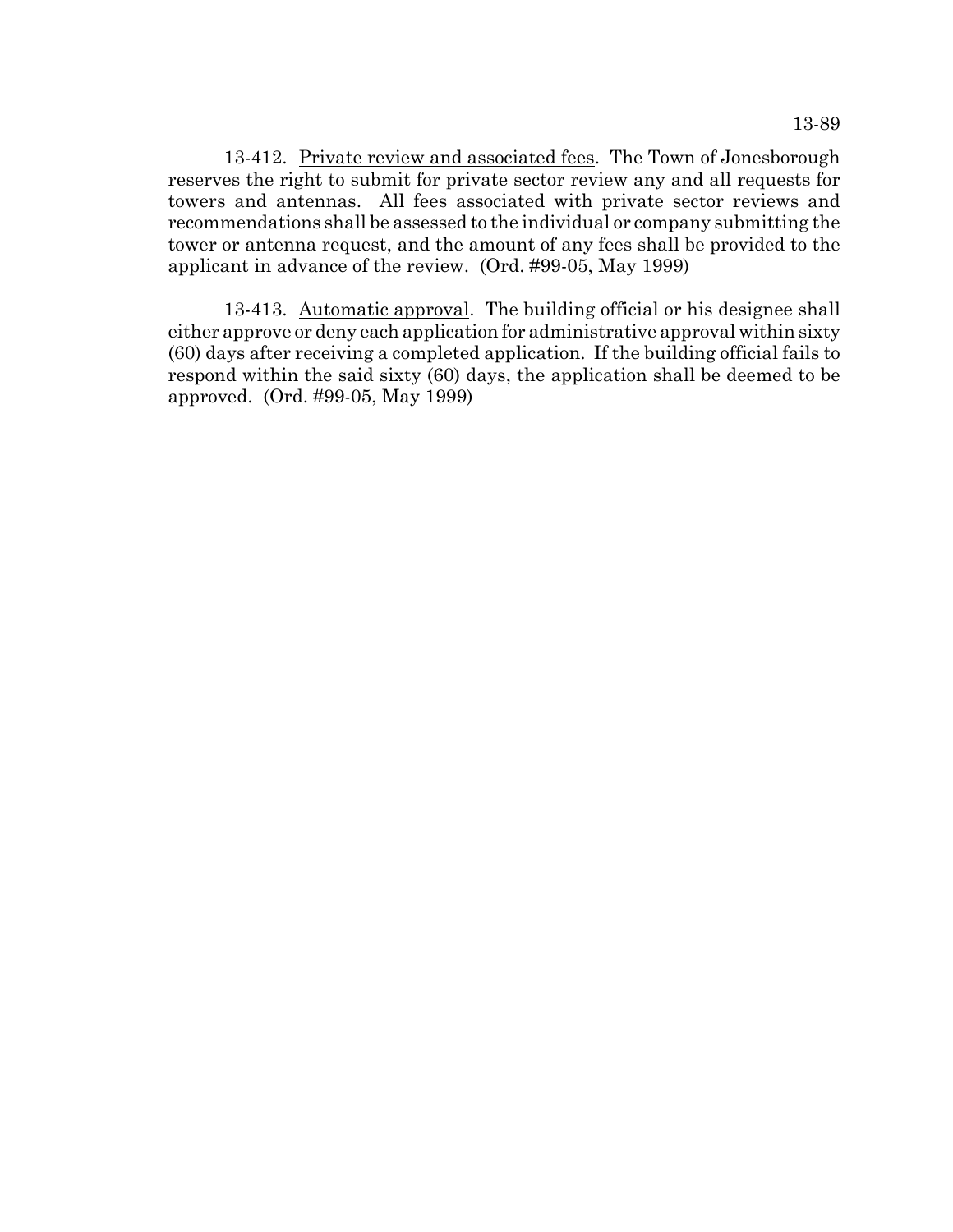13-412. <u>Private review and associated fees</u>. The Town of Jonesborough reserves the right to submit for private sector review any and all requests for towers and antennas. All fees associated with private sector reviews and recommendations shall be assessed to the individual or company submitting the tower or antenna request, and the amount of any fees shall be provided to the applicant in advance of the review. (Ord. #99-05, May 1999)

13-413. <u>Automatic approval</u>. The building official or his designee shall either approve or deny each application for administrative approval within sixty (60) days after receiving a completed application. If the building official fails to respond within the said sixty (60) days, the application shall be deemed to be approved. (Ord. #99-05, May 1999)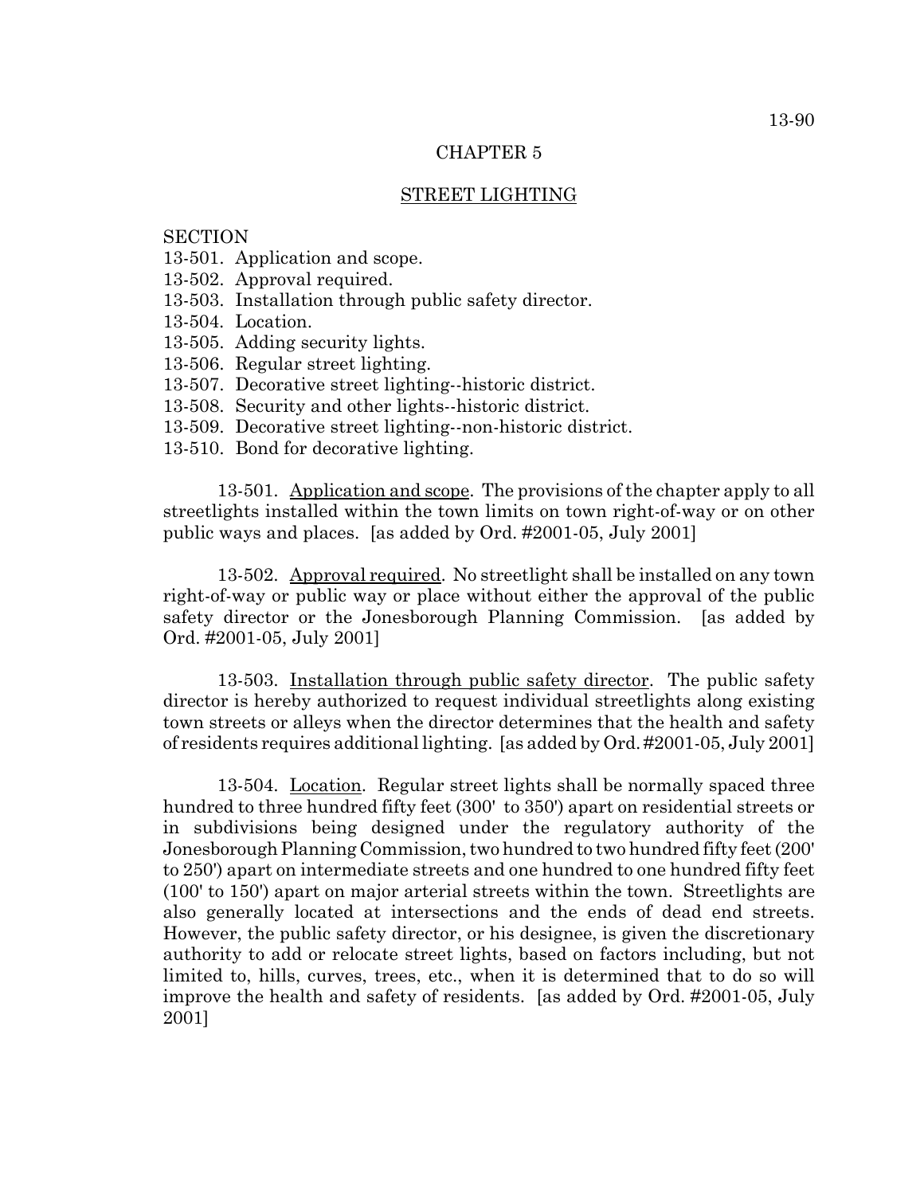# CHAPTER 5

## STREET LIGHTING

SECTION
13-501. Application and scope.
13-502. Approval required.
13-503. Installation through public safety director.
13-504. Location.
13-505. Adding security lights.
13-506. Regular street lighting.
13-507. Decorative street lighting--historic district.
13-508. Security and other lights--historic district.
13-509. Decorative street lighting--non-historic district.
13-510. Bond for decorative lighting.

13-501. Application and scope. The provisions of the chapter apply to all streetlights installed within the town limits on town right-of-way or on other public ways and places. [as added by Ord. #2001-05, July 2001]

13-502. Approval required. No streetlight shall be installed on any town right-of-way or public way or place without either the approval of the public safety director or the Jonesborough Planning Commission. [as added by Ord. #2001-05, July 2001]

13-503. Installation through public safety director. The public safety director is hereby authorized to request individual streetlights along existing town streets or alleys when the director determines that the health and safety of residents requires additional lighting. [as added by Ord. #2001-05, July 2001]

13-504. Location. Regular street lights shall be normally spaced three hundred to three hundred fifty feet (300' to 350') apart on residential streets or in subdivisions being designed under the regulatory authority of the Jonesborough Planning Commission, two hundred to two hundred fifty feet (200' to 250') apart on intermediate streets and one hundred to one hundred fifty feet (100' to 150') apart on major arterial streets within the town. Streetlights are also generally located at intersections and the ends of dead end streets. However, the public safety director, or his designee, is given the discretionary authority to add or relocate street lights, based on factors including, but not limited to, hills, curves, trees, etc., when it is determined that to do so will improve the health and safety of residents. [as added by Ord. #2001-05, July 2001]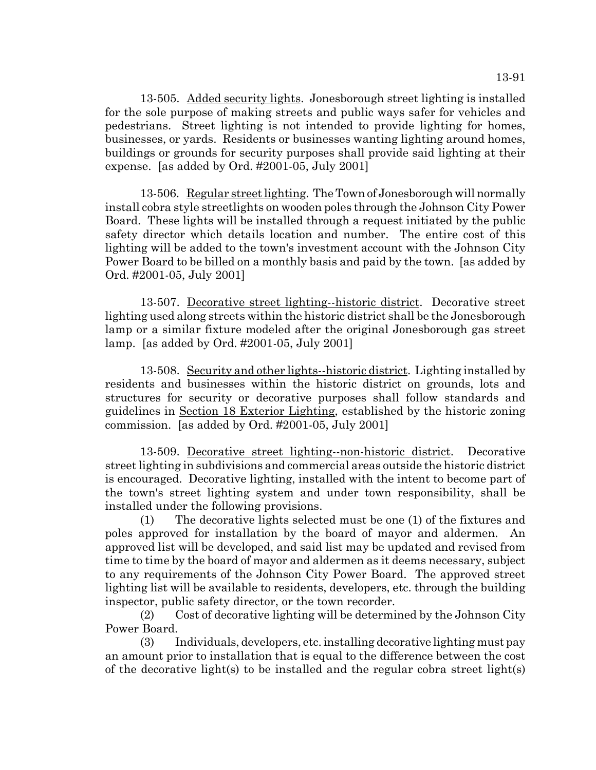13-505. Added security lights. Jonesborough street lighting is installed for the sole purpose of making streets and public ways safer for vehicles and pedestrians. Street lighting is not intended to provide lighting for homes, businesses, or yards. Residents or businesses wanting lighting around homes, buildings or grounds for security purposes shall provide said lighting at their expense. [as added by Ord. #2001-05, July 2001]

13-506. Regular street lighting. The Town of Jonesborough will normally install cobra style streetlights on wooden poles through the Johnson City Power Board. These lights will be installed through a request initiated by the public safety director which details location and number. The entire cost of this lighting will be added to the town's investment account with the Johnson City Power Board to be billed on a monthly basis and paid by the town. [as added by Ord. #2001-05, July 2001]

13-507. Decorative street lighting--historic district. Decorative street lighting used along streets within the historic district shall be the Jonesborough lamp or a similar fixture modeled after the original Jonesborough gas street lamp. [as added by Ord. #2001-05, July 2001]

13-508. Security and other lights--historic district. Lighting installed by residents and businesses within the historic district on grounds, lots and structures for security or decorative purposes shall follow standards and guidelines in Section 18 Exterior Lighting, established by the historic zoning commission. [as added by Ord. #2001-05, July 2001]

13-509. Decorative street lighting--non-historic district. Decorative street lighting in subdivisions and commercial areas outside the historic district is encouraged. Decorative lighting, installed with the intent to become part of the town's street lighting system and under town responsibility, shall be installed under the following provisions.

(1) The decorative lights selected must be one (1) of the fixtures and poles approved for installation by the board of mayor and aldermen. An approved list will be developed, and said list may be updated and revised from time to time by the board of mayor and aldermen as it deems necessary, subject to any requirements of the Johnson City Power Board. The approved street lighting list will be available to residents, developers, etc. through the building inspector, public safety director, or the town recorder.

(2) Cost of decorative lighting will be determined by the Johnson City Power Board.

(3) Individuals, developers, etc. installing decorative lighting must pay an amount prior to installation that is equal to the difference between the cost of the decorative light(s) to be installed and the regular cobra street light(s)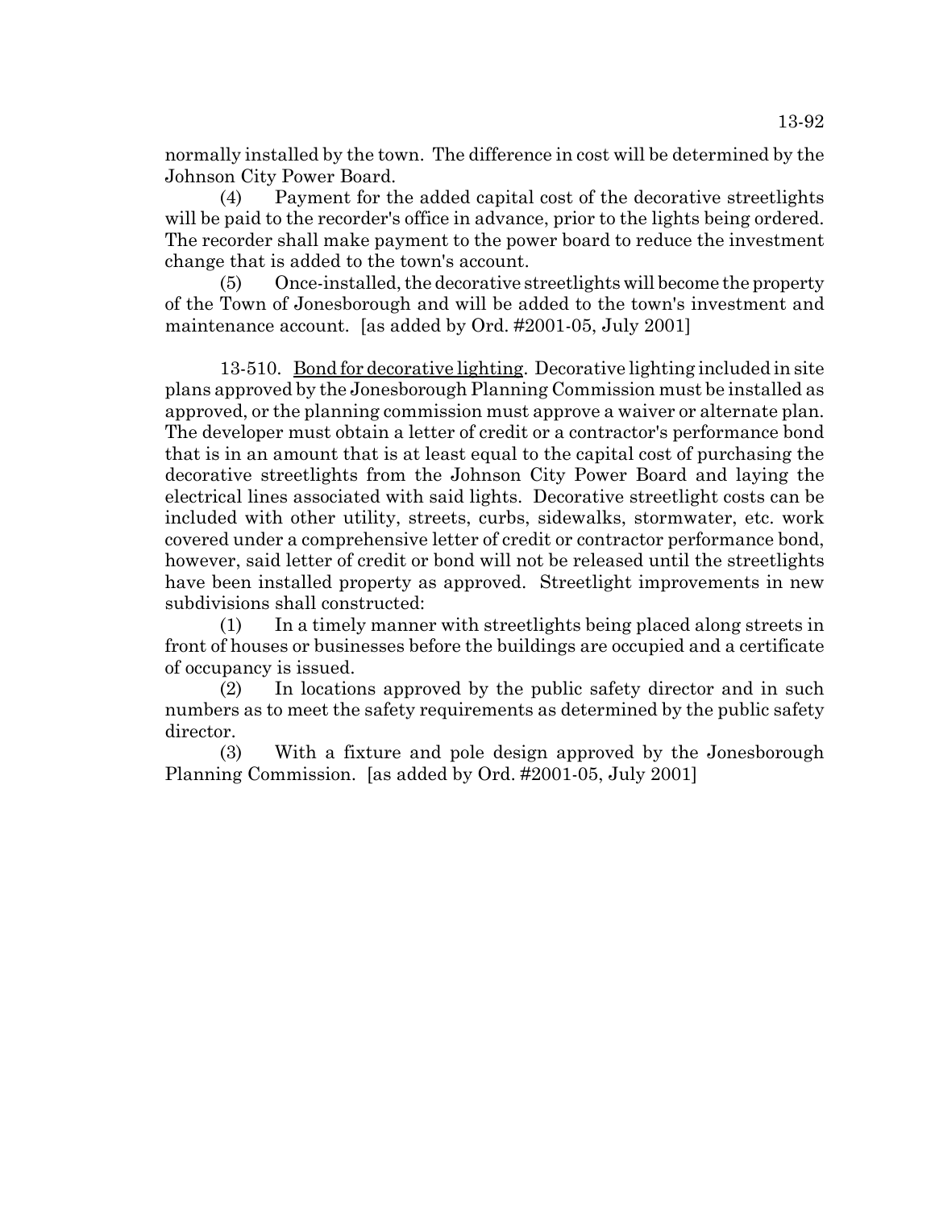normally installed by the town. The difference in cost will be determined by the Johnson City Power Board.

(4) Payment for the added capital cost of the decorative streetlights will be paid to the recorder's office in advance, prior to the lights being ordered. The recorder shall make payment to the power board to reduce the investment change that is added to the town's account.

(5) Once-installed, the decorative streetlights will become the property of the Town of Jonesborough and will be added to the town's investment and maintenance account. [as added by Ord. #2001-05, July 2001]

13-510. Bond for decorative lighting. Decorative lighting included in site plans approved by the Jonesborough Planning Commission must be installed as approved, or the planning commission must approve a waiver or alternate plan. The developer must obtain a letter of credit or a contractor's performance bond that is in an amount that is at least equal to the capital cost of purchasing the decorative streetlights from the Johnson City Power Board and laying the electrical lines associated with said lights. Decorative streetlight costs can be included with other utility, streets, curbs, sidewalks, stormwater, etc. work covered under a comprehensive letter of credit or contractor performance bond, however, said letter of credit or bond will not be released until the streetlights have been installed property as approved. Streetlight improvements in new subdivisions shall constructed:

(1) In a timely manner with streetlights being placed along streets in front of houses or businesses before the buildings are occupied and a certificate of occupancy is issued.

(2) In locations approved by the public safety director and in such numbers as to meet the safety requirements as determined by the public safety director.

(3) With a fixture and pole design approved by the Jonesborough Planning Commission. [as added by Ord. #2001-05, July 2001]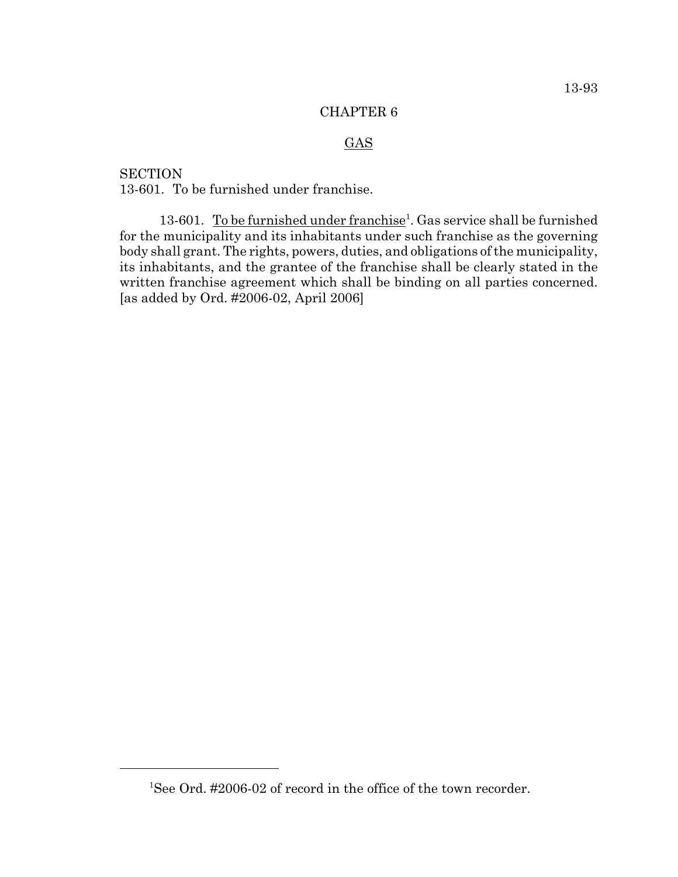# CHAPTER 6

## GAS

SECTION
13-601. To be furnished under franchise.

13-601. To be furnished under franchise[1]. Gas service shall be furnished for the municipality and its inhabitants under such franchise as the governing body shall grant. The rights, powers, duties, and obligations of the municipality, its inhabitants, and the grantee of the franchise shall be clearly stated in the written franchise agreement which shall be binding on all parties concerned. [as added by Ord. #2006-02, April 2006]

---

[1]See Ord. #2006-02 of record in the office of the town recorder.